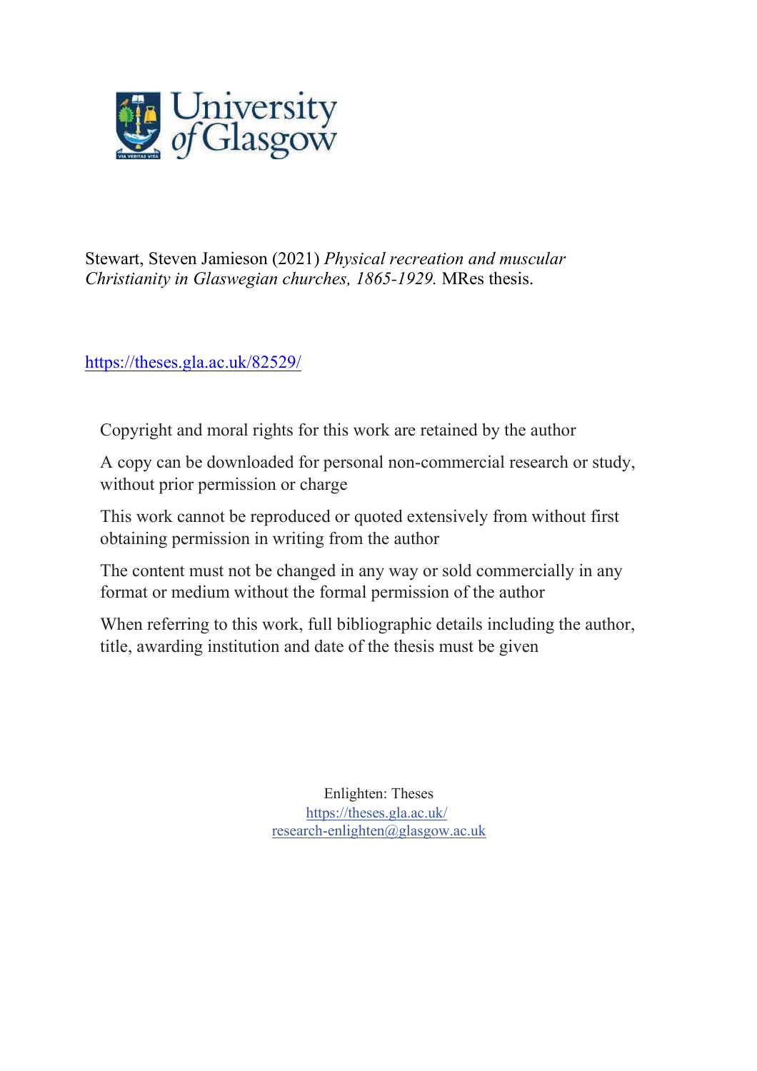Stewart, Steven Jamieson (2021) *Physical recreation and muscular Christianity in Glaswegian churches, 1865-1929.* MRes thesis.

https://theses.gla.ac.uk/82529/

Copyright and moral rights for this work are retained by the author

A copy can be downloaded for personal non-commercial research or study, without prior permission or charge

This work cannot be reproduced or quoted extensively from without first obtaining permission in writing from the author

The content must not be changed in any way or sold commercially in any format or medium without the formal permission of the author

When referring to this work, full bibliographic details including the author, title, awarding institution and date of the thesis must be given

Enlighten: Theses
https://theses.gla.ac.uk/
research-enlighten@glasgow.ac.uk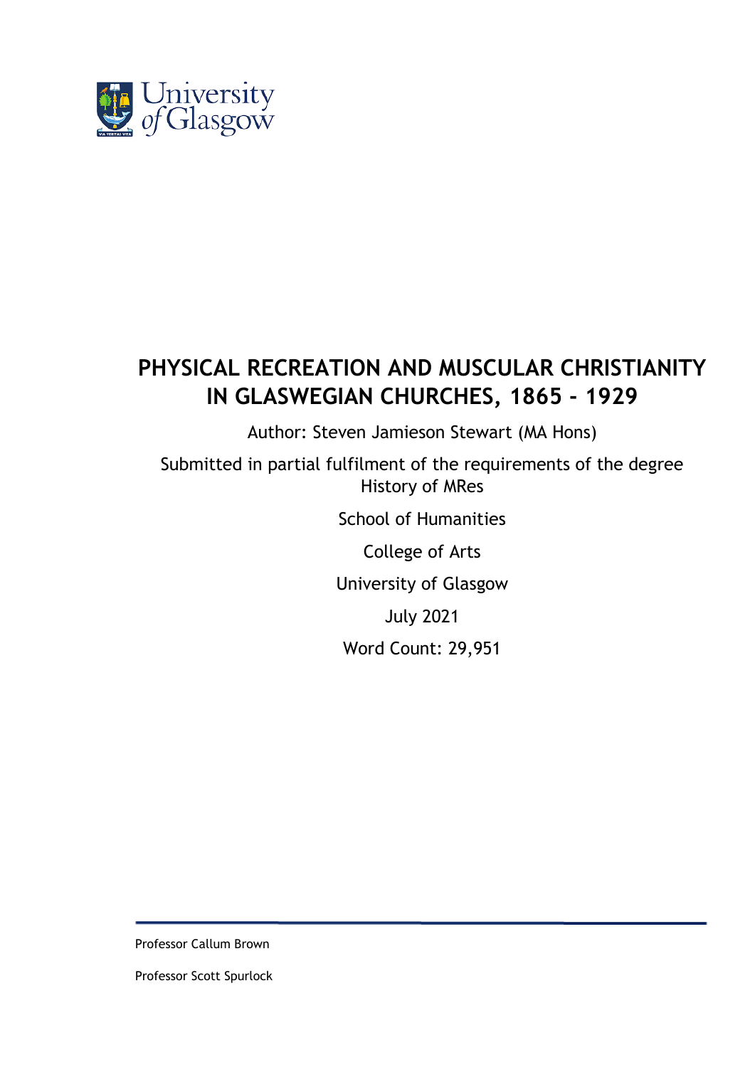# PHYSICAL RECREATION AND MUSCULAR CHRISTIANITY IN GLASWEGIAN CHURCHES, 1865 - 1929

Author: Steven Jamieson Stewart (MA Hons)

Submitted in partial fulfilment of the requirements of the degree History of MRes

School of Humanities

College of Arts

University of Glasgow

July 2021

Word Count: 29,951

---

Professor Callum Brown

Professor Scott Spurlock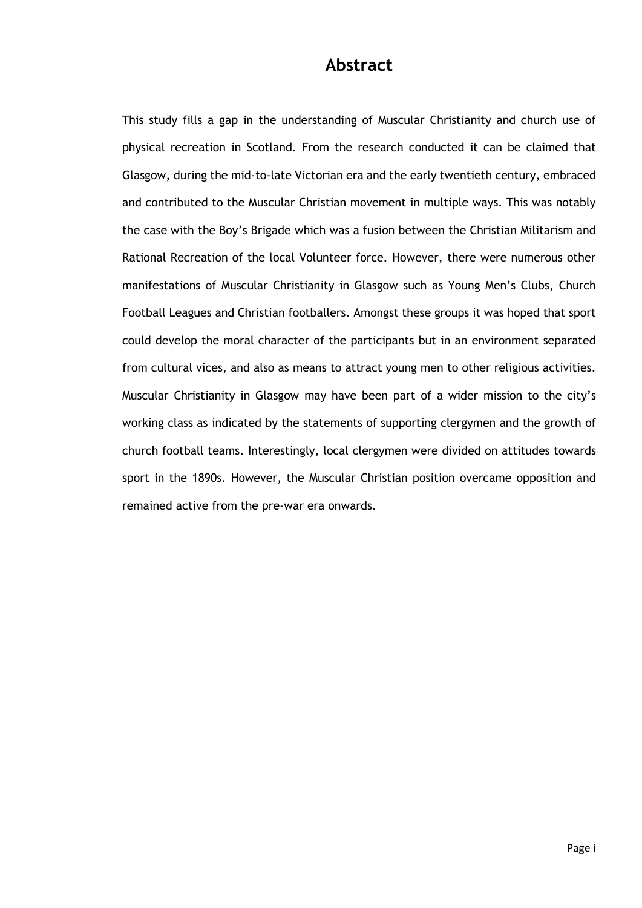# Abstract

This study fills a gap in the understanding of Muscular Christianity and church use of physical recreation in Scotland. From the research conducted it can be claimed that Glasgow, during the mid-to-late Victorian era and the early twentieth century, embraced and contributed to the Muscular Christian movement in multiple ways. This was notably the case with the Boy's Brigade which was a fusion between the Christian Militarism and Rational Recreation of the local Volunteer force. However, there were numerous other manifestations of Muscular Christianity in Glasgow such as Young Men's Clubs, Church Football Leagues and Christian footballers. Amongst these groups it was hoped that sport could develop the moral character of the participants but in an environment separated from cultural vices, and also as means to attract young men to other religious activities. Muscular Christianity in Glasgow may have been part of a wider mission to the city's working class as indicated by the statements of supporting clergymen and the growth of church football teams. Interestingly, local clergymen were divided on attitudes towards sport in the 1890s. However, the Muscular Christian position overcame opposition and remained active from the pre-war era onwards.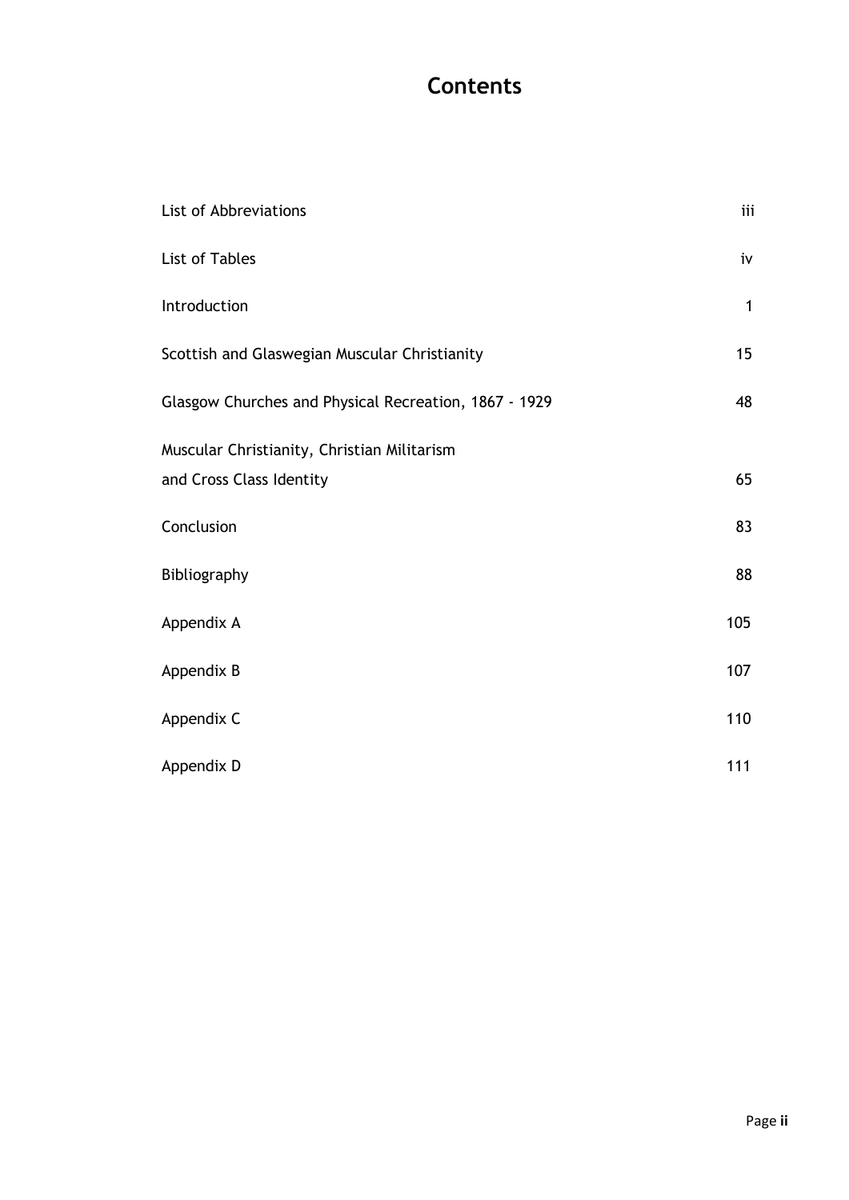# Contents

| | |
|---|---|
| List of Abbreviations | iii |
| List of Tables | iv |
| Introduction | 1 |
| Scottish and Glaswegian Muscular Christianity | 15 |
| Glasgow Churches and Physical Recreation, 1867 - 1929 | 48 |
| Muscular Christianity, Christian Militarism and Cross Class Identity | 65 |
| Conclusion | 83 |
| Bibliography | 88 |
| Appendix A | 105 |
| Appendix B | 107 |
| Appendix C | 110 |
| Appendix D | 111 |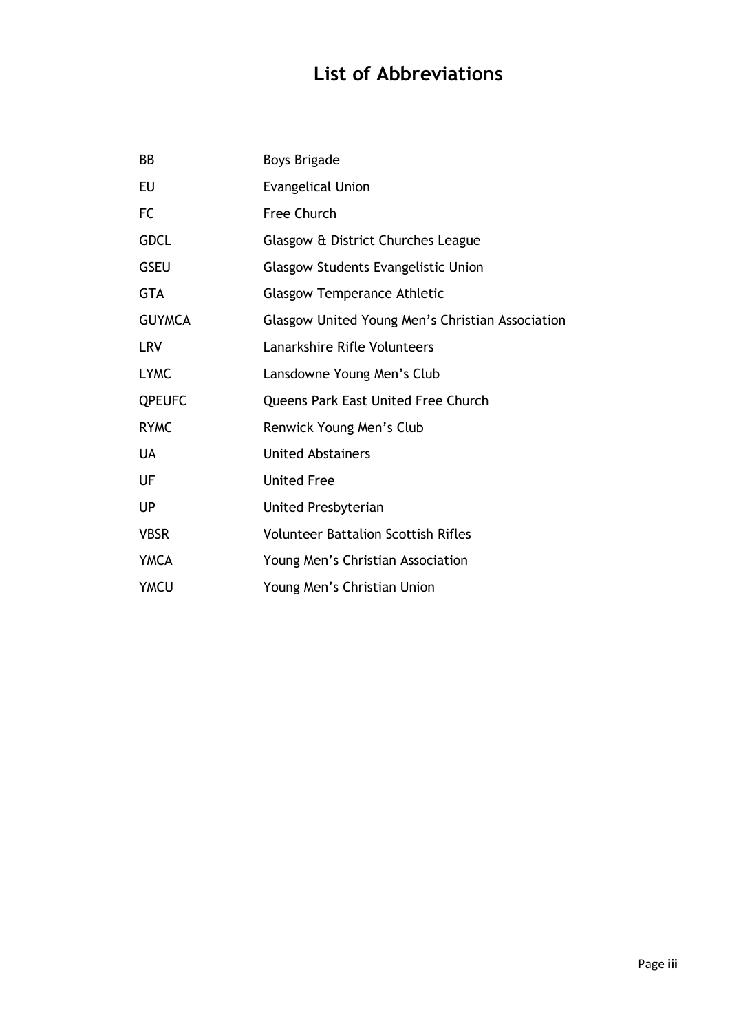# List of Abbreviations

| | |
|---|---|
| BB | Boys Brigade |
| EU | Evangelical Union |
| FC | Free Church |
| GDCL | Glasgow & District Churches League |
| GSEU | Glasgow Students Evangelistic Union |
| GTA | Glasgow Temperance Athletic |
| GUYMCA | Glasgow United Young Men's Christian Association |
| LRV | Lanarkshire Rifle Volunteers |
| LYMC | Lansdowne Young Men's Club |
| QPEUFC | Queens Park East United Free Church |
| RYMC | Renwick Young Men's Club |
| UA | United Abstainers |
| UF | United Free |
| UP | United Presbyterian |
| VBSR | Volunteer Battalion Scottish Rifles |
| YMCA | Young Men's Christian Association |
| YMCU | Young Men's Christian Union |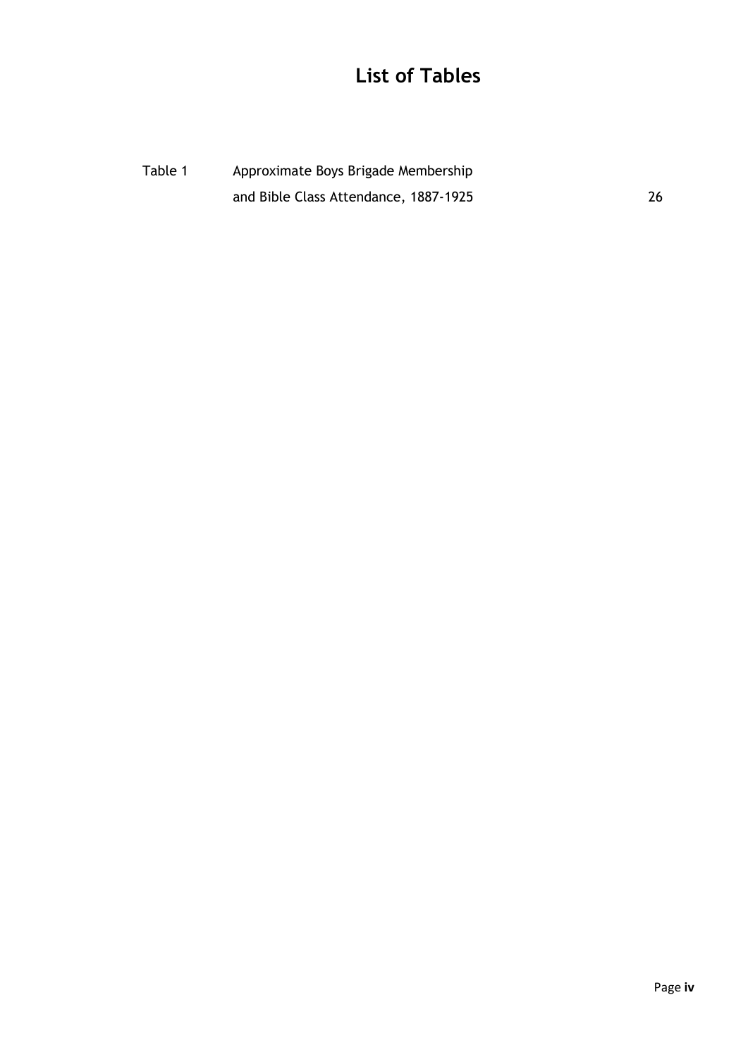# List of Tables

| | | |
|---|---|---|
| Table 1 | Approximate Boys Brigade Membership and Bible Class Attendance, 1887-1925 | 26 |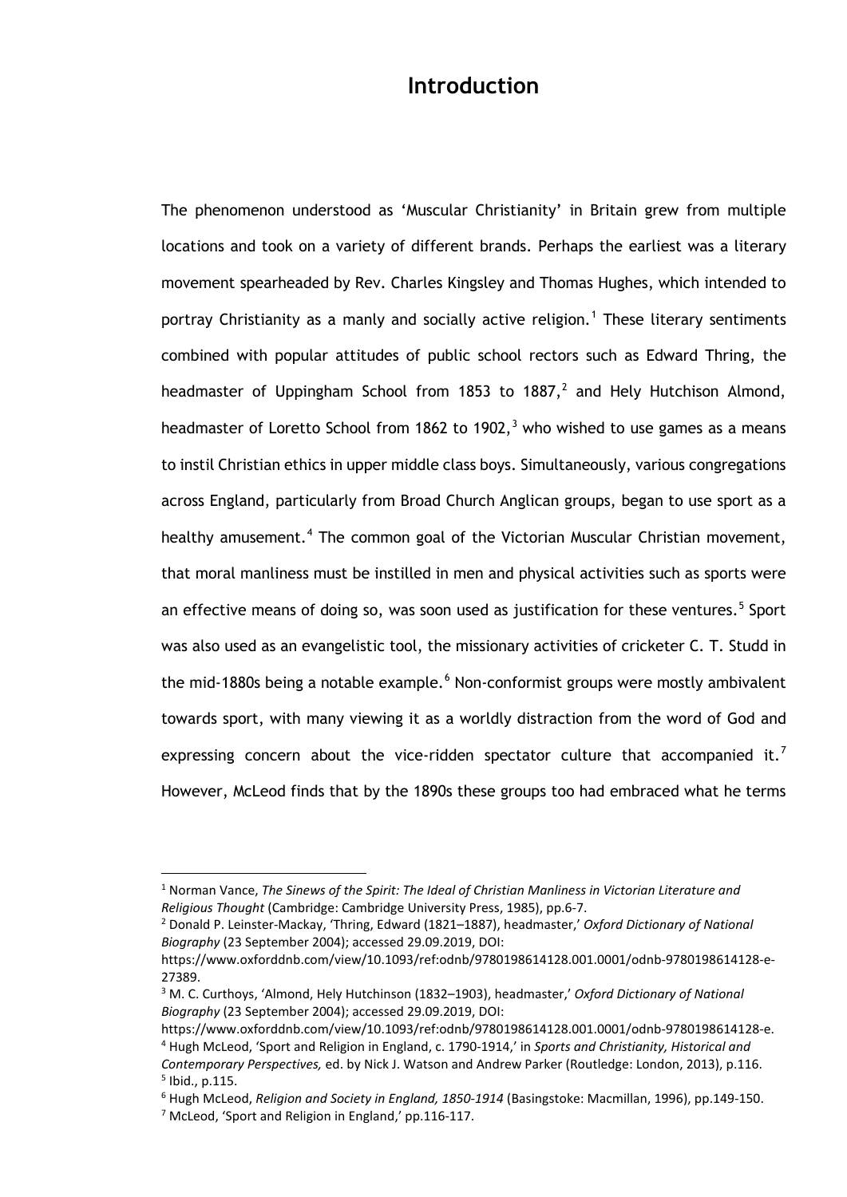# Introduction

The phenomenon understood as 'Muscular Christianity' in Britain grew from multiple locations and took on a variety of different brands. Perhaps the earliest was a literary movement spearheaded by Rev. Charles Kingsley and Thomas Hughes, which intended to portray Christianity as a manly and socially active religion.[1] These literary sentiments combined with popular attitudes of public school rectors such as Edward Thring, the headmaster of Uppingham School from 1853 to 1887,[2] and Hely Hutchison Almond, headmaster of Loretto School from 1862 to 1902,[3] who wished to use games as a means to instil Christian ethics in upper middle class boys. Simultaneously, various congregations across England, particularly from Broad Church Anglican groups, began to use sport as a healthy amusement.[4] The common goal of the Victorian Muscular Christian movement, that moral manliness must be instilled in men and physical activities such as sports were an effective means of doing so, was soon used as justification for these ventures.[5] Sport was also used as an evangelistic tool, the missionary activities of cricketer C. T. Studd in the mid-1880s being a notable example.[6] Non-conformist groups were mostly ambivalent towards sport, with many viewing it as a worldly distraction from the word of God and expressing concern about the vice-ridden spectator culture that accompanied it.[7] However, McLeod finds that by the 1890s these groups too had embraced what he terms

---

[1] Norman Vance, *The Sinews of the Spirit: The Ideal of Christian Manliness in Victorian Literature and Religious Thought* (Cambridge: Cambridge University Press, 1985), pp.6-7.

[2] Donald P. Leinster-Mackay, 'Thring, Edward (1821–1887), headmaster,' *Oxford Dictionary of National Biography* (23 September 2004); accessed 29.09.2019, DOI: https://www.oxforddnb.com/view/10.1093/ref:odnb/9780198614128.001.0001/odnb-9780198614128-e-27389.

[3] M. C. Curthoys, 'Almond, Hely Hutchinson (1832–1903), headmaster,' *Oxford Dictionary of National Biography* (23 September 2004); accessed 29.09.2019, DOI: https://www.oxforddnb.com/view/10.1093/ref:odnb/9780198614128.001.0001/odnb-9780198614128-e.

[4] Hugh McLeod, 'Sport and Religion in England, c. 1790-1914,' in *Sports and Christianity, Historical and Contemporary Perspectives,* ed. by Nick J. Watson and Andrew Parker (Routledge: London, 2013), p.116.

[5] Ibid., p.115.

[6] Hugh McLeod, *Religion and Society in England, 1850-1914* (Basingstoke: Macmillan, 1996), pp.149-150.

[7] McLeod, 'Sport and Religion in England,' pp.116-117.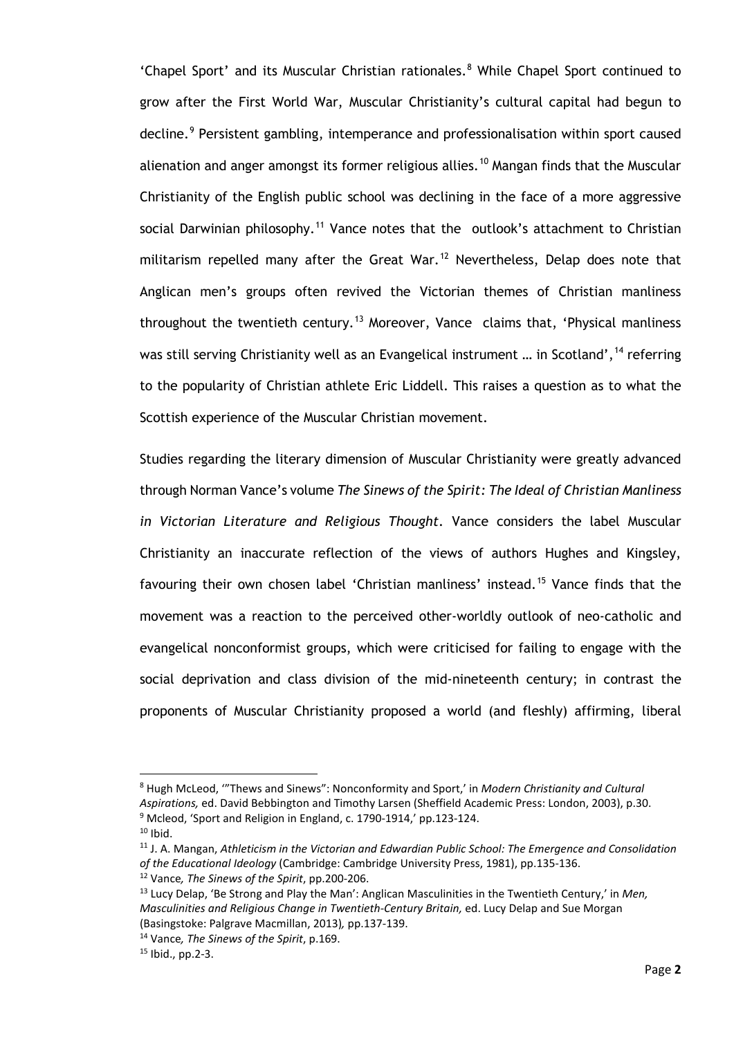'Chapel Sport' and its Muscular Christian rationales.[8] While Chapel Sport continued to grow after the First World War, Muscular Christianity's cultural capital had begun to decline.[9] Persistent gambling, intemperance and professionalisation within sport caused alienation and anger amongst its former religious allies.[10] Mangan finds that the Muscular Christianity of the English public school was declining in the face of a more aggressive social Darwinian philosophy.[11] Vance notes that the outlook's attachment to Christian militarism repelled many after the Great War.[12] Nevertheless, Delap does note that Anglican men's groups often revived the Victorian themes of Christian manliness throughout the twentieth century.[13] Moreover, Vance claims that, 'Physical manliness was still serving Christianity well as an Evangelical instrument … in Scotland',[14] referring to the popularity of Christian athlete Eric Liddell. This raises a question as to what the Scottish experience of the Muscular Christian movement.

Studies regarding the literary dimension of Muscular Christianity were greatly advanced through Norman Vance's volume *The Sinews of the Spirit: The Ideal of Christian Manliness in Victorian Literature and Religious Thought*. Vance considers the label Muscular Christianity an inaccurate reflection of the views of authors Hughes and Kingsley, favouring their own chosen label 'Christian manliness' instead.[15] Vance finds that the movement was a reaction to the perceived other-worldly outlook of neo-catholic and evangelical nonconformist groups, which were criticised for failing to engage with the social deprivation and class division of the mid-nineteenth century; in contrast the proponents of Muscular Christianity proposed a world (and fleshly) affirming, liberal

---

[8] Hugh McLeod, '"Thews and Sinews": Nonconformity and Sport,' in *Modern Christianity and Cultural Aspirations,* ed. David Bebbington and Timothy Larsen (Sheffield Academic Press: London, 2003), p.30.

[9] Mcleod, 'Sport and Religion in England, c. 1790-1914,' pp.123-124.

[10] Ibid.

[11] J. A. Mangan, *Athleticism in the Victorian and Edwardian Public School: The Emergence and Consolidation of the Educational Ideology* (Cambridge: Cambridge University Press, 1981), pp.135-136.

[12] Vance*, The Sinews of the Spirit*, pp.200-206.

[13] Lucy Delap, 'Be Strong and Play the Man': Anglican Masculinities in the Twentieth Century,' in *Men, Masculinities and Religious Change in Twentieth-Century Britain,* ed. Lucy Delap and Sue Morgan (Basingstoke: Palgrave Macmillan, 2013)*,* pp.137-139.

[14] Vance*, The Sinews of the Spirit*, p.169.

[15] Ibid., pp.2-3.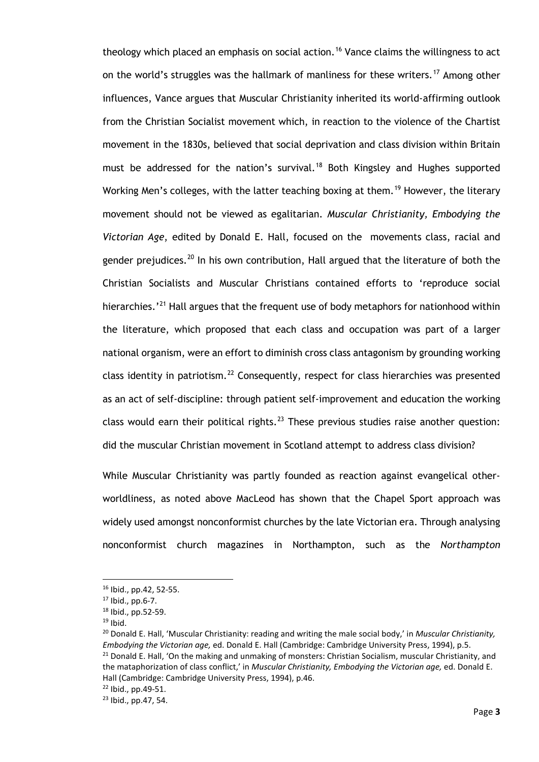theology which placed an emphasis on social action.[16] Vance claims the willingness to act on the world's struggles was the hallmark of manliness for these writers.[17] Among other influences, Vance argues that Muscular Christianity inherited its world-affirming outlook from the Christian Socialist movement which, in reaction to the violence of the Chartist movement in the 1830s, believed that social deprivation and class division within Britain must be addressed for the nation's survival.[18] Both Kingsley and Hughes supported Working Men's colleges, with the latter teaching boxing at them.[19] However, the literary movement should not be viewed as egalitarian. *Muscular Christianity, Embodying the Victorian Age*, edited by Donald E. Hall, focused on the movements class, racial and gender prejudices.[20] In his own contribution, Hall argued that the literature of both the Christian Socialists and Muscular Christians contained efforts to 'reproduce social hierarchies.'[21] Hall argues that the frequent use of body metaphors for nationhood within the literature, which proposed that each class and occupation was part of a larger national organism, were an effort to diminish cross class antagonism by grounding working class identity in patriotism.[22] Consequently, respect for class hierarchies was presented as an act of self-discipline: through patient self-improvement and education the working class would earn their political rights.[23] These previous studies raise another question: did the muscular Christian movement in Scotland attempt to address class division?

While Muscular Christianity was partly founded as reaction against evangelical other-worldliness, as noted above MacLeod has shown that the Chapel Sport approach was widely used amongst nonconformist churches by the late Victorian era. Through analysing nonconformist church magazines in Northampton, such as the *Northampton*

---

[16] Ibid., pp.42, 52-55.

[17] Ibid., pp.6-7.

[18] Ibid., pp.52-59.

[19] Ibid.

[20] Donald E. Hall, 'Muscular Christianity: reading and writing the male social body,' in *Muscular Christianity, Embodying the Victorian age,* ed. Donald E. Hall (Cambridge: Cambridge University Press, 1994), p.5.

[21] Donald E. Hall, 'On the making and unmaking of monsters: Christian Socialism, muscular Christianity, and the mataphorization of class conflict,' in *Muscular Christianity, Embodying the Victorian age,* ed. Donald E. Hall (Cambridge: Cambridge University Press, 1994), p.46.

[22] Ibid., pp.49-51.

[23] Ibid., pp.47, 54.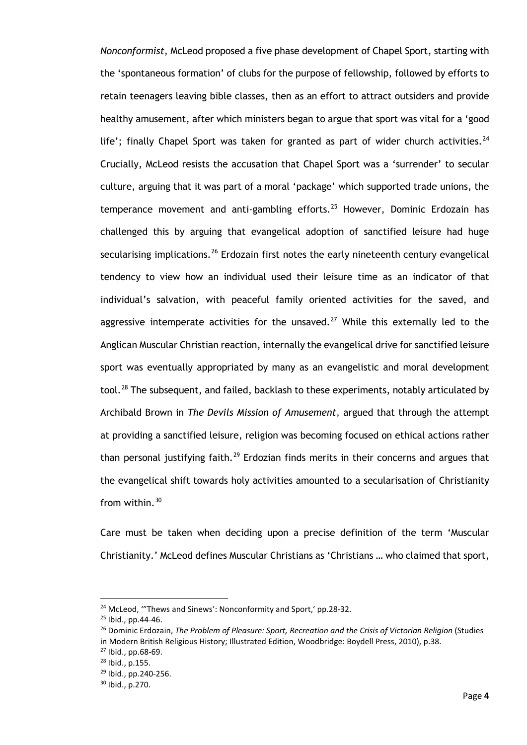*Nonconformist,* McLeod proposed a five phase development of Chapel Sport, starting with the 'spontaneous formation' of clubs for the purpose of fellowship, followed by efforts to retain teenagers leaving bible classes, then as an effort to attract outsiders and provide healthy amusement, after which ministers began to argue that sport was vital for a 'good life'; finally Chapel Sport was taken for granted as part of wider church activities.[24] Crucially, McLeod resists the accusation that Chapel Sport was a 'surrender' to secular culture, arguing that it was part of a moral 'package' which supported trade unions, the temperance movement and anti-gambling efforts.[25] However, Dominic Erdozain has challenged this by arguing that evangelical adoption of sanctified leisure had huge secularising implications.[26] Erdozain first notes the early nineteenth century evangelical tendency to view how an individual used their leisure time as an indicator of that individual's salvation, with peaceful family oriented activities for the saved, and aggressive intemperate activities for the unsaved.[27] While this externally led to the Anglican Muscular Christian reaction, internally the evangelical drive for sanctified leisure sport was eventually appropriated by many as an evangelistic and moral development tool.[28] The subsequent, and failed, backlash to these experiments, notably articulated by Archibald Brown in *The Devils Mission of Amusement*, argued that through the attempt at providing a sanctified leisure, religion was becoming focused on ethical actions rather than personal justifying faith.[29] Erdozian finds merits in their concerns and argues that the evangelical shift towards holy activities amounted to a secularisation of Christianity from within.[30]

Care must be taken when deciding upon a precise definition of the term 'Muscular Christianity.' McLeod defines Muscular Christians as 'Christians … who claimed that sport,

---

[24] McLeod, '"Thews and Sinews': Nonconformity and Sport,' pp.28-32.

[25] Ibid., pp.44-46.

[26] Dominic Erdozain, *The Problem of Pleasure: Sport, Recreation and the Crisis of Victorian Religion* (Studies in Modern British Religious History; Illustrated Edition, Woodbridge: Boydell Press, 2010), p.38.

[27] Ibid., pp.68-69.

[28] Ibid., p.155.

[29] Ibid., pp.240-256.

[30] Ibid., p.270.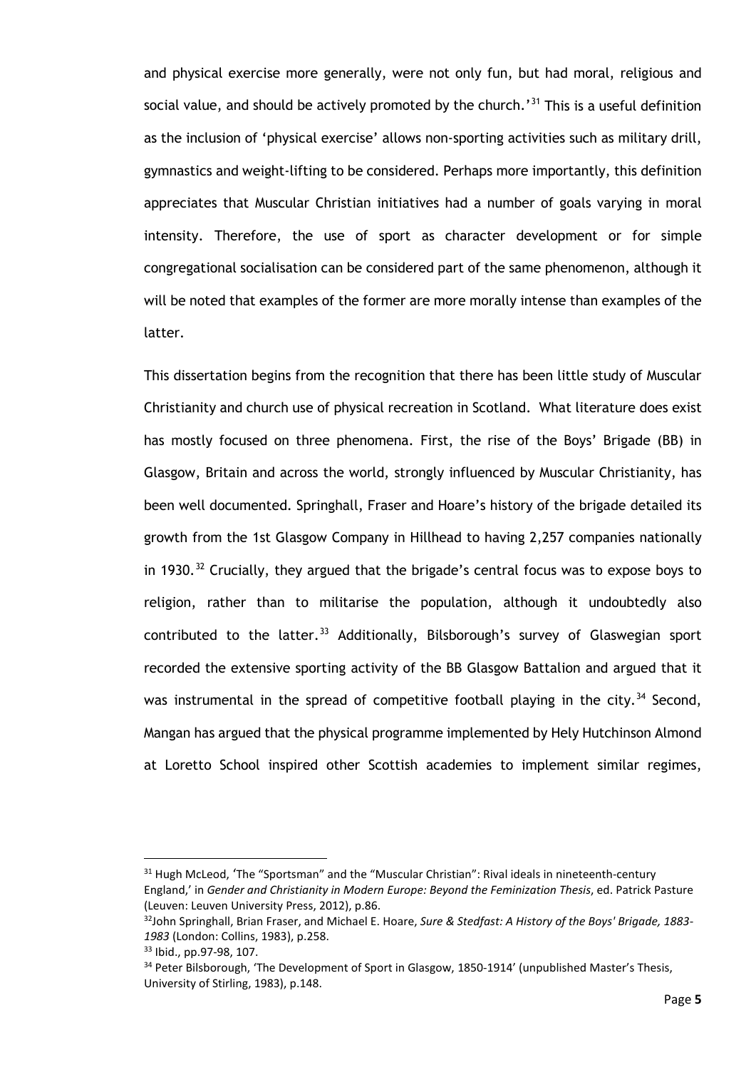and physical exercise more generally, were not only fun, but had moral, religious and social value, and should be actively promoted by the church.'[31] This is a useful definition as the inclusion of 'physical exercise' allows non-sporting activities such as military drill, gymnastics and weight-lifting to be considered. Perhaps more importantly, this definition appreciates that Muscular Christian initiatives had a number of goals varying in moral intensity. Therefore, the use of sport as character development or for simple congregational socialisation can be considered part of the same phenomenon, although it will be noted that examples of the former are more morally intense than examples of the latter.

This dissertation begins from the recognition that there has been little study of Muscular Christianity and church use of physical recreation in Scotland. What literature does exist has mostly focused on three phenomena. First, the rise of the Boys' Brigade (BB) in Glasgow, Britain and across the world, strongly influenced by Muscular Christianity, has been well documented. Springhall, Fraser and Hoare's history of the brigade detailed its growth from the 1st Glasgow Company in Hillhead to having 2,257 companies nationally in 1930.[32] Crucially, they argued that the brigade's central focus was to expose boys to religion, rather than to militarise the population, although it undoubtedly also contributed to the latter.[33] Additionally, Bilsborough's survey of Glaswegian sport recorded the extensive sporting activity of the BB Glasgow Battalion and argued that it was instrumental in the spread of competitive football playing in the city.[34] Second, Mangan has argued that the physical programme implemented by Hely Hutchinson Almond at Loretto School inspired other Scottish academies to implement similar regimes,

---

[31] Hugh McLeod, 'The "Sportsman" and the "Muscular Christian": Rival ideals in nineteenth-century England,' in *Gender and Christianity in Modern Europe: Beyond the Feminization Thesis*, ed. Patrick Pasture (Leuven: Leuven University Press, 2012), p.86.

[32] John Springhall, Brian Fraser, and Michael E. Hoare, *Sure & Stedfast: A History of the Boys' Brigade, 1883-1983* (London: Collins, 1983), p.258.

[33] Ibid., pp.97-98, 107.

[34] Peter Bilsborough, 'The Development of Sport in Glasgow, 1850-1914' (unpublished Master's Thesis, University of Stirling, 1983), p.148.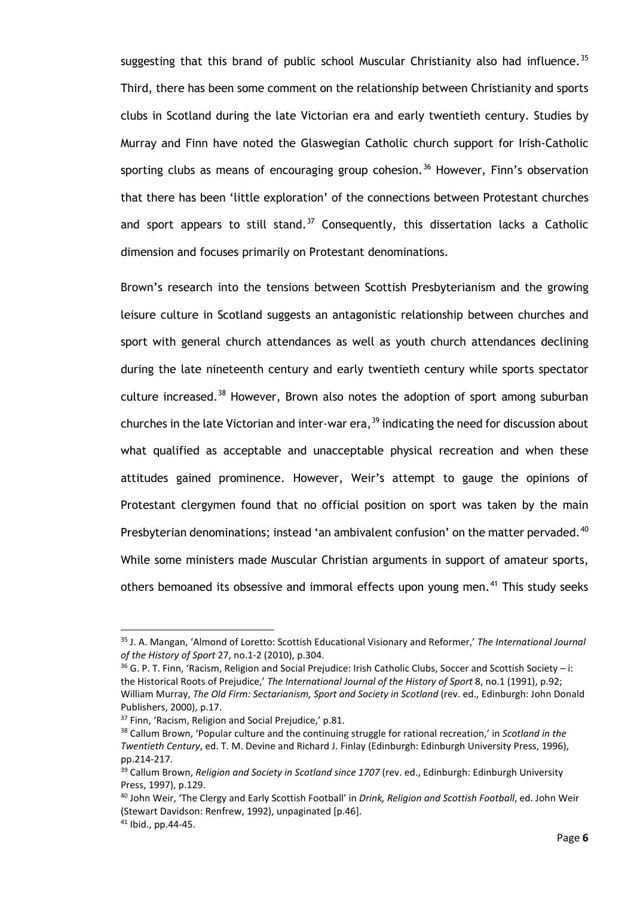suggesting that this brand of public school Muscular Christianity also had influence.[35] Third, there has been some comment on the relationship between Christianity and sports clubs in Scotland during the late Victorian era and early twentieth century. Studies by Murray and Finn have noted the Glaswegian Catholic church support for Irish-Catholic sporting clubs as means of encouraging group cohesion.[36] However, Finn's observation that there has been 'little exploration' of the connections between Protestant churches and sport appears to still stand.[37] Consequently, this dissertation lacks a Catholic dimension and focuses primarily on Protestant denominations.

Brown's research into the tensions between Scottish Presbyterianism and the growing leisure culture in Scotland suggests an antagonistic relationship between churches and sport with general church attendances as well as youth church attendances declining during the late nineteenth century and early twentieth century while sports spectator culture increased.[38] However, Brown also notes the adoption of sport among suburban churches in the late Victorian and inter-war era,[39] indicating the need for discussion about what qualified as acceptable and unacceptable physical recreation and when these attitudes gained prominence. However, Weir's attempt to gauge the opinions of Protestant clergymen found that no official position on sport was taken by the main Presbyterian denominations; instead 'an ambivalent confusion' on the matter pervaded.[40] While some ministers made Muscular Christian arguments in support of amateur sports, others bemoaned its obsessive and immoral effects upon young men.[41] This study seeks

---

[35] J. A. Mangan, 'Almond of Loretto: Scottish Educational Visionary and Reformer,' *The International Journal of the History of Sport* 27, no.1-2 (2010), p.304.

[36] G. P. T. Finn, 'Racism, Religion and Social Prejudice: Irish Catholic Clubs, Soccer and Scottish Society – i: the Historical Roots of Prejudice,' *The International Journal of the History of Sport* 8, no.1 (1991), p.92; William Murray, *The Old Firm: Sectarianism, Sport and Society in Scotland* (rev. ed., Edinburgh: John Donald Publishers, 2000), p.17.

[37] Finn, 'Racism, Religion and Social Prejudice,' p.81.

[38] Callum Brown, 'Popular culture and the continuing struggle for rational recreation,' in *Scotland in the Twentieth Century*, ed. T. M. Devine and Richard J. Finlay (Edinburgh: Edinburgh University Press, 1996), pp.214-217.

[39] Callum Brown, *Religion and Society in Scotland since 1707* (rev. ed., Edinburgh: Edinburgh University Press, 1997), p.129.

[40] John Weir, 'The Clergy and Early Scottish Football' in *Drink, Religion and Scottish Football*, ed. John Weir (Stewart Davidson: Renfrew, 1992), unpaginated [p.46].

[41] Ibid., pp.44-45.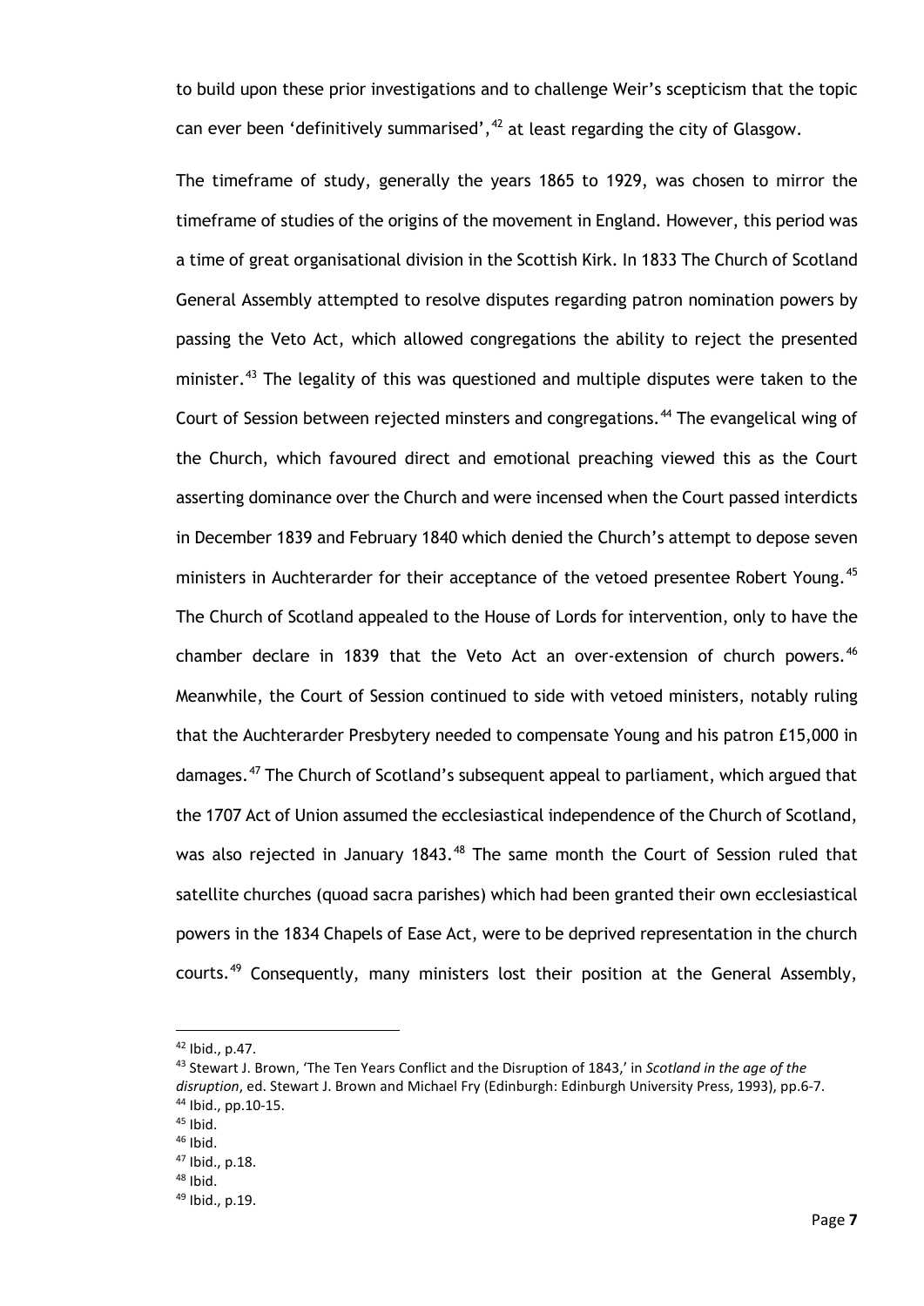to build upon these prior investigations and to challenge Weir's scepticism that the topic can ever been 'definitively summarised',[42] at least regarding the city of Glasgow.

The timeframe of study, generally the years 1865 to 1929, was chosen to mirror the timeframe of studies of the origins of the movement in England. However, this period was a time of great organisational division in the Scottish Kirk. In 1833 The Church of Scotland General Assembly attempted to resolve disputes regarding patron nomination powers by passing the Veto Act, which allowed congregations the ability to reject the presented minister.[43] The legality of this was questioned and multiple disputes were taken to the Court of Session between rejected minsters and congregations.[44] The evangelical wing of the Church, which favoured direct and emotional preaching viewed this as the Court asserting dominance over the Church and were incensed when the Court passed interdicts in December 1839 and February 1840 which denied the Church's attempt to depose seven ministers in Auchterarder for their acceptance of the vetoed presentee Robert Young.[45] The Church of Scotland appealed to the House of Lords for intervention, only to have the chamber declare in 1839 that the Veto Act an over-extension of church powers.[46] Meanwhile, the Court of Session continued to side with vetoed ministers, notably ruling that the Auchterarder Presbytery needed to compensate Young and his patron £15,000 in damages.[47] The Church of Scotland's subsequent appeal to parliament, which argued that the 1707 Act of Union assumed the ecclesiastical independence of the Church of Scotland, was also rejected in January 1843.[48] The same month the Court of Session ruled that satellite churches (quoad sacra parishes) which had been granted their own ecclesiastical powers in the 1834 Chapels of Ease Act, were to be deprived representation in the church courts.[49] Consequently, many ministers lost their position at the General Assembly,

---

[42] Ibid., p.47.

[43] Stewart J. Brown, 'The Ten Years Conflict and the Disruption of 1843,' in *Scotland in the age of the disruption*, ed. Stewart J. Brown and Michael Fry (Edinburgh: Edinburgh University Press, 1993), pp.6-7.

[44] Ibid., pp.10-15.

[45] Ibid.

[46] Ibid.

[47] Ibid., p.18.

[48] Ibid.

[49] Ibid., p.19.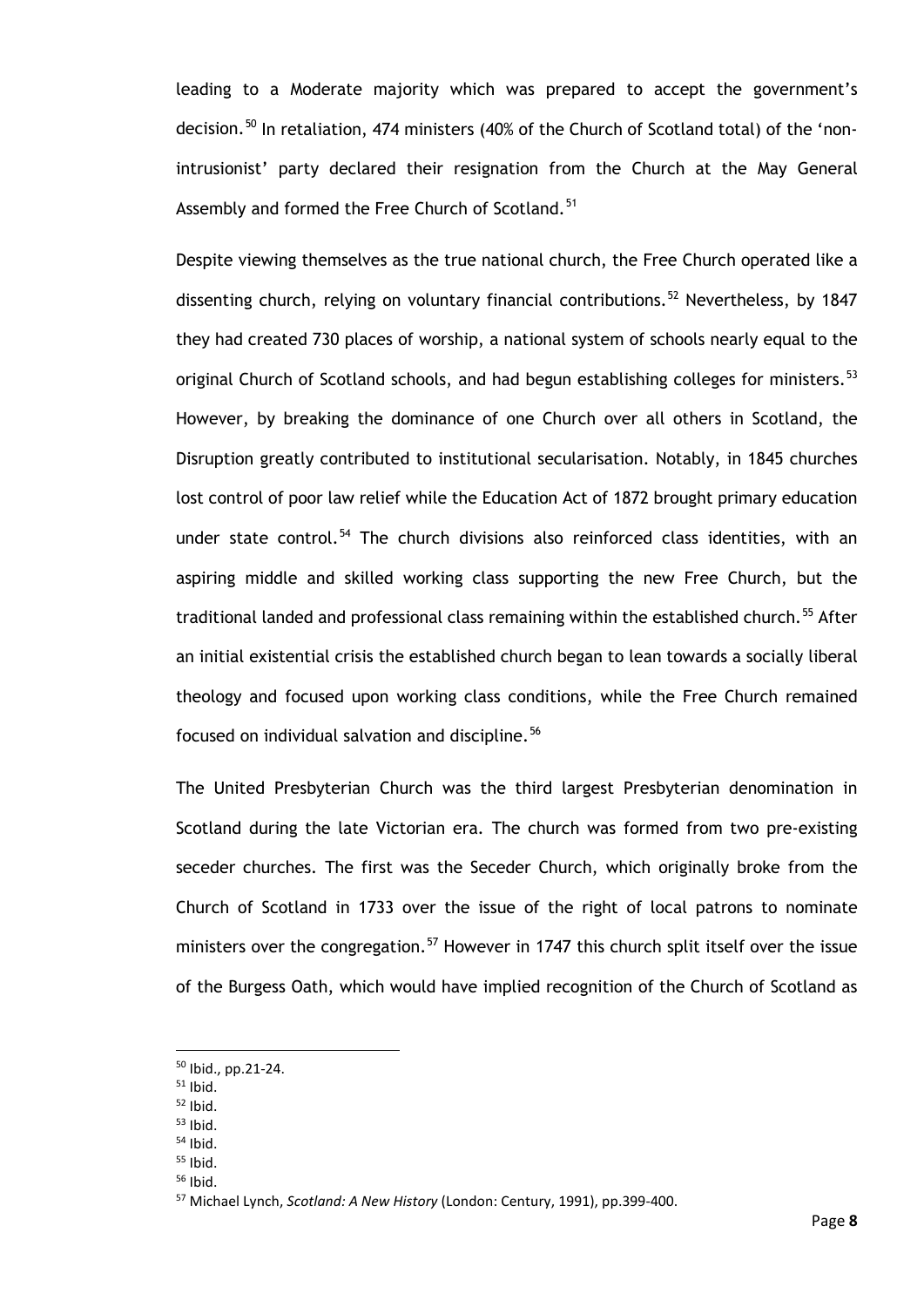leading to a Moderate majority which was prepared to accept the government's decision.[50] In retaliation, 474 ministers (40% of the Church of Scotland total) of the 'non-intrusionist' party declared their resignation from the Church at the May General Assembly and formed the Free Church of Scotland.[51]

Despite viewing themselves as the true national church, the Free Church operated like a dissenting church, relying on voluntary financial contributions.[52] Nevertheless, by 1847 they had created 730 places of worship, a national system of schools nearly equal to the original Church of Scotland schools, and had begun establishing colleges for ministers.[53] However, by breaking the dominance of one Church over all others in Scotland, the Disruption greatly contributed to institutional secularisation. Notably, in 1845 churches lost control of poor law relief while the Education Act of 1872 brought primary education under state control.[54] The church divisions also reinforced class identities, with an aspiring middle and skilled working class supporting the new Free Church, but the traditional landed and professional class remaining within the established church.[55] After an initial existential crisis the established church began to lean towards a socially liberal theology and focused upon working class conditions, while the Free Church remained focused on individual salvation and discipline.[56]

The United Presbyterian Church was the third largest Presbyterian denomination in Scotland during the late Victorian era. The church was formed from two pre-existing seceder churches. The first was the Seceder Church, which originally broke from the Church of Scotland in 1733 over the issue of the right of local patrons to nominate ministers over the congregation.[57] However in 1747 this church split itself over the issue of the Burgess Oath, which would have implied recognition of the Church of Scotland as

---

[50] Ibid., pp.21-24.

[51] Ibid.

[52] Ibid.

[53] Ibid.

[54] Ibid.

[55] Ibid.

[56] Ibid.

[57] Michael Lynch, *Scotland: A New History* (London: Century, 1991), pp.399-400.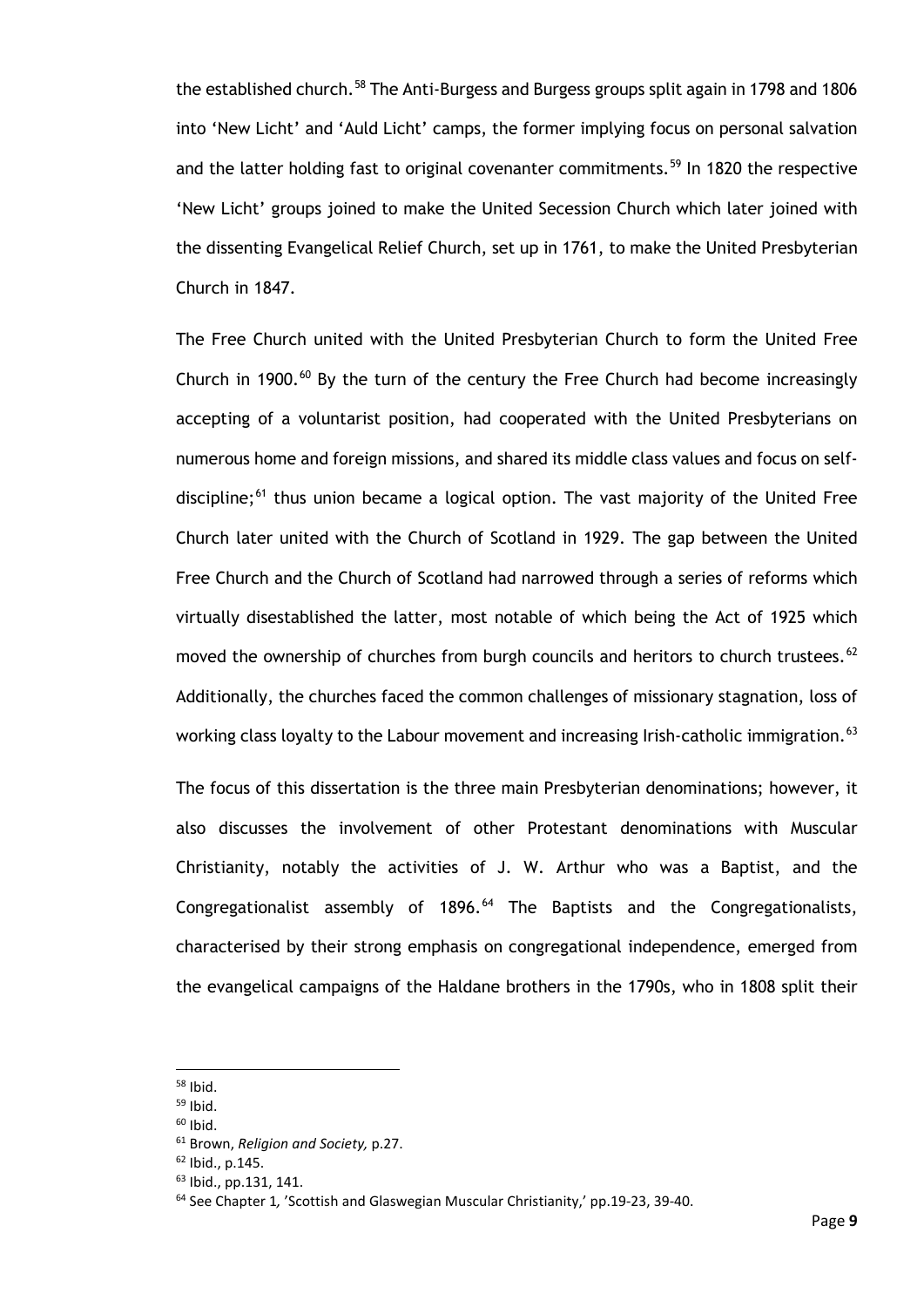the established church.[58] The Anti-Burgess and Burgess groups split again in 1798 and 1806 into 'New Licht' and 'Auld Licht' camps, the former implying focus on personal salvation and the latter holding fast to original covenanter commitments.[59] In 1820 the respective 'New Licht' groups joined to make the United Secession Church which later joined with the dissenting Evangelical Relief Church, set up in 1761, to make the United Presbyterian Church in 1847.

The Free Church united with the United Presbyterian Church to form the United Free Church in 1900.[60] By the turn of the century the Free Church had become increasingly accepting of a voluntarist position, had cooperated with the United Presbyterians on numerous home and foreign missions, and shared its middle class values and focus on self-discipline;[61] thus union became a logical option. The vast majority of the United Free Church later united with the Church of Scotland in 1929. The gap between the United Free Church and the Church of Scotland had narrowed through a series of reforms which virtually disestablished the latter, most notable of which being the Act of 1925 which moved the ownership of churches from burgh councils and heritors to church trustees.[62] Additionally, the churches faced the common challenges of missionary stagnation, loss of working class loyalty to the Labour movement and increasing Irish-catholic immigration.[63]

The focus of this dissertation is the three main Presbyterian denominations; however, it also discusses the involvement of other Protestant denominations with Muscular Christianity, notably the activities of J. W. Arthur who was a Baptist, and the Congregationalist assembly of 1896.[64] The Baptists and the Congregationalists, characterised by their strong emphasis on congregational independence, emerged from the evangelical campaigns of the Haldane brothers in the 1790s, who in 1808 split their

---

[58] Ibid.

[59] Ibid.

[60] Ibid.

[61] Brown, *Religion and Society,* p.27.

[62] Ibid., p.145.

[63] Ibid., pp.131, 141.

[64] See Chapter 1*,* 'Scottish and Glaswegian Muscular Christianity,' pp.19-23, 39-40.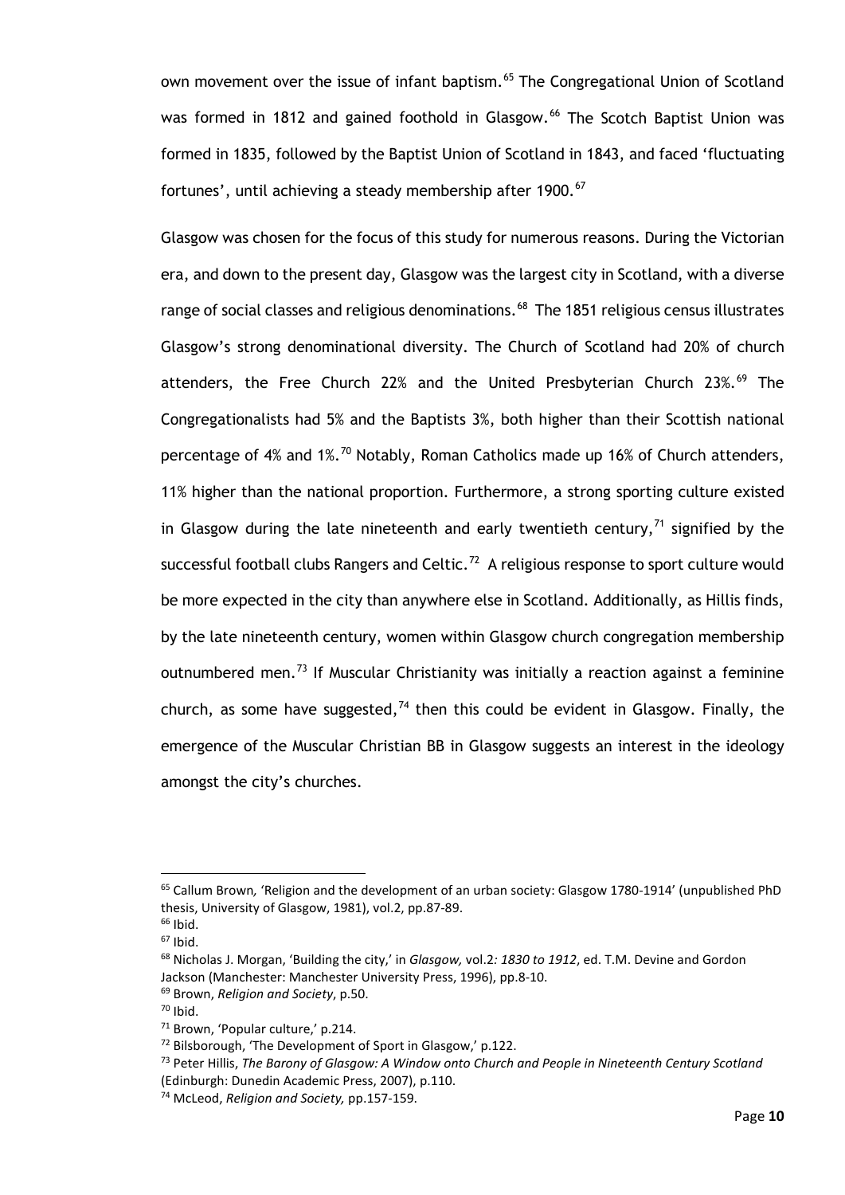own movement over the issue of infant baptism.[65] The Congregational Union of Scotland was formed in 1812 and gained foothold in Glasgow.[66] The Scotch Baptist Union was formed in 1835, followed by the Baptist Union of Scotland in 1843, and faced 'fluctuating fortunes', until achieving a steady membership after 1900.[67]

Glasgow was chosen for the focus of this study for numerous reasons. During the Victorian era, and down to the present day, Glasgow was the largest city in Scotland, with a diverse range of social classes and religious denominations.[68] The 1851 religious census illustrates Glasgow's strong denominational diversity. The Church of Scotland had 20% of church attenders, the Free Church 22% and the United Presbyterian Church 23%.[69] The Congregationalists had 5% and the Baptists 3%, both higher than their Scottish national percentage of 4% and 1%.[70] Notably, Roman Catholics made up 16% of Church attenders, 11% higher than the national proportion. Furthermore, a strong sporting culture existed in Glasgow during the late nineteenth and early twentieth century,[71] signified by the successful football clubs Rangers and Celtic.[72] A religious response to sport culture would be more expected in the city than anywhere else in Scotland. Additionally, as Hillis finds, by the late nineteenth century, women within Glasgow church congregation membership outnumbered men.[73] If Muscular Christianity was initially a reaction against a feminine church, as some have suggested,[74] then this could be evident in Glasgow. Finally, the emergence of the Muscular Christian BB in Glasgow suggests an interest in the ideology amongst the city's churches.

---

[65] Callum Brown, 'Religion and the development of an urban society: Glasgow 1780-1914' (unpublished PhD thesis, University of Glasgow, 1981), vol.2, pp.87-89.

[66] Ibid.

[67] Ibid.

[68] Nicholas J. Morgan, 'Building the city,' in *Glasgow,* vol.2*: 1830 to 1912*, ed. T.M. Devine and Gordon Jackson (Manchester: Manchester University Press, 1996), pp.8-10.

[69] Brown, *Religion and Society*, p.50.

[70] Ibid.

[71] Brown, 'Popular culture,' p.214.

[72] Bilsborough, 'The Development of Sport in Glasgow,' p.122.

[73] Peter Hillis, *The Barony of Glasgow: A Window onto Church and People in Nineteenth Century Scotland* (Edinburgh: Dunedin Academic Press, 2007), p.110.

[74] McLeod, *Religion and Society,* pp.157-159.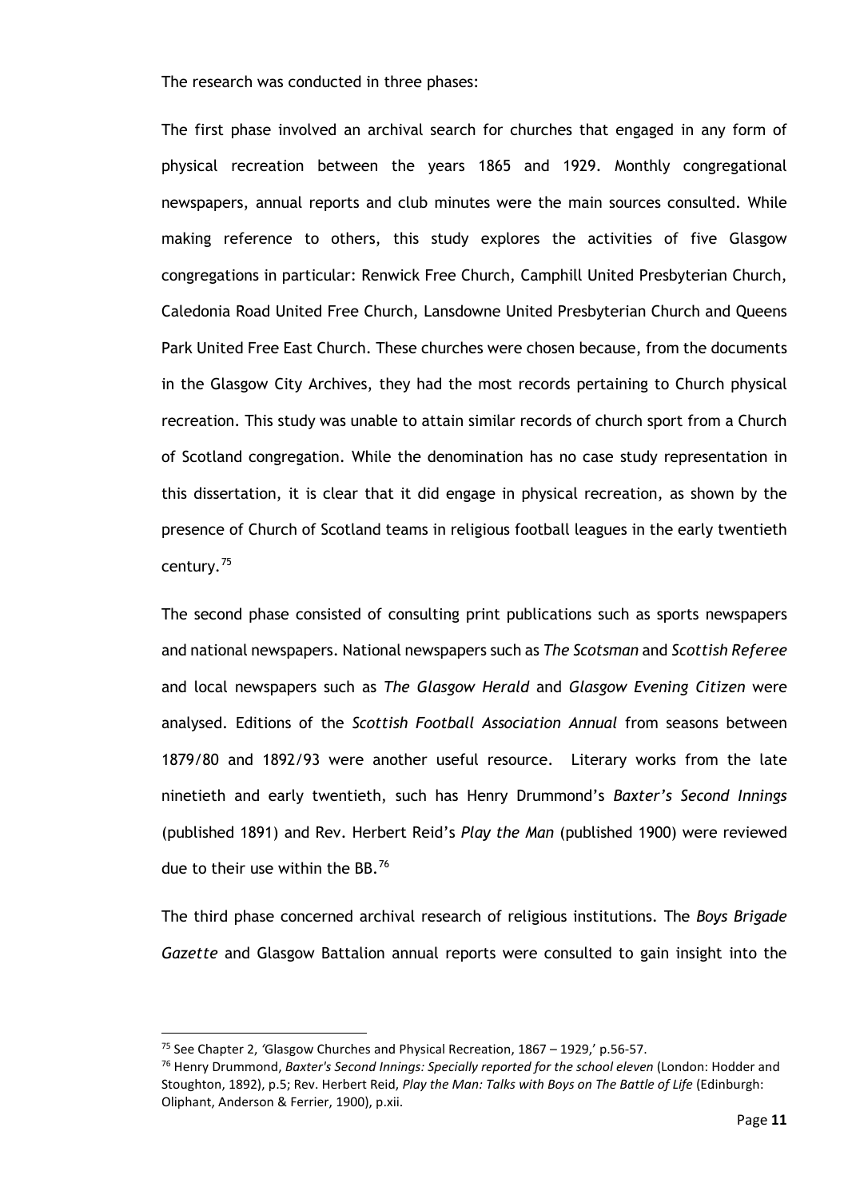The research was conducted in three phases:

The first phase involved an archival search for churches that engaged in any form of physical recreation between the years 1865 and 1929. Monthly congregational newspapers, annual reports and club minutes were the main sources consulted. While making reference to others, this study explores the activities of five Glasgow congregations in particular: Renwick Free Church, Camphill United Presbyterian Church, Caledonia Road United Free Church, Lansdowne United Presbyterian Church and Queens Park United Free East Church. These churches were chosen because, from the documents in the Glasgow City Archives, they had the most records pertaining to Church physical recreation. This study was unable to attain similar records of church sport from a Church of Scotland congregation. While the denomination has no case study representation in this dissertation, it is clear that it did engage in physical recreation, as shown by the presence of Church of Scotland teams in religious football leagues in the early twentieth century.[75]

The second phase consisted of consulting print publications such as sports newspapers and national newspapers. National newspapers such as *The Scotsman* and *Scottish Referee* and local newspapers such as *The Glasgow Herald* and *Glasgow Evening Citizen* were analysed. Editions of the *Scottish Football Association Annual* from seasons between 1879/80 and 1892/93 were another useful resource. Literary works from the late ninetieth and early twentieth, such has Henry Drummond's *Baxter's Second Innings* (published 1891) and Rev. Herbert Reid's *Play the Man* (published 1900) were reviewed due to their use within the BB.[76]

The third phase concerned archival research of religious institutions. The *Boys Brigade Gazette* and Glasgow Battalion annual reports were consulted to gain insight into the

---

[75] See Chapter 2, 'Glasgow Churches and Physical Recreation, 1867 – 1929,' p.56-57.

[76] Henry Drummond, *Baxter's Second Innings: Specially reported for the school eleven* (London: Hodder and Stoughton, 1892), p.5; Rev. Herbert Reid, *Play the Man: Talks with Boys on The Battle of Life* (Edinburgh: Oliphant, Anderson & Ferrier, 1900), p.xii.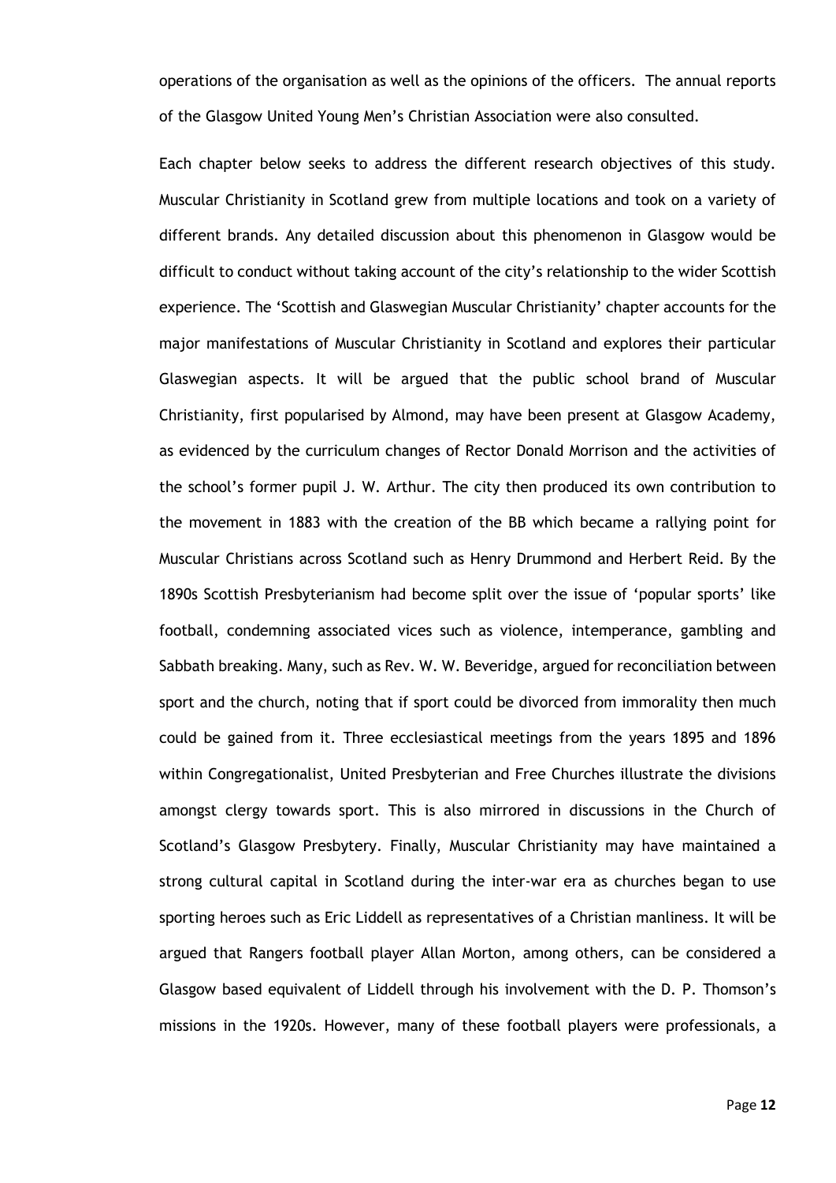operations of the organisation as well as the opinions of the officers. The annual reports of the Glasgow United Young Men's Christian Association were also consulted.

Each chapter below seeks to address the different research objectives of this study. Muscular Christianity in Scotland grew from multiple locations and took on a variety of different brands. Any detailed discussion about this phenomenon in Glasgow would be difficult to conduct without taking account of the city's relationship to the wider Scottish experience. The 'Scottish and Glaswegian Muscular Christianity' chapter accounts for the major manifestations of Muscular Christianity in Scotland and explores their particular Glaswegian aspects. It will be argued that the public school brand of Muscular Christianity, first popularised by Almond, may have been present at Glasgow Academy, as evidenced by the curriculum changes of Rector Donald Morrison and the activities of the school's former pupil J. W. Arthur. The city then produced its own contribution to the movement in 1883 with the creation of the BB which became a rallying point for Muscular Christians across Scotland such as Henry Drummond and Herbert Reid. By the 1890s Scottish Presbyterianism had become split over the issue of 'popular sports' like football, condemning associated vices such as violence, intemperance, gambling and Sabbath breaking. Many, such as Rev. W. W. Beveridge, argued for reconciliation between sport and the church, noting that if sport could be divorced from immorality then much could be gained from it. Three ecclesiastical meetings from the years 1895 and 1896 within Congregationalist, United Presbyterian and Free Churches illustrate the divisions amongst clergy towards sport. This is also mirrored in discussions in the Church of Scotland's Glasgow Presbytery. Finally, Muscular Christianity may have maintained a strong cultural capital in Scotland during the inter-war era as churches began to use sporting heroes such as Eric Liddell as representatives of a Christian manliness. It will be argued that Rangers football player Allan Morton, among others, can be considered a Glasgow based equivalent of Liddell through his involvement with the D. P. Thomson's missions in the 1920s. However, many of these football players were professionals, a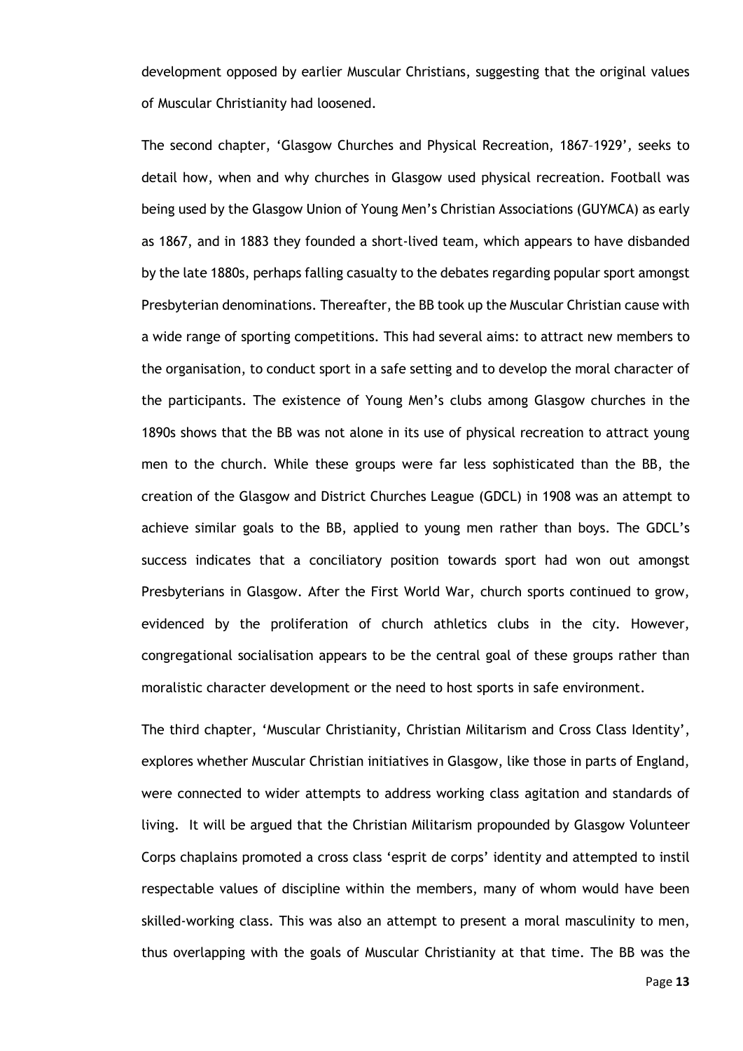development opposed by earlier Muscular Christians, suggesting that the original values of Muscular Christianity had loosened.

The second chapter, 'Glasgow Churches and Physical Recreation, 1867–1929', seeks to detail how, when and why churches in Glasgow used physical recreation. Football was being used by the Glasgow Union of Young Men's Christian Associations (GUYMCA) as early as 1867, and in 1883 they founded a short-lived team, which appears to have disbanded by the late 1880s, perhaps falling casualty to the debates regarding popular sport amongst Presbyterian denominations. Thereafter, the BB took up the Muscular Christian cause with a wide range of sporting competitions. This had several aims: to attract new members to the organisation, to conduct sport in a safe setting and to develop the moral character of the participants. The existence of Young Men's clubs among Glasgow churches in the 1890s shows that the BB was not alone in its use of physical recreation to attract young men to the church. While these groups were far less sophisticated than the BB, the creation of the Glasgow and District Churches League (GDCL) in 1908 was an attempt to achieve similar goals to the BB, applied to young men rather than boys. The GDCL's success indicates that a conciliatory position towards sport had won out amongst Presbyterians in Glasgow. After the First World War, church sports continued to grow, evidenced by the proliferation of church athletics clubs in the city. However, congregational socialisation appears to be the central goal of these groups rather than moralistic character development or the need to host sports in safe environment.

The third chapter, 'Muscular Christianity, Christian Militarism and Cross Class Identity', explores whether Muscular Christian initiatives in Glasgow, like those in parts of England, were connected to wider attempts to address working class agitation and standards of living. It will be argued that the Christian Militarism propounded by Glasgow Volunteer Corps chaplains promoted a cross class 'esprit de corps' identity and attempted to instil respectable values of discipline within the members, many of whom would have been skilled-working class. This was also an attempt to present a moral masculinity to men, thus overlapping with the goals of Muscular Christianity at that time. The BB was the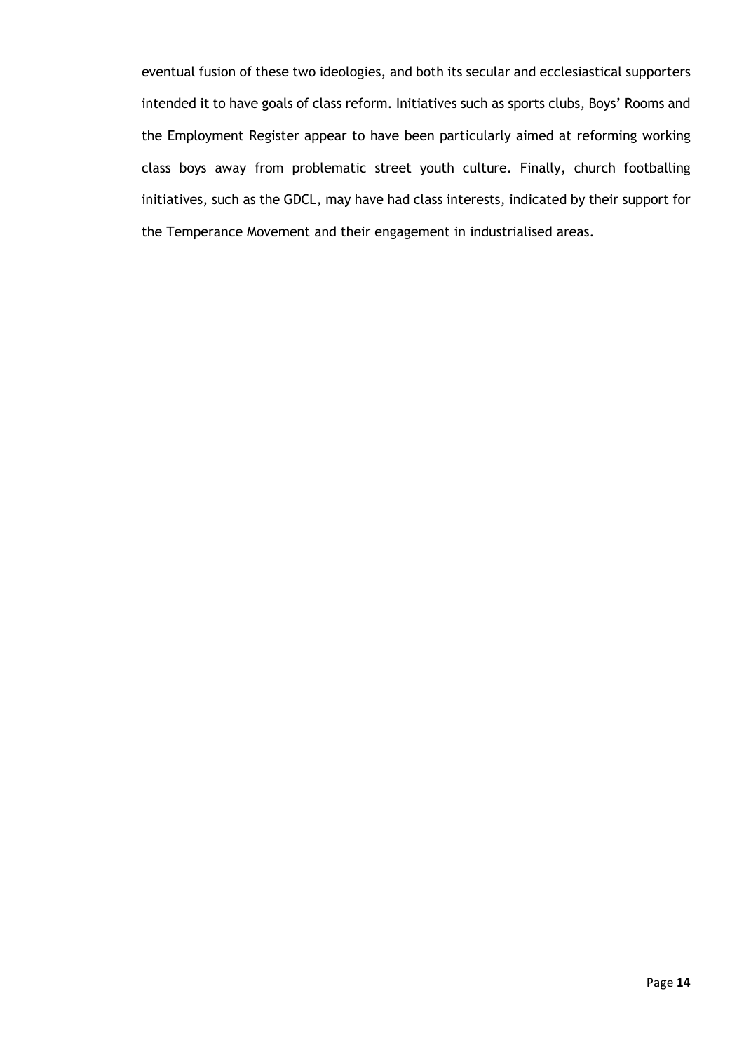eventual fusion of these two ideologies, and both its secular and ecclesiastical supporters intended it to have goals of class reform. Initiatives such as sports clubs, Boys' Rooms and the Employment Register appear to have been particularly aimed at reforming working class boys away from problematic street youth culture. Finally, church footballing initiatives, such as the GDCL, may have had class interests, indicated by their support for the Temperance Movement and their engagement in industrialised areas.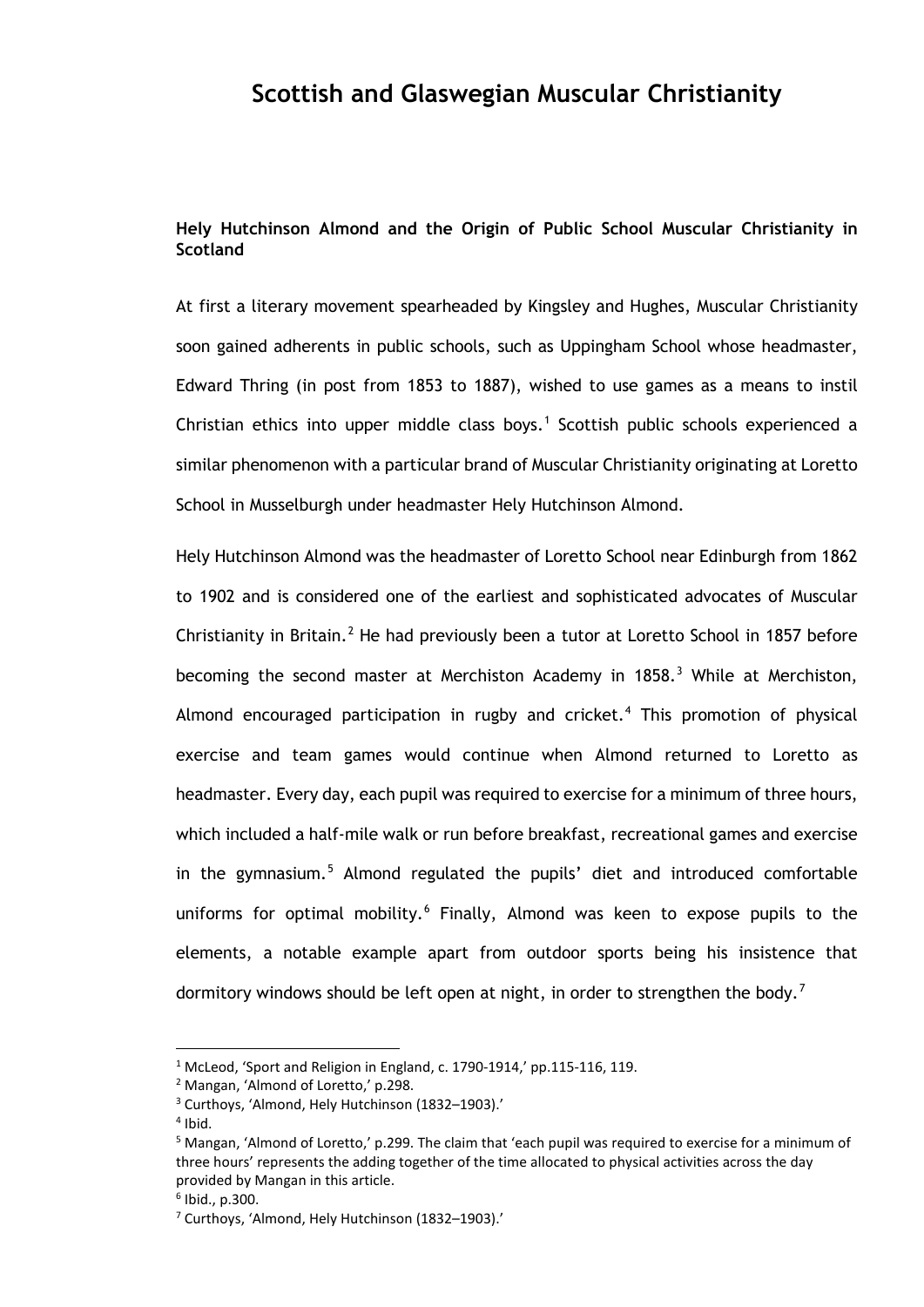# Scottish and Glaswegian Muscular Christianity

### Hely Hutchinson Almond and the Origin of Public School Muscular Christianity in Scotland

At first a literary movement spearheaded by Kingsley and Hughes, Muscular Christianity soon gained adherents in public schools, such as Uppingham School whose headmaster, Edward Thring (in post from 1853 to 1887), wished to use games as a means to instil Christian ethics into upper middle class boys.[1] Scottish public schools experienced a similar phenomenon with a particular brand of Muscular Christianity originating at Loretto School in Musselburgh under headmaster Hely Hutchinson Almond.

Hely Hutchinson Almond was the headmaster of Loretto School near Edinburgh from 1862 to 1902 and is considered one of the earliest and sophisticated advocates of Muscular Christianity in Britain.[2] He had previously been a tutor at Loretto School in 1857 before becoming the second master at Merchiston Academy in 1858.[3] While at Merchiston, Almond encouraged participation in rugby and cricket.[4] This promotion of physical exercise and team games would continue when Almond returned to Loretto as headmaster. Every day, each pupil was required to exercise for a minimum of three hours, which included a half-mile walk or run before breakfast, recreational games and exercise in the gymnasium.[5] Almond regulated the pupils' diet and introduced comfortable uniforms for optimal mobility.[6] Finally, Almond was keen to expose pupils to the elements, a notable example apart from outdoor sports being his insistence that dormitory windows should be left open at night, in order to strengthen the body.[7]

---

[1] McLeod, 'Sport and Religion in England, c. 1790-1914,' pp.115-116, 119.

[2] Mangan, 'Almond of Loretto,' p.298.

[3] Curthoys, 'Almond, Hely Hutchinson (1832–1903).'

[4] Ibid.

[5] Mangan, 'Almond of Loretto,' p.299. The claim that 'each pupil was required to exercise for a minimum of three hours' represents the adding together of the time allocated to physical activities across the day provided by Mangan in this article.

[6] Ibid., p.300.

[7] Curthoys, 'Almond, Hely Hutchinson (1832–1903).'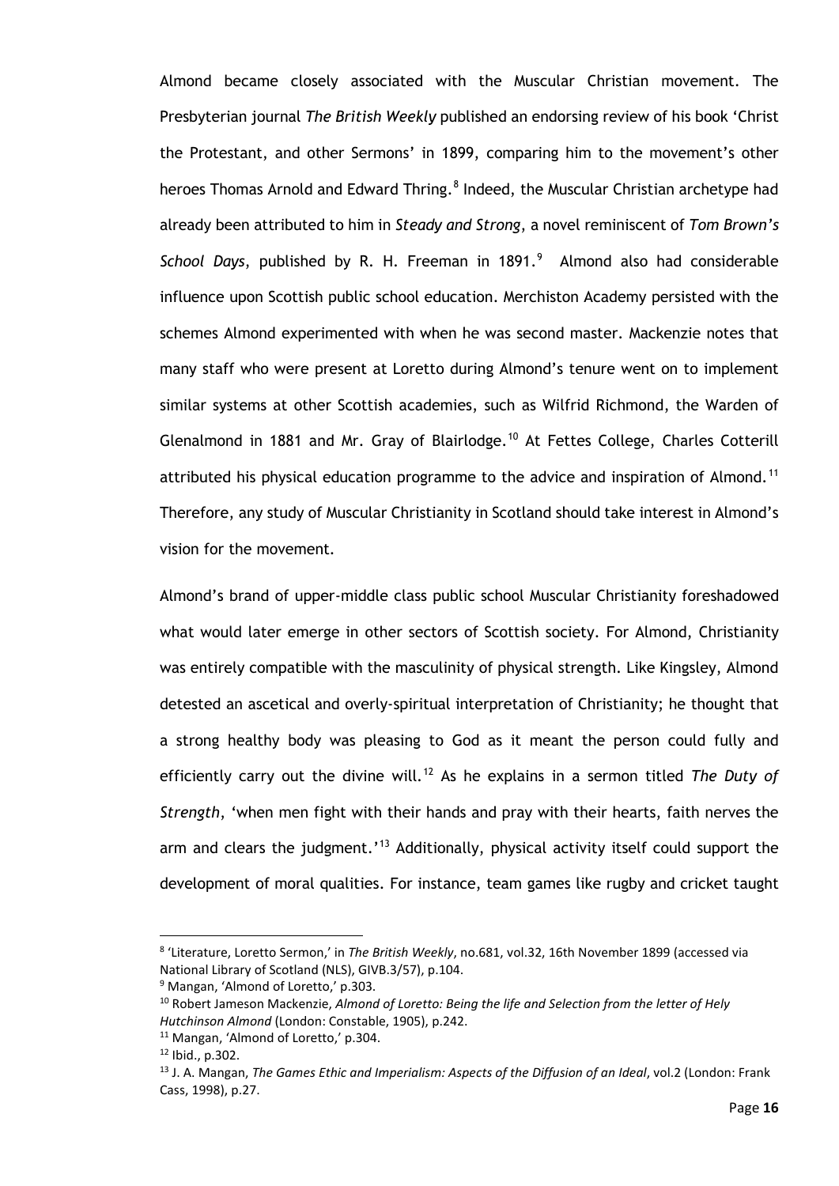Almond became closely associated with the Muscular Christian movement. The Presbyterian journal *The British Weekly* published an endorsing review of his book 'Christ the Protestant, and other Sermons' in 1899, comparing him to the movement's other heroes Thomas Arnold and Edward Thring.[8] Indeed, the Muscular Christian archetype had already been attributed to him in *Steady and Strong*, a novel reminiscent of *Tom Brown's School Days*, published by R. H. Freeman in 1891.[9] Almond also had considerable influence upon Scottish public school education. Merchiston Academy persisted with the schemes Almond experimented with when he was second master. Mackenzie notes that many staff who were present at Loretto during Almond's tenure went on to implement similar systems at other Scottish academies, such as Wilfrid Richmond, the Warden of Glenalmond in 1881 and Mr. Gray of Blairlodge.[10] At Fettes College, Charles Cotterill attributed his physical education programme to the advice and inspiration of Almond.[11] Therefore, any study of Muscular Christianity in Scotland should take interest in Almond's vision for the movement.

Almond's brand of upper-middle class public school Muscular Christianity foreshadowed what would later emerge in other sectors of Scottish society. For Almond, Christianity was entirely compatible with the masculinity of physical strength. Like Kingsley, Almond detested an ascetical and overly-spiritual interpretation of Christianity; he thought that a strong healthy body was pleasing to God as it meant the person could fully and efficiently carry out the divine will.[12] As he explains in a sermon titled *The Duty of Strength*, 'when men fight with their hands and pray with their hearts, faith nerves the arm and clears the judgment.'[13] Additionally, physical activity itself could support the development of moral qualities. For instance, team games like rugby and cricket taught

---

[8] 'Literature, Loretto Sermon,' in *The British Weekly*, no.681, vol.32, 16th November 1899 (accessed via National Library of Scotland (NLS), GIVB.3/57), p.104.

[9] Mangan, 'Almond of Loretto,' p.303.

[10] Robert Jameson Mackenzie, *Almond of Loretto: Being the life and Selection from the letter of Hely Hutchinson Almond* (London: Constable, 1905), p.242.

[11] Mangan, 'Almond of Loretto,' p.304.

[12] Ibid., p.302.

[13] J. A. Mangan, *The Games Ethic and Imperialism: Aspects of the Diffusion of an Ideal*, vol.2 (London: Frank Cass, 1998), p.27.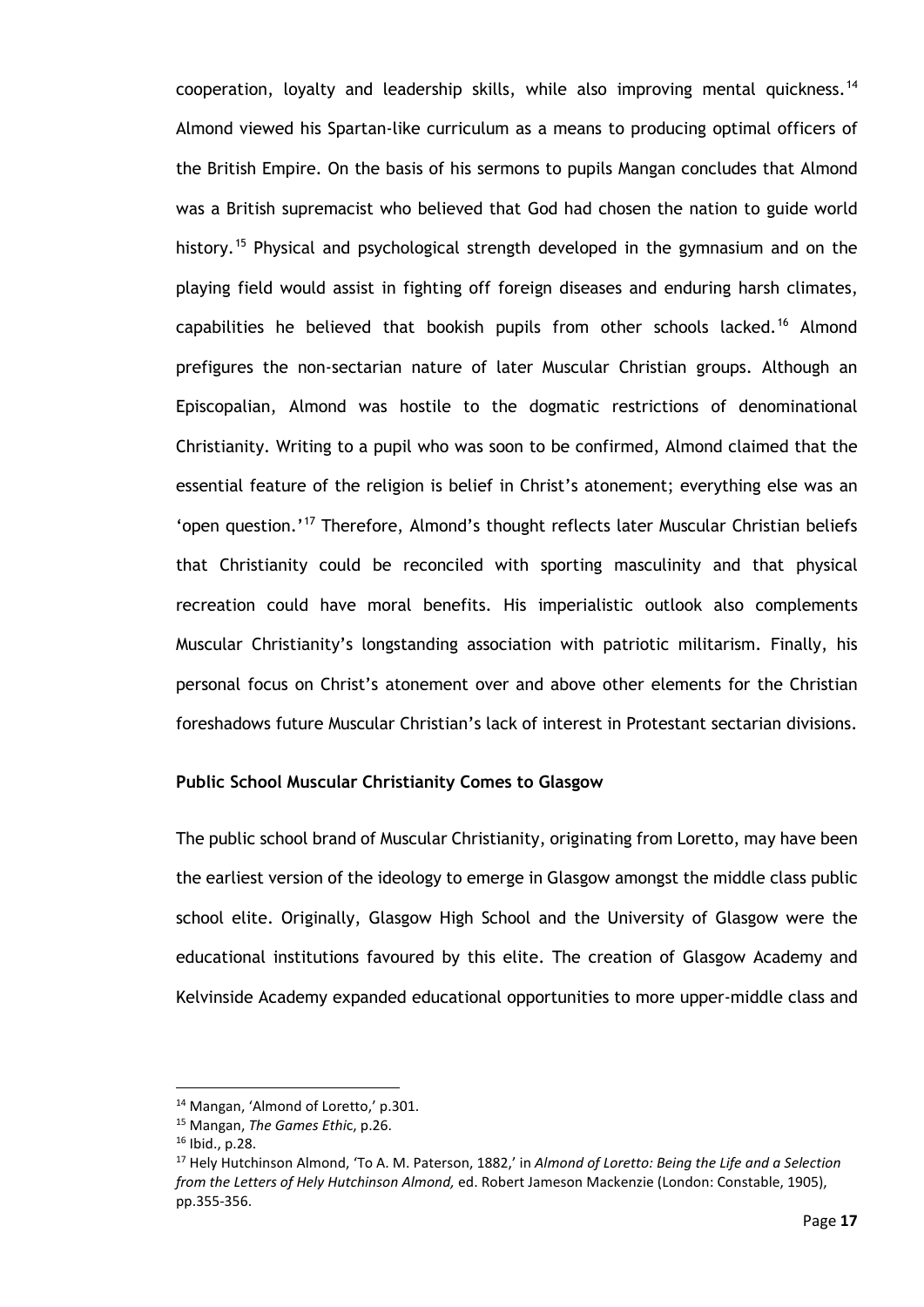cooperation, loyalty and leadership skills, while also improving mental quickness.[14] Almond viewed his Spartan-like curriculum as a means to producing optimal officers of the British Empire. On the basis of his sermons to pupils Mangan concludes that Almond was a British supremacist who believed that God had chosen the nation to guide world history.[15] Physical and psychological strength developed in the gymnasium and on the playing field would assist in fighting off foreign diseases and enduring harsh climates, capabilities he believed that bookish pupils from other schools lacked.[16] Almond prefigures the non-sectarian nature of later Muscular Christian groups. Although an Episcopalian, Almond was hostile to the dogmatic restrictions of denominational Christianity. Writing to a pupil who was soon to be confirmed, Almond claimed that the essential feature of the religion is belief in Christ's atonement; everything else was an 'open question.'[17] Therefore, Almond's thought reflects later Muscular Christian beliefs that Christianity could be reconciled with sporting masculinity and that physical recreation could have moral benefits. His imperialistic outlook also complements Muscular Christianity's longstanding association with patriotic militarism. Finally, his personal focus on Christ's atonement over and above other elements for the Christian foreshadows future Muscular Christian's lack of interest in Protestant sectarian divisions.

**Public School Muscular Christianity Comes to Glasgow**

The public school brand of Muscular Christianity, originating from Loretto, may have been the earliest version of the ideology to emerge in Glasgow amongst the middle class public school elite. Originally, Glasgow High School and the University of Glasgow were the educational institutions favoured by this elite. The creation of Glasgow Academy and Kelvinside Academy expanded educational opportunities to more upper-middle class and

---

[14] Mangan, 'Almond of Loretto,' p.301.

[15] Mangan, *The Games Ethic*, p.26.

[16] Ibid., p.28.

[17] Hely Hutchinson Almond, 'To A. M. Paterson, 1882,' in *Almond of Loretto: Being the Life and a Selection from the Letters of Hely Hutchinson Almond,* ed. Robert Jameson Mackenzie (London: Constable, 1905), pp.355-356.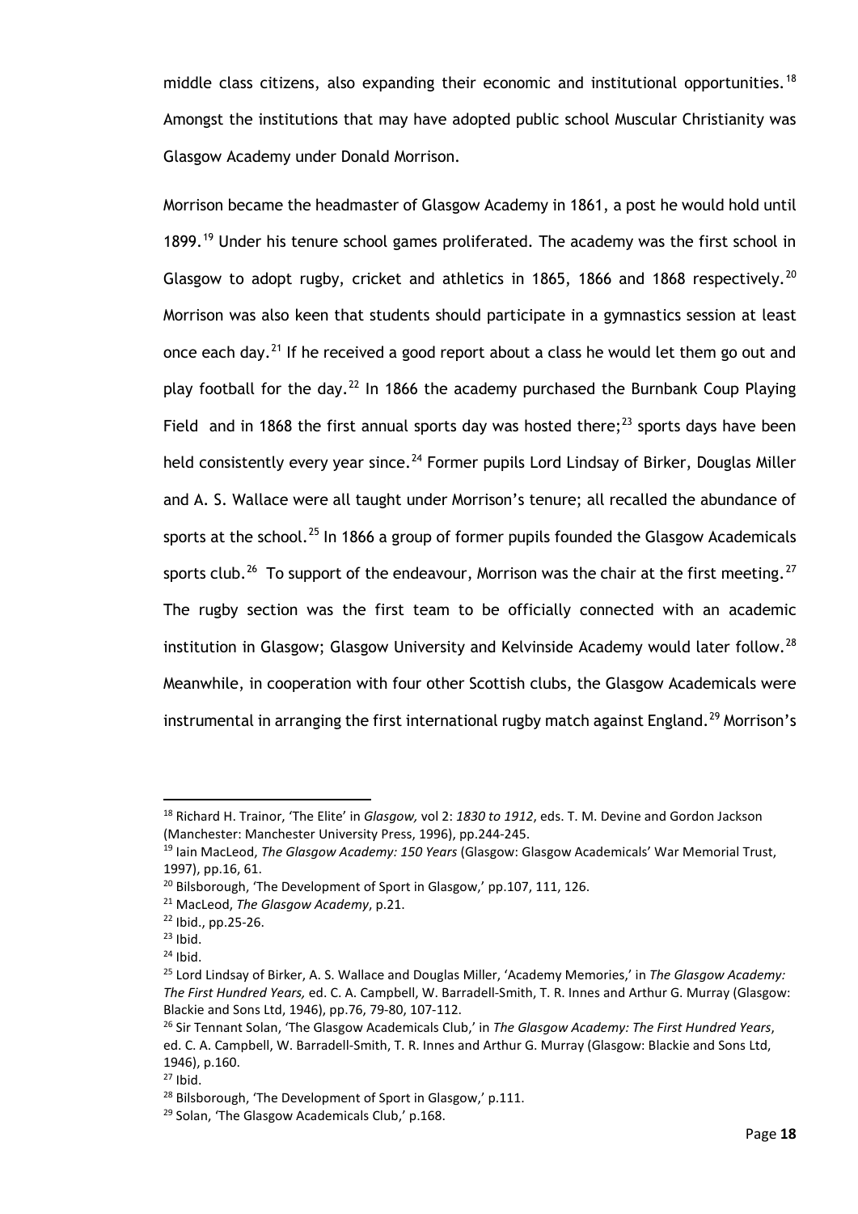middle class citizens, also expanding their economic and institutional opportunities.[18] Amongst the institutions that may have adopted public school Muscular Christianity was Glasgow Academy under Donald Morrison.

Morrison became the headmaster of Glasgow Academy in 1861, a post he would hold until 1899.[19] Under his tenure school games proliferated. The academy was the first school in Glasgow to adopt rugby, cricket and athletics in 1865, 1866 and 1868 respectively.[20] Morrison was also keen that students should participate in a gymnastics session at least once each day.[21] If he received a good report about a class he would let them go out and play football for the day.[22] In 1866 the academy purchased the Burnbank Coup Playing Field and in 1868 the first annual sports day was hosted there;[23] sports days have been held consistently every year since.[24] Former pupils Lord Lindsay of Birker, Douglas Miller and A. S. Wallace were all taught under Morrison's tenure; all recalled the abundance of sports at the school.[25] In 1866 a group of former pupils founded the Glasgow Academicals sports club.[26] To support of the endeavour, Morrison was the chair at the first meeting.[27] The rugby section was the first team to be officially connected with an academic institution in Glasgow; Glasgow University and Kelvinside Academy would later follow.[28] Meanwhile, in cooperation with four other Scottish clubs, the Glasgow Academicals were instrumental in arranging the first international rugby match against England.[29] Morrison's

---

[18] Richard H. Trainor, 'The Elite' in *Glasgow,* vol 2: *1830 to 1912*, eds. T. M. Devine and Gordon Jackson (Manchester: Manchester University Press, 1996), pp.244-245.

[19] Iain MacLeod, *The Glasgow Academy: 150 Years* (Glasgow: Glasgow Academicals' War Memorial Trust, 1997), pp.16, 61.

[20] Bilsborough, 'The Development of Sport in Glasgow,' pp.107, 111, 126.

[21] MacLeod, *The Glasgow Academy*, p.21.

[22] Ibid., pp.25-26.

[23] Ibid.

[24] Ibid.

[25] Lord Lindsay of Birker, A. S. Wallace and Douglas Miller, 'Academy Memories,' in *The Glasgow Academy: The First Hundred Years,* ed. C. A. Campbell, W. Barradell-Smith, T. R. Innes and Arthur G. Murray (Glasgow: Blackie and Sons Ltd, 1946), pp.76, 79-80, 107-112.

[26] Sir Tennant Solan, 'The Glasgow Academicals Club,' in *The Glasgow Academy: The First Hundred Years*, ed. C. A. Campbell, W. Barradell-Smith, T. R. Innes and Arthur G. Murray (Glasgow: Blackie and Sons Ltd, 1946), p.160.

[27] Ibid.

[28] Bilsborough, 'The Development of Sport in Glasgow,' p.111.

[29] Solan, 'The Glasgow Academicals Club,' p.168.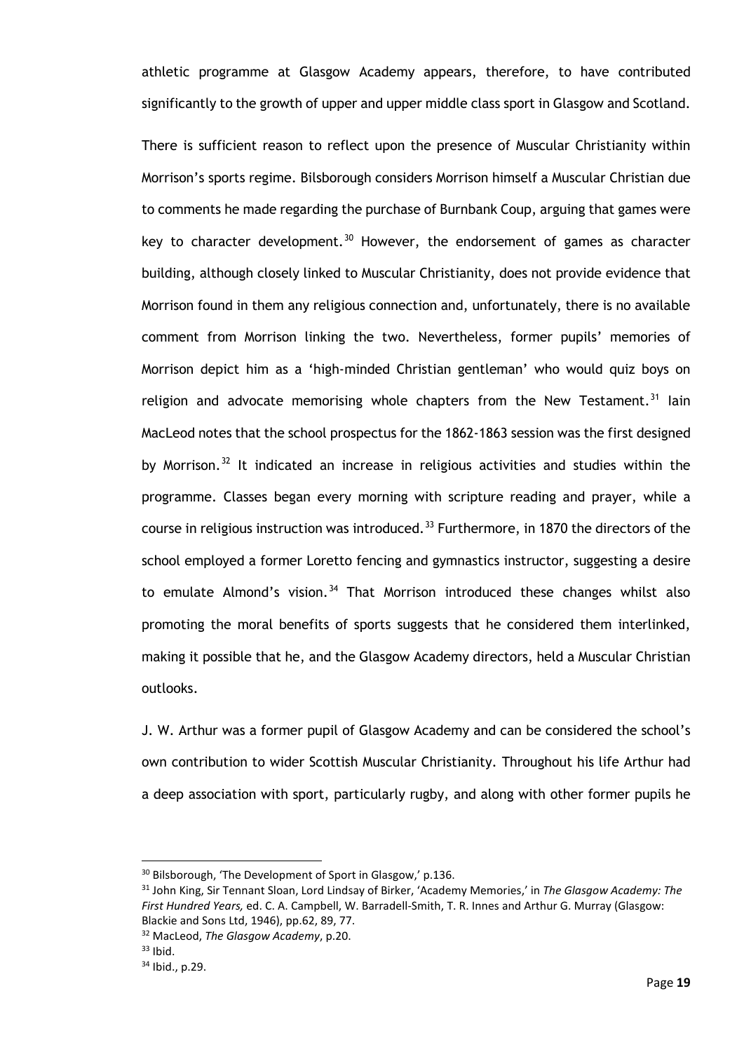athletic programme at Glasgow Academy appears, therefore, to have contributed significantly to the growth of upper and upper middle class sport in Glasgow and Scotland.

There is sufficient reason to reflect upon the presence of Muscular Christianity within Morrison's sports regime. Bilsborough considers Morrison himself a Muscular Christian due to comments he made regarding the purchase of Burnbank Coup, arguing that games were key to character development.[30] However, the endorsement of games as character building, although closely linked to Muscular Christianity, does not provide evidence that Morrison found in them any religious connection and, unfortunately, there is no available comment from Morrison linking the two. Nevertheless, former pupils' memories of Morrison depict him as a 'high-minded Christian gentleman' who would quiz boys on religion and advocate memorising whole chapters from the New Testament.[31] Iain MacLeod notes that the school prospectus for the 1862-1863 session was the first designed by Morrison.[32] It indicated an increase in religious activities and studies within the programme. Classes began every morning with scripture reading and prayer, while a course in religious instruction was introduced.[33] Furthermore, in 1870 the directors of the school employed a former Loretto fencing and gymnastics instructor, suggesting a desire to emulate Almond's vision.[34] That Morrison introduced these changes whilst also promoting the moral benefits of sports suggests that he considered them interlinked, making it possible that he, and the Glasgow Academy directors, held a Muscular Christian outlooks.

J. W. Arthur was a former pupil of Glasgow Academy and can be considered the school's own contribution to wider Scottish Muscular Christianity. Throughout his life Arthur had a deep association with sport, particularly rugby, and along with other former pupils he

---

[30] Bilsborough, 'The Development of Sport in Glasgow,' p.136.

[31] John King, Sir Tennant Sloan, Lord Lindsay of Birker, 'Academy Memories,' in *The Glasgow Academy: The First Hundred Years,* ed. C. A. Campbell, W. Barradell-Smith, T. R. Innes and Arthur G. Murray (Glasgow: Blackie and Sons Ltd, 1946), pp.62, 89, 77.

[32] MacLeod, *The Glasgow Academy*, p.20.

[33] Ibid.

[34] Ibid., p.29.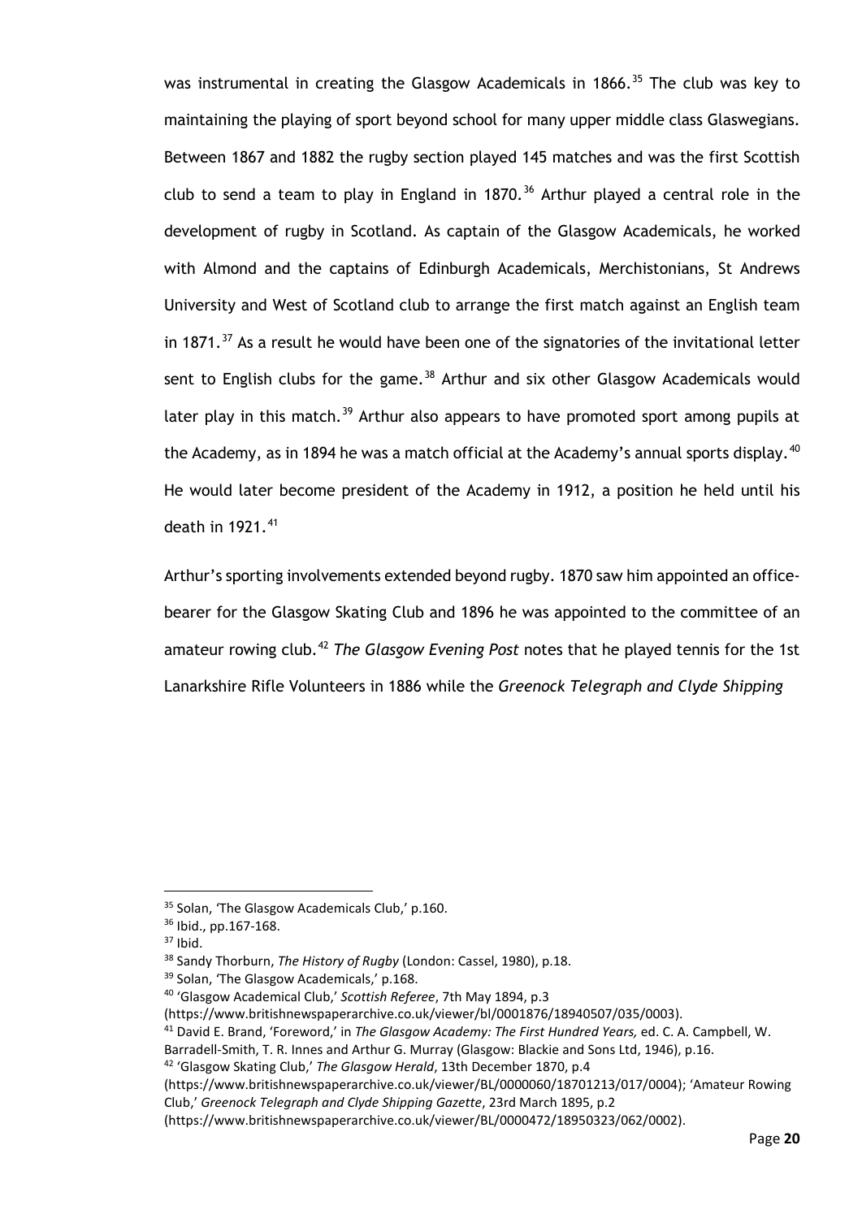was instrumental in creating the Glasgow Academicals in 1866.[35] The club was key to maintaining the playing of sport beyond school for many upper middle class Glaswegians. Between 1867 and 1882 the rugby section played 145 matches and was the first Scottish club to send a team to play in England in 1870.[36] Arthur played a central role in the development of rugby in Scotland. As captain of the Glasgow Academicals, he worked with Almond and the captains of Edinburgh Academicals, Merchistonians, St Andrews University and West of Scotland club to arrange the first match against an English team in 1871.[37] As a result he would have been one of the signatories of the invitational letter sent to English clubs for the game.[38] Arthur and six other Glasgow Academicals would later play in this match.[39] Arthur also appears to have promoted sport among pupils at the Academy, as in 1894 he was a match official at the Academy's annual sports display.[40] He would later become president of the Academy in 1912, a position he held until his death in 1921.[41]

Arthur's sporting involvements extended beyond rugby. 1870 saw him appointed an office-bearer for the Glasgow Skating Club and 1896 he was appointed to the committee of an amateur rowing club.[42] *The Glasgow Evening Post* notes that he played tennis for the 1st Lanarkshire Rifle Volunteers in 1886 while the *Greenock Telegraph and Clyde Shipping*

---

[35] Solan, 'The Glasgow Academicals Club,' p.160.

[36] Ibid., pp.167-168.

[37] Ibid.

[38] Sandy Thorburn, *The History of Rugby* (London: Cassel, 1980), p.18.

[39] Solan, 'The Glasgow Academicals,' p.168.

[40] 'Glasgow Academical Club,' *Scottish Referee*, 7th May 1894, p.3 (https://www.britishnewspaperarchive.co.uk/viewer/bl/0001876/18940507/035/0003).

[41] David E. Brand, 'Foreword,' in *The Glasgow Academy: The First Hundred Years,* ed. C. A. Campbell, W. Barradell-Smith, T. R. Innes and Arthur G. Murray (Glasgow: Blackie and Sons Ltd, 1946), p.16.

[42] 'Glasgow Skating Club,' *The Glasgow Herald*, 13th December 1870, p.4 (https://www.britishnewspaperarchive.co.uk/viewer/BL/0000060/18701213/017/0004); 'Amateur Rowing Club,' *Greenock Telegraph and Clyde Shipping Gazette*, 23rd March 1895, p.2 (https://www.britishnewspaperarchive.co.uk/viewer/BL/0000472/18950323/062/0002).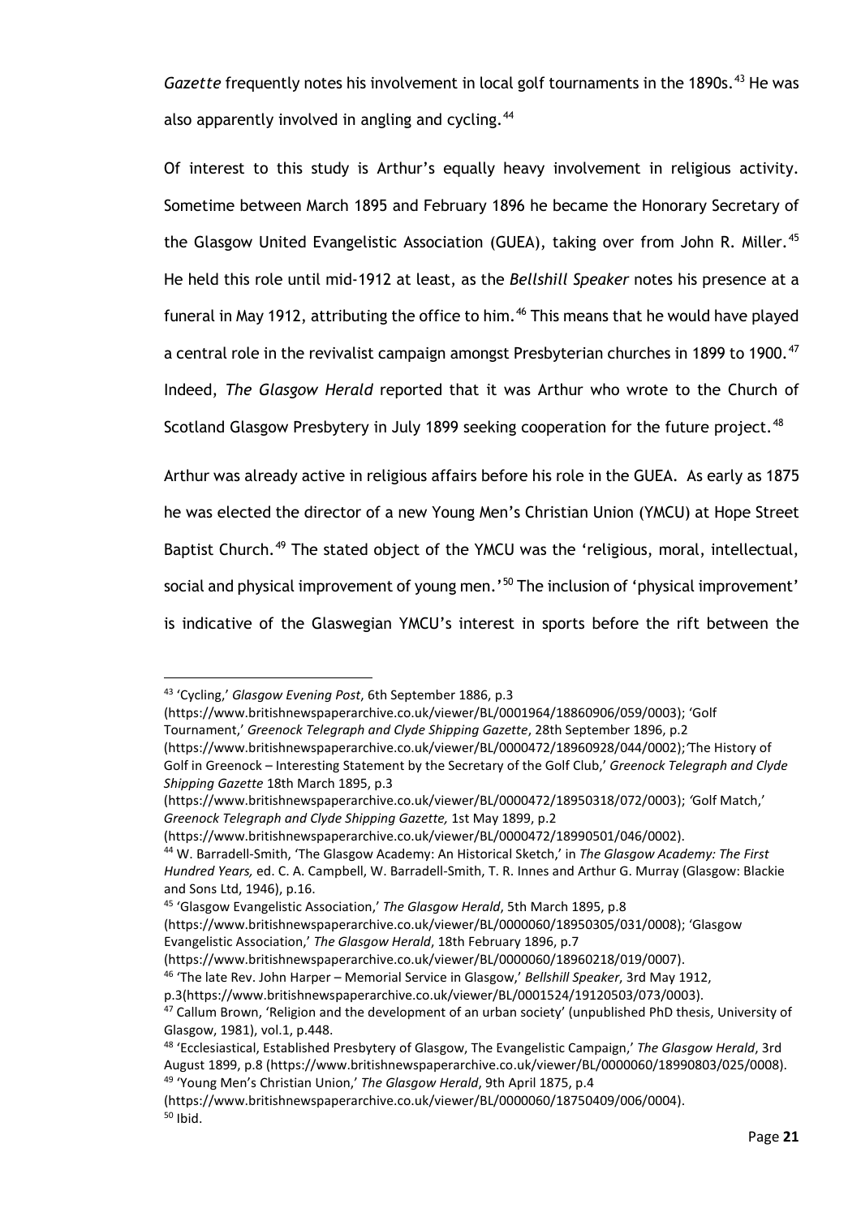*Gazette* frequently notes his involvement in local golf tournaments in the 1890s.[43] He was also apparently involved in angling and cycling.[44]

Of interest to this study is Arthur's equally heavy involvement in religious activity. Sometime between March 1895 and February 1896 he became the Honorary Secretary of the Glasgow United Evangelistic Association (GUEA), taking over from John R. Miller.[45] He held this role until mid-1912 at least, as the *Bellshill Speaker* notes his presence at a funeral in May 1912, attributing the office to him.[46] This means that he would have played a central role in the revivalist campaign amongst Presbyterian churches in 1899 to 1900.[47] Indeed, *The Glasgow Herald* reported that it was Arthur who wrote to the Church of Scotland Glasgow Presbytery in July 1899 seeking cooperation for the future project.[48]

Arthur was already active in religious affairs before his role in the GUEA. As early as 1875 he was elected the director of a new Young Men's Christian Union (YMCU) at Hope Street Baptist Church.[49] The stated object of the YMCU was the 'religious, moral, intellectual, social and physical improvement of young men.'[50] The inclusion of 'physical improvement' is indicative of the Glaswegian YMCU's interest in sports before the rift between the

---

[43] 'Cycling,' *Glasgow Evening Post*, 6th September 1886, p.3 (https://www.britishnewspaperarchive.co.uk/viewer/BL/0001964/18860906/059/0003); 'Golf Tournament,' *Greenock Telegraph and Clyde Shipping Gazette*, 28th September 1896, p.2 (https://www.britishnewspaperarchive.co.uk/viewer/BL/0000472/18960928/044/0002);'The History of Golf in Greenock – Interesting Statement by the Secretary of the Golf Club,' *Greenock Telegraph and Clyde Shipping Gazette* 18th March 1895, p.3 (https://www.britishnewspaperarchive.co.uk/viewer/BL/0000472/18950318/072/0003); 'Golf Match,' *Greenock Telegraph and Clyde Shipping Gazette,* 1st May 1899, p.2 (https://www.britishnewspaperarchive.co.uk/viewer/BL/0000472/18990501/046/0002).

[44] W. Barradell-Smith, 'The Glasgow Academy: An Historical Sketch,' in *The Glasgow Academy: The First Hundred Years,* ed. C. A. Campbell, W. Barradell-Smith, T. R. Innes and Arthur G. Murray (Glasgow: Blackie and Sons Ltd, 1946), p.16.

[45] 'Glasgow Evangelistic Association,' *The Glasgow Herald*, 5th March 1895, p.8 (https://www.britishnewspaperarchive.co.uk/viewer/BL/0000060/18950305/031/0008); 'Glasgow Evangelistic Association,' *The Glasgow Herald*, 18th February 1896, p.7 (https://www.britishnewspaperarchive.co.uk/viewer/BL/0000060/18960218/019/0007).

[46] 'The late Rev. John Harper – Memorial Service in Glasgow,' *Bellshill Speaker*, 3rd May 1912, p.3(https://www.britishnewspaperarchive.co.uk/viewer/BL/0001524/19120503/073/0003).

[47] Callum Brown, 'Religion and the development of an urban society' (unpublished PhD thesis, University of Glasgow, 1981), vol.1, p.448.

[48] 'Ecclesiastical, Established Presbytery of Glasgow, The Evangelistic Campaign,' *The Glasgow Herald*, 3rd August 1899, p.8 (https://www.britishnewspaperarchive.co.uk/viewer/BL/0000060/18990803/025/0008).

[49] 'Young Men's Christian Union,' *The Glasgow Herald*, 9th April 1875, p.4 (https://www.britishnewspaperarchive.co.uk/viewer/BL/0000060/18750409/006/0004).

[50] Ibid.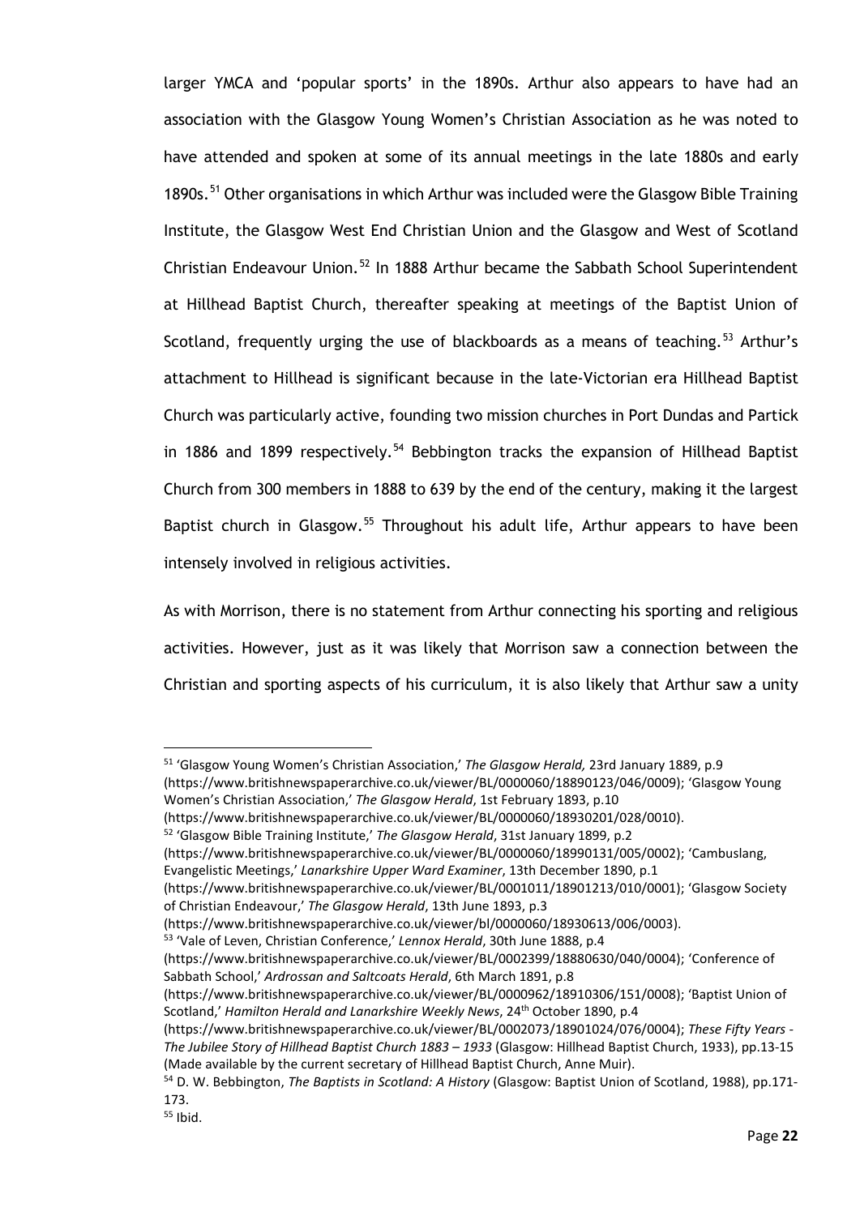larger YMCA and 'popular sports' in the 1890s. Arthur also appears to have had an association with the Glasgow Young Women's Christian Association as he was noted to have attended and spoken at some of its annual meetings in the late 1880s and early 1890s.[51] Other organisations in which Arthur was included were the Glasgow Bible Training Institute, the Glasgow West End Christian Union and the Glasgow and West of Scotland Christian Endeavour Union.[52] In 1888 Arthur became the Sabbath School Superintendent at Hillhead Baptist Church, thereafter speaking at meetings of the Baptist Union of Scotland, frequently urging the use of blackboards as a means of teaching.[53] Arthur's attachment to Hillhead is significant because in the late-Victorian era Hillhead Baptist Church was particularly active, founding two mission churches in Port Dundas and Partick in 1886 and 1899 respectively.[54] Bebbington tracks the expansion of Hillhead Baptist Church from 300 members in 1888 to 639 by the end of the century, making it the largest Baptist church in Glasgow.[55] Throughout his adult life, Arthur appears to have been intensely involved in religious activities.

As with Morrison, there is no statement from Arthur connecting his sporting and religious activities. However, just as it was likely that Morrison saw a connection between the Christian and sporting aspects of his curriculum, it is also likely that Arthur saw a unity

---

[51] 'Glasgow Young Women's Christian Association,' *The Glasgow Herald,* 23rd January 1889, p.9 (https://www.britishnewspaperarchive.co.uk/viewer/BL/0000060/18890123/046/0009); 'Glasgow Young Women's Christian Association,' *The Glasgow Herald*, 1st February 1893, p.10 (https://www.britishnewspaperarchive.co.uk/viewer/BL/0000060/18930201/028/0010).

[52] 'Glasgow Bible Training Institute,' *The Glasgow Herald*, 31st January 1899, p.2 (https://www.britishnewspaperarchive.co.uk/viewer/BL/0000060/18990131/005/0002); 'Cambuslang, Evangelistic Meetings,' *Lanarkshire Upper Ward Examiner*, 13th December 1890, p.1 (https://www.britishnewspaperarchive.co.uk/viewer/BL/0001011/18901213/010/0001); 'Glasgow Society of Christian Endeavour,' *The Glasgow Herald*, 13th June 1893, p.3 (https://www.britishnewspaperarchive.co.uk/viewer/bl/0000060/18930613/006/0003).

[53] 'Vale of Leven, Christian Conference,' *Lennox Herald*, 30th June 1888, p.4 (https://www.britishnewspaperarchive.co.uk/viewer/BL/0002399/18880630/040/0004); 'Conference of Sabbath School,' *Ardrossan and Saltcoats Herald*, 6th March 1891, p.8 (https://www.britishnewspaperarchive.co.uk/viewer/BL/0000962/18910306/151/0008); 'Baptist Union of Scotland,' *Hamilton Herald and Lanarkshire Weekly News*, 24th October 1890, p.4 (https://www.britishnewspaperarchive.co.uk/viewer/BL/0002073/18901024/076/0004); *These Fifty Years - The Jubilee Story of Hillhead Baptist Church 1883 – 1933* (Glasgow: Hillhead Baptist Church, 1933), pp.13-15 (Made available by the current secretary of Hillhead Baptist Church, Anne Muir).

[54] D. W. Bebbington, *The Baptists in Scotland: A History* (Glasgow: Baptist Union of Scotland, 1988), pp.171-173.

[55] Ibid.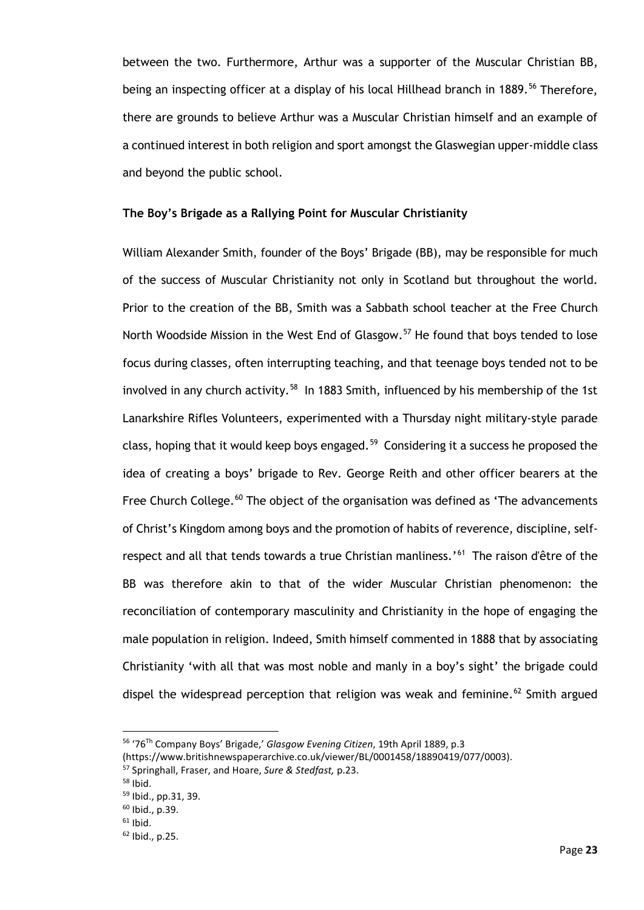between the two. Furthermore, Arthur was a supporter of the Muscular Christian BB, being an inspecting officer at a display of his local Hillhead branch in 1889.[56] Therefore, there are grounds to believe Arthur was a Muscular Christian himself and an example of a continued interest in both religion and sport amongst the Glaswegian upper-middle class and beyond the public school.

**The Boy's Brigade as a Rallying Point for Muscular Christianity**

William Alexander Smith, founder of the Boys' Brigade (BB), may be responsible for much of the success of Muscular Christianity not only in Scotland but throughout the world. Prior to the creation of the BB, Smith was a Sabbath school teacher at the Free Church North Woodside Mission in the West End of Glasgow.[57] He found that boys tended to lose focus during classes, often interrupting teaching, and that teenage boys tended not to be involved in any church activity.[58] In 1883 Smith, influenced by his membership of the 1st Lanarkshire Rifles Volunteers, experimented with a Thursday night military-style parade class, hoping that it would keep boys engaged.[59] Considering it a success he proposed the idea of creating a boys' brigade to Rev. George Reith and other officer bearers at the Free Church College.[60] The object of the organisation was defined as 'The advancements of Christ's Kingdom among boys and the promotion of habits of reverence, discipline, self-respect and all that tends towards a true Christian manliness.'[61] The raison d'être of the BB was therefore akin to that of the wider Muscular Christian phenomenon: the reconciliation of contemporary masculinity and Christianity in the hope of engaging the male population in religion. Indeed, Smith himself commented in 1888 that by associating Christianity 'with all that was most noble and manly in a boy's sight' the brigade could dispel the widespread perception that religion was weak and feminine.[62] Smith argued

---

[56] '76Th Company Boys' Brigade,' *Glasgow Evening Citizen*, 19th April 1889, p.3 (https://www.britishnewspaperarchive.co.uk/viewer/BL/0001458/18890419/077/0003).

[57] Springhall, Fraser, and Hoare, *Sure & Stedfast,* p.23.

[58] Ibid.

[59] Ibid., pp.31, 39.

[60] Ibid., p.39.

[61] Ibid.

[62] Ibid., p.25.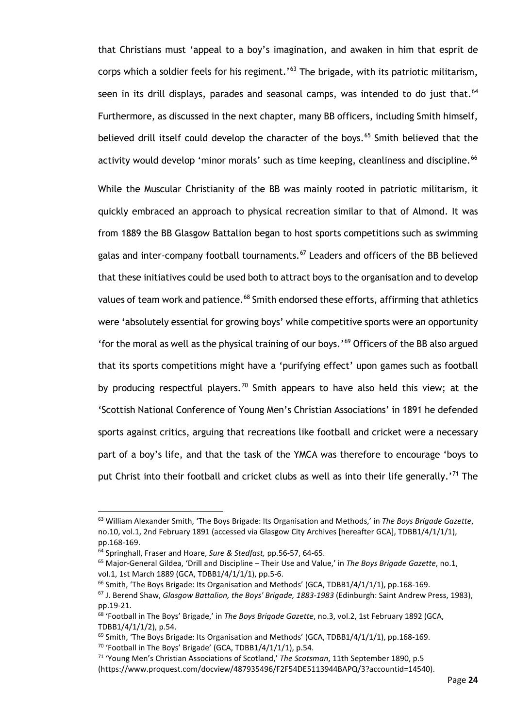that Christians must 'appeal to a boy's imagination, and awaken in him that esprit de corps which a soldier feels for his regiment.'[63] The brigade, with its patriotic militarism, seen in its drill displays, parades and seasonal camps, was intended to do just that.[64] Furthermore, as discussed in the next chapter, many BB officers, including Smith himself, believed drill itself could develop the character of the boys.[65] Smith believed that the activity would develop 'minor morals' such as time keeping, cleanliness and discipline.[66]

While the Muscular Christianity of the BB was mainly rooted in patriotic militarism, it quickly embraced an approach to physical recreation similar to that of Almond. It was from 1889 the BB Glasgow Battalion began to host sports competitions such as swimming galas and inter-company football tournaments.[67] Leaders and officers of the BB believed that these initiatives could be used both to attract boys to the organisation and to develop values of team work and patience.[68] Smith endorsed these efforts, affirming that athletics were 'absolutely essential for growing boys' while competitive sports were an opportunity 'for the moral as well as the physical training of our boys.'[69] Officers of the BB also argued that its sports competitions might have a 'purifying effect' upon games such as football by producing respectful players.[70] Smith appears to have also held this view; at the 'Scottish National Conference of Young Men's Christian Associations' in 1891 he defended sports against critics, arguing that recreations like football and cricket were a necessary part of a boy's life, and that the task of the YMCA was therefore to encourage 'boys to put Christ into their football and cricket clubs as well as into their life generally.'[71] The

---

[63] William Alexander Smith, 'The Boys Brigade: Its Organisation and Methods,' in *The Boys Brigade Gazette*, no.10, vol.1, 2nd February 1891 (accessed via Glasgow City Archives [hereafter GCA], TDBB1/4/1/1/1), pp.168-169.

[64] Springhall, Fraser and Hoare, *Sure & Stedfast,* pp.56-57, 64-65.

[65] Major-General Gildea, 'Drill and Discipline – Their Use and Value,' in *The Boys Brigade Gazette*, no.1, vol.1, 1st March 1889 (GCA, TDBB1/4/1/1/1), pp.5-6.

[66] Smith, 'The Boys Brigade: Its Organisation and Methods' (GCA, TDBB1/4/1/1/1), pp.168-169.

[67] J. Berend Shaw, *Glasgow Battalion, the Boys' Brigade, 1883-1983* (Edinburgh: Saint Andrew Press, 1983), pp.19-21.

[68] 'Football in The Boys' Brigade,' in *The Boys Brigade Gazette*, no.3, vol.2, 1st February 1892 (GCA, TDBB1/4/1/1/2), p.54.

[69] Smith, 'The Boys Brigade: Its Organisation and Methods' (GCA, TDBB1/4/1/1/1), pp.168-169.

[70] 'Football in The Boys' Brigade' (GCA, TDBB1/4/1/1/1), p.54.

[71] 'Young Men's Christian Associations of Scotland,' *The Scotsman*, 11th September 1890, p.5 (https://www.proquest.com/docview/487935496/F2F54DE5113944BAPQ/3?accountid=14540).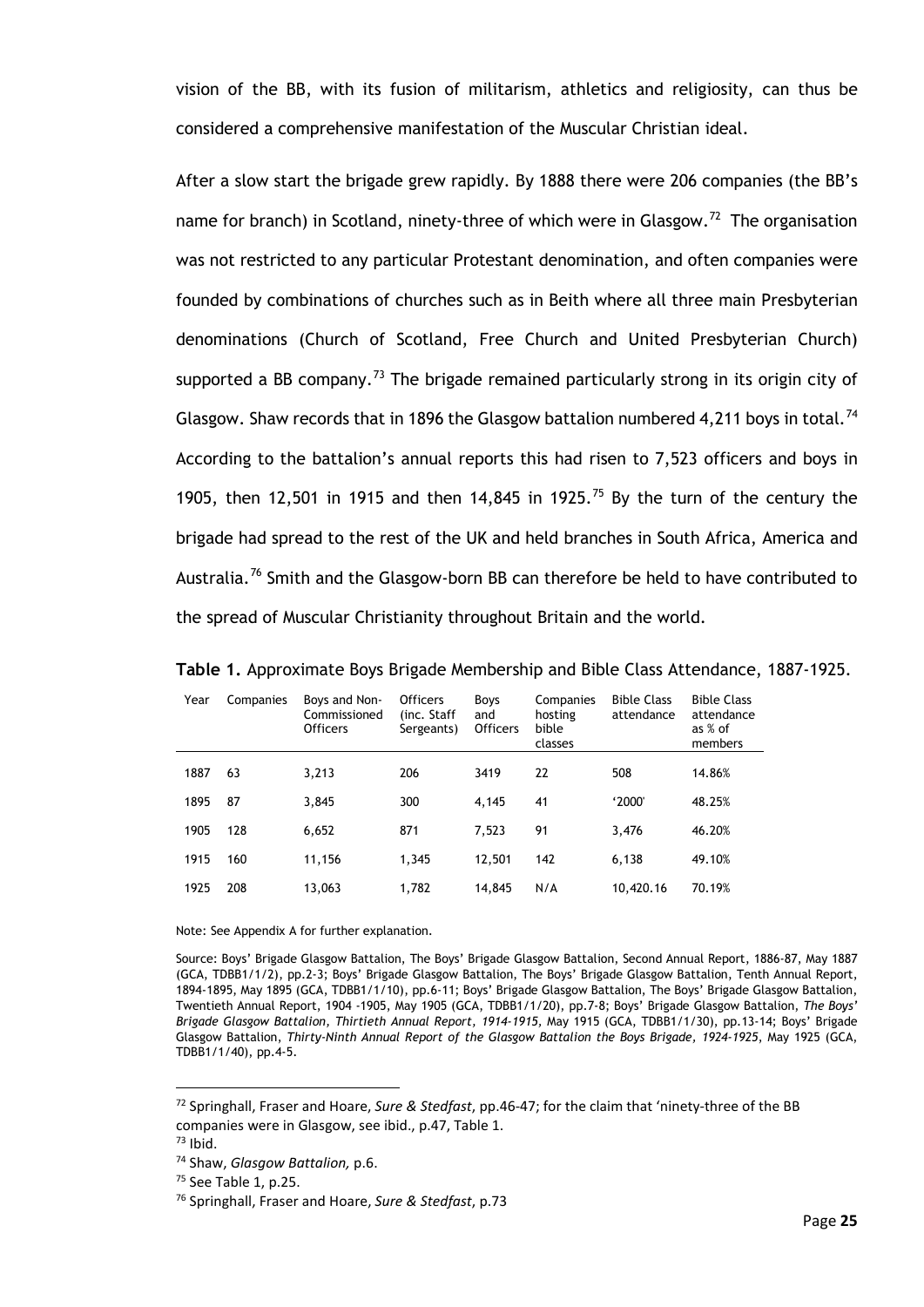vision of the BB, with its fusion of militarism, athletics and religiosity, can thus be considered a comprehensive manifestation of the Muscular Christian ideal.

After a slow start the brigade grew rapidly. By 1888 there were 206 companies (the BB's name for branch) in Scotland, ninety-three of which were in Glasgow.[72] The organisation was not restricted to any particular Protestant denomination, and often companies were founded by combinations of churches such as in Beith where all three main Presbyterian denominations (Church of Scotland, Free Church and United Presbyterian Church) supported a BB company.[73] The brigade remained particularly strong in its origin city of Glasgow. Shaw records that in 1896 the Glasgow battalion numbered 4,211 boys in total.[74] According to the battalion's annual reports this had risen to 7,523 officers and boys in 1905, then 12,501 in 1915 and then 14,845 in 1925.[75] By the turn of the century the brigade had spread to the rest of the UK and held branches in South Africa, America and Australia.[76] Smith and the Glasgow-born BB can therefore be held to have contributed to the spread of Muscular Christianity throughout Britain and the world.

**Table 1.** Approximate Boys Brigade Membership and Bible Class Attendance, 1887-1925.

| Year | Companies | Boys and Non-Commissioned Officers | Officers (inc. Staff Sergeants) | Boys and Officers | Companies hosting bible classes | Bible Class attendance | Bible Class attendance as % of members |
|---|---|---|---|---|---|---|---|
| 1887 | 63 | 3,213 | 206 | 3419 | 22 | 508 | 14.86% |
| 1895 | 87 | 3,845 | 300 | 4,145 | 41 | '2000' | 48.25% |
| 1905 | 128 | 6,652 | 871 | 7,523 | 91 | 3,476 | 46.20% |
| 1915 | 160 | 11,156 | 1,345 | 12,501 | 142 | 6,138 | 49.10% |
| 1925 | 208 | 13,063 | 1,782 | 14,845 | N/A | 10,420.16 | 70.19% |

Note: See Appendix A for further explanation.

Source: Boys' Brigade Glasgow Battalion, The Boys' Brigade Glasgow Battalion, Second Annual Report, 1886-87, May 1887 (GCA, TDBB1/1/2), pp.2-3; Boys' Brigade Glasgow Battalion, The Boys' Brigade Glasgow Battalion, Tenth Annual Report, 1894-1895, May 1895 (GCA, TDBB1/1/10), pp.6-11; Boys' Brigade Glasgow Battalion, The Boys' Brigade Glasgow Battalion, Twentieth Annual Report, 1904 -1905, May 1905 (GCA, TDBB1/1/20), pp.7-8; Boys' Brigade Glasgow Battalion, *The Boys' Brigade Glasgow Battalion, Thirtieth Annual Report, 1914-1915*, May 1915 (GCA, TDBB1/1/30), pp.13-14; Boys' Brigade Glasgow Battalion, *Thirty-Ninth Annual Report of the Glasgow Battalion the Boys Brigade, 1924-1925*, May 1925 (GCA, TDBB1/1/40), pp.4-5.

---

[72] Springhall, Fraser and Hoare, *Sure & Stedfast,* pp.46-47; for the claim that 'ninety-three of the BB companies were in Glasgow, see ibid., p.47, Table 1.

[73] Ibid.

[74] Shaw, *Glasgow Battalion,* p.6.

[75] See Table 1, p.25.

[76] Springhall, Fraser and Hoare, *Sure & Stedfast,* p.73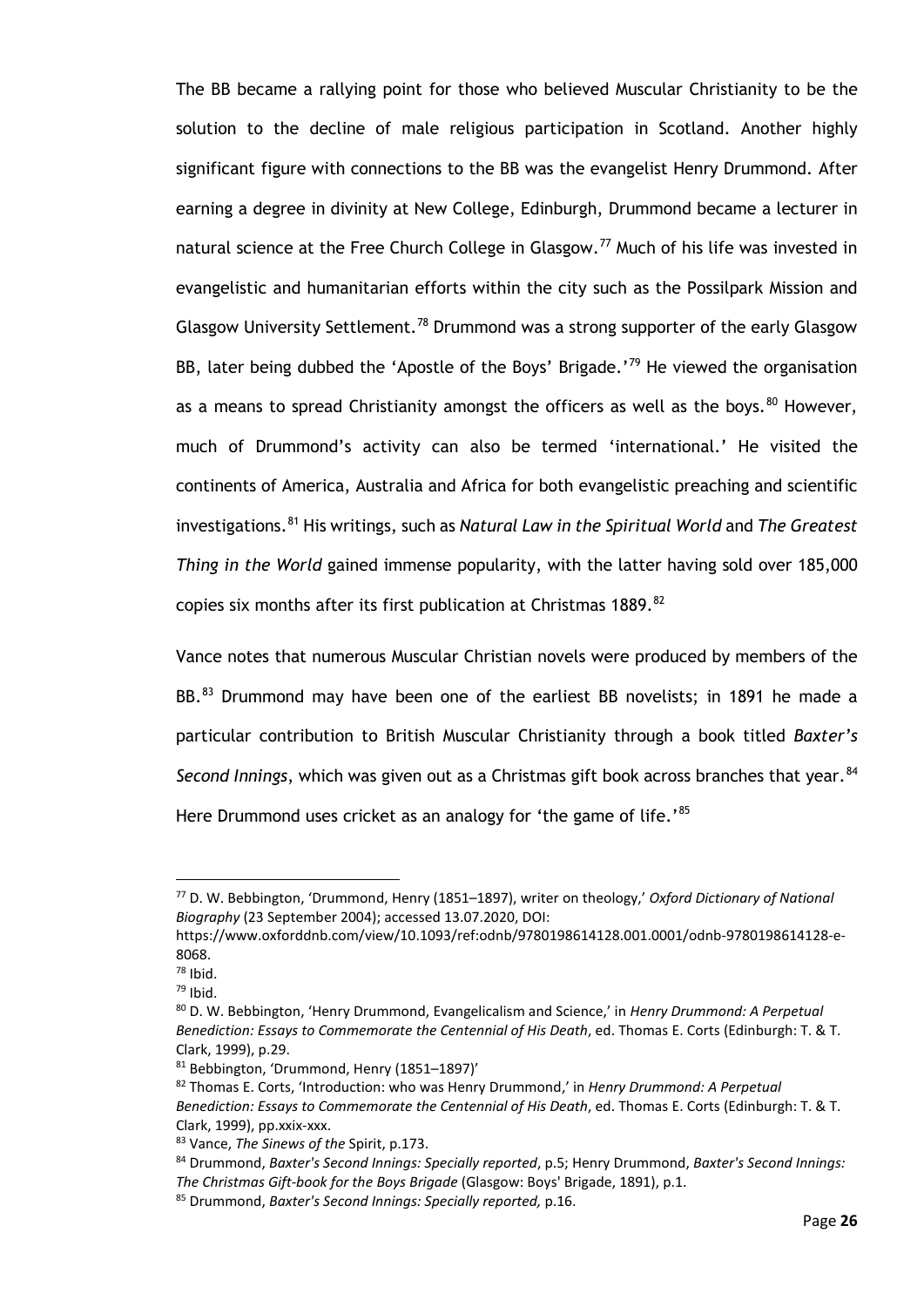The BB became a rallying point for those who believed Muscular Christianity to be the solution to the decline of male religious participation in Scotland. Another highly significant figure with connections to the BB was the evangelist Henry Drummond. After earning a degree in divinity at New College, Edinburgh, Drummond became a lecturer in natural science at the Free Church College in Glasgow.[77] Much of his life was invested in evangelistic and humanitarian efforts within the city such as the Possilpark Mission and Glasgow University Settlement.[78] Drummond was a strong supporter of the early Glasgow BB, later being dubbed the 'Apostle of the Boys' Brigade.'[79] He viewed the organisation as a means to spread Christianity amongst the officers as well as the boys.[80] However, much of Drummond's activity can also be termed 'international.' He visited the continents of America, Australia and Africa for both evangelistic preaching and scientific investigations.[81] His writings, such as *Natural Law in the Spiritual World* and *The Greatest Thing in the World* gained immense popularity, with the latter having sold over 185,000 copies six months after its first publication at Christmas 1889.[82]

Vance notes that numerous Muscular Christian novels were produced by members of the BB.[83] Drummond may have been one of the earliest BB novelists; in 1891 he made a particular contribution to British Muscular Christianity through a book titled *Baxter's Second Innings*, which was given out as a Christmas gift book across branches that year.[84] Here Drummond uses cricket as an analogy for 'the game of life.'[85]

---

[77] D. W. Bebbington, 'Drummond, Henry (1851–1897), writer on theology,' *Oxford Dictionary of National Biography* (23 September 2004); accessed 13.07.2020, DOI: https://www.oxforddnb.com/view/10.1093/ref:odnb/9780198614128.001.0001/odnb-9780198614128-e-8068.

[78] Ibid.

[79] Ibid.

[80] D. W. Bebbington, 'Henry Drummond, Evangelicalism and Science,' in *Henry Drummond: A Perpetual Benediction: Essays to Commemorate the Centennial of His Death*, ed. Thomas E. Corts (Edinburgh: T. & T. Clark, 1999), p.29.

[81] Bebbington, 'Drummond, Henry (1851–1897)'

[82] Thomas E. Corts, 'Introduction: who was Henry Drummond,' in *Henry Drummond: A Perpetual Benediction: Essays to Commemorate the Centennial of His Death*, ed. Thomas E. Corts (Edinburgh: T. & T. Clark, 1999), pp.xxix-xxx.

[83] Vance, *The Sinews of the* Spirit, p.173.

[84] Drummond, *Baxter's Second Innings: Specially reported*, p.5; Henry Drummond, *Baxter's Second Innings: The Christmas Gift-book for the Boys Brigade* (Glasgow: Boys' Brigade, 1891), p.1.

[85] Drummond, *Baxter's Second Innings: Specially reported,* p.16.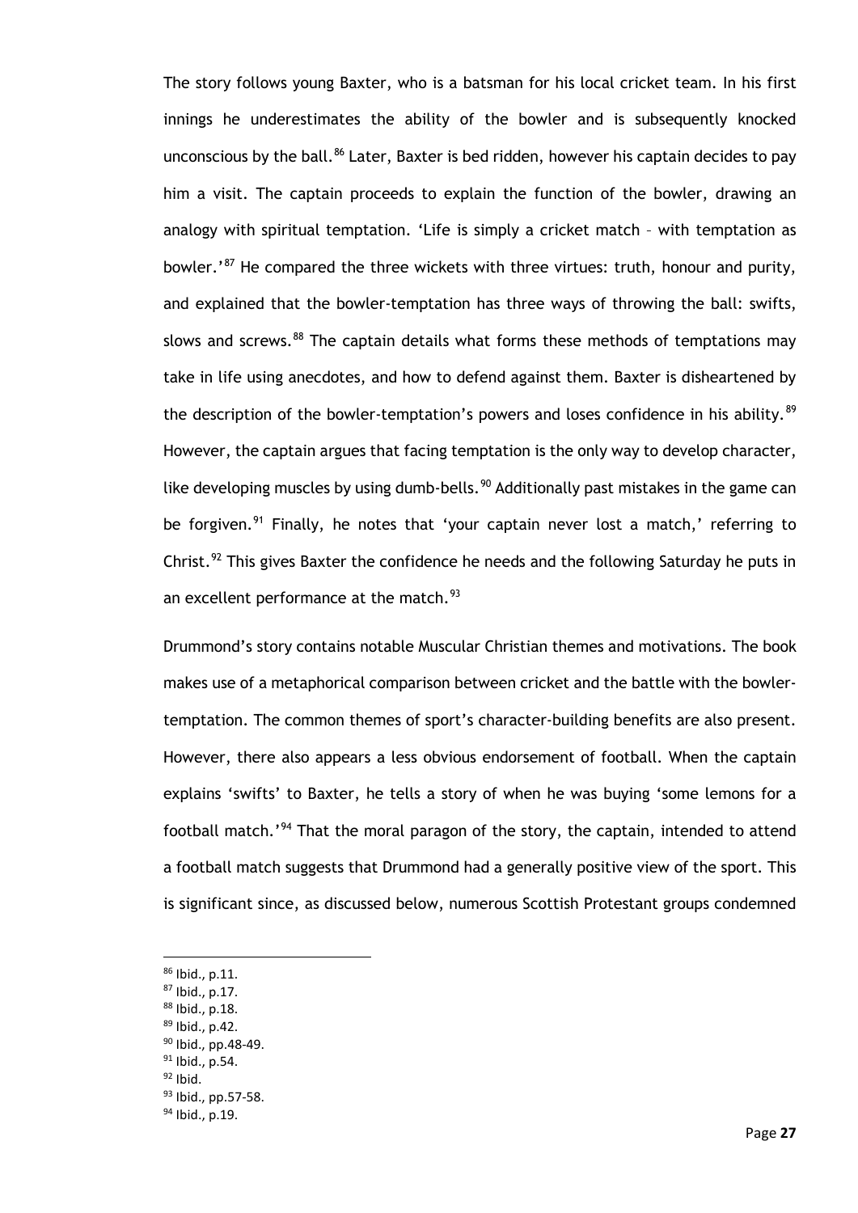The story follows young Baxter, who is a batsman for his local cricket team. In his first innings he underestimates the ability of the bowler and is subsequently knocked unconscious by the ball.[86] Later, Baxter is bed ridden, however his captain decides to pay him a visit. The captain proceeds to explain the function of the bowler, drawing an analogy with spiritual temptation. 'Life is simply a cricket match – with temptation as bowler.'[87] He compared the three wickets with three virtues: truth, honour and purity, and explained that the bowler-temptation has three ways of throwing the ball: swifts, slows and screws.[88] The captain details what forms these methods of temptations may take in life using anecdotes, and how to defend against them. Baxter is disheartened by the description of the bowler-temptation's powers and loses confidence in his ability.[89] However, the captain argues that facing temptation is the only way to develop character, like developing muscles by using dumb-bells.[90] Additionally past mistakes in the game can be forgiven.[91] Finally, he notes that 'your captain never lost a match,' referring to Christ.[92] This gives Baxter the confidence he needs and the following Saturday he puts in an excellent performance at the match.[93]

Drummond's story contains notable Muscular Christian themes and motivations. The book makes use of a metaphorical comparison between cricket and the battle with the bowler-temptation. The common themes of sport's character-building benefits are also present. However, there also appears a less obvious endorsement of football. When the captain explains 'swifts' to Baxter, he tells a story of when he was buying 'some lemons for a football match.'[94] That the moral paragon of the story, the captain, intended to attend a football match suggests that Drummond had a generally positive view of the sport. This is significant since, as discussed below, numerous Scottish Protestant groups condemned

---

[86] Ibid., p.11.
[87] Ibid., p.17.
[88] Ibid., p.18.
[89] Ibid., p.42.
[90] Ibid., pp.48-49.
[91] Ibid., p.54.
[92] Ibid.
[93] Ibid., pp.57-58.
[94] Ibid., p.19.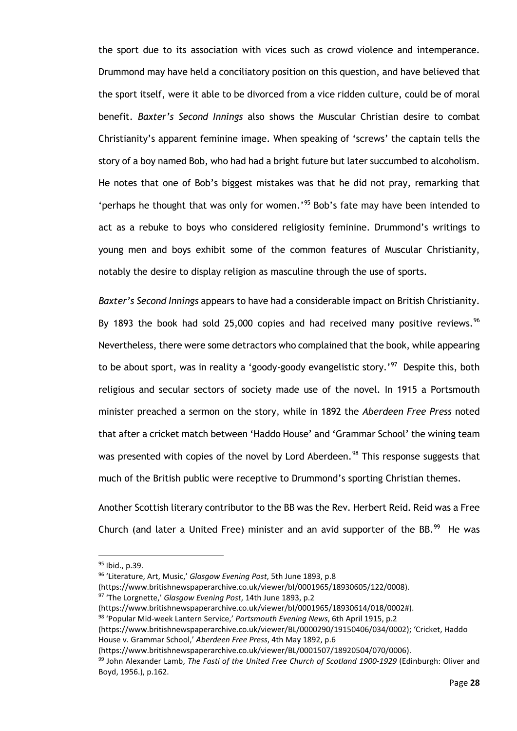the sport due to its association with vices such as crowd violence and intemperance. Drummond may have held a conciliatory position on this question, and have believed that the sport itself, were it able to be divorced from a vice ridden culture, could be of moral benefit. *Baxter's Second Innings* also shows the Muscular Christian desire to combat Christianity's apparent feminine image. When speaking of 'screws' the captain tells the story of a boy named Bob, who had had a bright future but later succumbed to alcoholism. He notes that one of Bob's biggest mistakes was that he did not pray, remarking that 'perhaps he thought that was only for women.'[95] Bob's fate may have been intended to act as a rebuke to boys who considered religiosity feminine. Drummond's writings to young men and boys exhibit some of the common features of Muscular Christianity, notably the desire to display religion as masculine through the use of sports.

*Baxter's Second Innings* appears to have had a considerable impact on British Christianity. By 1893 the book had sold 25,000 copies and had received many positive reviews.[96] Nevertheless, there were some detractors who complained that the book, while appearing to be about sport, was in reality a 'goody-goody evangelistic story.'[97] Despite this, both religious and secular sectors of society made use of the novel. In 1915 a Portsmouth minister preached a sermon on the story, while in 1892 the *Aberdeen Free Press* noted that after a cricket match between 'Haddo House' and 'Grammar School' the wining team was presented with copies of the novel by Lord Aberdeen.[98] This response suggests that much of the British public were receptive to Drummond's sporting Christian themes.

Another Scottish literary contributor to the BB was the Rev. Herbert Reid. Reid was a Free Church (and later a United Free) minister and an avid supporter of the BB.[99] He was

---

[95] Ibid., p.39.

[96] 'Literature, Art, Music,' *Glasgow Evening Post*, 5th June 1893, p.8 (https://www.britishnewspaperarchive.co.uk/viewer/bl/0001965/18930605/122/0008).

[97] 'The Lorgnette,' *Glasgow Evening Post*, 14th June 1893, p.2 (https://www.britishnewspaperarchive.co.uk/viewer/bl/0001965/18930614/018/0002#).

[98] 'Popular Mid-week Lantern Service,' *Portsmouth Evening News*, 6th April 1915, p.2 (https://www.britishnewspaperarchive.co.uk/viewer/BL/0000290/19150406/034/0002); 'Cricket, Haddo House v. Grammar School,' *Aberdeen Free Press*, 4th May 1892, p.6 (https://www.britishnewspaperarchive.co.uk/viewer/BL/0001507/18920504/070/0006).

[99] John Alexander Lamb, *The Fasti of the United Free Church of Scotland 1900-1929* (Edinburgh: Oliver and Boyd, 1956.), p.162.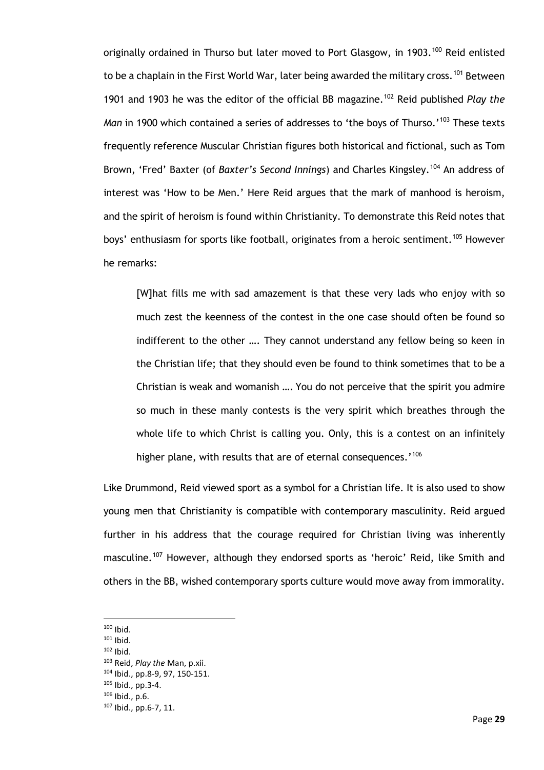originally ordained in Thurso but later moved to Port Glasgow, in 1903.[100] Reid enlisted to be a chaplain in the First World War, later being awarded the military cross.[101] Between 1901 and 1903 he was the editor of the official BB magazine.[102] Reid published *Play the Man* in 1900 which contained a series of addresses to 'the boys of Thurso.'[103] These texts frequently reference Muscular Christian figures both historical and fictional, such as Tom Brown, 'Fred' Baxter (of *Baxter's Second Innings*) and Charles Kingsley.[104] An address of interest was 'How to be Men.' Here Reid argues that the mark of manhood is heroism, and the spirit of heroism is found within Christianity. To demonstrate this Reid notes that boys' enthusiasm for sports like football, originates from a heroic sentiment.[105] However he remarks:

> [W]hat fills me with sad amazement is that these very lads who enjoy with so much zest the keenness of the contest in the one case should often be found so indifferent to the other …. They cannot understand any fellow being so keen in the Christian life; that they should even be found to think sometimes that to be a Christian is weak and womanish …. You do not perceive that the spirit you admire so much in these manly contests is the very spirit which breathes through the whole life to which Christ is calling you. Only, this is a contest on an infinitely higher plane, with results that are of eternal consequences.'[106]

Like Drummond, Reid viewed sport as a symbol for a Christian life. It is also used to show young men that Christianity is compatible with contemporary masculinity. Reid argued further in his address that the courage required for Christian living was inherently masculine.[107] However, although they endorsed sports as 'heroic' Reid, like Smith and others in the BB, wished contemporary sports culture would move away from immorality.

---

[100] Ibid.
[101] Ibid.
[102] Ibid.
[103] Reid, *Play the* Man, p.xii.
[104] Ibid., pp.8-9, 97, 150-151.
[105] Ibid., pp.3-4.
[106] Ibid., p.6.
[107] Ibid., pp.6-7, 11.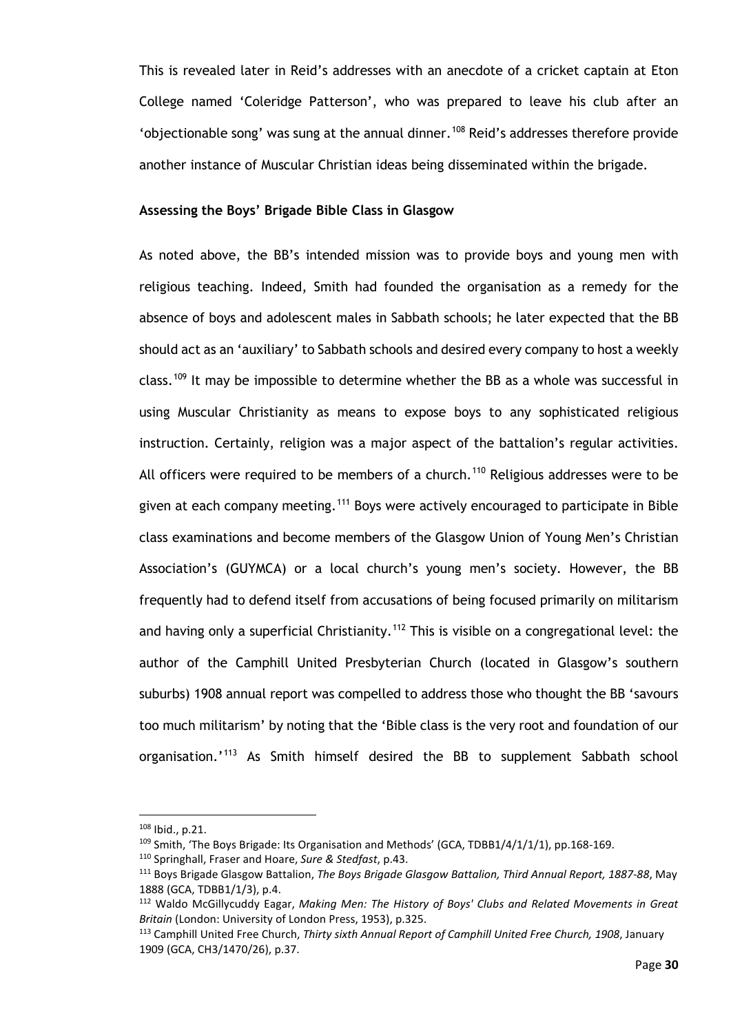This is revealed later in Reid's addresses with an anecdote of a cricket captain at Eton College named 'Coleridge Patterson', who was prepared to leave his club after an 'objectionable song' was sung at the annual dinner.[108] Reid's addresses therefore provide another instance of Muscular Christian ideas being disseminated within the brigade.

**Assessing the Boys' Brigade Bible Class in Glasgow**

As noted above, the BB's intended mission was to provide boys and young men with religious teaching. Indeed, Smith had founded the organisation as a remedy for the absence of boys and adolescent males in Sabbath schools; he later expected that the BB should act as an 'auxiliary' to Sabbath schools and desired every company to host a weekly class.[109] It may be impossible to determine whether the BB as a whole was successful in using Muscular Christianity as means to expose boys to any sophisticated religious instruction. Certainly, religion was a major aspect of the battalion's regular activities. All officers were required to be members of a church.[110] Religious addresses were to be given at each company meeting.[111] Boys were actively encouraged to participate in Bible class examinations and become members of the Glasgow Union of Young Men's Christian Association's (GUYMCA) or a local church's young men's society. However, the BB frequently had to defend itself from accusations of being focused primarily on militarism and having only a superficial Christianity.[112] This is visible on a congregational level: the author of the Camphill United Presbyterian Church (located in Glasgow's southern suburbs) 1908 annual report was compelled to address those who thought the BB 'savours too much militarism' by noting that the 'Bible class is the very root and foundation of our organisation.'[113] As Smith himself desired the BB to supplement Sabbath school

---

[108] Ibid., p.21.

[109] Smith, 'The Boys Brigade: Its Organisation and Methods' (GCA, TDBB1/4/1/1/1), pp.168-169.

[110] Springhall, Fraser and Hoare, *Sure & Stedfast*, p.43.

[111] Boys Brigade Glasgow Battalion, *The Boys Brigade Glasgow Battalion, Third Annual Report, 1887-88*, May 1888 (GCA, TDBB1/1/3), p.4.

[112] Waldo McGillycuddy Eagar, *Making Men: The History of Boys' Clubs and Related Movements in Great Britain* (London: University of London Press, 1953), p.325.

[113] Camphill United Free Church, *Thirty sixth Annual Report of Camphill United Free Church, 1908*, January 1909 (GCA, CH3/1470/26), p.37.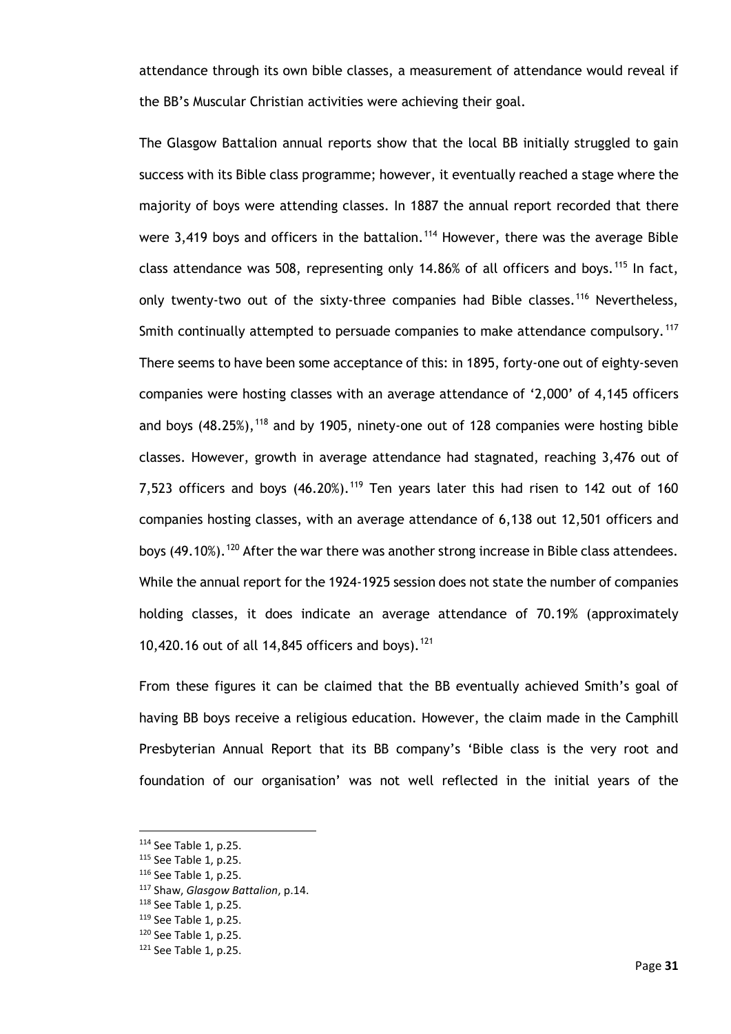attendance through its own bible classes, a measurement of attendance would reveal if the BB's Muscular Christian activities were achieving their goal.

The Glasgow Battalion annual reports show that the local BB initially struggled to gain success with its Bible class programme; however, it eventually reached a stage where the majority of boys were attending classes. In 1887 the annual report recorded that there were 3,419 boys and officers in the battalion.[114] However, there was the average Bible class attendance was 508, representing only 14.86% of all officers and boys.[115] In fact, only twenty-two out of the sixty-three companies had Bible classes.[116] Nevertheless, Smith continually attempted to persuade companies to make attendance compulsory.[117] There seems to have been some acceptance of this: in 1895, forty-one out of eighty-seven companies were hosting classes with an average attendance of '2,000' of 4,145 officers and boys (48.25%),[118] and by 1905, ninety-one out of 128 companies were hosting bible classes. However, growth in average attendance had stagnated, reaching 3,476 out of 7,523 officers and boys (46.20%).[119] Ten years later this had risen to 142 out of 160 companies hosting classes, with an average attendance of 6,138 out 12,501 officers and boys (49.10%).[120] After the war there was another strong increase in Bible class attendees. While the annual report for the 1924-1925 session does not state the number of companies holding classes, it does indicate an average attendance of 70.19% (approximately 10,420.16 out of all 14,845 officers and boys).[121]

From these figures it can be claimed that the BB eventually achieved Smith's goal of having BB boys receive a religious education. However, the claim made in the Camphill Presbyterian Annual Report that its BB company's 'Bible class is the very root and foundation of our organisation' was not well reflected in the initial years of the

---

[114] See Table 1, p.25.

[115] See Table 1, p.25.

[116] See Table 1, p.25.

[117] Shaw, *Glasgow Battalion*, p.14.

[118] See Table 1, p.25.

[119] See Table 1, p.25.

[120] See Table 1, p.25.

[121] See Table 1, p.25.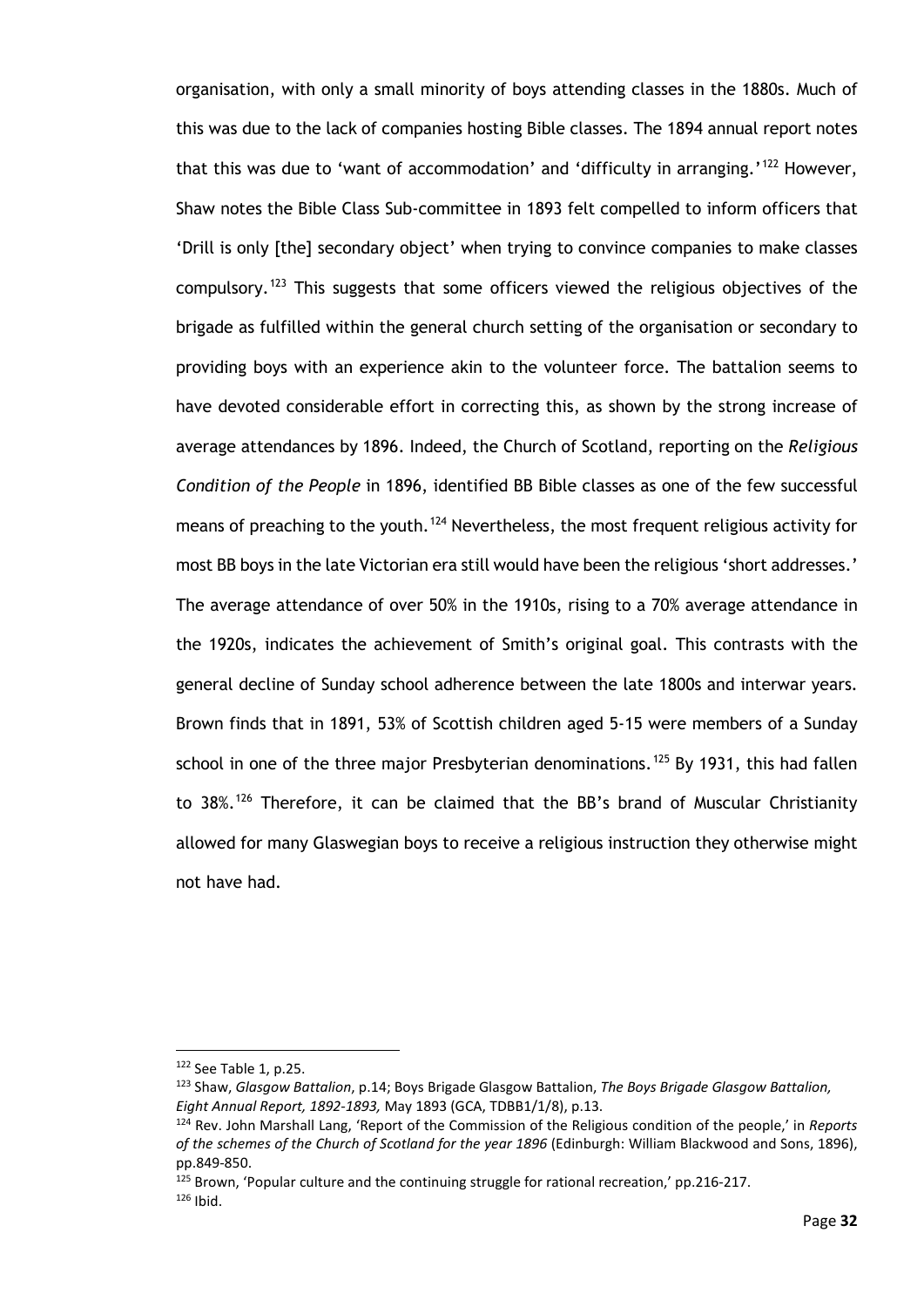organisation, with only a small minority of boys attending classes in the 1880s. Much of this was due to the lack of companies hosting Bible classes. The 1894 annual report notes that this was due to 'want of accommodation' and 'difficulty in arranging.'[122] However, Shaw notes the Bible Class Sub-committee in 1893 felt compelled to inform officers that 'Drill is only [the] secondary object' when trying to convince companies to make classes compulsory.[123] This suggests that some officers viewed the religious objectives of the brigade as fulfilled within the general church setting of the organisation or secondary to providing boys with an experience akin to the volunteer force. The battalion seems to have devoted considerable effort in correcting this, as shown by the strong increase of average attendances by 1896. Indeed, the Church of Scotland, reporting on the *Religious Condition of the People* in 1896, identified BB Bible classes as one of the few successful means of preaching to the youth.[124] Nevertheless, the most frequent religious activity for most BB boys in the late Victorian era still would have been the religious 'short addresses.' The average attendance of over 50% in the 1910s, rising to a 70% average attendance in the 1920s, indicates the achievement of Smith's original goal. This contrasts with the general decline of Sunday school adherence between the late 1800s and interwar years. Brown finds that in 1891, 53% of Scottish children aged 5-15 were members of a Sunday school in one of the three major Presbyterian denominations.[125] By 1931, this had fallen to 38%.[126] Therefore, it can be claimed that the BB's brand of Muscular Christianity allowed for many Glaswegian boys to receive a religious instruction they otherwise might not have had.

---

[122] See Table 1, p.25.

[123] Shaw, *Glasgow Battalion*, p.14; Boys Brigade Glasgow Battalion, *The Boys Brigade Glasgow Battalion, Eight Annual Report, 1892-1893,* May 1893 (GCA, TDBB1/1/8), p.13.

[124] Rev. John Marshall Lang, 'Report of the Commission of the Religious condition of the people,' in *Reports of the schemes of the Church of Scotland for the year 1896* (Edinburgh: William Blackwood and Sons, 1896), pp.849-850.

[125] Brown, 'Popular culture and the continuing struggle for rational recreation,' pp.216-217.

[126] Ibid.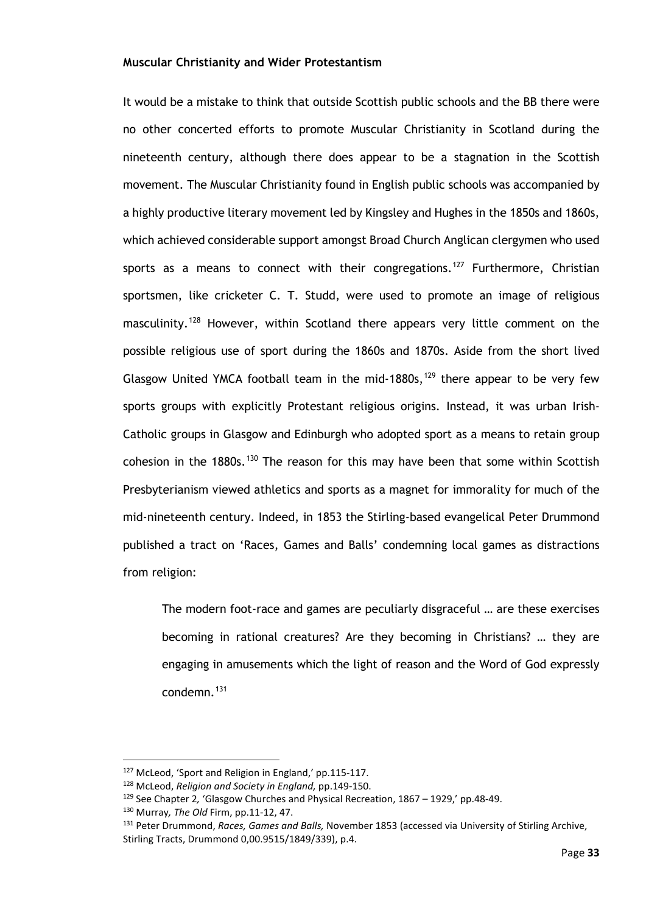**Muscular Christianity and Wider Protestantism**

It would be a mistake to think that outside Scottish public schools and the BB there were no other concerted efforts to promote Muscular Christianity in Scotland during the nineteenth century, although there does appear to be a stagnation in the Scottish movement. The Muscular Christianity found in English public schools was accompanied by a highly productive literary movement led by Kingsley and Hughes in the 1850s and 1860s, which achieved considerable support amongst Broad Church Anglican clergymen who used sports as a means to connect with their congregations.[127] Furthermore, Christian sportsmen, like cricketer C. T. Studd, were used to promote an image of religious masculinity.[128] However, within Scotland there appears very little comment on the possible religious use of sport during the 1860s and 1870s. Aside from the short lived Glasgow United YMCA football team in the mid-1880s,[129] there appear to be very few sports groups with explicitly Protestant religious origins. Instead, it was urban Irish-Catholic groups in Glasgow and Edinburgh who adopted sport as a means to retain group cohesion in the 1880s.[130] The reason for this may have been that some within Scottish Presbyterianism viewed athletics and sports as a magnet for immorality for much of the mid-nineteenth century. Indeed, in 1853 the Stirling-based evangelical Peter Drummond published a tract on 'Races, Games and Balls' condemning local games as distractions from religion:

> The modern foot-race and games are peculiarly disgraceful … are these exercises becoming in rational creatures? Are they becoming in Christians? … they are engaging in amusements which the light of reason and the Word of God expressly condemn.[131]

---

[127] McLeod, 'Sport and Religion in England,' pp.115-117.

[128] McLeod, *Religion and Society in England,* pp.149-150.

[129] See Chapter 2*,* 'Glasgow Churches and Physical Recreation, 1867 – 1929,' pp.48-49.

[130] Murray*, The Old* Firm, pp.11-12, 47.

[131] Peter Drummond, *Races, Games and Balls,* November 1853 (accessed via University of Stirling Archive, Stirling Tracts, Drummond 0,00.9515/1849/339), p.4.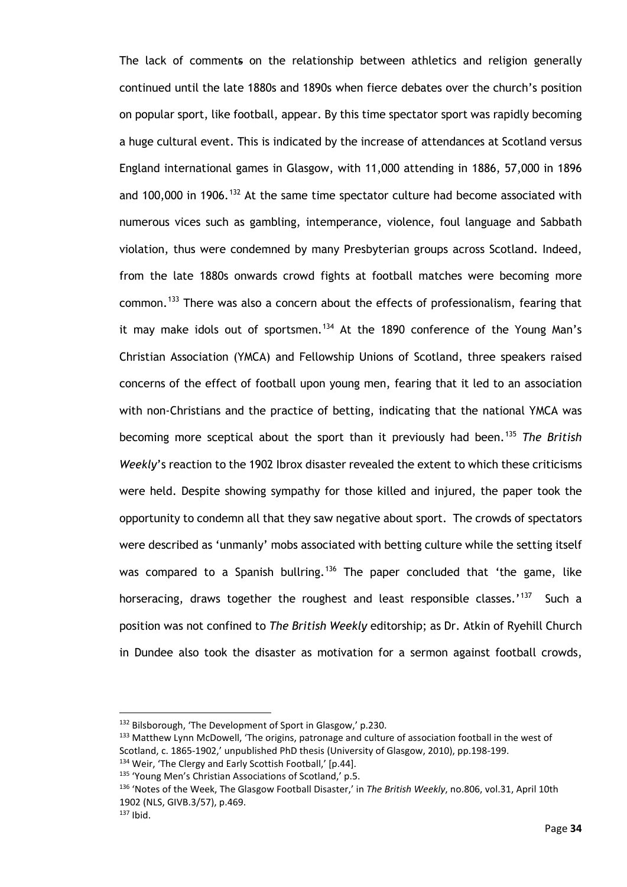The lack of comments on the relationship between athletics and religion generally continued until the late 1880s and 1890s when fierce debates over the church's position on popular sport, like football, appear. By this time spectator sport was rapidly becoming a huge cultural event. This is indicated by the increase of attendances at Scotland versus England international games in Glasgow, with 11,000 attending in 1886, 57,000 in 1896 and 100,000 in 1906.[132] At the same time spectator culture had become associated with numerous vices such as gambling, intemperance, violence, foul language and Sabbath violation, thus were condemned by many Presbyterian groups across Scotland. Indeed, from the late 1880s onwards crowd fights at football matches were becoming more common.[133] There was also a concern about the effects of professionalism, fearing that it may make idols out of sportsmen.[134] At the 1890 conference of the Young Man's Christian Association (YMCA) and Fellowship Unions of Scotland, three speakers raised concerns of the effect of football upon young men, fearing that it led to an association with non-Christians and the practice of betting, indicating that the national YMCA was becoming more sceptical about the sport than it previously had been.[135] *The British Weekly*'s reaction to the 1902 Ibrox disaster revealed the extent to which these criticisms were held. Despite showing sympathy for those killed and injured, the paper took the opportunity to condemn all that they saw negative about sport. The crowds of spectators were described as 'unmanly' mobs associated with betting culture while the setting itself was compared to a Spanish bullring.[136] The paper concluded that 'the game, like horseracing, draws together the roughest and least responsible classes.'[137] Such a position was not confined to *The British Weekly* editorship; as Dr. Atkin of Ryehill Church in Dundee also took the disaster as motivation for a sermon against football crowds,

---

[132] Bilsborough, 'The Development of Sport in Glasgow,' p.230.

[133] Matthew Lynn McDowell, 'The origins, patronage and culture of association football in the west of Scotland, c. 1865-1902,' unpublished PhD thesis (University of Glasgow, 2010), pp.198-199.

[134] Weir, 'The Clergy and Early Scottish Football,' [p.44].

[135] 'Young Men's Christian Associations of Scotland,' p.5.

[136] 'Notes of the Week, The Glasgow Football Disaster,' in *The British Weekly*, no.806, vol.31, April 10th 1902 (NLS, GIVB.3/57), p.469.

[137] Ibid.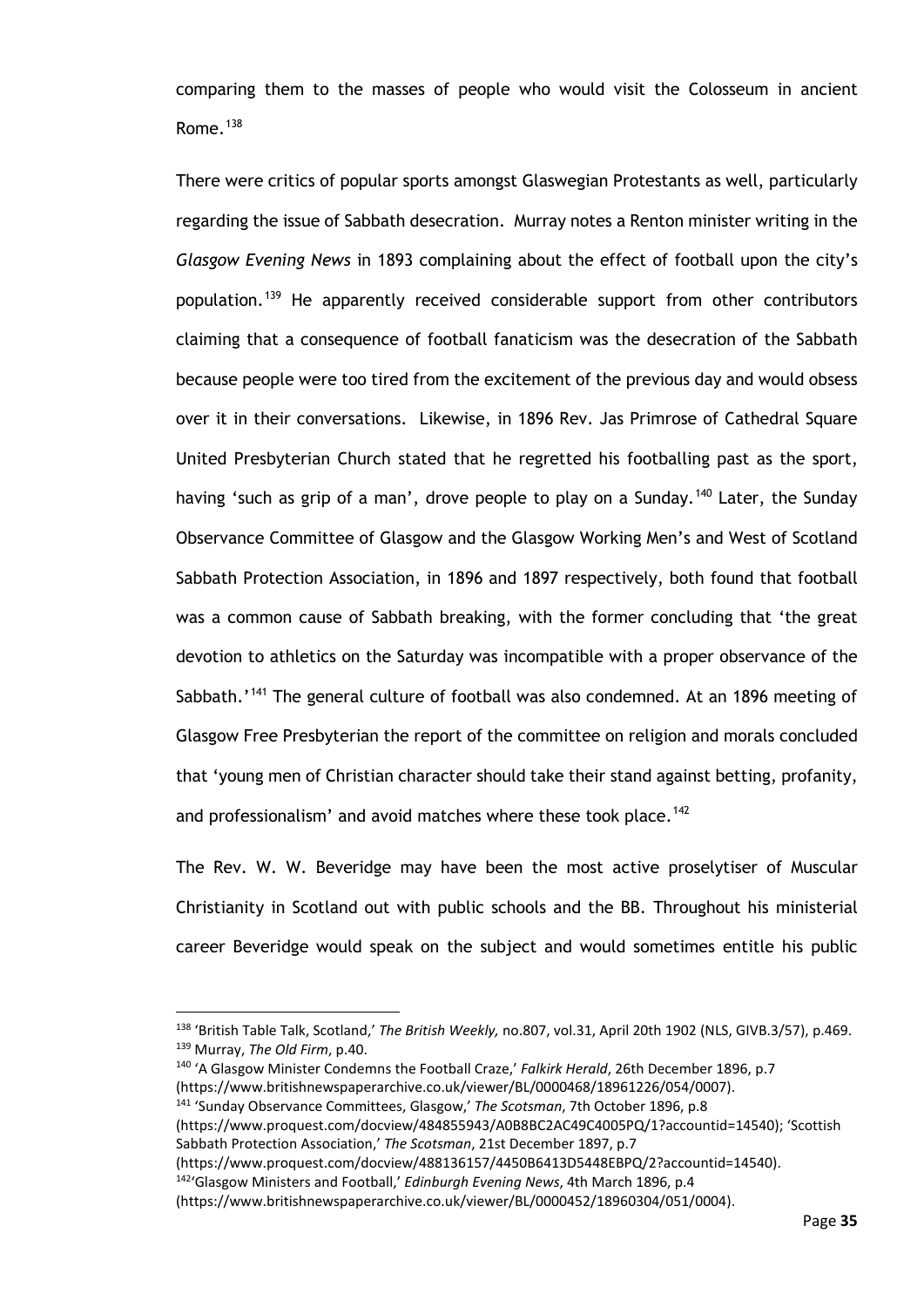comparing them to the masses of people who would visit the Colosseum in ancient Rome.[138]

There were critics of popular sports amongst Glaswegian Protestants as well, particularly regarding the issue of Sabbath desecration. Murray notes a Renton minister writing in the *Glasgow Evening News* in 1893 complaining about the effect of football upon the city's population.[139] He apparently received considerable support from other contributors claiming that a consequence of football fanaticism was the desecration of the Sabbath because people were too tired from the excitement of the previous day and would obsess over it in their conversations. Likewise, in 1896 Rev. Jas Primrose of Cathedral Square United Presbyterian Church stated that he regretted his footballing past as the sport, having 'such as grip of a man', drove people to play on a Sunday.[140] Later, the Sunday Observance Committee of Glasgow and the Glasgow Working Men's and West of Scotland Sabbath Protection Association, in 1896 and 1897 respectively, both found that football was a common cause of Sabbath breaking, with the former concluding that 'the great devotion to athletics on the Saturday was incompatible with a proper observance of the Sabbath.'[141] The general culture of football was also condemned. At an 1896 meeting of Glasgow Free Presbyterian the report of the committee on religion and morals concluded that 'young men of Christian character should take their stand against betting, profanity, and professionalism' and avoid matches where these took place.[142]

The Rev. W. W. Beveridge may have been the most active proselytiser of Muscular Christianity in Scotland out with public schools and the BB. Throughout his ministerial career Beveridge would speak on the subject and would sometimes entitle his public

---

[138] 'British Table Talk, Scotland,' *The British Weekly,* no.807, vol.31, April 20th 1902 (NLS, GIVB.3/57), p.469.

[139] Murray, *The Old Firm*, p.40.

[140] 'A Glasgow Minister Condemns the Football Craze,' *Falkirk Herald*, 26th December 1896, p.7 (https://www.britishnewspaperarchive.co.uk/viewer/BL/0000468/18961226/054/0007).

[141] 'Sunday Observance Committees, Glasgow,' *The Scotsman*, 7th October 1896, p.8 (https://www.proquest.com/docview/484855943/A0B8BC2AC49C4005PQ/1?accountid=14540); 'Scottish Sabbath Protection Association,' *The Scotsman*, 21st December 1897, p.7 (https://www.proquest.com/docview/488136157/4450B6413D5448EBPQ/2?accountid=14540).

[142] 'Glasgow Ministers and Football,' *Edinburgh Evening News*, 4th March 1896, p.4 (https://www.britishnewspaperarchive.co.uk/viewer/BL/0000452/18960304/051/0004).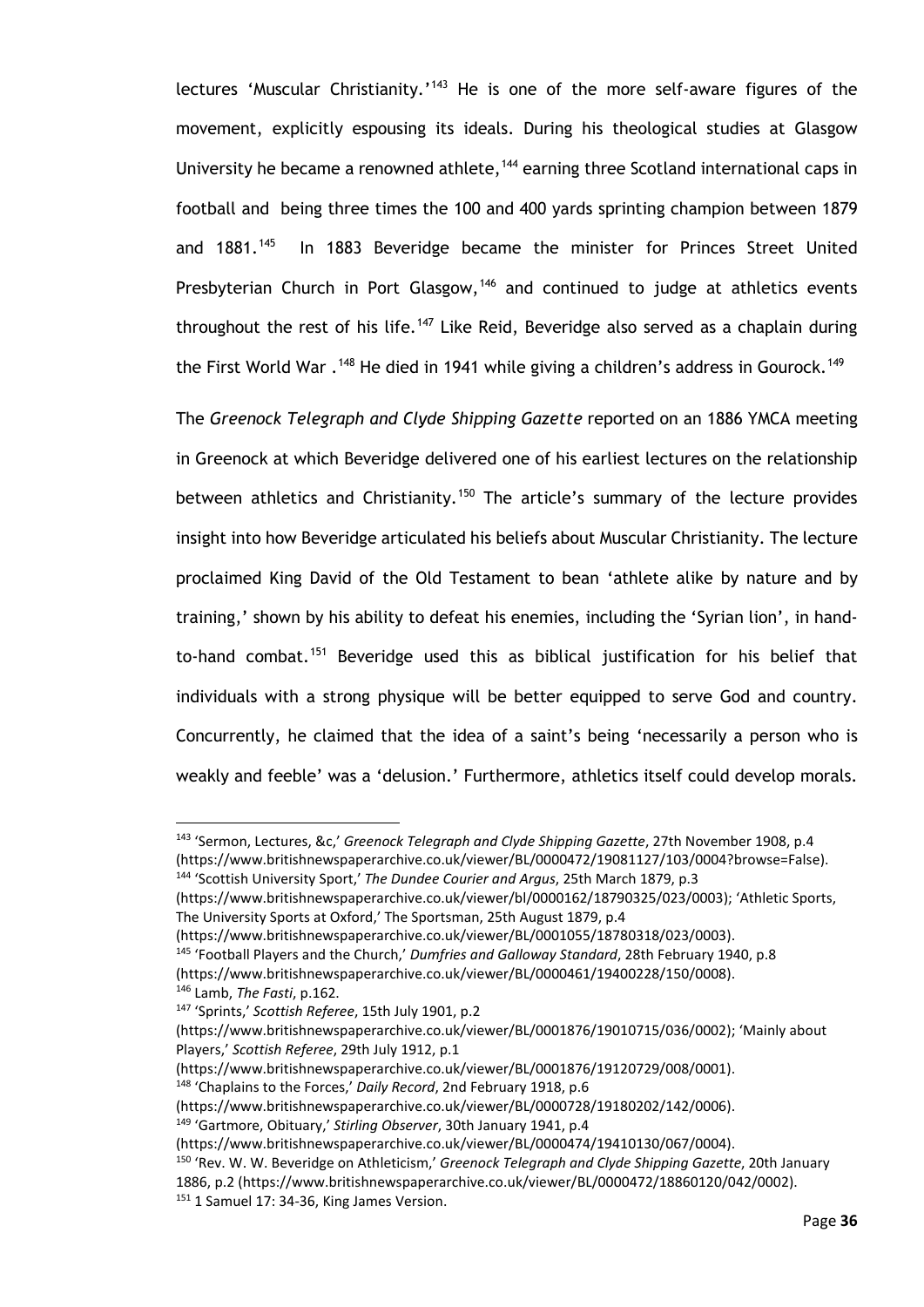lectures 'Muscular Christianity.'[143] He is one of the more self-aware figures of the movement, explicitly espousing its ideals. During his theological studies at Glasgow University he became a renowned athlete,[144] earning three Scotland international caps in football and being three times the 100 and 400 yards sprinting champion between 1879 and 1881.[145] In 1883 Beveridge became the minister for Princes Street United Presbyterian Church in Port Glasgow,[146] and continued to judge at athletics events throughout the rest of his life.[147] Like Reid, Beveridge also served as a chaplain during the First World War .[148] He died in 1941 while giving a children's address in Gourock.[149]

The *Greenock Telegraph and Clyde Shipping Gazette* reported on an 1886 YMCA meeting in Greenock at which Beveridge delivered one of his earliest lectures on the relationship between athletics and Christianity.[150] The article's summary of the lecture provides insight into how Beveridge articulated his beliefs about Muscular Christianity. The lecture proclaimed King David of the Old Testament to bean 'athlete alike by nature and by training,' shown by his ability to defeat his enemies, including the 'Syrian lion', in hand-to-hand combat.[151] Beveridge used this as biblical justification for his belief that individuals with a strong physique will be better equipped to serve God and country. Concurrently, he claimed that the idea of a saint's being 'necessarily a person who is weakly and feeble' was a 'delusion.' Furthermore, athletics itself could develop morals.

---

[143] 'Sermon, Lectures, &c,' *Greenock Telegraph and Clyde Shipping Gazette*, 27th November 1908, p.4 (https://www.britishnewspaperarchive.co.uk/viewer/BL/0000472/19081127/103/0004?browse=False).

[144] 'Scottish University Sport,' *The Dundee Courier and Argus*, 25th March 1879, p.3 (https://www.britishnewspaperarchive.co.uk/viewer/bl/0000162/18790325/023/0003); 'Athletic Sports, The University Sports at Oxford,' The Sportsman, 25th August 1879, p.4 (https://www.britishnewspaperarchive.co.uk/viewer/BL/0001055/18780318/023/0003).

[145] 'Football Players and the Church,' *Dumfries and Galloway Standard*, 28th February 1940, p.8 (https://www.britishnewspaperarchive.co.uk/viewer/BL/0000461/19400228/150/0008).

[146] Lamb, *The Fasti*, p.162.

[147] 'Sprints,' *Scottish Referee*, 15th July 1901, p.2 (https://www.britishnewspaperarchive.co.uk/viewer/BL/0001876/19010715/036/0002); 'Mainly about Players,' *Scottish Referee*, 29th July 1912, p.1 (https://www.britishnewspaperarchive.co.uk/viewer/BL/0001876/19120729/008/0001).

[148] 'Chaplains to the Forces,' *Daily Record*, 2nd February 1918, p.6 (https://www.britishnewspaperarchive.co.uk/viewer/BL/0000728/19180202/142/0006).

[149] 'Gartmore, Obituary,' *Stirling Observer*, 30th January 1941, p.4 (https://www.britishnewspaperarchive.co.uk/viewer/BL/0000474/19410130/067/0004).

[150] 'Rev. W. W. Beveridge on Athleticism,' *Greenock Telegraph and Clyde Shipping Gazette*, 20th January 1886, p.2 (https://www.britishnewspaperarchive.co.uk/viewer/BL/0000472/18860120/042/0002).

[151] 1 Samuel 17: 34-36, King James Version.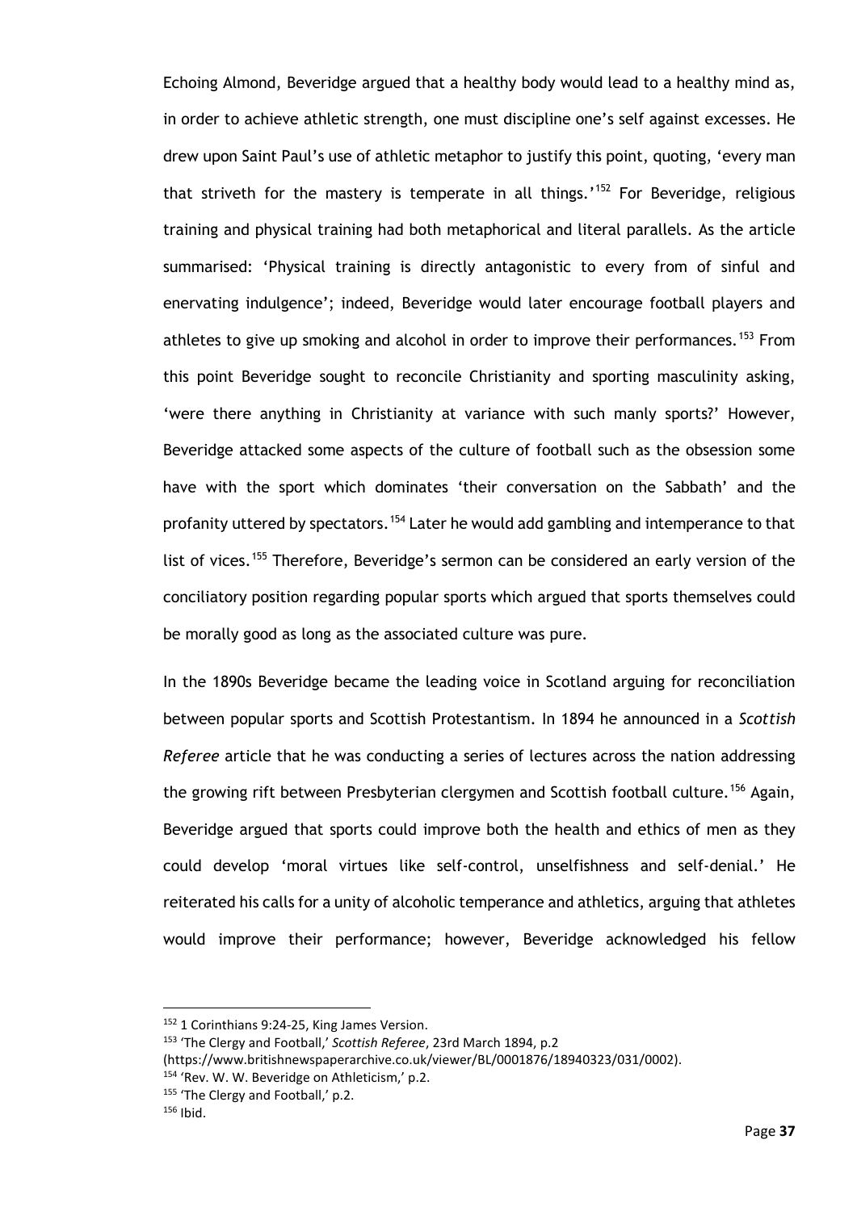Echoing Almond, Beveridge argued that a healthy body would lead to a healthy mind as, in order to achieve athletic strength, one must discipline one's self against excesses. He drew upon Saint Paul's use of athletic metaphor to justify this point, quoting, 'every man that striveth for the mastery is temperate in all things.'[152] For Beveridge, religious training and physical training had both metaphorical and literal parallels. As the article summarised: 'Physical training is directly antagonistic to every from of sinful and enervating indulgence'; indeed, Beveridge would later encourage football players and athletes to give up smoking and alcohol in order to improve their performances.[153] From this point Beveridge sought to reconcile Christianity and sporting masculinity asking, 'were there anything in Christianity at variance with such manly sports?' However, Beveridge attacked some aspects of the culture of football such as the obsession some have with the sport which dominates 'their conversation on the Sabbath' and the profanity uttered by spectators.[154] Later he would add gambling and intemperance to that list of vices.[155] Therefore, Beveridge's sermon can be considered an early version of the conciliatory position regarding popular sports which argued that sports themselves could be morally good as long as the associated culture was pure.

In the 1890s Beveridge became the leading voice in Scotland arguing for reconciliation between popular sports and Scottish Protestantism. In 1894 he announced in a *Scottish Referee* article that he was conducting a series of lectures across the nation addressing the growing rift between Presbyterian clergymen and Scottish football culture.[156] Again, Beveridge argued that sports could improve both the health and ethics of men as they could develop 'moral virtues like self-control, unselfishness and self-denial.' He reiterated his calls for a unity of alcoholic temperance and athletics, arguing that athletes would improve their performance; however, Beveridge acknowledged his fellow

---

[152] 1 Corinthians 9:24-25, King James Version.

[153] 'The Clergy and Football,' *Scottish Referee*, 23rd March 1894, p.2 (https://www.britishnewspaperarchive.co.uk/viewer/BL/0001876/18940323/031/0002).

[154] 'Rev. W. W. Beveridge on Athleticism,' p.2.

[155] 'The Clergy and Football,' p.2.

[156] Ibid.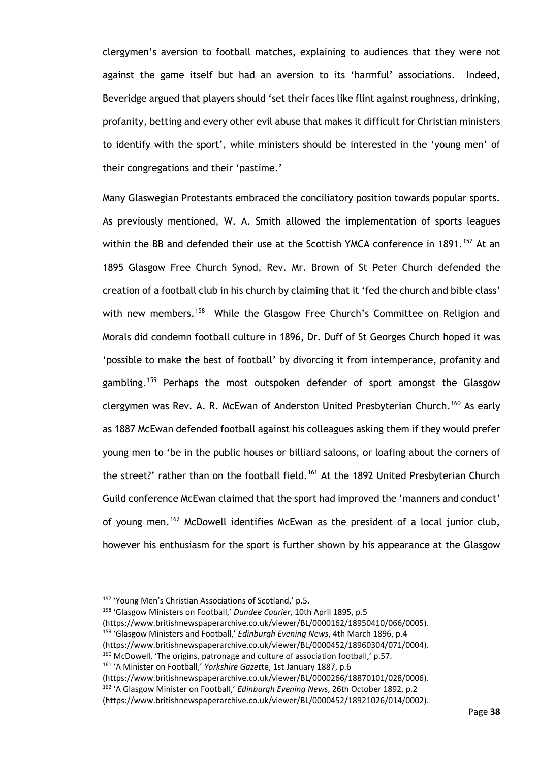clergymen's aversion to football matches, explaining to audiences that they were not against the game itself but had an aversion to its 'harmful' associations. Indeed, Beveridge argued that players should 'set their faces like flint against roughness, drinking, profanity, betting and every other evil abuse that makes it difficult for Christian ministers to identify with the sport', while ministers should be interested in the 'young men' of their congregations and their 'pastime.'

Many Glaswegian Protestants embraced the conciliatory position towards popular sports. As previously mentioned, W. A. Smith allowed the implementation of sports leagues within the BB and defended their use at the Scottish YMCA conference in 1891.[157] At an 1895 Glasgow Free Church Synod, Rev. Mr. Brown of St Peter Church defended the creation of a football club in his church by claiming that it 'fed the church and bible class' with new members.[158] While the Glasgow Free Church's Committee on Religion and Morals did condemn football culture in 1896, Dr. Duff of St Georges Church hoped it was 'possible to make the best of football' by divorcing it from intemperance, profanity and gambling.[159] Perhaps the most outspoken defender of sport amongst the Glasgow clergymen was Rev. A. R. McEwan of Anderston United Presbyterian Church.[160] As early as 1887 McEwan defended football against his colleagues asking them if they would prefer young men to 'be in the public houses or billiard saloons, or loafing about the corners of the street?' rather than on the football field.[161] At the 1892 United Presbyterian Church Guild conference McEwan claimed that the sport had improved the 'manners and conduct' of young men.[162] McDowell identifies McEwan as the president of a local junior club, however his enthusiasm for the sport is further shown by his appearance at the Glasgow

---

[157] 'Young Men's Christian Associations of Scotland,' p.5.

[158] 'Glasgow Ministers on Football,' *Dundee Courier*, 10th April 1895, p.5 (https://www.britishnewspaperarchive.co.uk/viewer/BL/0000162/18950410/066/0005).

[159] 'Glasgow Ministers and Football,' *Edinburgh Evening News*, 4th March 1896, p.4 (https://www.britishnewspaperarchive.co.uk/viewer/BL/0000452/18960304/071/0004).

[160] McDowell, 'The origins, patronage and culture of association football,' p.57.

[161] 'A Minister on Football,' *Yorkshire Gazett*e, 1st January 1887, p.6 (https://www.britishnewspaperarchive.co.uk/viewer/BL/0000266/18870101/028/0006).

[162] 'A Glasgow Minister on Football,' *Edinburgh Evening News*, 26th October 1892, p.2 (https://www.britishnewspaperarchive.co.uk/viewer/BL/0000452/18921026/014/0002).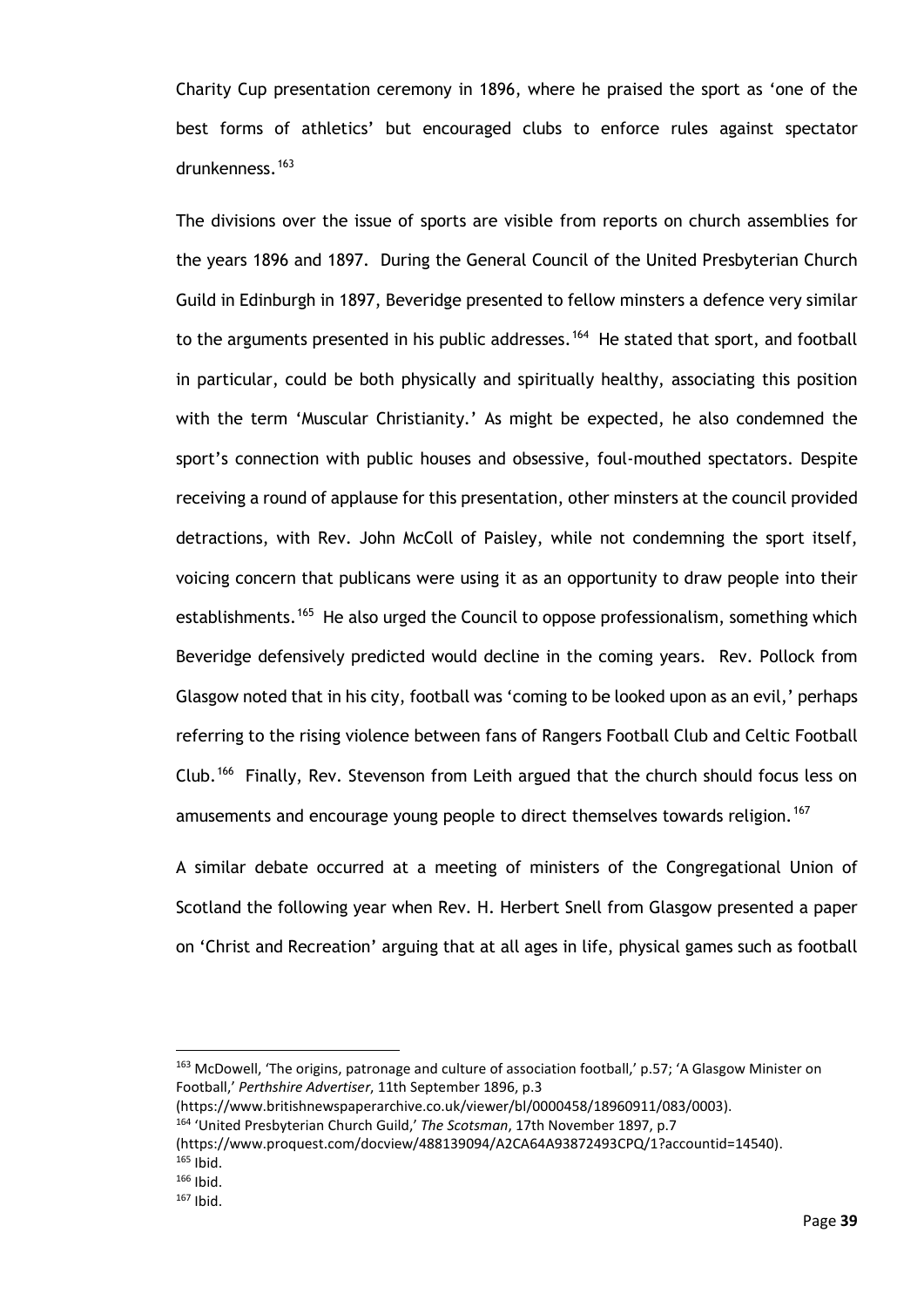Charity Cup presentation ceremony in 1896, where he praised the sport as 'one of the best forms of athletics' but encouraged clubs to enforce rules against spectator drunkenness.[163]

The divisions over the issue of sports are visible from reports on church assemblies for the years 1896 and 1897. During the General Council of the United Presbyterian Church Guild in Edinburgh in 1897, Beveridge presented to fellow minsters a defence very similar to the arguments presented in his public addresses.[164] He stated that sport, and football in particular, could be both physically and spiritually healthy, associating this position with the term 'Muscular Christianity.' As might be expected, he also condemned the sport's connection with public houses and obsessive, foul-mouthed spectators. Despite receiving a round of applause for this presentation, other minsters at the council provided detractions, with Rev. John McColl of Paisley, while not condemning the sport itself, voicing concern that publicans were using it as an opportunity to draw people into their establishments.[165] He also urged the Council to oppose professionalism, something which Beveridge defensively predicted would decline in the coming years. Rev. Pollock from Glasgow noted that in his city, football was 'coming to be looked upon as an evil,' perhaps referring to the rising violence between fans of Rangers Football Club and Celtic Football Club.[166] Finally, Rev. Stevenson from Leith argued that the church should focus less on amusements and encourage young people to direct themselves towards religion.[167]

A similar debate occurred at a meeting of ministers of the Congregational Union of Scotland the following year when Rev. H. Herbert Snell from Glasgow presented a paper on 'Christ and Recreation' arguing that at all ages in life, physical games such as football

---

[163] McDowell, 'The origins, patronage and culture of association football,' p.57; 'A Glasgow Minister on Football,' *Perthshire Advertiser*, 11th September 1896, p.3 (https://www.britishnewspaperarchive.co.uk/viewer/bl/0000458/18960911/083/0003).

[164] 'United Presbyterian Church Guild,' *The Scotsman*, 17th November 1897, p.7 (https://www.proquest.com/docview/488139094/A2CA64A93872493CPQ/1?accountid=14540).

[165] Ibid.

[166] Ibid.

[167] Ibid.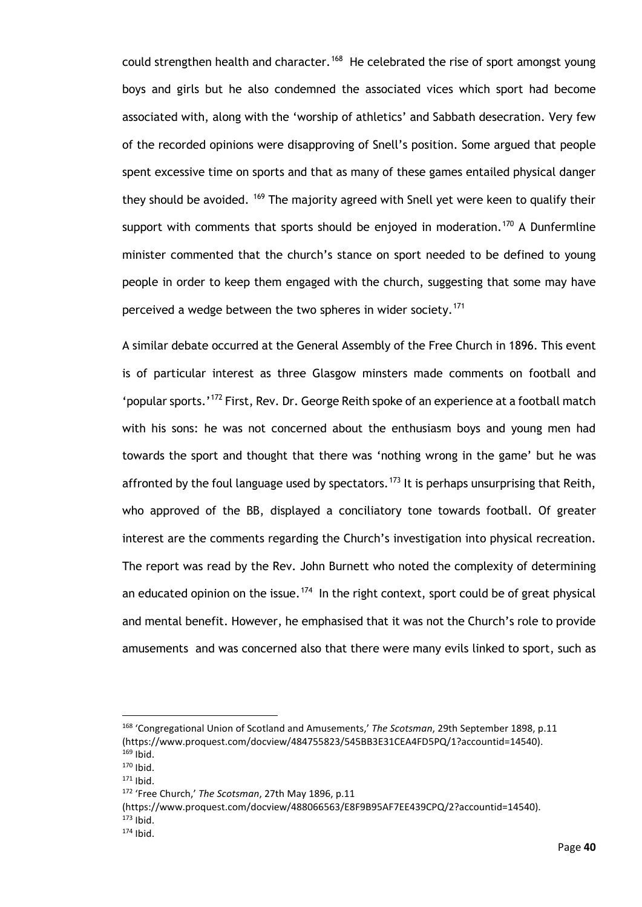could strengthen health and character.[168] He celebrated the rise of sport amongst young boys and girls but he also condemned the associated vices which sport had become associated with, along with the 'worship of athletics' and Sabbath desecration. Very few of the recorded opinions were disapproving of Snell's position. Some argued that people spent excessive time on sports and that as many of these games entailed physical danger they should be avoided. [169] The majority agreed with Snell yet were keen to qualify their support with comments that sports should be enjoyed in moderation.[170] A Dunfermline minister commented that the church's stance on sport needed to be defined to young people in order to keep them engaged with the church, suggesting that some may have perceived a wedge between the two spheres in wider society.[171]

A similar debate occurred at the General Assembly of the Free Church in 1896. This event is of particular interest as three Glasgow minsters made comments on football and 'popular sports.'[172] First, Rev. Dr. George Reith spoke of an experience at a football match with his sons: he was not concerned about the enthusiasm boys and young men had towards the sport and thought that there was 'nothing wrong in the game' but he was affronted by the foul language used by spectators.[173] It is perhaps unsurprising that Reith, who approved of the BB, displayed a conciliatory tone towards football. Of greater interest are the comments regarding the Church's investigation into physical recreation. The report was read by the Rev. John Burnett who noted the complexity of determining an educated opinion on the issue.[174] In the right context, sport could be of great physical and mental benefit. However, he emphasised that it was not the Church's role to provide amusements and was concerned also that there were many evils linked to sport, such as

---

[168] 'Congregational Union of Scotland and Amusements,' *The Scotsman*, 29th September 1898, p.11 (https://www.proquest.com/docview/484755823/545BB3E31CEA4FD5PQ/1?accountid=14540).

[169] Ibid.

[170] Ibid.

[171] Ibid.

[172] 'Free Church,' *The Scotsman*, 27th May 1896, p.11 (https://www.proquest.com/docview/488066563/E8F9B95AF7EE439CPQ/2?accountid=14540).

[173] Ibid.

[174] Ibid.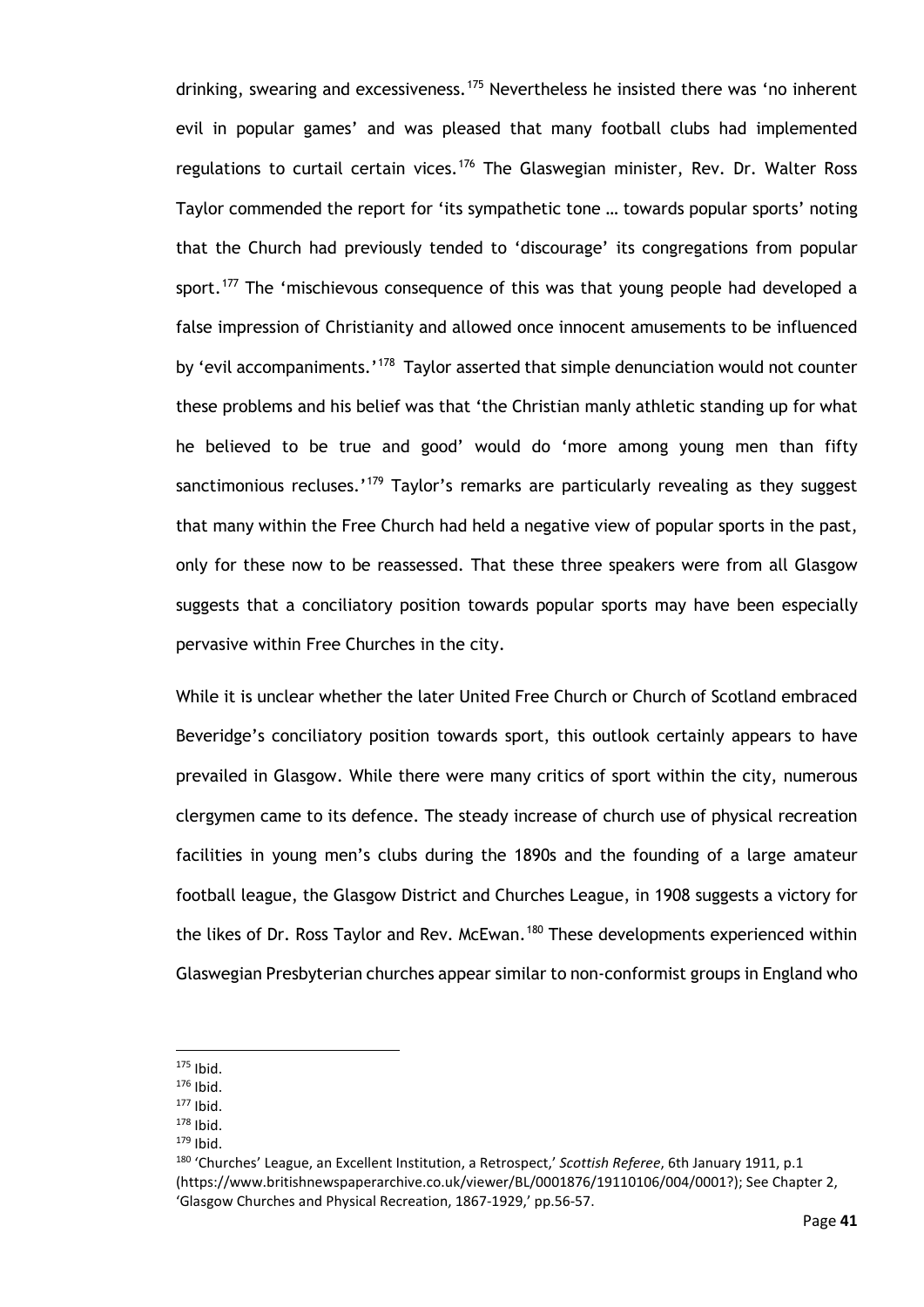drinking, swearing and excessiveness.[175] Nevertheless he insisted there was 'no inherent evil in popular games' and was pleased that many football clubs had implemented regulations to curtail certain vices.[176] The Glaswegian minister, Rev. Dr. Walter Ross Taylor commended the report for 'its sympathetic tone … towards popular sports' noting that the Church had previously tended to 'discourage' its congregations from popular sport.[177] The 'mischievous consequence of this was that young people had developed a false impression of Christianity and allowed once innocent amusements to be influenced by 'evil accompaniments.'[178] Taylor asserted that simple denunciation would not counter these problems and his belief was that 'the Christian manly athletic standing up for what he believed to be true and good' would do 'more among young men than fifty sanctimonious recluses.'[179] Taylor's remarks are particularly revealing as they suggest that many within the Free Church had held a negative view of popular sports in the past, only for these now to be reassessed. That these three speakers were from all Glasgow suggests that a conciliatory position towards popular sports may have been especially pervasive within Free Churches in the city.

While it is unclear whether the later United Free Church or Church of Scotland embraced Beveridge's conciliatory position towards sport, this outlook certainly appears to have prevailed in Glasgow. While there were many critics of sport within the city, numerous clergymen came to its defence. The steady increase of church use of physical recreation facilities in young men's clubs during the 1890s and the founding of a large amateur football league, the Glasgow District and Churches League, in 1908 suggests a victory for the likes of Dr. Ross Taylor and Rev. McEwan.[180] These developments experienced within Glaswegian Presbyterian churches appear similar to non-conformist groups in England who

---

[175] Ibid.

[176] Ibid.

[177] Ibid.

[178] Ibid.

[179] Ibid.

[180] 'Churches' League, an Excellent Institution, a Retrospect,' *Scottish Referee*, 6th January 1911, p.1 (https://www.britishnewspaperarchive.co.uk/viewer/BL/0001876/19110106/004/0001?); See Chapter 2, 'Glasgow Churches and Physical Recreation, 1867-1929,' pp.56-57.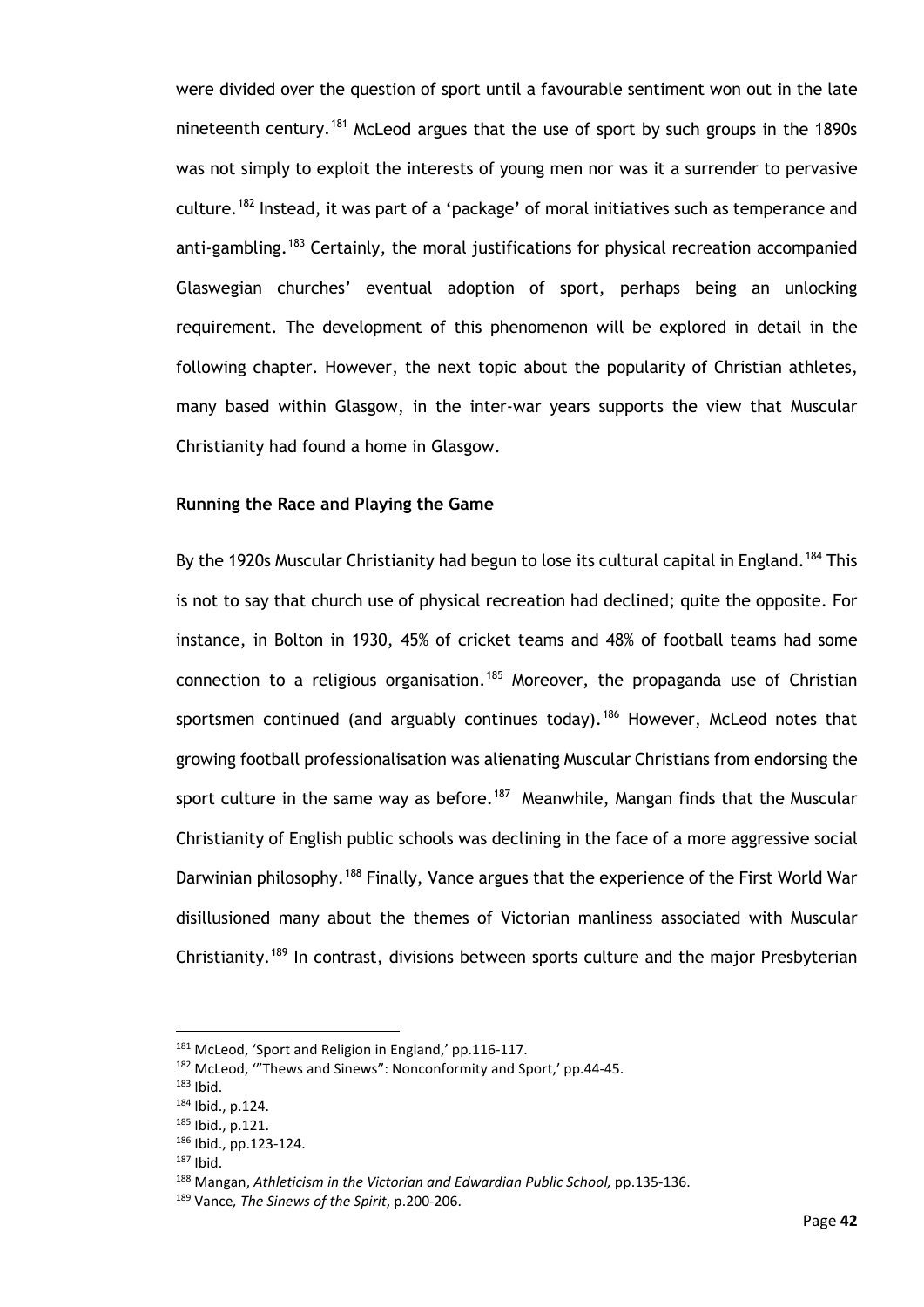were divided over the question of sport until a favourable sentiment won out in the late nineteenth century.[181] McLeod argues that the use of sport by such groups in the 1890s was not simply to exploit the interests of young men nor was it a surrender to pervasive culture.[182] Instead, it was part of a 'package' of moral initiatives such as temperance and anti-gambling.[183] Certainly, the moral justifications for physical recreation accompanied Glaswegian churches' eventual adoption of sport, perhaps being an unlocking requirement. The development of this phenomenon will be explored in detail in the following chapter. However, the next topic about the popularity of Christian athletes, many based within Glasgow, in the inter-war years supports the view that Muscular Christianity had found a home in Glasgow.

**Running the Race and Playing the Game**

By the 1920s Muscular Christianity had begun to lose its cultural capital in England.[184] This is not to say that church use of physical recreation had declined; quite the opposite. For instance, in Bolton in 1930, 45% of cricket teams and 48% of football teams had some connection to a religious organisation.[185] Moreover, the propaganda use of Christian sportsmen continued (and arguably continues today).[186] However, McLeod notes that growing football professionalisation was alienating Muscular Christians from endorsing the sport culture in the same way as before.[187] Meanwhile, Mangan finds that the Muscular Christianity of English public schools was declining in the face of a more aggressive social Darwinian philosophy.[188] Finally, Vance argues that the experience of the First World War disillusioned many about the themes of Victorian manliness associated with Muscular Christianity.[189] In contrast, divisions between sports culture and the major Presbyterian

---

[181] McLeod, 'Sport and Religion in England,' pp.116-117.

[182] McLeod, '"Thews and Sinews": Nonconformity and Sport,' pp.44-45.

[183] Ibid.

[184] Ibid., p.124.

[185] Ibid., p.121.

[186] Ibid., pp.123-124.

[187] Ibid.

[188] Mangan, *Athleticism in the Victorian and Edwardian Public School,* pp.135-136.

[189] Vance*, The Sinews of the Spirit*, p.200-206.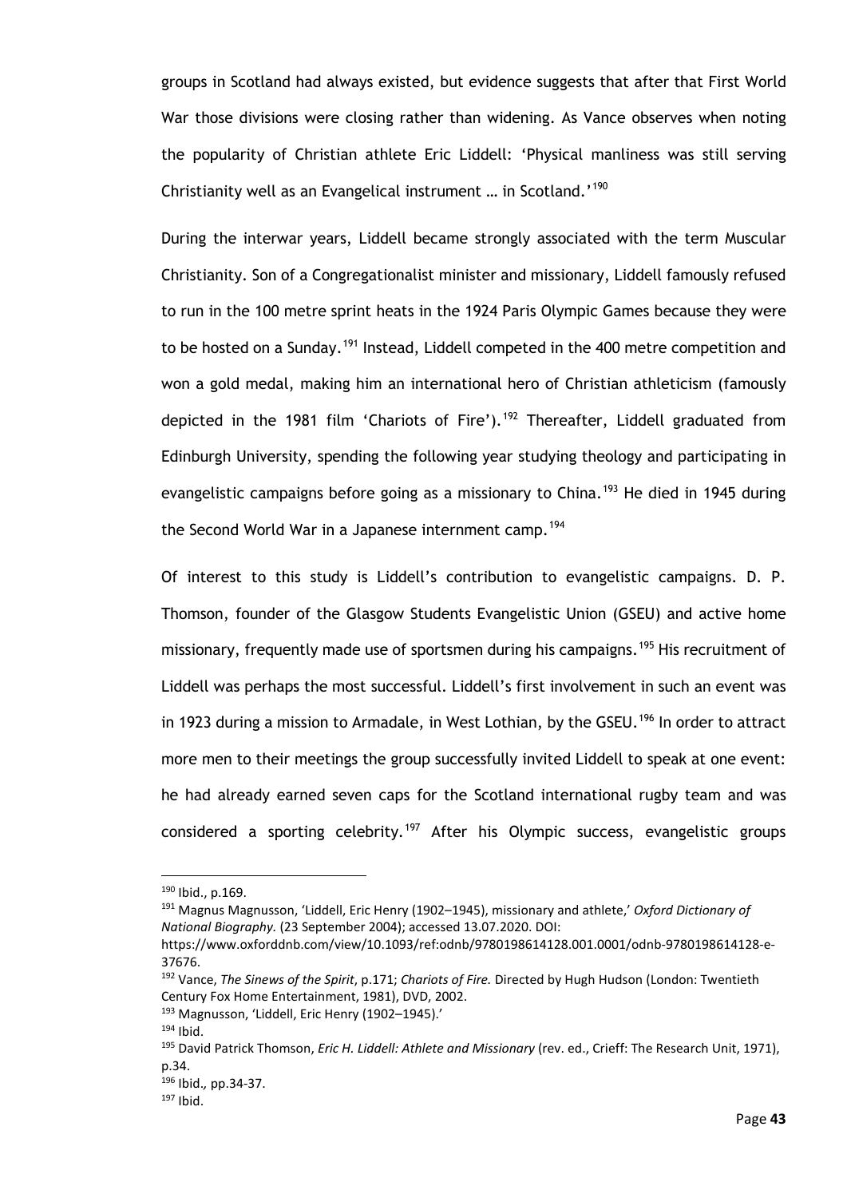groups in Scotland had always existed, but evidence suggests that after that First World War those divisions were closing rather than widening. As Vance observes when noting the popularity of Christian athlete Eric Liddell: 'Physical manliness was still serving Christianity well as an Evangelical instrument … in Scotland.'[190]

During the interwar years, Liddell became strongly associated with the term Muscular Christianity. Son of a Congregationalist minister and missionary, Liddell famously refused to run in the 100 metre sprint heats in the 1924 Paris Olympic Games because they were to be hosted on a Sunday.[191] Instead, Liddell competed in the 400 metre competition and won a gold medal, making him an international hero of Christian athleticism (famously depicted in the 1981 film 'Chariots of Fire').[192] Thereafter, Liddell graduated from Edinburgh University, spending the following year studying theology and participating in evangelistic campaigns before going as a missionary to China.[193] He died in 1945 during the Second World War in a Japanese internment camp.[194]

Of interest to this study is Liddell's contribution to evangelistic campaigns. D. P. Thomson, founder of the Glasgow Students Evangelistic Union (GSEU) and active home missionary, frequently made use of sportsmen during his campaigns.[195] His recruitment of Liddell was perhaps the most successful. Liddell's first involvement in such an event was in 1923 during a mission to Armadale, in West Lothian, by the GSEU.[196] In order to attract more men to their meetings the group successfully invited Liddell to speak at one event: he had already earned seven caps for the Scotland international rugby team and was considered a sporting celebrity.[197] After his Olympic success, evangelistic groups

---

[190] Ibid., p.169.

[191] Magnus Magnusson, 'Liddell, Eric Henry (1902–1945), missionary and athlete,' *Oxford Dictionary of National Biography.* (23 September 2004); accessed 13.07.2020. DOI: https://www.oxforddnb.com/view/10.1093/ref:odnb/9780198614128.001.0001/odnb-9780198614128-e-37676.

[192] Vance, *The Sinews of the Spirit*, p.171; *Chariots of Fire.* Directed by Hugh Hudson (London: Twentieth Century Fox Home Entertainment, 1981), DVD, 2002.

[193] Magnusson, 'Liddell, Eric Henry (1902–1945).'

[194] Ibid.

[195] David Patrick Thomson, *Eric H. Liddell: Athlete and Missionary* (rev. ed., Crieff: The Research Unit, 1971), p.34.

[196] Ibid., pp.34-37.

[197] Ibid.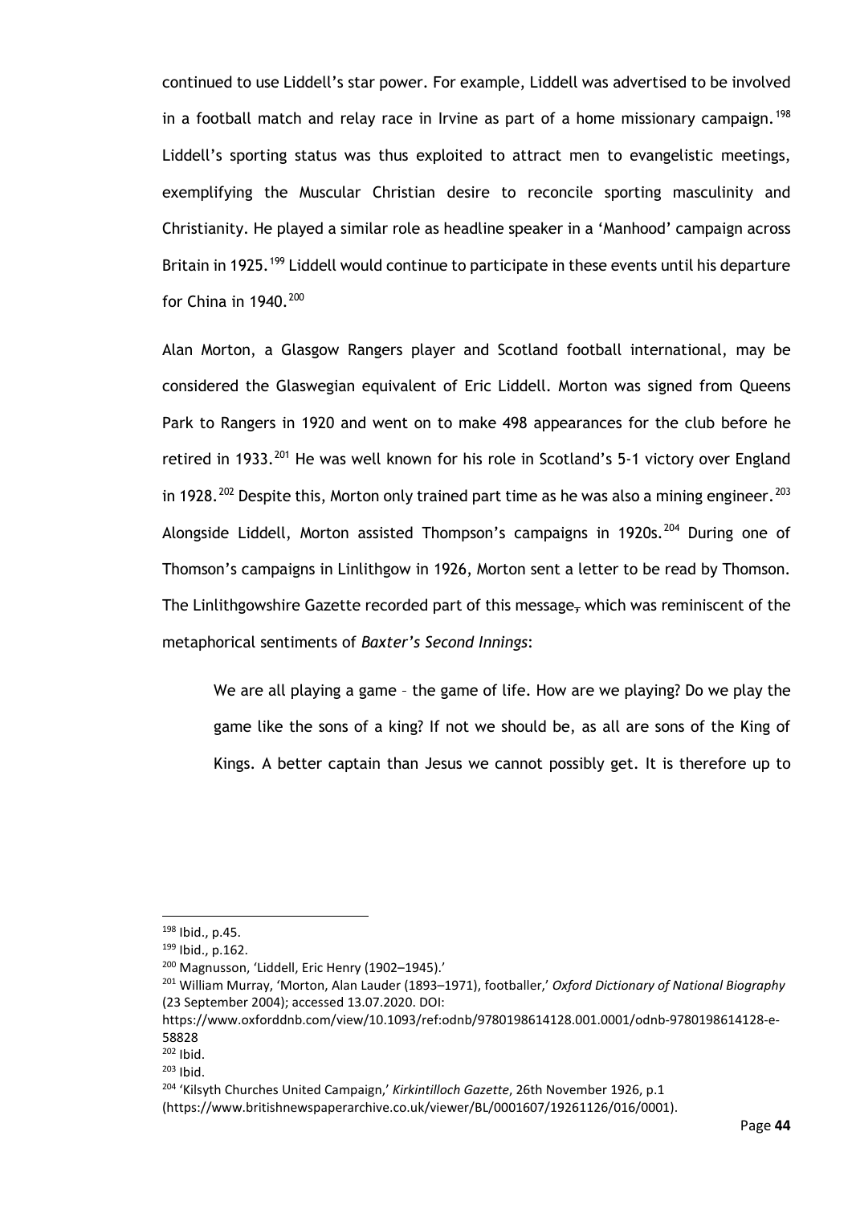continued to use Liddell's star power. For example, Liddell was advertised to be involved in a football match and relay race in Irvine as part of a home missionary campaign.[198] Liddell's sporting status was thus exploited to attract men to evangelistic meetings, exemplifying the Muscular Christian desire to reconcile sporting masculinity and Christianity. He played a similar role as headline speaker in a 'Manhood' campaign across Britain in 1925.[199] Liddell would continue to participate in these events until his departure for China in 1940.[200]

Alan Morton, a Glasgow Rangers player and Scotland football international, may be considered the Glaswegian equivalent of Eric Liddell. Morton was signed from Queens Park to Rangers in 1920 and went on to make 498 appearances for the club before he retired in 1933.[201] He was well known for his role in Scotland's 5-1 victory over England in 1928.[202] Despite this, Morton only trained part time as he was also a mining engineer.[203] Alongside Liddell, Morton assisted Thompson's campaigns in 1920s.[204] During one of Thomson's campaigns in Linlithgow in 1926, Morton sent a letter to be read by Thomson. The Linlithgowshire Gazette recorded part of this message~~,~~ which was reminiscent of the metaphorical sentiments of *Baxter's Second Innings*:

> We are all playing a game – the game of life. How are we playing? Do we play the game like the sons of a king? If not we should be, as all are sons of the King of Kings. A better captain than Jesus we cannot possibly get. It is therefore up to

---

[198] Ibid., p.45.

[199] Ibid., p.162.

[200] Magnusson, 'Liddell, Eric Henry (1902–1945).'

[201] William Murray, 'Morton, Alan Lauder (1893–1971), footballer,' *Oxford Dictionary of National Biography* (23 September 2004); accessed 13.07.2020. DOI: https://www.oxforddnb.com/view/10.1093/ref:odnb/9780198614128.001.0001/odnb-9780198614128-e-58828

[202] Ibid.

[203] Ibid.

[204] 'Kilsyth Churches United Campaign,' *Kirkintilloch Gazette*, 26th November 1926, p.1 (https://www.britishnewspaperarchive.co.uk/viewer/BL/0001607/19261126/016/0001).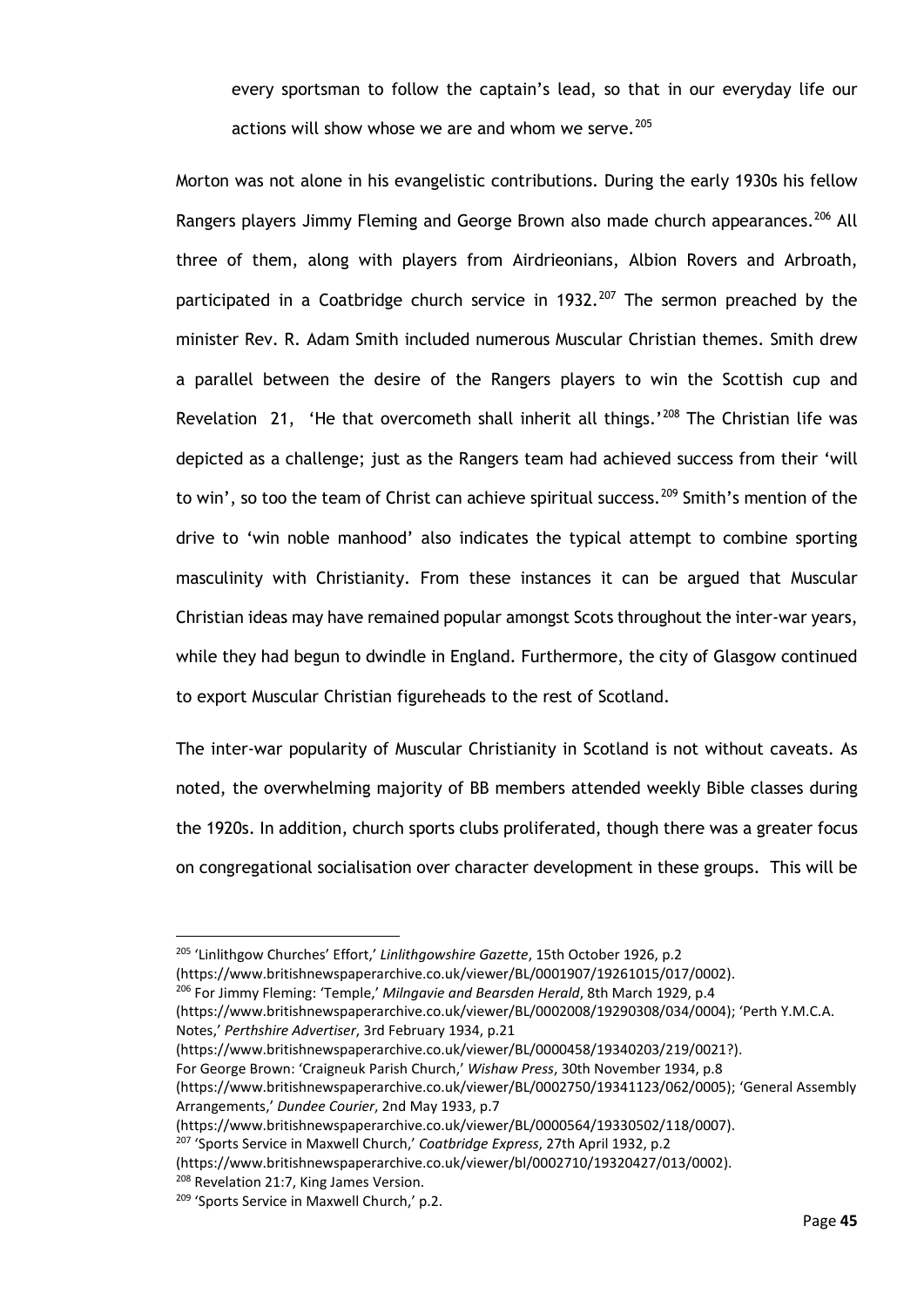every sportsman to follow the captain's lead, so that in our everyday life our actions will show whose we are and whom we serve.[205]

Morton was not alone in his evangelistic contributions. During the early 1930s his fellow Rangers players Jimmy Fleming and George Brown also made church appearances.[206] All three of them, along with players from Airdrieonians, Albion Rovers and Arbroath, participated in a Coatbridge church service in 1932.[207] The sermon preached by the minister Rev. R. Adam Smith included numerous Muscular Christian themes. Smith drew a parallel between the desire of the Rangers players to win the Scottish cup and Revelation 21, 'He that overcometh shall inherit all things.'[208] The Christian life was depicted as a challenge; just as the Rangers team had achieved success from their 'will to win', so too the team of Christ can achieve spiritual success.[209] Smith's mention of the drive to 'win noble manhood' also indicates the typical attempt to combine sporting masculinity with Christianity. From these instances it can be argued that Muscular Christian ideas may have remained popular amongst Scots throughout the inter-war years, while they had begun to dwindle in England. Furthermore, the city of Glasgow continued to export Muscular Christian figureheads to the rest of Scotland.

The inter-war popularity of Muscular Christianity in Scotland is not without caveats. As noted, the overwhelming majority of BB members attended weekly Bible classes during the 1920s. In addition, church sports clubs proliferated, though there was a greater focus on congregational socialisation over character development in these groups. This will be

---

[205] 'Linlithgow Churches' Effort,' *Linlithgowshire Gazette*, 15th October 1926, p.2 (https://www.britishnewspaperarchive.co.uk/viewer/BL/0001907/19261015/017/0002).

[206] For Jimmy Fleming: 'Temple,' *Milngavie and Bearsden Herald*, 8th March 1929, p.4 (https://www.britishnewspaperarchive.co.uk/viewer/BL/0002008/19290308/034/0004); 'Perth Y.M.C.A. Notes,' *Perthshire Advertiser*, 3rd February 1934, p.21 (https://www.britishnewspaperarchive.co.uk/viewer/BL/0000458/19340203/219/0021?).
For George Brown: 'Craigneuk Parish Church,' *Wishaw Press*, 30th November 1934, p.8 (https://www.britishnewspaperarchive.co.uk/viewer/BL/0002750/19341123/062/0005); 'General Assembly Arrangements,' *Dundee Courier*, 2nd May 1933, p.7 (https://www.britishnewspaperarchive.co.uk/viewer/BL/0000564/19330502/118/0007).

[207] 'Sports Service in Maxwell Church,' *Coatbridge Express*, 27th April 1932, p.2 (https://www.britishnewspaperarchive.co.uk/viewer/bl/0002710/19320427/013/0002).

[208] Revelation 21:7, King James Version.

[209] 'Sports Service in Maxwell Church,' p.2.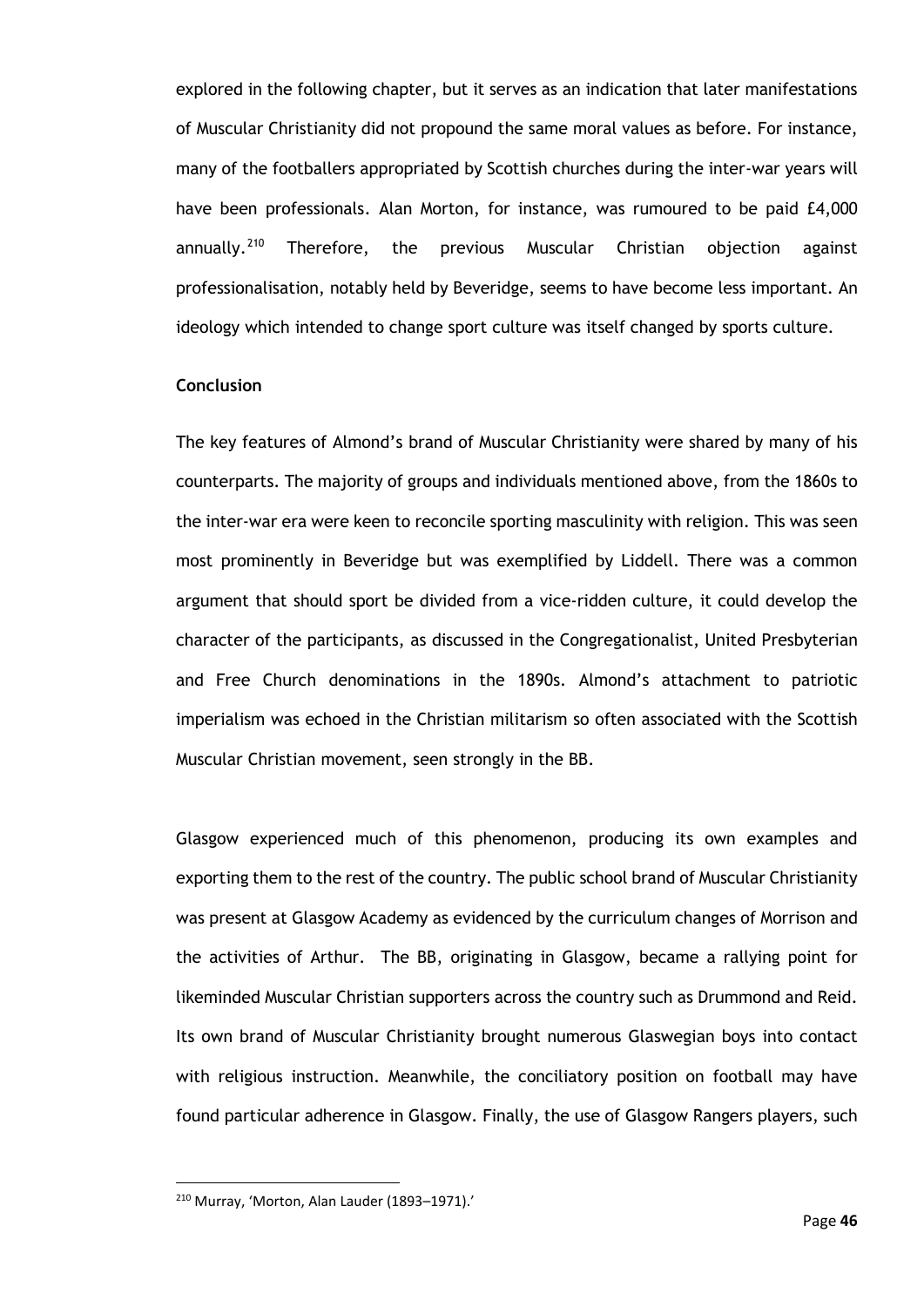explored in the following chapter, but it serves as an indication that later manifestations of Muscular Christianity did not propound the same moral values as before. For instance, many of the footballers appropriated by Scottish churches during the inter-war years will have been professionals. Alan Morton, for instance, was rumoured to be paid £4,000 annually.[210] Therefore, the previous Muscular Christian objection against professionalisation, notably held by Beveridge, seems to have become less important. An ideology which intended to change sport culture was itself changed by sports culture.

**Conclusion**

The key features of Almond's brand of Muscular Christianity were shared by many of his counterparts. The majority of groups and individuals mentioned above, from the 1860s to the inter-war era were keen to reconcile sporting masculinity with religion. This was seen most prominently in Beveridge but was exemplified by Liddell. There was a common argument that should sport be divided from a vice-ridden culture, it could develop the character of the participants, as discussed in the Congregationalist, United Presbyterian and Free Church denominations in the 1890s. Almond's attachment to patriotic imperialism was echoed in the Christian militarism so often associated with the Scottish Muscular Christian movement, seen strongly in the BB.

Glasgow experienced much of this phenomenon, producing its own examples and exporting them to the rest of the country. The public school brand of Muscular Christianity was present at Glasgow Academy as evidenced by the curriculum changes of Morrison and the activities of Arthur. The BB, originating in Glasgow, became a rallying point for likeminded Muscular Christian supporters across the country such as Drummond and Reid. Its own brand of Muscular Christianity brought numerous Glaswegian boys into contact with religious instruction. Meanwhile, the conciliatory position on football may have found particular adherence in Glasgow. Finally, the use of Glasgow Rangers players, such

[210] Murray, 'Morton, Alan Lauder (1893–1971).'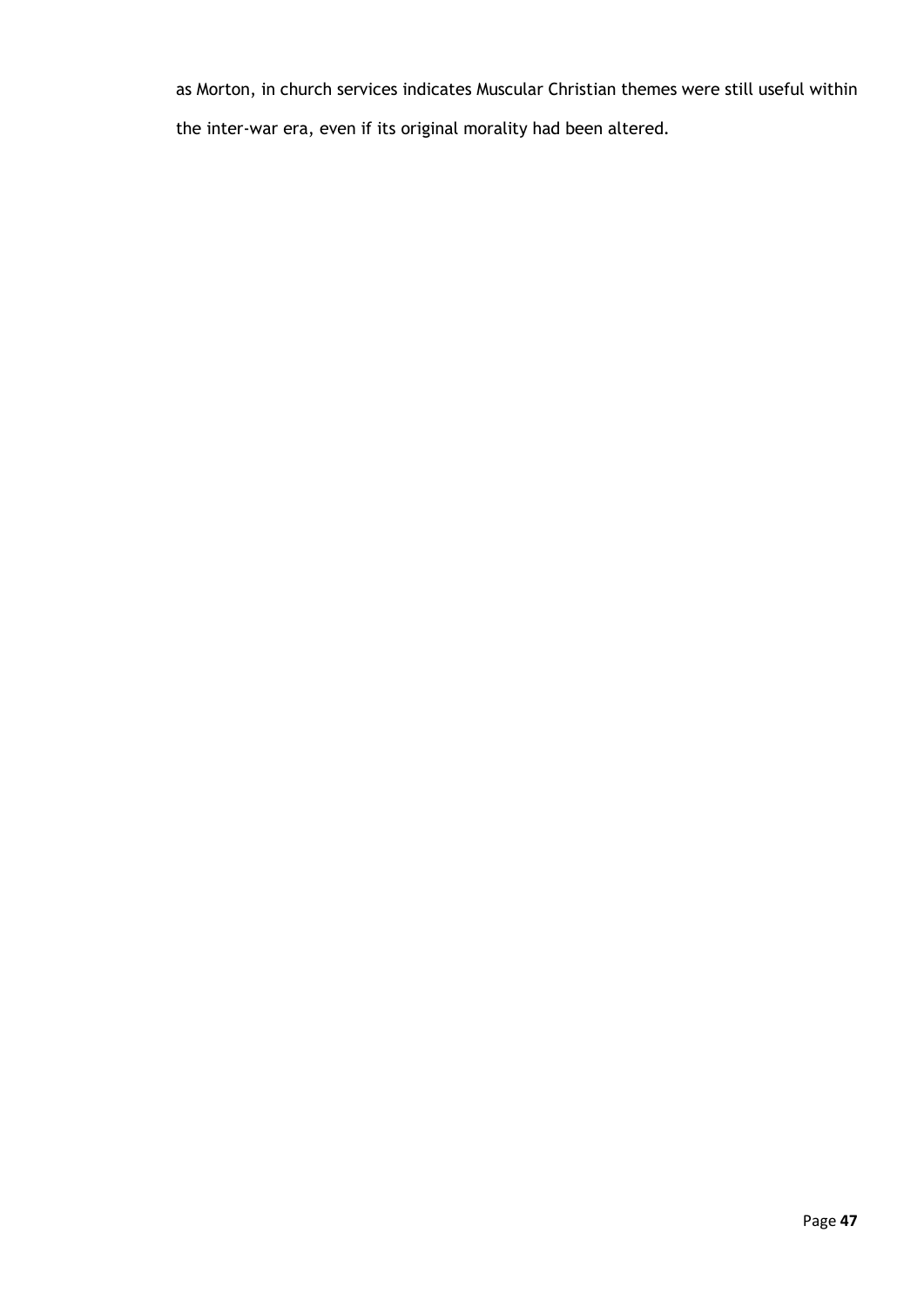as Morton, in church services indicates Muscular Christian themes were still useful within the inter-war era, even if its original morality had been altered.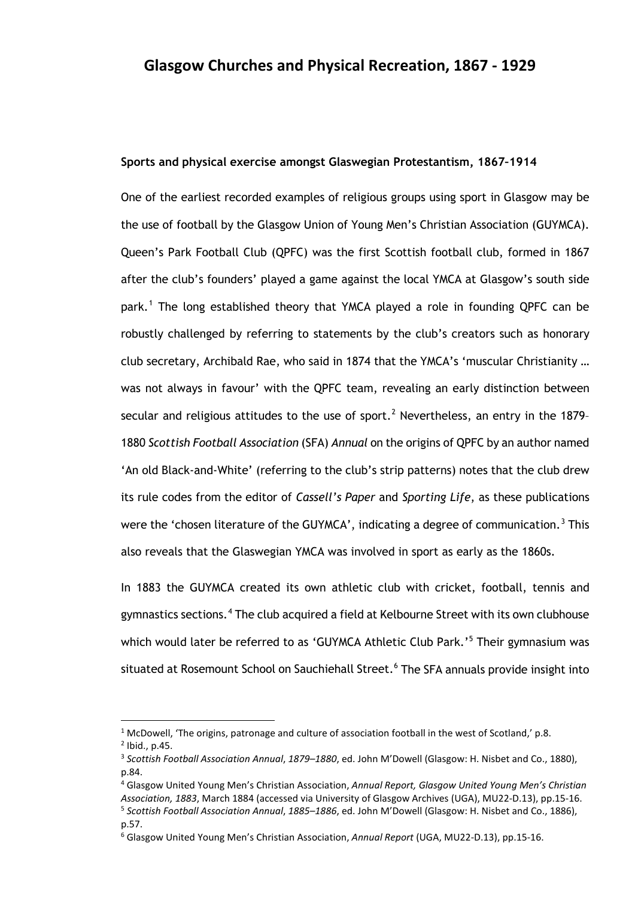## Glasgow Churches and Physical Recreation, 1867 - 1929

**Sports and physical exercise amongst Glaswegian Protestantism, 1867–1914**

One of the earliest recorded examples of religious groups using sport in Glasgow may be the use of football by the Glasgow Union of Young Men's Christian Association (GUYMCA). Queen's Park Football Club (QPFC) was the first Scottish football club, formed in 1867 after the club's founders' played a game against the local YMCA at Glasgow's south side park.[1] The long established theory that YMCA played a role in founding QPFC can be robustly challenged by referring to statements by the club's creators such as honorary club secretary, Archibald Rae, who said in 1874 that the YMCA's 'muscular Christianity … was not always in favour' with the QPFC team, revealing an early distinction between secular and religious attitudes to the use of sport.[2] Nevertheless, an entry in the 1879–1880 *Scottish Football Association* (SFA) *Annual* on the origins of QPFC by an author named 'An old Black-and-White' (referring to the club's strip patterns) notes that the club drew its rule codes from the editor of *Cassell's Paper* and *Sporting Life*, as these publications were the 'chosen literature of the GUYMCA', indicating a degree of communication.[3] This also reveals that the Glaswegian YMCA was involved in sport as early as the 1860s.

In 1883 the GUYMCA created its own athletic club with cricket, football, tennis and gymnastics sections.[4] The club acquired a field at Kelbourne Street with its own clubhouse which would later be referred to as 'GUYMCA Athletic Club Park.'[5] Their gymnasium was situated at Rosemount School on Sauchiehall Street.[6] The SFA annuals provide insight into

---

[1] McDowell, 'The origins, patronage and culture of association football in the west of Scotland,' p.8.

[2] Ibid., p.45.

[3] *Scottish Football Association Annual*, *1879–1880*, ed. John M'Dowell (Glasgow: H. Nisbet and Co., 1880), p.84.

[4] Glasgow United Young Men's Christian Association, *Annual Report, Glasgow United Young Men's Christian Association, 1883*, March 1884 (accessed via University of Glasgow Archives (UGA), MU22-D.13), pp.15-16.

[5] *Scottish Football Association Annual*, *1885–1886*, ed. John M'Dowell (Glasgow: H. Nisbet and Co., 1886), p.57.

[6] Glasgow United Young Men's Christian Association, *Annual Report* (UGA, MU22-D.13), pp.15-16.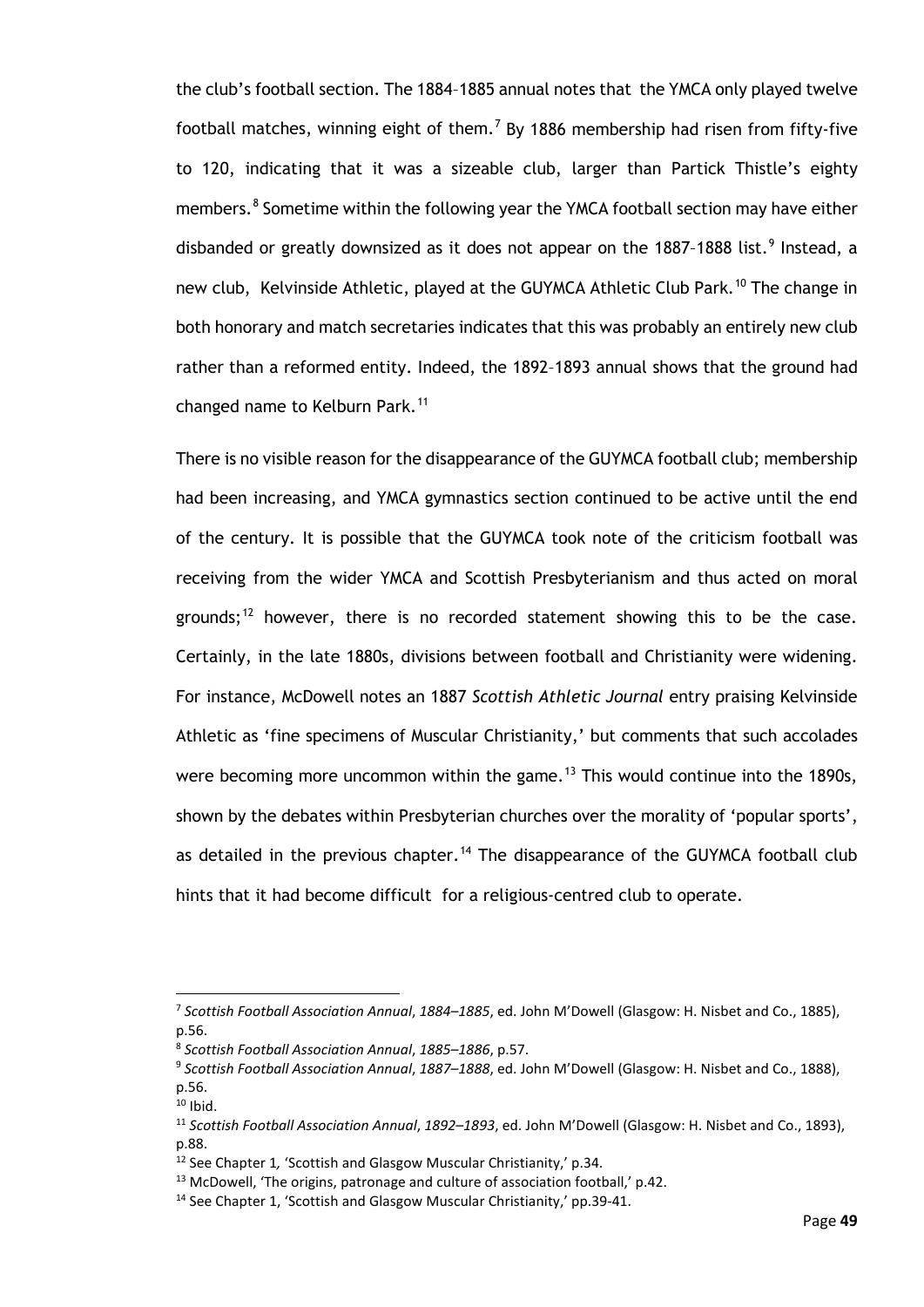the club's football section. The 1884–1885 annual notes that the YMCA only played twelve football matches, winning eight of them.[7] By 1886 membership had risen from fifty-five to 120, indicating that it was a sizeable club, larger than Partick Thistle's eighty members.[8] Sometime within the following year the YMCA football section may have either disbanded or greatly downsized as it does not appear on the 1887–1888 list.[9] Instead, a new club, Kelvinside Athletic, played at the GUYMCA Athletic Club Park.[10] The change in both honorary and match secretaries indicates that this was probably an entirely new club rather than a reformed entity. Indeed, the 1892–1893 annual shows that the ground had changed name to Kelburn Park.[11]

There is no visible reason for the disappearance of the GUYMCA football club; membership had been increasing, and YMCA gymnastics section continued to be active until the end of the century. It is possible that the GUYMCA took note of the criticism football was receiving from the wider YMCA and Scottish Presbyterianism and thus acted on moral grounds;[12] however, there is no recorded statement showing this to be the case. Certainly, in the late 1880s, divisions between football and Christianity were widening. For instance, McDowell notes an 1887 *Scottish Athletic Journal* entry praising Kelvinside Athletic as 'fine specimens of Muscular Christianity,' but comments that such accolades were becoming more uncommon within the game.[13] This would continue into the 1890s, shown by the debates within Presbyterian churches over the morality of 'popular sports', as detailed in the previous chapter.[14] The disappearance of the GUYMCA football club hints that it had become difficult for a religious-centred club to operate.

---

[7] *Scottish Football Association Annual, 1884–1885*, ed. John M'Dowell (Glasgow: H. Nisbet and Co., 1885), p.56.

[8] *Scottish Football Association Annual, 1885–1886*, p.57.

[9] *Scottish Football Association Annual, 1887–1888*, ed. John M'Dowell (Glasgow: H. Nisbet and Co., 1888), p.56.

[10] Ibid.

[11] *Scottish Football Association Annual, 1892–1893*, ed. John M'Dowell (Glasgow: H. Nisbet and Co., 1893), p.88.

[12] See Chapter 1, 'Scottish and Glasgow Muscular Christianity,' p.34.

[13] McDowell, 'The origins, patronage and culture of association football,' p.42.

[14] See Chapter 1, 'Scottish and Glasgow Muscular Christianity,' pp.39-41.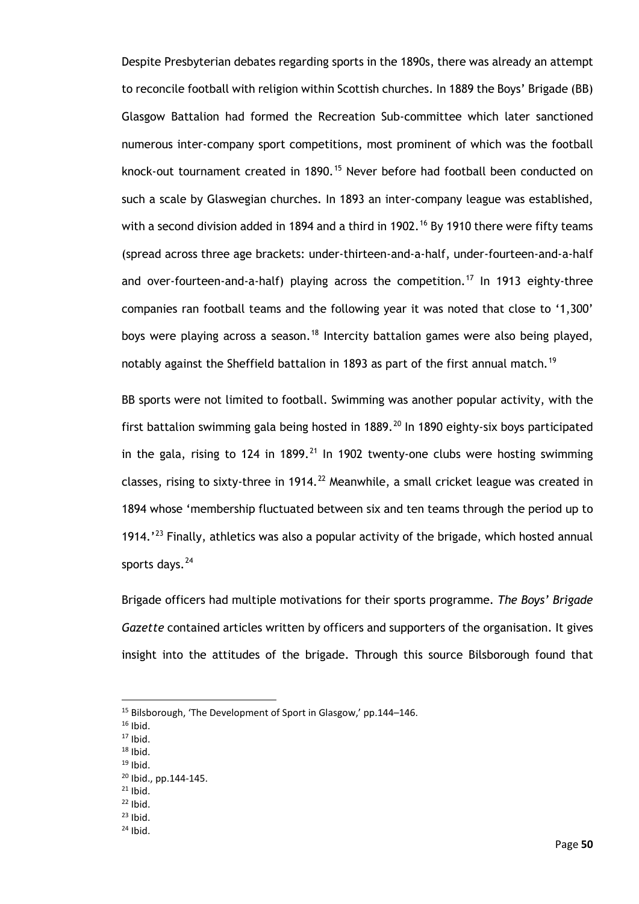Despite Presbyterian debates regarding sports in the 1890s, there was already an attempt to reconcile football with religion within Scottish churches. In 1889 the Boys' Brigade (BB) Glasgow Battalion had formed the Recreation Sub-committee which later sanctioned numerous inter-company sport competitions, most prominent of which was the football knock-out tournament created in 1890.[15] Never before had football been conducted on such a scale by Glaswegian churches. In 1893 an inter-company league was established, with a second division added in 1894 and a third in 1902.[16] By 1910 there were fifty teams (spread across three age brackets: under-thirteen-and-a-half, under-fourteen-and-a-half and over-fourteen-and-a-half) playing across the competition.[17] In 1913 eighty-three companies ran football teams and the following year it was noted that close to '1,300' boys were playing across a season.[18] Intercity battalion games were also being played, notably against the Sheffield battalion in 1893 as part of the first annual match.[19]

BB sports were not limited to football. Swimming was another popular activity, with the first battalion swimming gala being hosted in 1889.[20] In 1890 eighty-six boys participated in the gala, rising to 124 in 1899.[21] In 1902 twenty-one clubs were hosting swimming classes, rising to sixty-three in 1914.[22] Meanwhile, a small cricket league was created in 1894 whose 'membership fluctuated between six and ten teams through the period up to 1914.'[23] Finally, athletics was also a popular activity of the brigade, which hosted annual sports days.[24]

Brigade officers had multiple motivations for their sports programme. *The Boys' Brigade Gazette* contained articles written by officers and supporters of the organisation. It gives insight into the attitudes of the brigade. Through this source Bilsborough found that

---

[15] Bilsborough, 'The Development of Sport in Glasgow,' pp.144–146.
[16] Ibid.
[17] Ibid.
[18] Ibid.
[19] Ibid.
[20] Ibid., pp.144-145.
[21] Ibid.
[22] Ibid.
[23] Ibid.
[24] Ibid.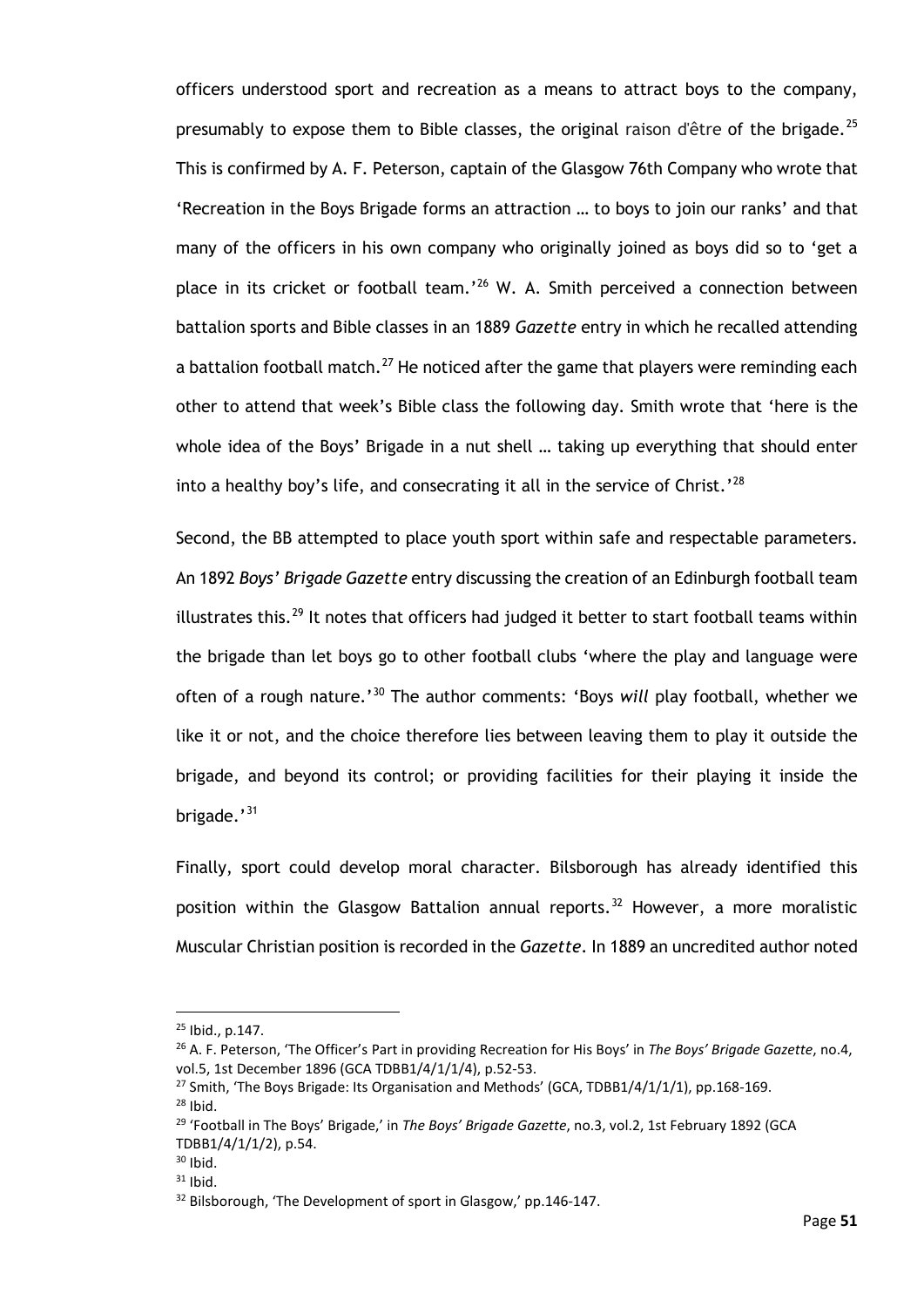officers understood sport and recreation as a means to attract boys to the company, presumably to expose them to Bible classes, the original raison d'être of the brigade.[25] This is confirmed by A. F. Peterson, captain of the Glasgow 76th Company who wrote that 'Recreation in the Boys Brigade forms an attraction … to boys to join our ranks' and that many of the officers in his own company who originally joined as boys did so to 'get a place in its cricket or football team.'[26] W. A. Smith perceived a connection between battalion sports and Bible classes in an 1889 *Gazette* entry in which he recalled attending a battalion football match.[27] He noticed after the game that players were reminding each other to attend that week's Bible class the following day. Smith wrote that 'here is the whole idea of the Boys' Brigade in a nut shell … taking up everything that should enter into a healthy boy's life, and consecrating it all in the service of Christ.'[28]

Second, the BB attempted to place youth sport within safe and respectable parameters. An 1892 *Boys' Brigade Gazette* entry discussing the creation of an Edinburgh football team illustrates this.[29] It notes that officers had judged it better to start football teams within the brigade than let boys go to other football clubs 'where the play and language were often of a rough nature.'[30] The author comments: 'Boys *will* play football, whether we like it or not, and the choice therefore lies between leaving them to play it outside the brigade, and beyond its control; or providing facilities for their playing it inside the brigade.'[31]

Finally, sport could develop moral character. Bilsborough has already identified this position within the Glasgow Battalion annual reports.[32] However, a more moralistic Muscular Christian position is recorded in the *Gazette*. In 1889 an uncredited author noted

---

[25] Ibid., p.147.

[26] A. F. Peterson, 'The Officer's Part in providing Recreation for His Boys' in *The Boys' Brigade Gazette*, no.4, vol.5, 1st December 1896 (GCA TDBB1/4/1/1/4), p.52-53.

[27] Smith, 'The Boys Brigade: Its Organisation and Methods' (GCA, TDBB1/4/1/1/1), pp.168-169.

[28] Ibid.

[29] 'Football in The Boys' Brigade,' in *The Boys' Brigade Gazette*, no.3, vol.2, 1st February 1892 (GCA TDBB1/4/1/1/2), p.54.

[30] Ibid.

[31] Ibid.

[32] Bilsborough, 'The Development of sport in Glasgow,' pp.146-147.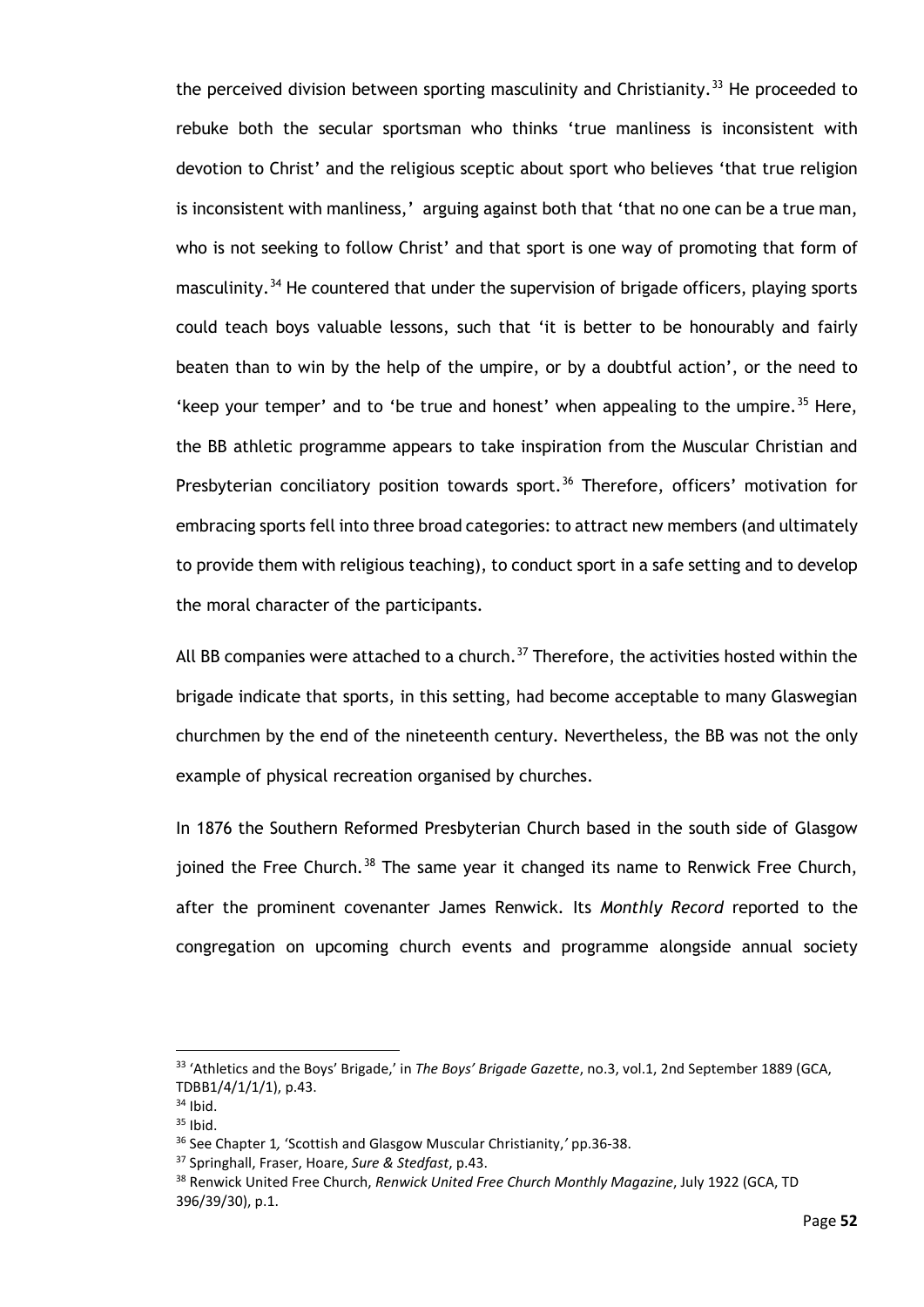the perceived division between sporting masculinity and Christianity.[33] He proceeded to rebuke both the secular sportsman who thinks 'true manliness is inconsistent with devotion to Christ' and the religious sceptic about sport who believes 'that true religion is inconsistent with manliness,' arguing against both that 'that no one can be a true man, who is not seeking to follow Christ' and that sport is one way of promoting that form of masculinity.[34] He countered that under the supervision of brigade officers, playing sports could teach boys valuable lessons, such that 'it is better to be honourably and fairly beaten than to win by the help of the umpire, or by a doubtful action', or the need to 'keep your temper' and to 'be true and honest' when appealing to the umpire.[35] Here, the BB athletic programme appears to take inspiration from the Muscular Christian and Presbyterian conciliatory position towards sport.[36] Therefore, officers' motivation for embracing sports fell into three broad categories: to attract new members (and ultimately to provide them with religious teaching), to conduct sport in a safe setting and to develop the moral character of the participants.

All BB companies were attached to a church.[37] Therefore, the activities hosted within the brigade indicate that sports, in this setting, had become acceptable to many Glaswegian churchmen by the end of the nineteenth century. Nevertheless, the BB was not the only example of physical recreation organised by churches.

In 1876 the Southern Reformed Presbyterian Church based in the south side of Glasgow joined the Free Church.[38] The same year it changed its name to Renwick Free Church, after the prominent covenanter James Renwick. Its *Monthly Record* reported to the congregation on upcoming church events and programme alongside annual society

---

[33] 'Athletics and the Boys' Brigade,' in *The Boys' Brigade Gazette*, no.3, vol.1, 2nd September 1889 (GCA, TDBB1/4/1/1/1), p.43.

[34] Ibid.

[35] Ibid.

[36] See Chapter 1*,* 'Scottish and Glasgow Muscular Christianity,*'* pp.36-38.

[37] Springhall, Fraser, Hoare, *Sure & Stedfast*, p.43.

[38] Renwick United Free Church, *Renwick United Free Church Monthly Magazine*, July 1922 (GCA, TD 396/39/30), p.1.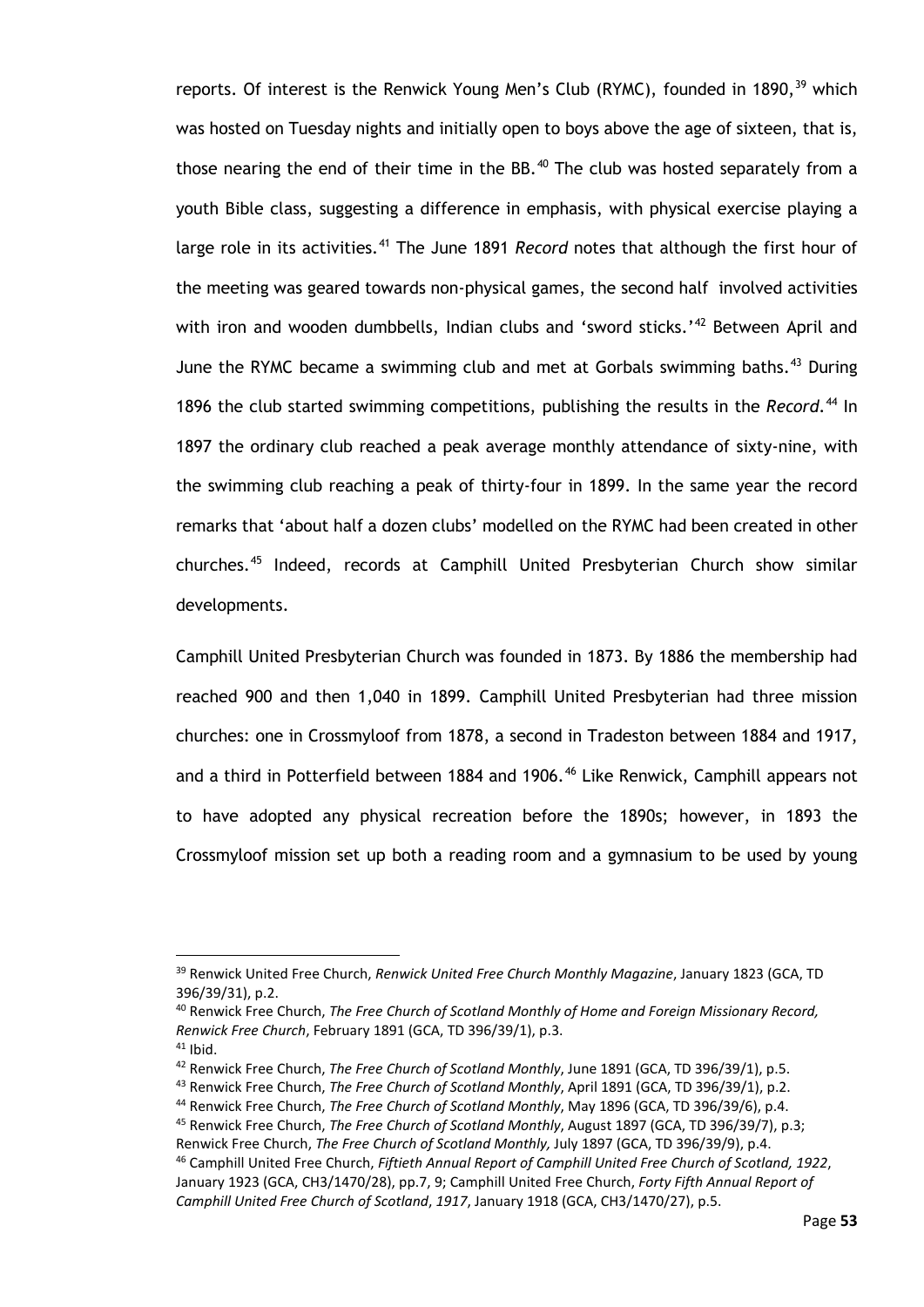reports. Of interest is the Renwick Young Men's Club (RYMC), founded in 1890,[39] which was hosted on Tuesday nights and initially open to boys above the age of sixteen, that is, those nearing the end of their time in the BB.[40] The club was hosted separately from a youth Bible class, suggesting a difference in emphasis, with physical exercise playing a large role in its activities.[41] The June 1891 *Record* notes that although the first hour of the meeting was geared towards non-physical games, the second half involved activities with iron and wooden dumbbells, Indian clubs and 'sword sticks.'[42] Between April and June the RYMC became a swimming club and met at Gorbals swimming baths.[43] During 1896 the club started swimming competitions, publishing the results in the *Record*.[44] In 1897 the ordinary club reached a peak average monthly attendance of sixty-nine, with the swimming club reaching a peak of thirty-four in 1899. In the same year the record remarks that 'about half a dozen clubs' modelled on the RYMC had been created in other churches.[45] Indeed, records at Camphill United Presbyterian Church show similar developments.

Camphill United Presbyterian Church was founded in 1873. By 1886 the membership had reached 900 and then 1,040 in 1899. Camphill United Presbyterian had three mission churches: one in Crossmyloof from 1878, a second in Tradeston between 1884 and 1917, and a third in Potterfield between 1884 and 1906.[46] Like Renwick, Camphill appears not to have adopted any physical recreation before the 1890s; however, in 1893 the Crossmyloof mission set up both a reading room and a gymnasium to be used by young

---

[39] Renwick United Free Church, *Renwick United Free Church Monthly Magazine*, January 1823 (GCA, TD 396/39/31), p.2.

[40] Renwick Free Church, *The Free Church of Scotland Monthly of Home and Foreign Missionary Record, Renwick Free Church*, February 1891 (GCA, TD 396/39/1), p.3.

[41] Ibid.

[42] Renwick Free Church, *The Free Church of Scotland Monthly*, June 1891 (GCA, TD 396/39/1), p.5.

[43] Renwick Free Church, *The Free Church of Scotland Monthly*, April 1891 (GCA, TD 396/39/1), p.2.

[44] Renwick Free Church, *The Free Church of Scotland Monthly*, May 1896 (GCA, TD 396/39/6), p.4.

[45] Renwick Free Church, *The Free Church of Scotland Monthly*, August 1897 (GCA, TD 396/39/7), p.3; Renwick Free Church, *The Free Church of Scotland Monthly,* July 1897 (GCA, TD 396/39/9), p.4.

[46] Camphill United Free Church, *Fiftieth Annual Report of Camphill United Free Church of Scotland, 1922*, January 1923 (GCA, CH3/1470/28), pp.7, 9; Camphill United Free Church, *Forty Fifth Annual Report of Camphill United Free Church of Scotland*, *1917*, January 1918 (GCA, CH3/1470/27), p.5.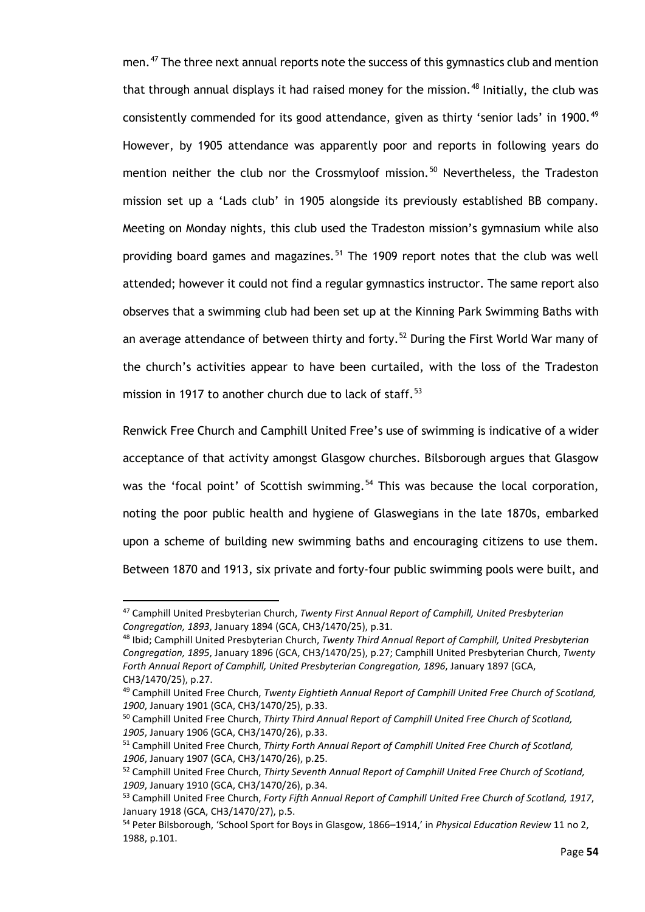men.[47] The three next annual reports note the success of this gymnastics club and mention that through annual displays it had raised money for the mission.[48] Initially, the club was consistently commended for its good attendance, given as thirty 'senior lads' in 1900.[49] However, by 1905 attendance was apparently poor and reports in following years do mention neither the club nor the Crossmyloof mission.[50] Nevertheless, the Tradeston mission set up a 'Lads club' in 1905 alongside its previously established BB company. Meeting on Monday nights, this club used the Tradeston mission's gymnasium while also providing board games and magazines.[51] The 1909 report notes that the club was well attended; however it could not find a regular gymnastics instructor. The same report also observes that a swimming club had been set up at the Kinning Park Swimming Baths with an average attendance of between thirty and forty.[52] During the First World War many of the church's activities appear to have been curtailed, with the loss of the Tradeston mission in 1917 to another church due to lack of staff.[53]

Renwick Free Church and Camphill United Free's use of swimming is indicative of a wider acceptance of that activity amongst Glasgow churches. Bilsborough argues that Glasgow was the 'focal point' of Scottish swimming.[54] This was because the local corporation, noting the poor public health and hygiene of Glaswegians in the late 1870s, embarked upon a scheme of building new swimming baths and encouraging citizens to use them. Between 1870 and 1913, six private and forty-four public swimming pools were built, and

---

[47] Camphill United Presbyterian Church, *Twenty First Annual Report of Camphill, United Presbyterian Congregation, 1893*, January 1894 (GCA, CH3/1470/25), p.31.

[48] Ibid; Camphill United Presbyterian Church, *Twenty Third Annual Report of Camphill, United Presbyterian Congregation, 1895*, January 1896 (GCA, CH3/1470/25), p.27; Camphill United Presbyterian Church, *Twenty Forth Annual Report of Camphill, United Presbyterian Congregation, 1896*, January 1897 (GCA, CH3/1470/25), p.27.

[49] Camphill United Free Church, *Twenty Eightieth Annual Report of Camphill United Free Church of Scotland, 1900*, January 1901 (GCA, CH3/1470/25), p.33.

[50] Camphill United Free Church, *Thirty Third Annual Report of Camphill United Free Church of Scotland, 1905*, January 1906 (GCA, CH3/1470/26), p.33.

[51] Camphill United Free Church, *Thirty Forth Annual Report of Camphill United Free Church of Scotland, 1906*, January 1907 (GCA, CH3/1470/26), p.25.

[52] Camphill United Free Church, *Thirty Seventh Annual Report of Camphill United Free Church of Scotland, 1909*, January 1910 (GCA, CH3/1470/26), p.34.

[53] Camphill United Free Church, *Forty Fifth Annual Report of Camphill United Free Church of Scotland, 1917*, January 1918 (GCA, CH3/1470/27), p.5.

[54] Peter Bilsborough, 'School Sport for Boys in Glasgow, 1866–1914,' in *Physical Education Review* 11 no 2, 1988, p.101.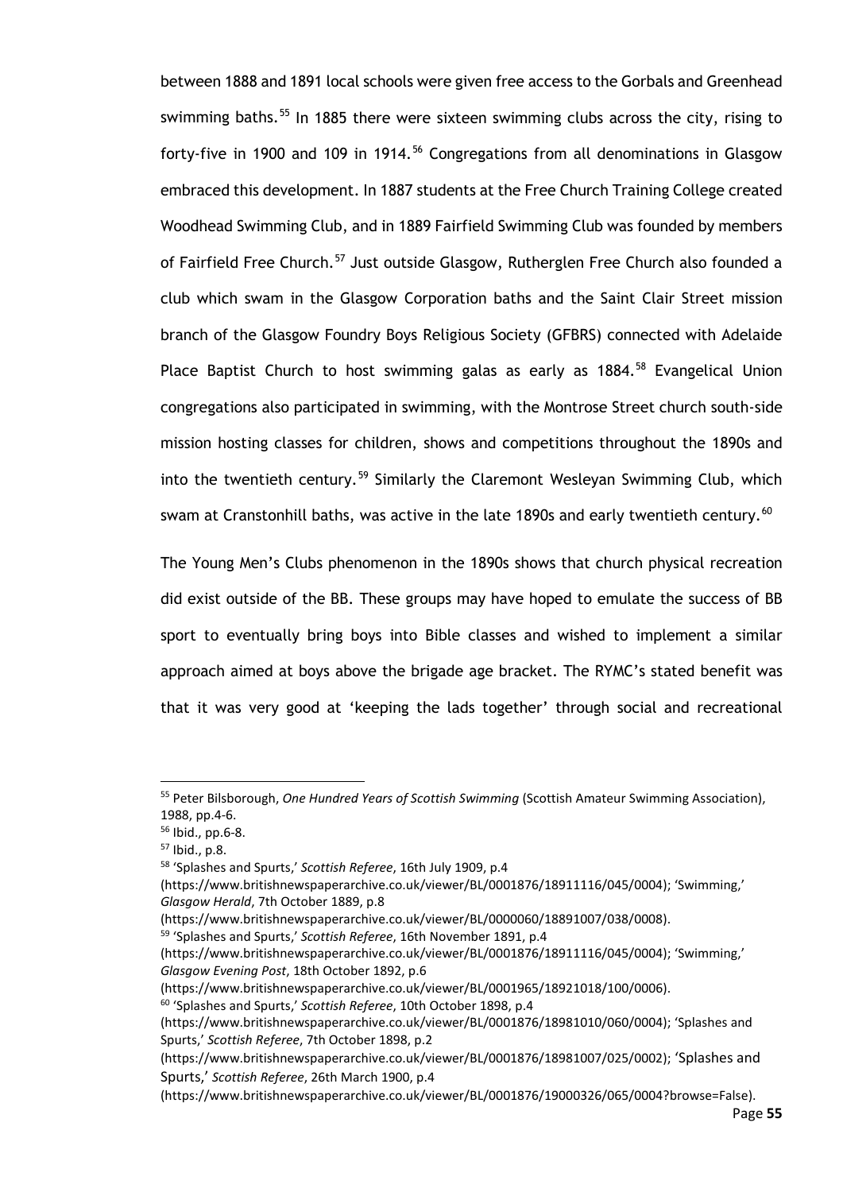between 1888 and 1891 local schools were given free access to the Gorbals and Greenhead swimming baths.[55] In 1885 there were sixteen swimming clubs across the city, rising to forty-five in 1900 and 109 in 1914.[56] Congregations from all denominations in Glasgow embraced this development. In 1887 students at the Free Church Training College created Woodhead Swimming Club, and in 1889 Fairfield Swimming Club was founded by members of Fairfield Free Church.[57] Just outside Glasgow, Rutherglen Free Church also founded a club which swam in the Glasgow Corporation baths and the Saint Clair Street mission branch of the Glasgow Foundry Boys Religious Society (GFBRS) connected with Adelaide Place Baptist Church to host swimming galas as early as 1884.[58] Evangelical Union congregations also participated in swimming, with the Montrose Street church south-side mission hosting classes for children, shows and competitions throughout the 1890s and into the twentieth century.[59] Similarly the Claremont Wesleyan Swimming Club, which swam at Cranstonhill baths, was active in the late 1890s and early twentieth century.[60]

The Young Men's Clubs phenomenon in the 1890s shows that church physical recreation did exist outside of the BB. These groups may have hoped to emulate the success of BB sport to eventually bring boys into Bible classes and wished to implement a similar approach aimed at boys above the brigade age bracket. The RYMC's stated benefit was that it was very good at 'keeping the lads together' through social and recreational

---

[55] Peter Bilsborough, *One Hundred Years of Scottish Swimming* (Scottish Amateur Swimming Association), 1988, pp.4-6.

[56] Ibid., pp.6-8.

[57] Ibid., p.8.

[58] 'Splashes and Spurts,' *Scottish Referee*, 16th July 1909, p.4 (https://www.britishnewspaperarchive.co.uk/viewer/BL/0001876/18911116/045/0004); 'Swimming,' *Glasgow Herald*, 7th October 1889, p.8 (https://www.britishnewspaperarchive.co.uk/viewer/BL/0000060/18891007/038/0008).

[59] 'Splashes and Spurts,' *Scottish Referee*, 16th November 1891, p.4 (https://www.britishnewspaperarchive.co.uk/viewer/BL/0001876/18911116/045/0004); 'Swimming,' *Glasgow Evening Post*, 18th October 1892, p.6 (https://www.britishnewspaperarchive.co.uk/viewer/BL/0001965/18921018/100/0006).

[60] 'Splashes and Spurts,' *Scottish Referee*, 10th October 1898, p.4 (https://www.britishnewspaperarchive.co.uk/viewer/BL/0001876/18981010/060/0004); 'Splashes and Spurts,' *Scottish Referee*, 7th October 1898, p.2 (https://www.britishnewspaperarchive.co.uk/viewer/BL/0001876/18981007/025/0002); 'Splashes and Spurts,' *Scottish Referee*, 26th March 1900, p.4 (https://www.britishnewspaperarchive.co.uk/viewer/BL/0001876/19000326/065/0004?browse=False).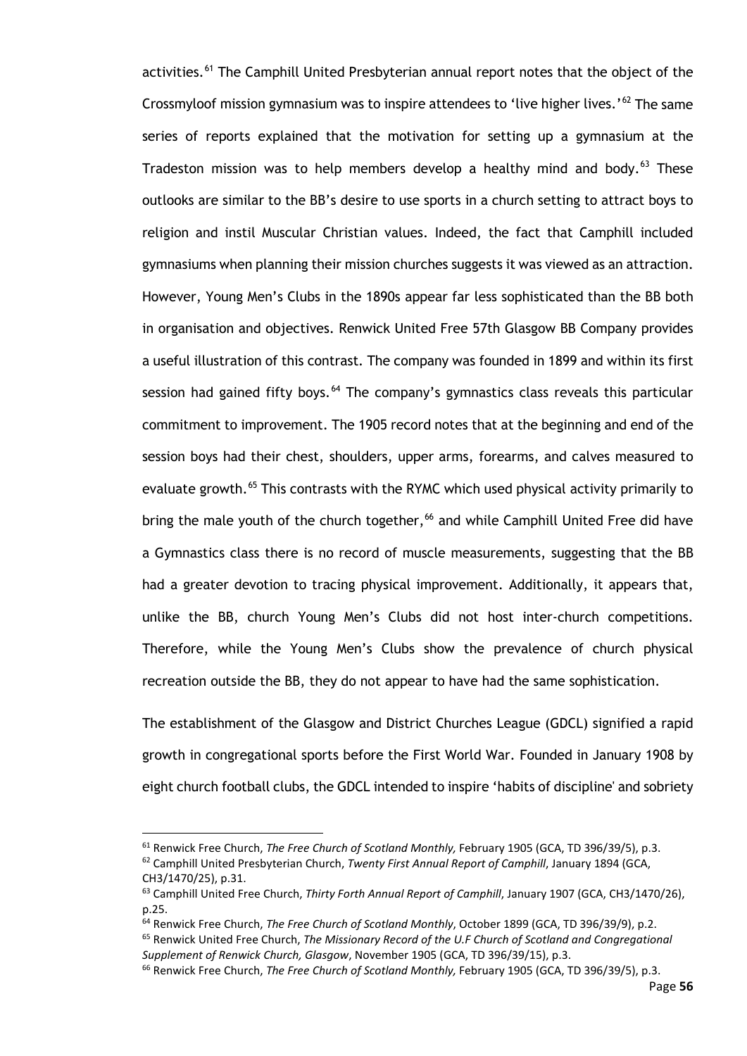activities.[61] The Camphill United Presbyterian annual report notes that the object of the Crossmyloof mission gymnasium was to inspire attendees to 'live higher lives.'[62] The same series of reports explained that the motivation for setting up a gymnasium at the Tradeston mission was to help members develop a healthy mind and body.[63] These outlooks are similar to the BB's desire to use sports in a church setting to attract boys to religion and instil Muscular Christian values. Indeed, the fact that Camphill included gymnasiums when planning their mission churches suggests it was viewed as an attraction. However, Young Men's Clubs in the 1890s appear far less sophisticated than the BB both in organisation and objectives. Renwick United Free 57th Glasgow BB Company provides a useful illustration of this contrast. The company was founded in 1899 and within its first session had gained fifty boys.[64] The company's gymnastics class reveals this particular commitment to improvement. The 1905 record notes that at the beginning and end of the session boys had their chest, shoulders, upper arms, forearms, and calves measured to evaluate growth.[65] This contrasts with the RYMC which used physical activity primarily to bring the male youth of the church together,[66] and while Camphill United Free did have a Gymnastics class there is no record of muscle measurements, suggesting that the BB had a greater devotion to tracing physical improvement. Additionally, it appears that, unlike the BB, church Young Men's Clubs did not host inter-church competitions. Therefore, while the Young Men's Clubs show the prevalence of church physical recreation outside the BB, they do not appear to have had the same sophistication.

The establishment of the Glasgow and District Churches League (GDCL) signified a rapid growth in congregational sports before the First World War. Founded in January 1908 by eight church football clubs, the GDCL intended to inspire 'habits of discipline' and sobriety

---

[61] Renwick Free Church, *The Free Church of Scotland Monthly,* February 1905 (GCA, TD 396/39/5), p.3.

[62] Camphill United Presbyterian Church, *Twenty First Annual Report of Camphill*, January 1894 (GCA, CH3/1470/25), p.31.

[63] Camphill United Free Church, *Thirty Forth Annual Report of Camphill*, January 1907 (GCA, CH3/1470/26), p.25.

[64] Renwick Free Church, *The Free Church of Scotland Monthly*, October 1899 (GCA, TD 396/39/9), p.2.

[65] Renwick United Free Church, *The Missionary Record of the U.F Church of Scotland and Congregational Supplement of Renwick Church, Glasgow*, November 1905 (GCA, TD 396/39/15), p.3.

[66] Renwick Free Church, *The Free Church of Scotland Monthly,* February 1905 (GCA, TD 396/39/5), p.3.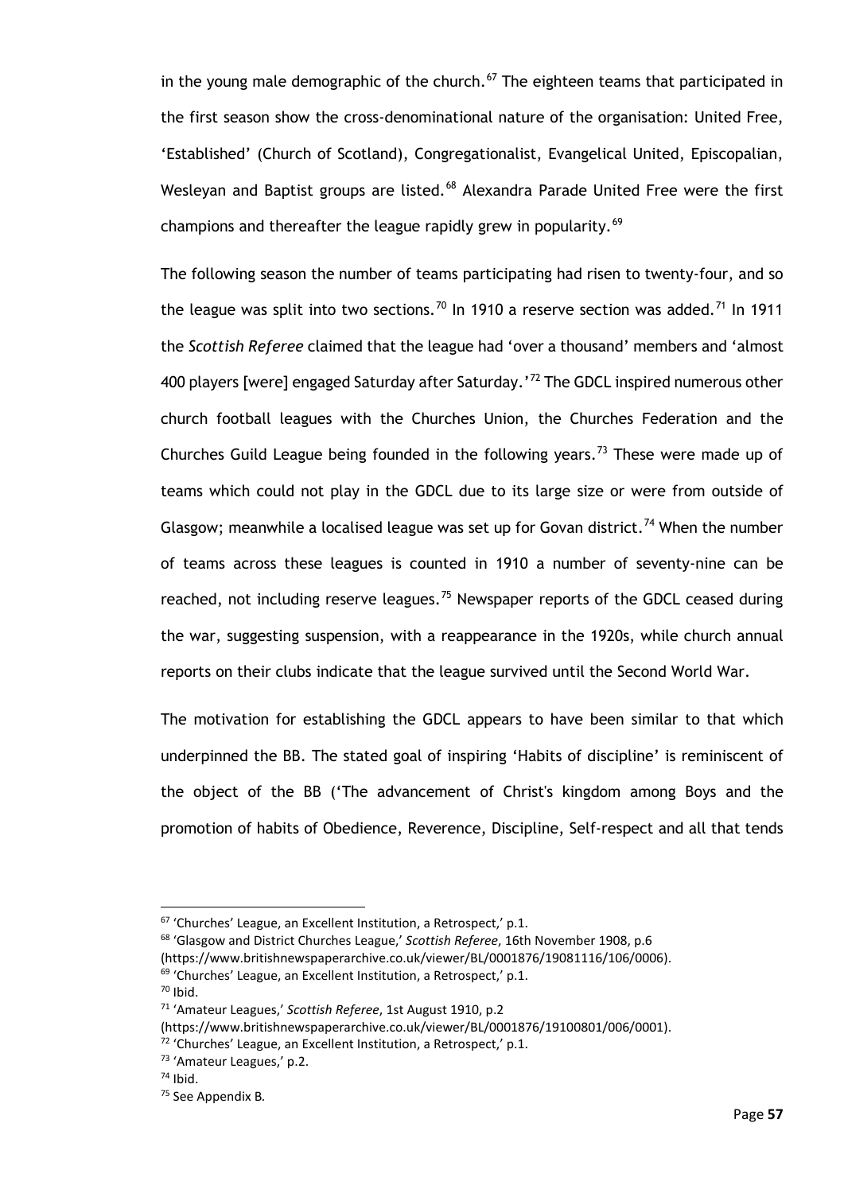in the young male demographic of the church.[67] The eighteen teams that participated in the first season show the cross-denominational nature of the organisation: United Free, 'Established' (Church of Scotland), Congregationalist, Evangelical United, Episcopalian, Wesleyan and Baptist groups are listed.[68] Alexandra Parade United Free were the first champions and thereafter the league rapidly grew in popularity.[69]

The following season the number of teams participating had risen to twenty-four, and so the league was split into two sections.[70] In 1910 a reserve section was added.[71] In 1911 the *Scottish Referee* claimed that the league had 'over a thousand' members and 'almost 400 players [were] engaged Saturday after Saturday.'[72] The GDCL inspired numerous other church football leagues with the Churches Union, the Churches Federation and the Churches Guild League being founded in the following years.[73] These were made up of teams which could not play in the GDCL due to its large size or were from outside of Glasgow; meanwhile a localised league was set up for Govan district.[74] When the number of teams across these leagues is counted in 1910 a number of seventy-nine can be reached, not including reserve leagues.[75] Newspaper reports of the GDCL ceased during the war, suggesting suspension, with a reappearance in the 1920s, while church annual reports on their clubs indicate that the league survived until the Second World War.

The motivation for establishing the GDCL appears to have been similar to that which underpinned the BB. The stated goal of inspiring 'Habits of discipline' is reminiscent of the object of the BB ('The advancement of Christ's kingdom among Boys and the promotion of habits of Obedience, Reverence, Discipline, Self-respect and all that tends

---

[67] 'Churches' League, an Excellent Institution, a Retrospect,' p.1.

[68] 'Glasgow and District Churches League,' *Scottish Referee*, 16th November 1908, p.6 (https://www.britishnewspaperarchive.co.uk/viewer/BL/0001876/19081116/106/0006).

[69] 'Churches' League, an Excellent Institution, a Retrospect,' p.1.

[70] Ibid.

[71] 'Amateur Leagues,' *Scottish Referee*, 1st August 1910, p.2 (https://www.britishnewspaperarchive.co.uk/viewer/BL/0001876/19100801/006/0001).

[72] 'Churches' League, an Excellent Institution, a Retrospect,' p.1.

[73] 'Amateur Leagues,' p.2.

[74] Ibid.

[75] See Appendix B.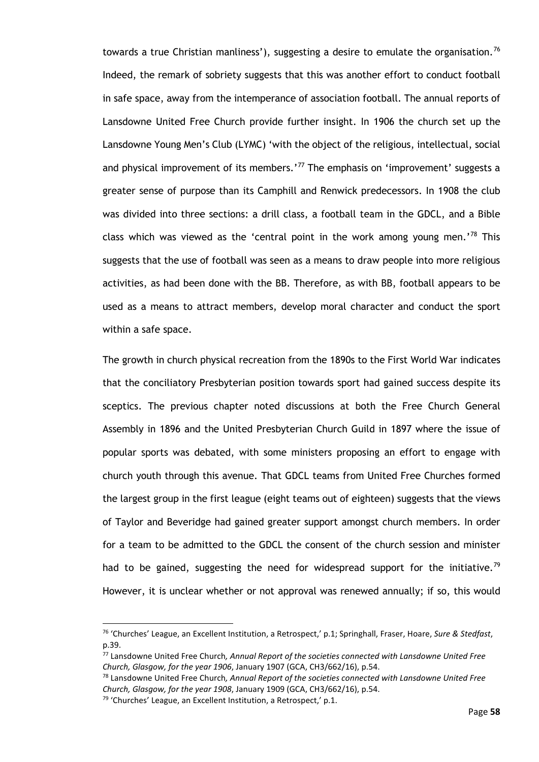towards a true Christian manliness'), suggesting a desire to emulate the organisation.[76] Indeed, the remark of sobriety suggests that this was another effort to conduct football in safe space, away from the intemperance of association football. The annual reports of Lansdowne United Free Church provide further insight. In 1906 the church set up the Lansdowne Young Men's Club (LYMC) 'with the object of the religious, intellectual, social and physical improvement of its members.'[77] The emphasis on 'improvement' suggests a greater sense of purpose than its Camphill and Renwick predecessors. In 1908 the club was divided into three sections: a drill class, a football team in the GDCL, and a Bible class which was viewed as the 'central point in the work among young men.'[78] This suggests that the use of football was seen as a means to draw people into more religious activities, as had been done with the BB. Therefore, as with BB, football appears to be used as a means to attract members, develop moral character and conduct the sport within a safe space.

The growth in church physical recreation from the 1890s to the First World War indicates that the conciliatory Presbyterian position towards sport had gained success despite its sceptics. The previous chapter noted discussions at both the Free Church General Assembly in 1896 and the United Presbyterian Church Guild in 1897 where the issue of popular sports was debated, with some ministers proposing an effort to engage with church youth through this avenue. That GDCL teams from United Free Churches formed the largest group in the first league (eight teams out of eighteen) suggests that the views of Taylor and Beveridge had gained greater support amongst church members. In order for a team to be admitted to the GDCL the consent of the church session and minister had to be gained, suggesting the need for widespread support for the initiative.[79] However, it is unclear whether or not approval was renewed annually; if so, this would

---

[76] 'Churches' League, an Excellent Institution, a Retrospect,' p.1; Springhall, Fraser, Hoare, *Sure & Stedfast*, p.39.

[77] Lansdowne United Free Church*, Annual Report of the societies connected with Lansdowne United Free Church, Glasgow, for the year 1906*, January 1907 (GCA, CH3/662/16), p.54.

[78] Lansdowne United Free Church*, Annual Report of the societies connected with Lansdowne United Free Church, Glasgow, for the year 1908*, January 1909 (GCA, CH3/662/16), p.54.

[79] 'Churches' League, an Excellent Institution, a Retrospect,' p.1.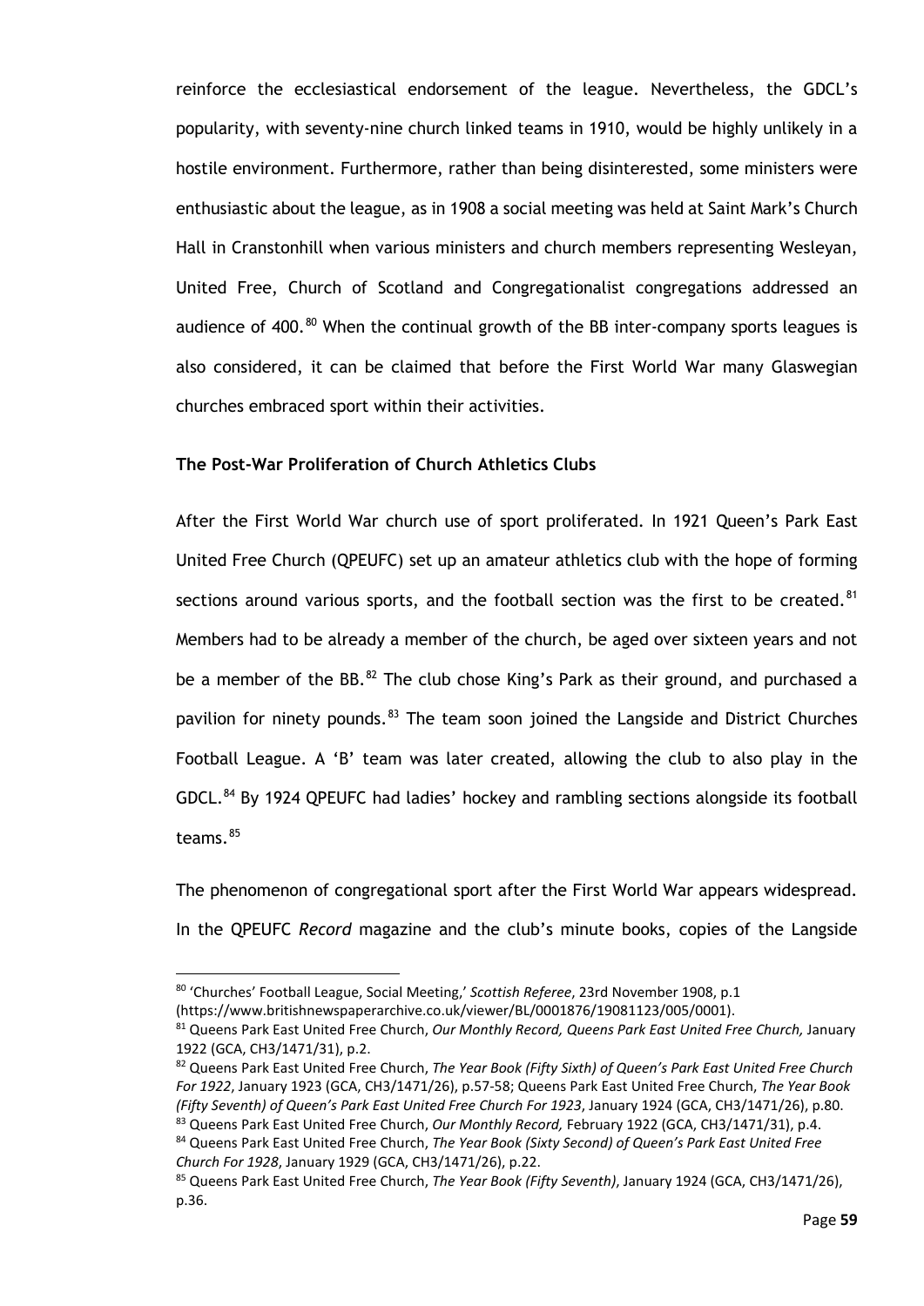reinforce the ecclesiastical endorsement of the league. Nevertheless, the GDCL's popularity, with seventy-nine church linked teams in 1910, would be highly unlikely in a hostile environment. Furthermore, rather than being disinterested, some ministers were enthusiastic about the league, as in 1908 a social meeting was held at Saint Mark's Church Hall in Cranstonhill when various ministers and church members representing Wesleyan, United Free, Church of Scotland and Congregationalist congregations addressed an audience of 400.[80] When the continual growth of the BB inter-company sports leagues is also considered, it can be claimed that before the First World War many Glaswegian churches embraced sport within their activities.

**The Post-War Proliferation of Church Athletics Clubs**

After the First World War church use of sport proliferated. In 1921 Queen's Park East United Free Church (QPEUFC) set up an amateur athletics club with the hope of forming sections around various sports, and the football section was the first to be created.[81] Members had to be already a member of the church, be aged over sixteen years and not be a member of the BB.[82] The club chose King's Park as their ground, and purchased a pavilion for ninety pounds.[83] The team soon joined the Langside and District Churches Football League. A 'B' team was later created, allowing the club to also play in the GDCL.[84] By 1924 QPEUFC had ladies' hockey and rambling sections alongside its football teams.[85]

The phenomenon of congregational sport after the First World War appears widespread. In the QPEUFC *Record* magazine and the club's minute books, copies of the Langside

---

[80] 'Churches' Football League, Social Meeting,' *Scottish Referee*, 23rd November 1908, p.1 (https://www.britishnewspaperarchive.co.uk/viewer/BL/0001876/19081123/005/0001).

[81] Queens Park East United Free Church, *Our Monthly Record, Queens Park East United Free Church,* January 1922 (GCA, CH3/1471/31), p.2.

[82] Queens Park East United Free Church, *The Year Book (Fifty Sixth) of Queen's Park East United Free Church For 1922*, January 1923 (GCA, CH3/1471/26), p.57-58; Queens Park East United Free Church, *The Year Book (Fifty Seventh) of Queen's Park East United Free Church For 1923*, January 1924 (GCA, CH3/1471/26), p.80.

[83] Queens Park East United Free Church, *Our Monthly Record,* February 1922 (GCA, CH3/1471/31), p.4.

[84] Queens Park East United Free Church, *The Year Book (Sixty Second) of Queen's Park East United Free Church For 1928*, January 1929 (GCA, CH3/1471/26), p.22.

[85] Queens Park East United Free Church, *The Year Book (Fifty Seventh)*, January 1924 (GCA, CH3/1471/26), p.36.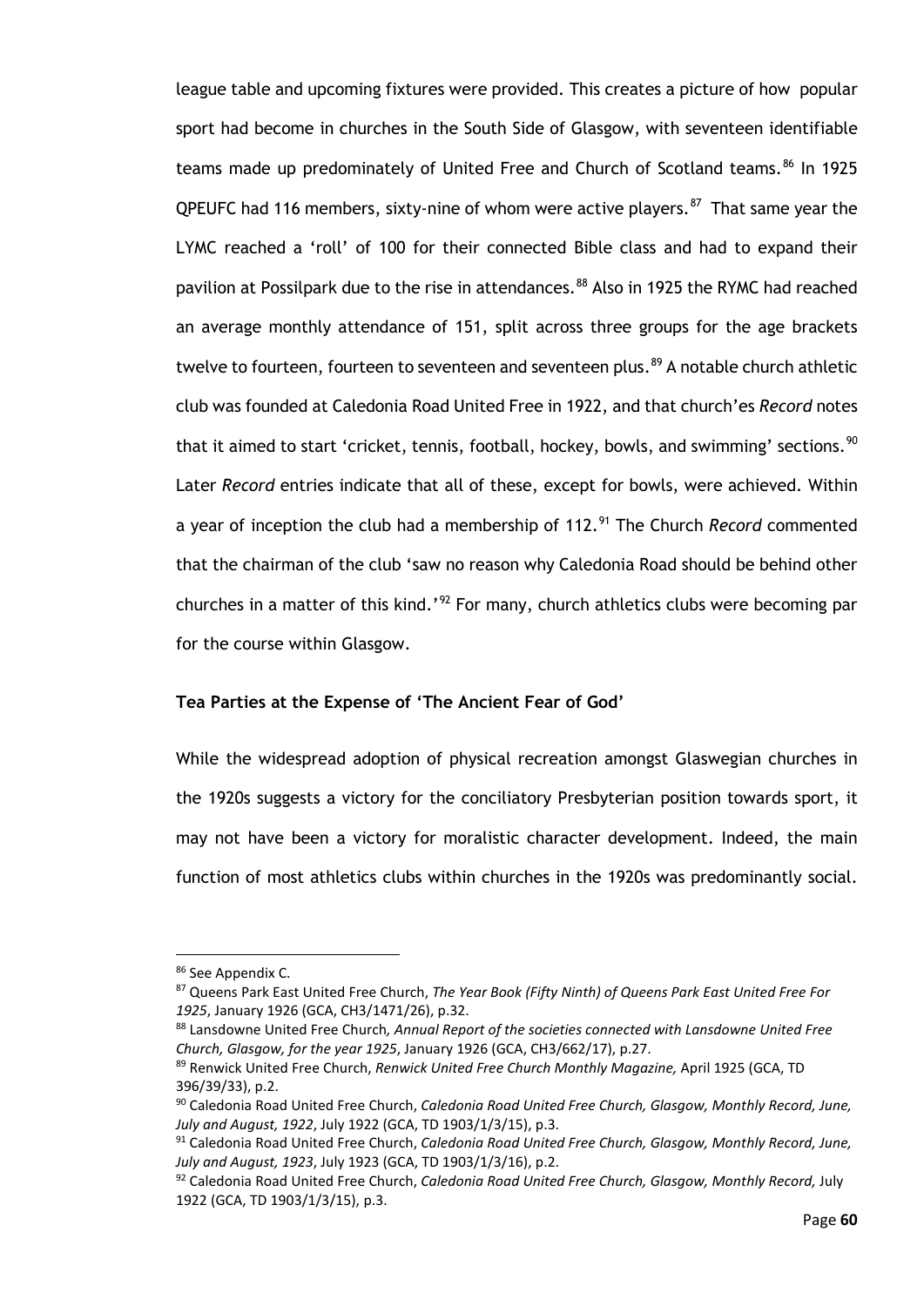league table and upcoming fixtures were provided. This creates a picture of how popular sport had become in churches in the South Side of Glasgow, with seventeen identifiable teams made up predominately of United Free and Church of Scotland teams.[86] In 1925 QPEUFC had 116 members, sixty-nine of whom were active players.[87] That same year the LYMC reached a 'roll' of 100 for their connected Bible class and had to expand their pavilion at Possilpark due to the rise in attendances.[88] Also in 1925 the RYMC had reached an average monthly attendance of 151, split across three groups for the age brackets twelve to fourteen, fourteen to seventeen and seventeen plus.[89] A notable church athletic club was founded at Caledonia Road United Free in 1922, and that church'es *Record* notes that it aimed to start 'cricket, tennis, football, hockey, bowls, and swimming' sections.[90] Later *Record* entries indicate that all of these, except for bowls, were achieved. Within a year of inception the club had a membership of 112.[91] The Church *Record* commented that the chairman of the club 'saw no reason why Caledonia Road should be behind other churches in a matter of this kind.'[92] For many, church athletics clubs were becoming par for the course within Glasgow.

### Tea Parties at the Expense of 'The Ancient Fear of God'

While the widespread adoption of physical recreation amongst Glaswegian churches in the 1920s suggests a victory for the conciliatory Presbyterian position towards sport, it may not have been a victory for moralistic character development. Indeed, the main function of most athletics clubs within churches in the 1920s was predominantly social.

---

[86] See Appendix C.

[87] Queens Park East United Free Church, *The Year Book (Fifty Ninth) of Queens Park East United Free For 1925*, January 1926 (GCA, CH3/1471/26), p.32.

[88] Lansdowne United Free Church*, Annual Report of the societies connected with Lansdowne United Free Church, Glasgow, for the year 1925*, January 1926 (GCA, CH3/662/17), p.27.

[89] Renwick United Free Church, *Renwick United Free Church Monthly Magazine,* April 1925 (GCA, TD 396/39/33), p.2.

[90] Caledonia Road United Free Church, *Caledonia Road United Free Church, Glasgow, Monthly Record, June, July and August, 1922*, July 1922 (GCA, TD 1903/1/3/15), p.3.

[91] Caledonia Road United Free Church, *Caledonia Road United Free Church, Glasgow, Monthly Record, June, July and August, 1923*, July 1923 (GCA, TD 1903/1/3/16), p.2.

[92] Caledonia Road United Free Church, *Caledonia Road United Free Church, Glasgow, Monthly Record,* July 1922 (GCA, TD 1903/1/3/15), p.3.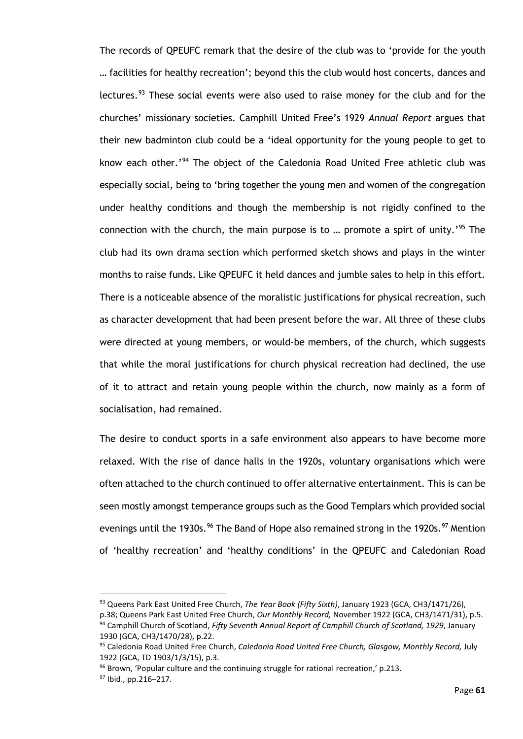The records of QPEUFC remark that the desire of the club was to 'provide for the youth … facilities for healthy recreation'; beyond this the club would host concerts, dances and lectures.[93] These social events were also used to raise money for the club and for the churches' missionary societies. Camphill United Free's 1929 *Annual Report* argues that their new badminton club could be a 'ideal opportunity for the young people to get to know each other.'[94] The object of the Caledonia Road United Free athletic club was especially social, being to 'bring together the young men and women of the congregation under healthy conditions and though the membership is not rigidly confined to the connection with the church, the main purpose is to … promote a spirt of unity.'[95] The club had its own drama section which performed sketch shows and plays in the winter months to raise funds. Like QPEUFC it held dances and jumble sales to help in this effort. There is a noticeable absence of the moralistic justifications for physical recreation, such as character development that had been present before the war. All three of these clubs were directed at young members, or would-be members, of the church, which suggests that while the moral justifications for church physical recreation had declined, the use of it to attract and retain young people within the church, now mainly as a form of socialisation, had remained.

The desire to conduct sports in a safe environment also appears to have become more relaxed. With the rise of dance halls in the 1920s, voluntary organisations which were often attached to the church continued to offer alternative entertainment. This is can be seen mostly amongst temperance groups such as the Good Templars which provided social evenings until the 1930s.[96] The Band of Hope also remained strong in the 1920s.[97] Mention of 'healthy recreation' and 'healthy conditions' in the QPEUFC and Caledonian Road

---

[93] Queens Park East United Free Church, *The Year Book (Fifty Sixth)*, January 1923 (GCA, CH3/1471/26), p.38; Queens Park East United Free Church, *Our Monthly Record,* November 1922 (GCA, CH3/1471/31), p.5.

[94] Camphill Church of Scotland, *Fifty Seventh Annual Report of Camphill Church of Scotland, 1929*, January 1930 (GCA, CH3/1470/28), p.22.

[95] Caledonia Road United Free Church, *Caledonia Road United Free Church, Glasgow, Monthly Record,* July 1922 (GCA, TD 1903/1/3/15), p.3.

[96] Brown, 'Popular culture and the continuing struggle for rational recreation,' p.213.

[97] Ibid., pp.216–217.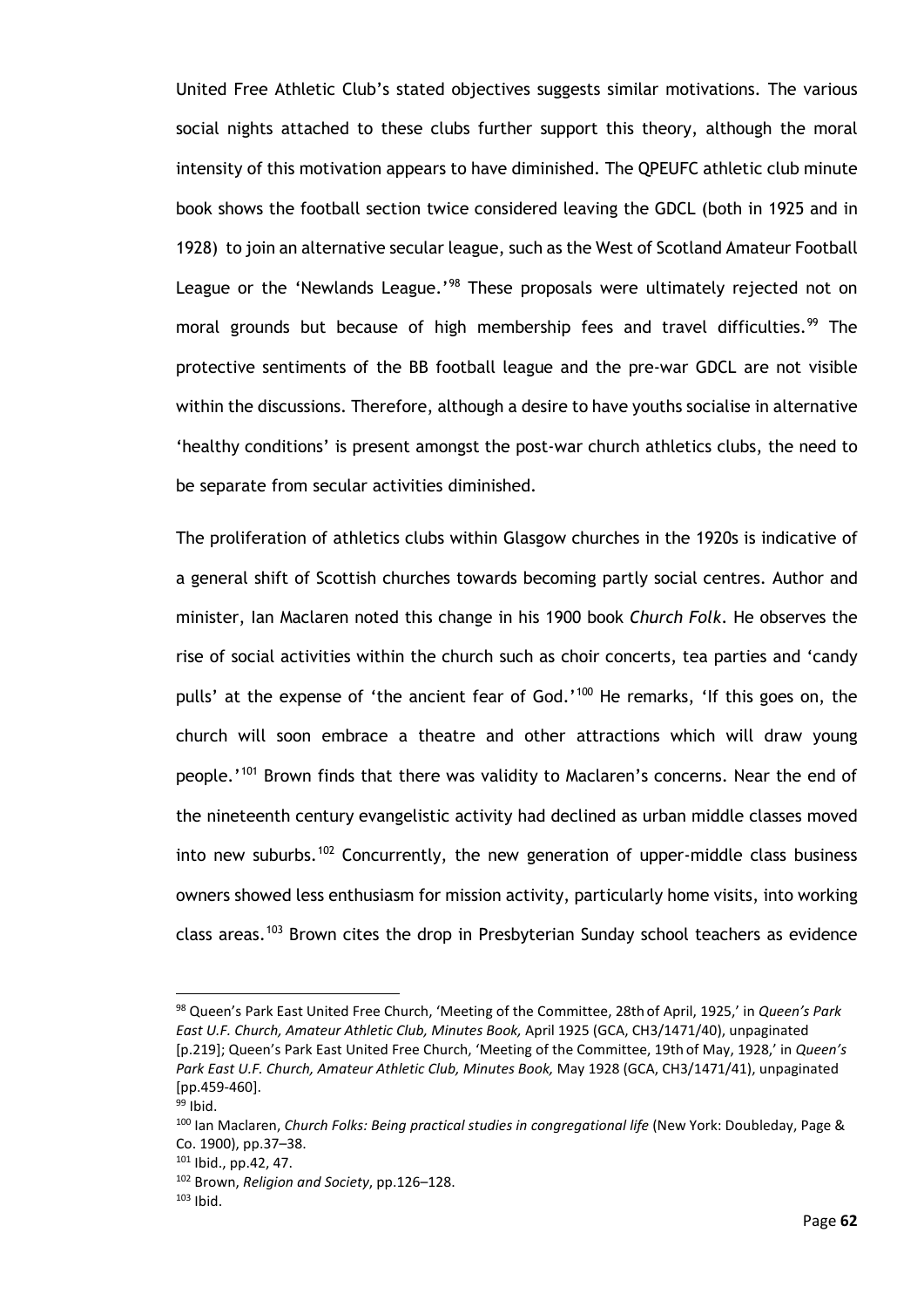United Free Athletic Club's stated objectives suggests similar motivations. The various social nights attached to these clubs further support this theory, although the moral intensity of this motivation appears to have diminished. The QPEUFC athletic club minute book shows the football section twice considered leaving the GDCL (both in 1925 and in 1928) to join an alternative secular league, such as the West of Scotland Amateur Football League or the 'Newlands League.'[98] These proposals were ultimately rejected not on moral grounds but because of high membership fees and travel difficulties.[99] The protective sentiments of the BB football league and the pre-war GDCL are not visible within the discussions. Therefore, although a desire to have youths socialise in alternative 'healthy conditions' is present amongst the post-war church athletics clubs, the need to be separate from secular activities diminished.

The proliferation of athletics clubs within Glasgow churches in the 1920s is indicative of a general shift of Scottish churches towards becoming partly social centres. Author and minister, Ian Maclaren noted this change in his 1900 book *Church Folk*. He observes the rise of social activities within the church such as choir concerts, tea parties and 'candy pulls' at the expense of 'the ancient fear of God.'[100] He remarks, 'If this goes on, the church will soon embrace a theatre and other attractions which will draw young people.'[101] Brown finds that there was validity to Maclaren's concerns. Near the end of the nineteenth century evangelistic activity had declined as urban middle classes moved into new suburbs.[102] Concurrently, the new generation of upper-middle class business owners showed less enthusiasm for mission activity, particularly home visits, into working class areas.[103] Brown cites the drop in Presbyterian Sunday school teachers as evidence

---

[98] Queen's Park East United Free Church, 'Meeting of the Committee, 28th of April, 1925,' in *Queen's Park East U.F. Church, Amateur Athletic Club, Minutes Book,* April 1925 (GCA, CH3/1471/40), unpaginated [p.219]; Queen's Park East United Free Church, 'Meeting of the Committee, 19th of May, 1928,' in *Queen's Park East U.F. Church, Amateur Athletic Club, Minutes Book,* May 1928 (GCA, CH3/1471/41), unpaginated [pp.459-460].

[99] Ibid.

[100] Ian Maclaren, *Church Folks: Being practical studies in congregational life* (New York: Doubleday, Page & Co. 1900), pp.37–38.

[101] Ibid., pp.42, 47.

[102] Brown, *Religion and Society*, pp.126–128.

[103] Ibid.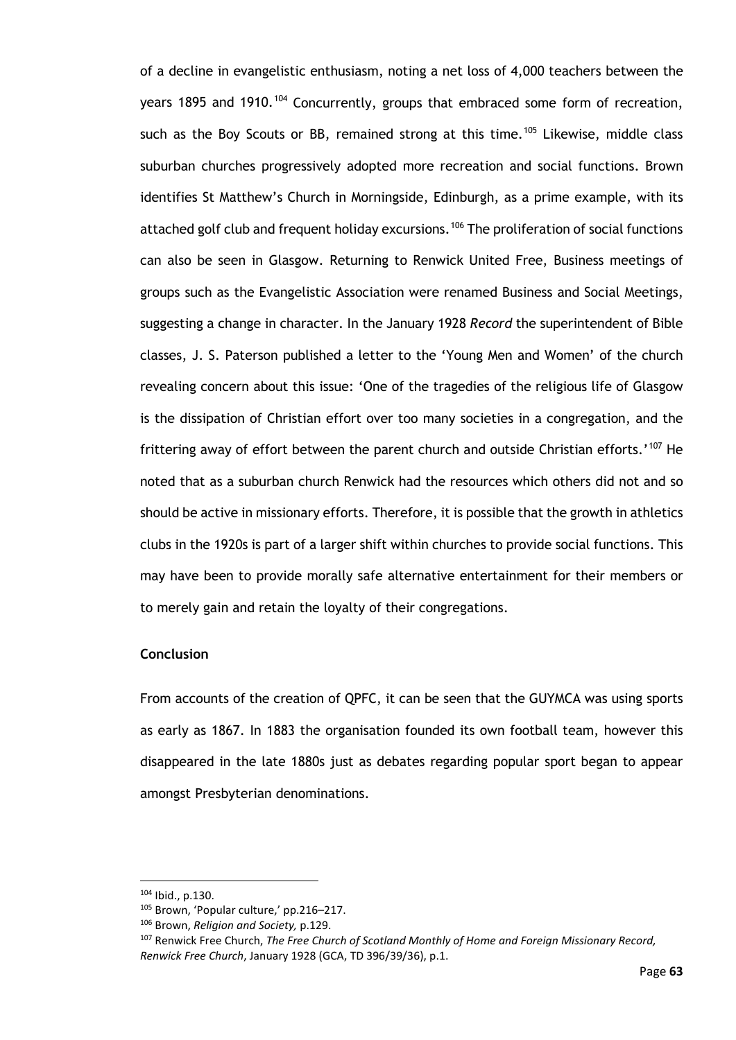of a decline in evangelistic enthusiasm, noting a net loss of 4,000 teachers between the years 1895 and 1910.[104] Concurrently, groups that embraced some form of recreation, such as the Boy Scouts or BB, remained strong at this time.[105] Likewise, middle class suburban churches progressively adopted more recreation and social functions. Brown identifies St Matthew's Church in Morningside, Edinburgh, as a prime example, with its attached golf club and frequent holiday excursions.[106] The proliferation of social functions can also be seen in Glasgow. Returning to Renwick United Free, Business meetings of groups such as the Evangelistic Association were renamed Business and Social Meetings, suggesting a change in character. In the January 1928 *Record* the superintendent of Bible classes, J. S. Paterson published a letter to the 'Young Men and Women' of the church revealing concern about this issue: 'One of the tragedies of the religious life of Glasgow is the dissipation of Christian effort over too many societies in a congregation, and the frittering away of effort between the parent church and outside Christian efforts.'[107] He noted that as a suburban church Renwick had the resources which others did not and so should be active in missionary efforts. Therefore, it is possible that the growth in athletics clubs in the 1920s is part of a larger shift within churches to provide social functions. This may have been to provide morally safe alternative entertainment for their members or to merely gain and retain the loyalty of their congregations.

**Conclusion**

From accounts of the creation of QPFC, it can be seen that the GUYMCA was using sports as early as 1867. In 1883 the organisation founded its own football team, however this disappeared in the late 1880s just as debates regarding popular sport began to appear amongst Presbyterian denominations.

---

[104] Ibid., p.130.

[105] Brown, 'Popular culture,' pp.216–217.

[106] Brown, *Religion and Society,* p.129.

[107] Renwick Free Church, *The Free Church of Scotland Monthly of Home and Foreign Missionary Record, Renwick Free Church*, January 1928 (GCA, TD 396/39/36), p.1.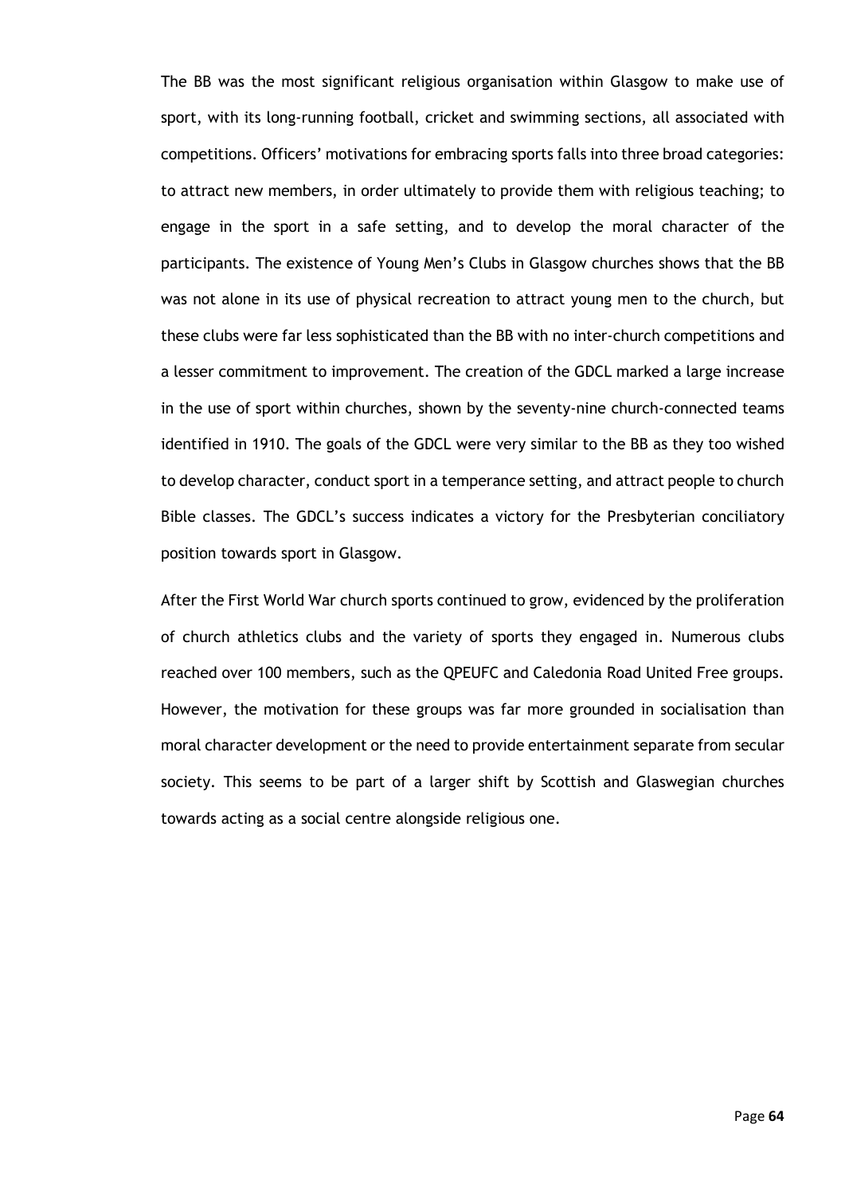The BB was the most significant religious organisation within Glasgow to make use of sport, with its long-running football, cricket and swimming sections, all associated with competitions. Officers' motivations for embracing sports falls into three broad categories: to attract new members, in order ultimately to provide them with religious teaching; to engage in the sport in a safe setting, and to develop the moral character of the participants. The existence of Young Men's Clubs in Glasgow churches shows that the BB was not alone in its use of physical recreation to attract young men to the church, but these clubs were far less sophisticated than the BB with no inter-church competitions and a lesser commitment to improvement. The creation of the GDCL marked a large increase in the use of sport within churches, shown by the seventy-nine church-connected teams identified in 1910. The goals of the GDCL were very similar to the BB as they too wished to develop character, conduct sport in a temperance setting, and attract people to church Bible classes. The GDCL's success indicates a victory for the Presbyterian conciliatory position towards sport in Glasgow.

After the First World War church sports continued to grow, evidenced by the proliferation of church athletics clubs and the variety of sports they engaged in. Numerous clubs reached over 100 members, such as the QPEUFC and Caledonia Road United Free groups. However, the motivation for these groups was far more grounded in socialisation than moral character development or the need to provide entertainment separate from secular society. This seems to be part of a larger shift by Scottish and Glaswegian churches towards acting as a social centre alongside religious one.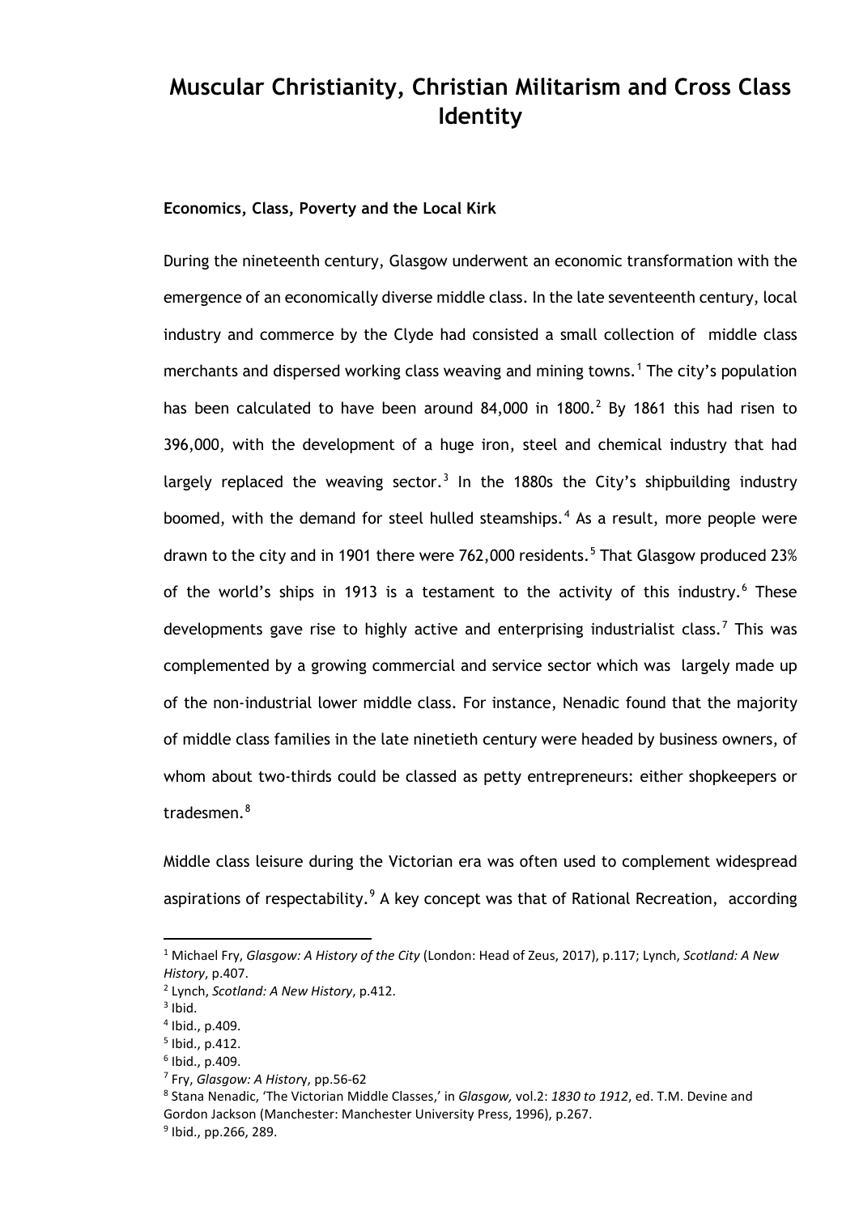# Muscular Christianity, Christian Militarism and Cross Class Identity

### Economics, Class, Poverty and the Local Kirk

During the nineteenth century, Glasgow underwent an economic transformation with the emergence of an economically diverse middle class. In the late seventeenth century, local industry and commerce by the Clyde had consisted a small collection of middle class merchants and dispersed working class weaving and mining towns.[1] The city's population has been calculated to have been around 84,000 in 1800.[2] By 1861 this had risen to 396,000, with the development of a huge iron, steel and chemical industry that had largely replaced the weaving sector.[3] In the 1880s the City's shipbuilding industry boomed, with the demand for steel hulled steamships.[4] As a result, more people were drawn to the city and in 1901 there were 762,000 residents.[5] That Glasgow produced 23% of the world's ships in 1913 is a testament to the activity of this industry.[6] These developments gave rise to highly active and enterprising industrialist class.[7] This was complemented by a growing commercial and service sector which was largely made up of the non-industrial lower middle class. For instance, Nenadic found that the majority of middle class families in the late ninetieth century were headed by business owners, of whom about two-thirds could be classed as petty entrepreneurs: either shopkeepers or tradesmen.[8]

Middle class leisure during the Victorian era was often used to complement widespread aspirations of respectability.[9] A key concept was that of Rational Recreation, according

---

[1] Michael Fry, *Glasgow: A History of the City* (London: Head of Zeus, 2017), p.117; Lynch, *Scotland: A New History*, p.407.

[2] Lynch, *Scotland: A New History*, p.412.

[3] Ibid.

[4] Ibid., p.409.

[5] Ibid., p.412.

[6] Ibid., p.409.

[7] Fry, *Glasgow: A History*, pp.56-62

[8] Stana Nenadic, 'The Victorian Middle Classes,' in *Glasgow,* vol.2: *1830 to 1912*, ed. T.M. Devine and Gordon Jackson (Manchester: Manchester University Press, 1996), p.267.

[9] Ibid., pp.266, 289.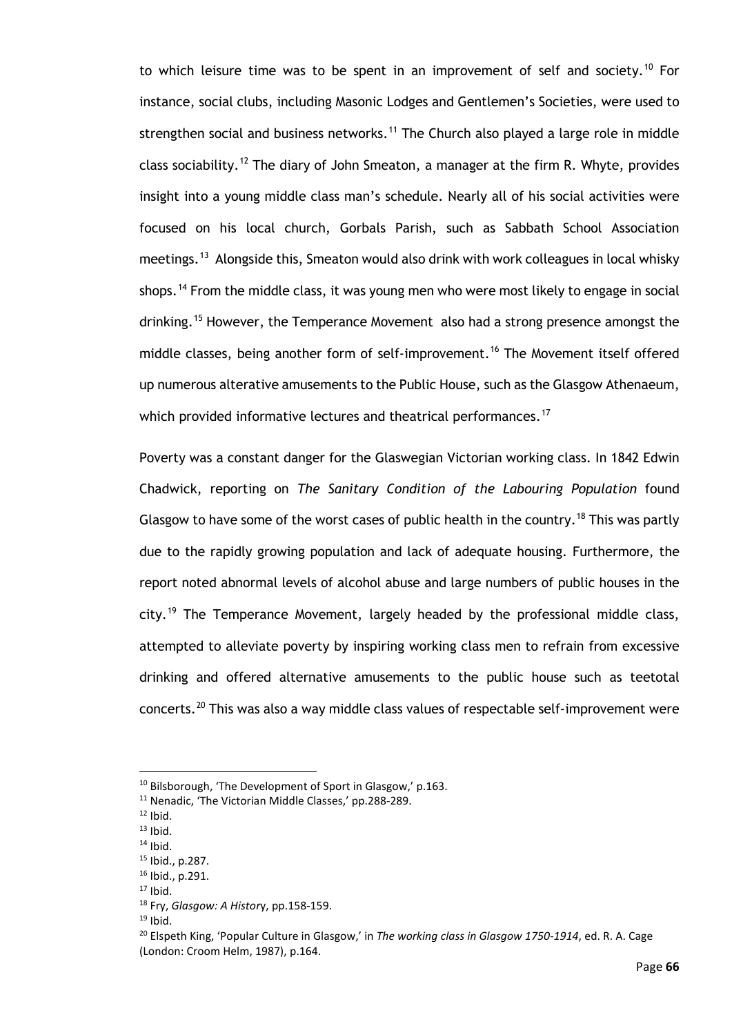to which leisure time was to be spent in an improvement of self and society.[10] For instance, social clubs, including Masonic Lodges and Gentlemen's Societies, were used to strengthen social and business networks.[11] The Church also played a large role in middle class sociability.[12] The diary of John Smeaton, a manager at the firm R. Whyte, provides insight into a young middle class man's schedule. Nearly all of his social activities were focused on his local church, Gorbals Parish, such as Sabbath School Association meetings.[13] Alongside this, Smeaton would also drink with work colleagues in local whisky shops.[14] From the middle class, it was young men who were most likely to engage in social drinking.[15] However, the Temperance Movement also had a strong presence amongst the middle classes, being another form of self-improvement.[16] The Movement itself offered up numerous alterative amusements to the Public House, such as the Glasgow Athenaeum, which provided informative lectures and theatrical performances.[17]

Poverty was a constant danger for the Glaswegian Victorian working class. In 1842 Edwin Chadwick, reporting on *The Sanitary Condition of the Labouring Population* found Glasgow to have some of the worst cases of public health in the country.[18] This was partly due to the rapidly growing population and lack of adequate housing. Furthermore, the report noted abnormal levels of alcohol abuse and large numbers of public houses in the city.[19] The Temperance Movement, largely headed by the professional middle class, attempted to alleviate poverty by inspiring working class men to refrain from excessive drinking and offered alternative amusements to the public house such as teetotal concerts.[20] This was also a way middle class values of respectable self-improvement were

---

[10] Bilsborough, 'The Development of Sport in Glasgow,' p.163.
[11] Nenadic, 'The Victorian Middle Classes,' pp.288-289.
[12] Ibid.
[13] Ibid.
[14] Ibid.
[15] Ibid., p.287.
[16] Ibid., p.291.
[17] Ibid.
[18] Fry, *Glasgow: A History*, pp.158-159.
[19] Ibid.
[20] Elspeth King, 'Popular Culture in Glasgow,' in *The working class in Glasgow 1750-1914*, ed. R. A. Cage (London: Croom Helm, 1987), p.164.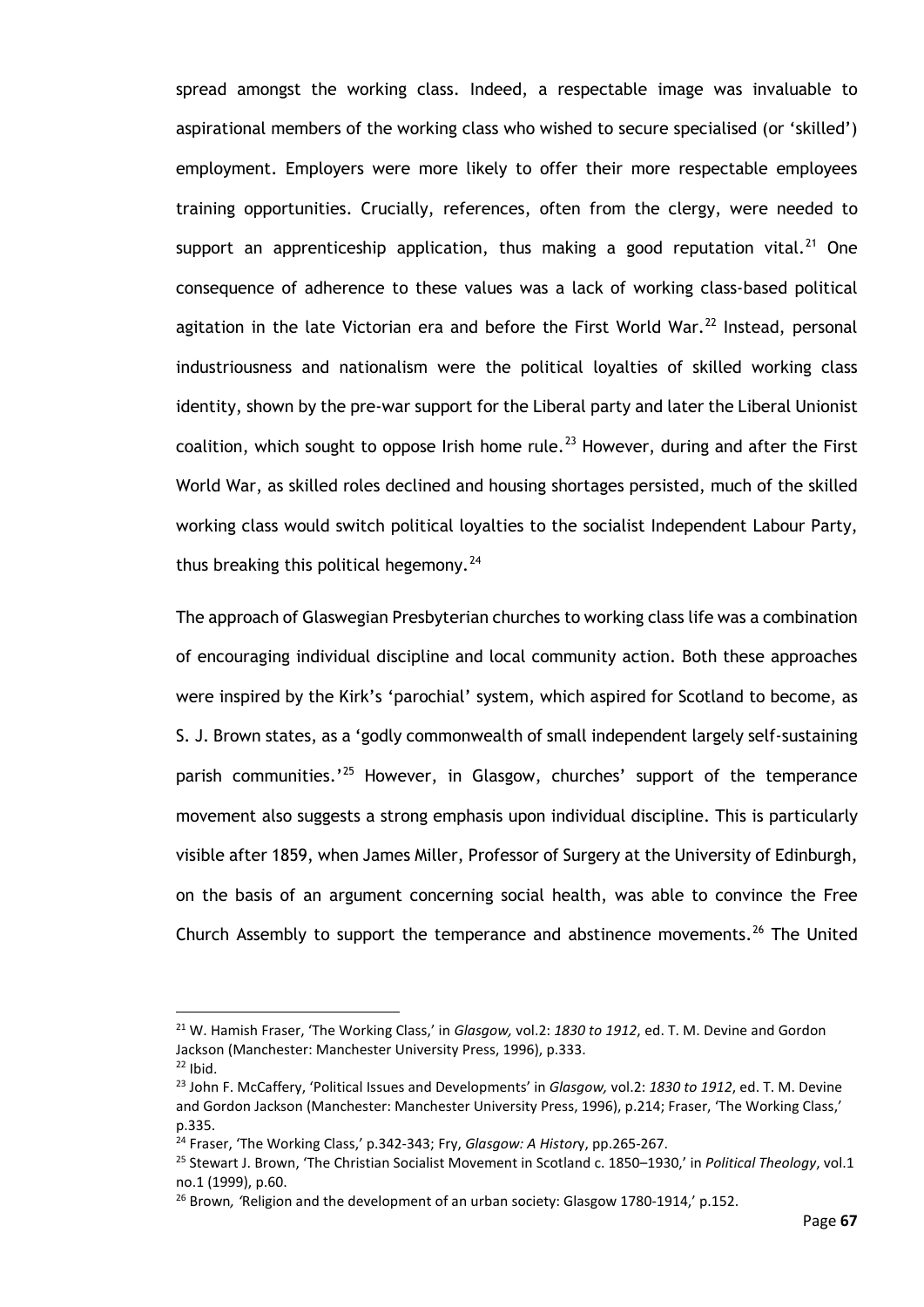spread amongst the working class. Indeed, a respectable image was invaluable to aspirational members of the working class who wished to secure specialised (or 'skilled') employment. Employers were more likely to offer their more respectable employees training opportunities. Crucially, references, often from the clergy, were needed to support an apprenticeship application, thus making a good reputation vital.[21] One consequence of adherence to these values was a lack of working class-based political agitation in the late Victorian era and before the First World War.[22] Instead, personal industriousness and nationalism were the political loyalties of skilled working class identity, shown by the pre-war support for the Liberal party and later the Liberal Unionist coalition, which sought to oppose Irish home rule.[23] However, during and after the First World War, as skilled roles declined and housing shortages persisted, much of the skilled working class would switch political loyalties to the socialist Independent Labour Party, thus breaking this political hegemony.[24]

The approach of Glaswegian Presbyterian churches to working class life was a combination of encouraging individual discipline and local community action. Both these approaches were inspired by the Kirk's 'parochial' system, which aspired for Scotland to become, as S. J. Brown states, as a 'godly commonwealth of small independent largely self-sustaining parish communities.'[25] However, in Glasgow, churches' support of the temperance movement also suggests a strong emphasis upon individual discipline. This is particularly visible after 1859, when James Miller, Professor of Surgery at the University of Edinburgh, on the basis of an argument concerning social health, was able to convince the Free Church Assembly to support the temperance and abstinence movements.[26] The United

---

[21] W. Hamish Fraser, 'The Working Class,' in *Glasgow,* vol.2: *1830 to 1912*, ed. T. M. Devine and Gordon Jackson (Manchester: Manchester University Press, 1996), p.333.

[22] Ibid.

[23] John F. McCaffery, 'Political Issues and Developments' in *Glasgow,* vol.2: *1830 to 1912*, ed. T. M. Devine and Gordon Jackson (Manchester: Manchester University Press, 1996), p.214; Fraser, 'The Working Class,' p.335.

[24] Fraser, 'The Working Class,' p.342-343; Fry, *Glasgow: A History*, pp.265-267.

[25] Stewart J. Brown, 'The Christian Socialist Movement in Scotland c. 1850–1930,' in *Political Theology*, vol.1 no.1 (1999), p.60.

[26] Brown*, '*Religion and the development of an urban society: Glasgow 1780-1914,' p.152.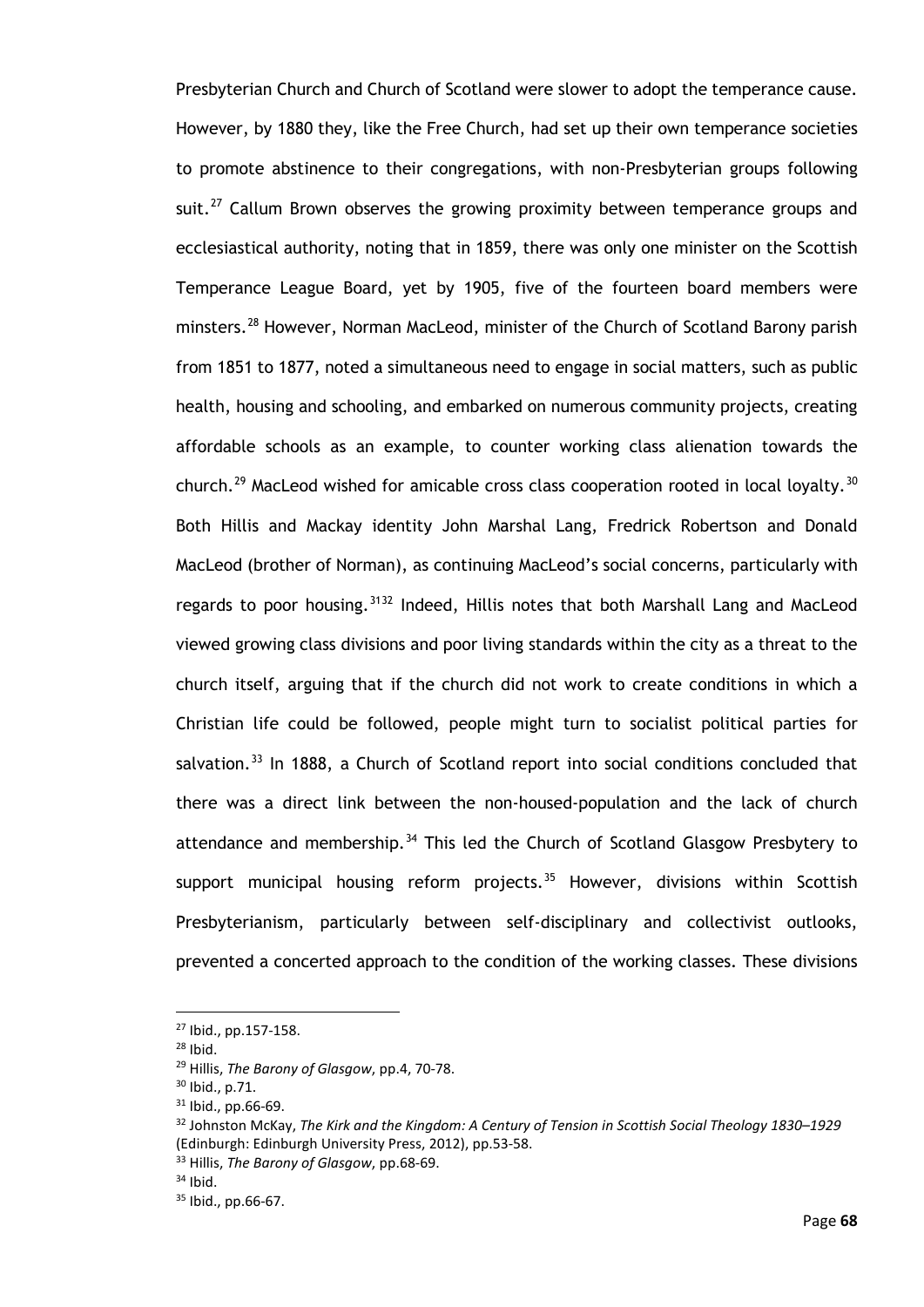Presbyterian Church and Church of Scotland were slower to adopt the temperance cause. However, by 1880 they, like the Free Church, had set up their own temperance societies to promote abstinence to their congregations, with non-Presbyterian groups following suit.[27] Callum Brown observes the growing proximity between temperance groups and ecclesiastical authority, noting that in 1859, there was only one minister on the Scottish Temperance League Board, yet by 1905, five of the fourteen board members were minsters.[28] However, Norman MacLeod, minister of the Church of Scotland Barony parish from 1851 to 1877, noted a simultaneous need to engage in social matters, such as public health, housing and schooling, and embarked on numerous community projects, creating affordable schools as an example, to counter working class alienation towards the church.[29] MacLeod wished for amicable cross class cooperation rooted in local loyalty.[30] Both Hillis and Mackay identity John Marshal Lang, Fredrick Robertson and Donald MacLeod (brother of Norman), as continuing MacLeod's social concerns, particularly with regards to poor housing.[31][32] Indeed, Hillis notes that both Marshall Lang and MacLeod viewed growing class divisions and poor living standards within the city as a threat to the church itself, arguing that if the church did not work to create conditions in which a Christian life could be followed, people might turn to socialist political parties for salvation.[33] In 1888, a Church of Scotland report into social conditions concluded that there was a direct link between the non-housed-population and the lack of church attendance and membership.[34] This led the Church of Scotland Glasgow Presbytery to support municipal housing reform projects.[35] However, divisions within Scottish Presbyterianism, particularly between self-disciplinary and collectivist outlooks, prevented a concerted approach to the condition of the working classes. These divisions

---

[27] Ibid., pp.157-158.

[28] Ibid.

[29] Hillis, *The Barony of Glasgow*, pp.4, 70-78.

[30] Ibid., p.71.

[31] Ibid., pp.66-69.

[32] Johnston McKay, *The Kirk and the Kingdom: A Century of Tension in Scottish Social Theology 1830–1929* (Edinburgh: Edinburgh University Press, 2012), pp.53-58.

[33] Hillis, *The Barony of Glasgow*, pp.68-69.

[34] Ibid.

[35] Ibid., pp.66-67.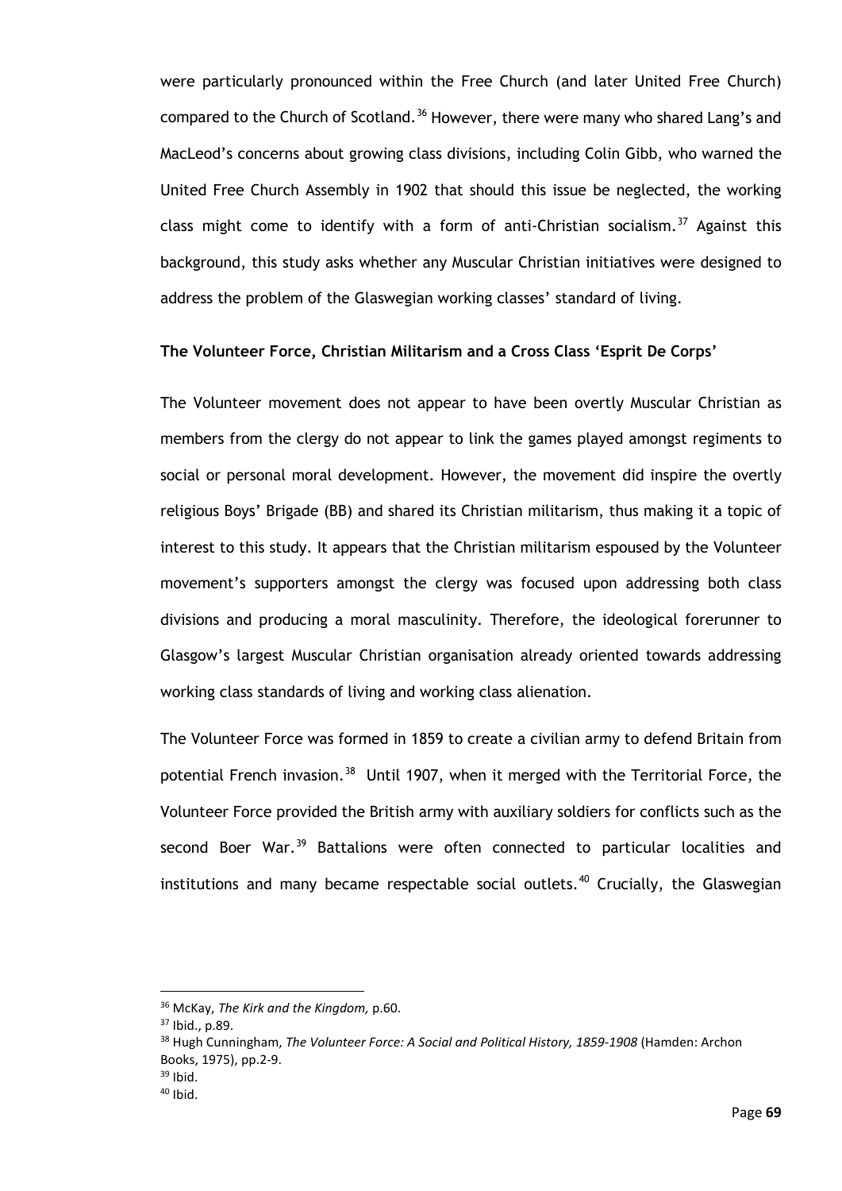were particularly pronounced within the Free Church (and later United Free Church) compared to the Church of Scotland.[36] However, there were many who shared Lang's and MacLeod's concerns about growing class divisions, including Colin Gibb, who warned the United Free Church Assembly in 1902 that should this issue be neglected, the working class might come to identify with a form of anti-Christian socialism.[37] Against this background, this study asks whether any Muscular Christian initiatives were designed to address the problem of the Glaswegian working classes' standard of living.

**The Volunteer Force, Christian Militarism and a Cross Class 'Esprit De Corps'**

The Volunteer movement does not appear to have been overtly Muscular Christian as members from the clergy do not appear to link the games played amongst regiments to social or personal moral development. However, the movement did inspire the overtly religious Boys' Brigade (BB) and shared its Christian militarism, thus making it a topic of interest to this study. It appears that the Christian militarism espoused by the Volunteer movement's supporters amongst the clergy was focused upon addressing both class divisions and producing a moral masculinity. Therefore, the ideological forerunner to Glasgow's largest Muscular Christian organisation already oriented towards addressing working class standards of living and working class alienation.

The Volunteer Force was formed in 1859 to create a civilian army to defend Britain from potential French invasion.[38] Until 1907, when it merged with the Territorial Force, the Volunteer Force provided the British army with auxiliary soldiers for conflicts such as the second Boer War.[39] Battalions were often connected to particular localities and institutions and many became respectable social outlets.[40] Crucially, the Glaswegian

---

[36] McKay, *The Kirk and the Kingdom,* p.60.

[37] Ibid., p.89.

[38] Hugh Cunningham, *The Volunteer Force: A Social and Political History, 1859-1908* (Hamden: Archon Books, 1975), pp.2-9.

[39] Ibid.

[40] Ibid.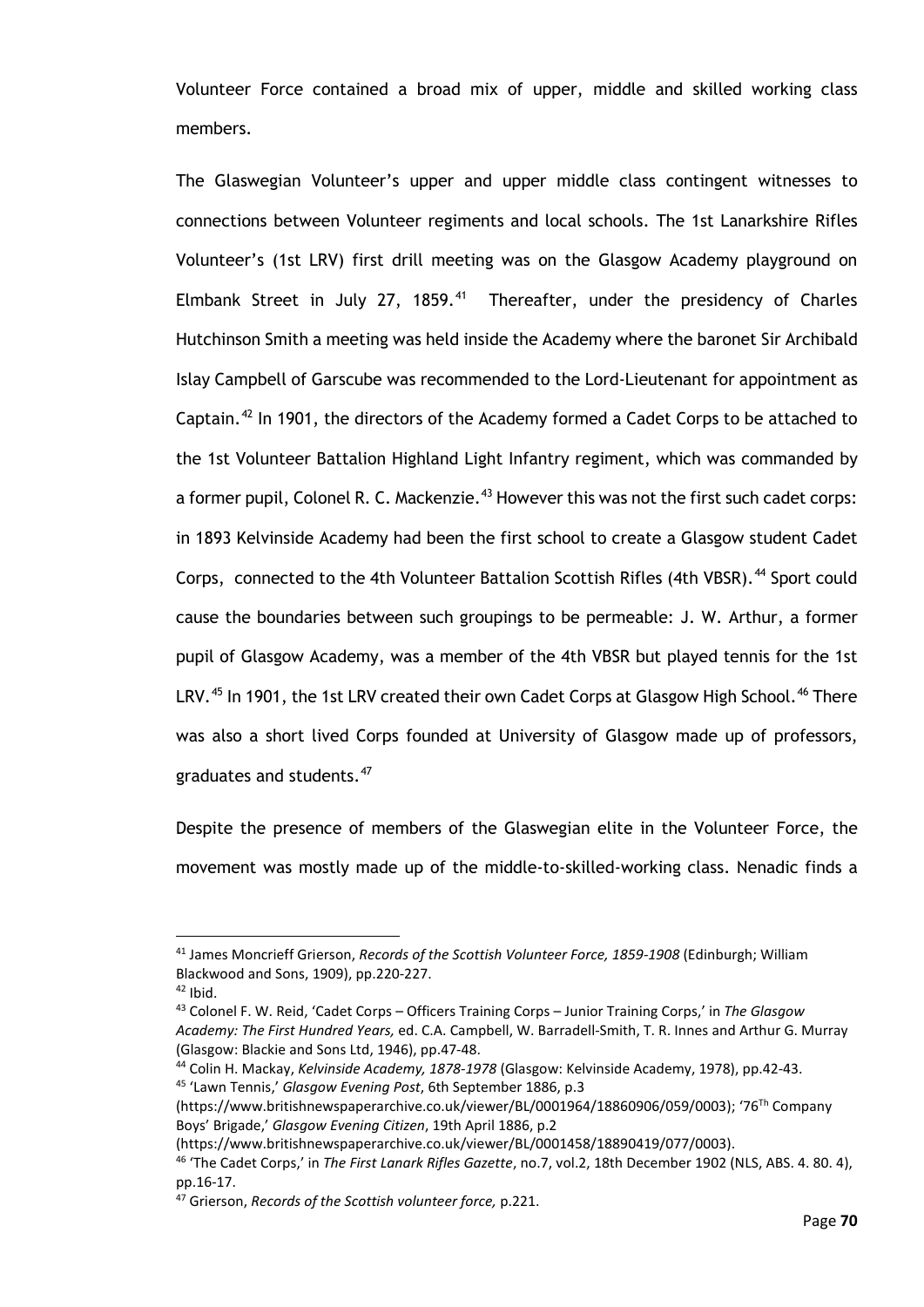Volunteer Force contained a broad mix of upper, middle and skilled working class members.

The Glaswegian Volunteer's upper and upper middle class contingent witnesses to connections between Volunteer regiments and local schools. The 1st Lanarkshire Rifles Volunteer's (1st LRV) first drill meeting was on the Glasgow Academy playground on Elmbank Street in July 27, 1859.[41] Thereafter, under the presidency of Charles Hutchinson Smith a meeting was held inside the Academy where the baronet Sir Archibald Islay Campbell of Garscube was recommended to the Lord-Lieutenant for appointment as Captain.[42] In 1901, the directors of the Academy formed a Cadet Corps to be attached to the 1st Volunteer Battalion Highland Light Infantry regiment, which was commanded by a former pupil, Colonel R. C. Mackenzie.[43] However this was not the first such cadet corps: in 1893 Kelvinside Academy had been the first school to create a Glasgow student Cadet Corps, connected to the 4th Volunteer Battalion Scottish Rifles (4th VBSR).[44] Sport could cause the boundaries between such groupings to be permeable: J. W. Arthur, a former pupil of Glasgow Academy, was a member of the 4th VBSR but played tennis for the 1st LRV.[45] In 1901, the 1st LRV created their own Cadet Corps at Glasgow High School.[46] There was also a short lived Corps founded at University of Glasgow made up of professors, graduates and students.[47]

Despite the presence of members of the Glaswegian elite in the Volunteer Force, the movement was mostly made up of the middle-to-skilled-working class. Nenadic finds a

---

[41] James Moncrieff Grierson, *Records of the Scottish Volunteer Force, 1859-1908* (Edinburgh; William Blackwood and Sons, 1909), pp.220-227.

[42] Ibid.

[43] Colonel F. W. Reid, 'Cadet Corps – Officers Training Corps – Junior Training Corps,' in *The Glasgow Academy: The First Hundred Years,* ed. C.A. Campbell, W. Barradell-Smith, T. R. Innes and Arthur G. Murray (Glasgow: Blackie and Sons Ltd, 1946), pp.47-48.

[44] Colin H. Mackay, *Kelvinside Academy, 1878-1978* (Glasgow: Kelvinside Academy, 1978), pp.42-43.

[45] 'Lawn Tennis,' *Glasgow Evening Post*, 6th September 1886, p.3 (https://www.britishnewspaperarchive.co.uk/viewer/BL/0001964/18860906/059/0003); '76Th Company Boys' Brigade,' *Glasgow Evening Citizen*, 19th April 1886, p.2 (https://www.britishnewspaperarchive.co.uk/viewer/BL/0001458/18890419/077/0003).

[46] 'The Cadet Corps,' in *The First Lanark Rifles Gazette*, no.7, vol.2, 18th December 1902 (NLS, ABS. 4. 80. 4), pp.16-17.

[47] Grierson, *Records of the Scottish volunteer force,* p.221.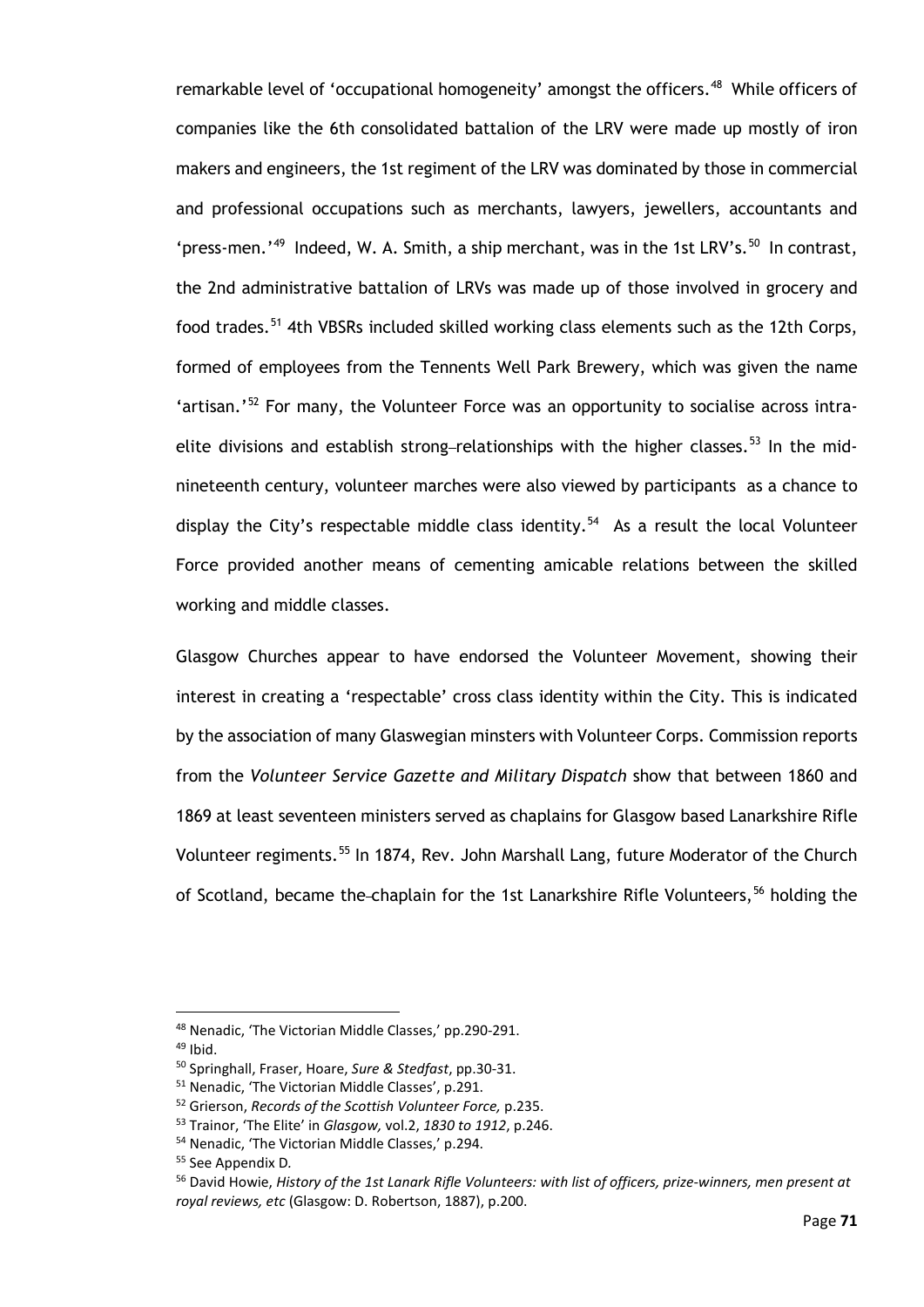remarkable level of 'occupational homogeneity' amongst the officers.[48] While officers of companies like the 6th consolidated battalion of the LRV were made up mostly of iron makers and engineers, the 1st regiment of the LRV was dominated by those in commercial and professional occupations such as merchants, lawyers, jewellers, accountants and 'press-men.'[49] Indeed, W. A. Smith, a ship merchant, was in the 1st LRV's.[50] In contrast, the 2nd administrative battalion of LRVs was made up of those involved in grocery and food trades.[51] 4th VBSRs included skilled working class elements such as the 12th Corps, formed of employees from the Tennents Well Park Brewery, which was given the name 'artisan.'[52] For many, the Volunteer Force was an opportunity to socialise across intra-elite divisions and establish strong relationships with the higher classes.[53] In the mid-nineteenth century, volunteer marches were also viewed by participants as a chance to display the City's respectable middle class identity.[54] As a result the local Volunteer Force provided another means of cementing amicable relations between the skilled working and middle classes.

Glasgow Churches appear to have endorsed the Volunteer Movement, showing their interest in creating a 'respectable' cross class identity within the City. This is indicated by the association of many Glaswegian minsters with Volunteer Corps. Commission reports from the *Volunteer Service Gazette and Military Dispatch* show that between 1860 and 1869 at least seventeen ministers served as chaplains for Glasgow based Lanarkshire Rifle Volunteer regiments.[55] In 1874, Rev. John Marshall Lang, future Moderator of the Church of Scotland, became the chaplain for the 1st Lanarkshire Rifle Volunteers,[56] holding the

---

[48] Nenadic, 'The Victorian Middle Classes,' pp.290-291.

[49] Ibid.

[50] Springhall, Fraser, Hoare, *Sure & Stedfast*, pp.30-31.

[51] Nenadic, 'The Victorian Middle Classes', p.291.

[52] Grierson, *Records of the Scottish Volunteer Force,* p.235.

[53] Trainor, 'The Elite' in *Glasgow,* vol.2, *1830 to 1912*, p.246.

[54] Nenadic, 'The Victorian Middle Classes,' p.294.

[55] See Appendix D.

[56] David Howie, *History of the 1st Lanark Rifle Volunteers: with list of officers, prize-winners, men present at royal reviews, etc* (Glasgow: D. Robertson, 1887), p.200.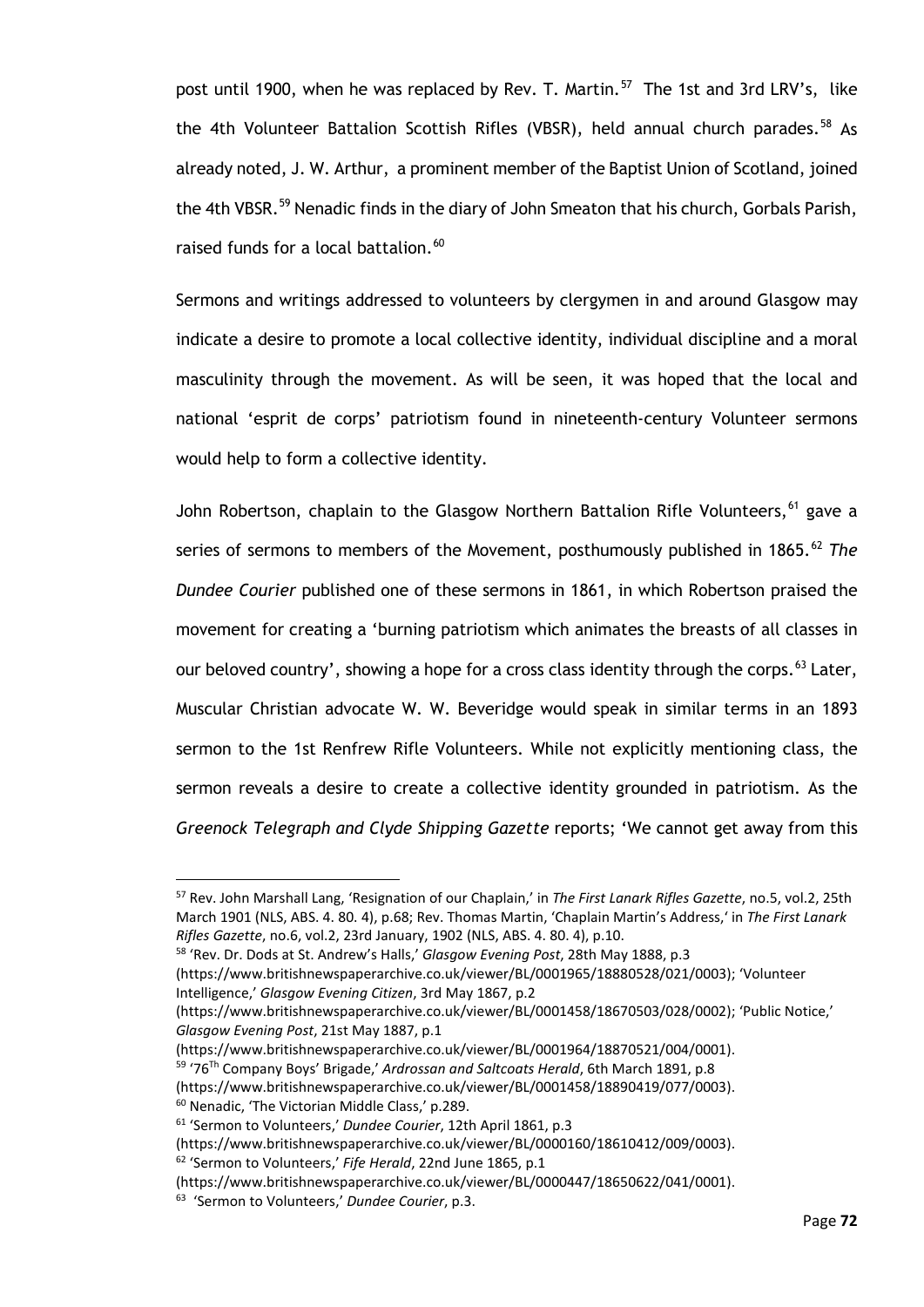post until 1900, when he was replaced by Rev. T. Martin.[57] The 1st and 3rd LRV's, like the 4th Volunteer Battalion Scottish Rifles (VBSR), held annual church parades.[58] As already noted, J. W. Arthur, a prominent member of the Baptist Union of Scotland, joined the 4th VBSR.[59] Nenadic finds in the diary of John Smeaton that his church, Gorbals Parish, raised funds for a local battalion.[60]

Sermons and writings addressed to volunteers by clergymen in and around Glasgow may indicate a desire to promote a local collective identity, individual discipline and a moral masculinity through the movement. As will be seen, it was hoped that the local and national 'esprit de corps' patriotism found in nineteenth-century Volunteer sermons would help to form a collective identity.

John Robertson, chaplain to the Glasgow Northern Battalion Rifle Volunteers,[61] gave a series of sermons to members of the Movement, posthumously published in 1865.[62] *The Dundee Courier* published one of these sermons in 1861, in which Robertson praised the movement for creating a 'burning patriotism which animates the breasts of all classes in our beloved country', showing a hope for a cross class identity through the corps.[63] Later, Muscular Christian advocate W. W. Beveridge would speak in similar terms in an 1893 sermon to the 1st Renfrew Rifle Volunteers. While not explicitly mentioning class, the sermon reveals a desire to create a collective identity grounded in patriotism. As the *Greenock Telegraph and Clyde Shipping Gazette* reports; 'We cannot get away from this

---

[57] Rev. John Marshall Lang, 'Resignation of our Chaplain,' in *The First Lanark Rifles Gazette*, no.5, vol.2, 25th March 1901 (NLS, ABS. 4. 80. 4), p.68; Rev. Thomas Martin, 'Chaplain Martin's Address,' in *The First Lanark Rifles Gazette*, no.6, vol.2, 23rd January, 1902 (NLS, ABS. 4. 80. 4), p.10.

[58] 'Rev. Dr. Dods at St. Andrew's Halls,' *Glasgow Evening Post*, 28th May 1888, p.3 (https://www.britishnewspaperarchive.co.uk/viewer/BL/0001965/18880528/021/0003); 'Volunteer Intelligence,' *Glasgow Evening Citizen*, 3rd May 1867, p.2 (https://www.britishnewspaperarchive.co.uk/viewer/BL/0001458/18670503/028/0002); 'Public Notice,' *Glasgow Evening Post*, 21st May 1887, p.1 (https://www.britishnewspaperarchive.co.uk/viewer/BL/0001964/18870521/004/0001).

[59] '76Th Company Boys' Brigade,' *Ardrossan and Saltcoats Herald*, 6th March 1891, p.8 (https://www.britishnewspaperarchive.co.uk/viewer/BL/0001458/18890419/077/0003).

[60] Nenadic, 'The Victorian Middle Class,' p.289.

[61] 'Sermon to Volunteers,' *Dundee Courier*, 12th April 1861, p.3 (https://www.britishnewspaperarchive.co.uk/viewer/BL/0000160/18610412/009/0003).

[62] 'Sermon to Volunteers,' *Fife Herald*, 22nd June 1865, p.1 (https://www.britishnewspaperarchive.co.uk/viewer/BL/0000447/18650622/041/0001).

[63] 'Sermon to Volunteers,' *Dundee Courier*, p.3.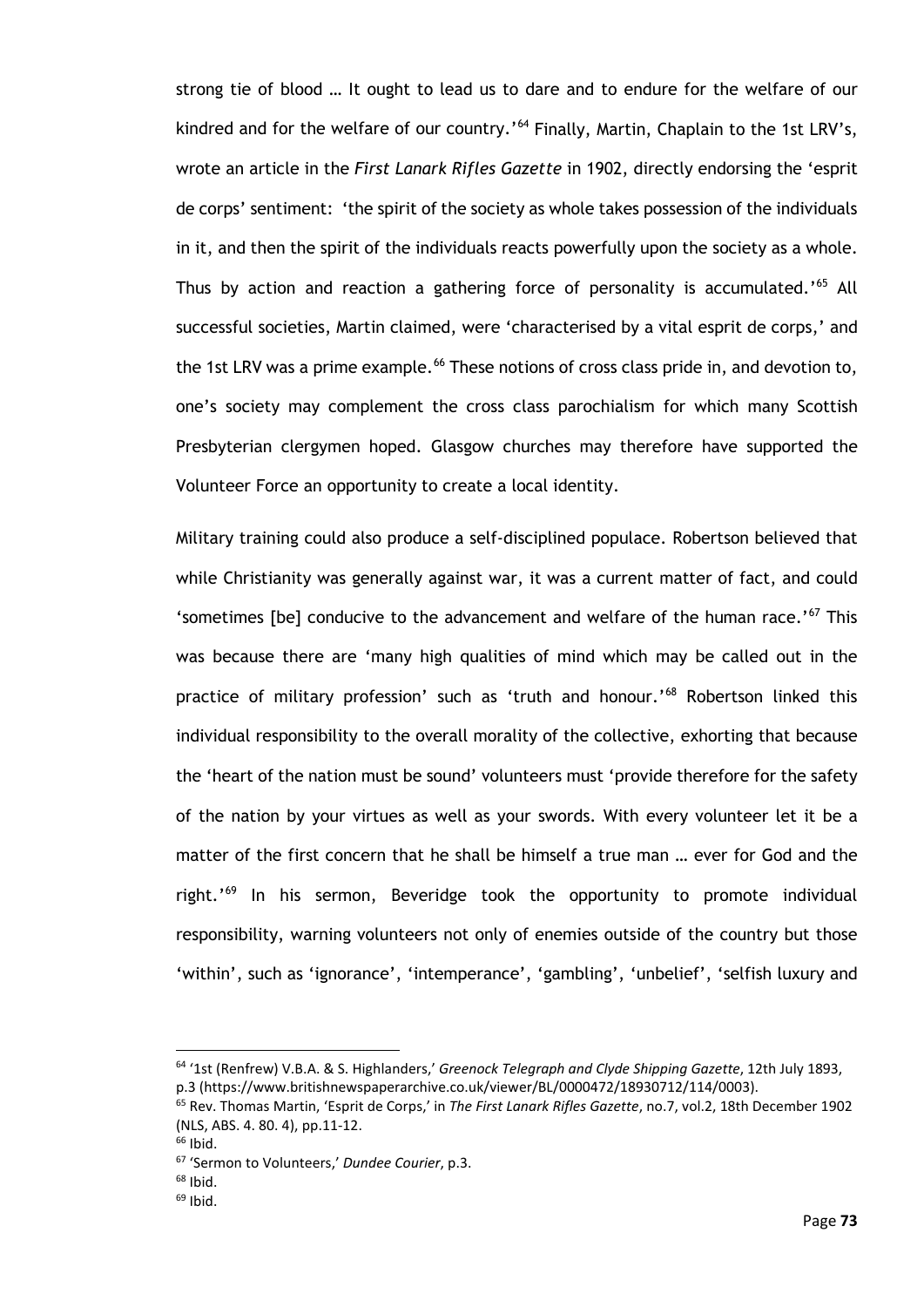strong tie of blood … It ought to lead us to dare and to endure for the welfare of our kindred and for the welfare of our country.'[64] Finally, Martin, Chaplain to the 1st LRV's, wrote an article in the *First Lanark Rifles Gazette* in 1902, directly endorsing the 'esprit de corps' sentiment: 'the spirit of the society as whole takes possession of the individuals in it, and then the spirit of the individuals reacts powerfully upon the society as a whole. Thus by action and reaction a gathering force of personality is accumulated.'[65] All successful societies, Martin claimed, were 'characterised by a vital esprit de corps,' and the 1st LRV was a prime example.[66] These notions of cross class pride in, and devotion to, one's society may complement the cross class parochialism for which many Scottish Presbyterian clergymen hoped. Glasgow churches may therefore have supported the Volunteer Force an opportunity to create a local identity.

Military training could also produce a self-disciplined populace. Robertson believed that while Christianity was generally against war, it was a current matter of fact, and could 'sometimes [be] conducive to the advancement and welfare of the human race.'[67] This was because there are 'many high qualities of mind which may be called out in the practice of military profession' such as 'truth and honour.'[68] Robertson linked this individual responsibility to the overall morality of the collective, exhorting that because the 'heart of the nation must be sound' volunteers must 'provide therefore for the safety of the nation by your virtues as well as your swords. With every volunteer let it be a matter of the first concern that he shall be himself a true man … ever for God and the right.'[69] In his sermon, Beveridge took the opportunity to promote individual responsibility, warning volunteers not only of enemies outside of the country but those 'within', such as 'ignorance', 'intemperance', 'gambling', 'unbelief', 'selfish luxury and

[64] '1st (Renfrew) V.B.A. & S. Highlanders,' *Greenock Telegraph and Clyde Shipping Gazette*, 12th July 1893, p.3 (https://www.britishnewspaperarchive.co.uk/viewer/BL/0000472/18930712/114/0003).

[65] Rev. Thomas Martin, 'Esprit de Corps,' in *The First Lanark Rifles Gazette*, no.7, vol.2, 18th December 1902 (NLS, ABS. 4. 80. 4), pp.11-12.

[66] Ibid.

[67] 'Sermon to Volunteers,' *Dundee Courier*, p.3.

[68] Ibid.

[69] Ibid.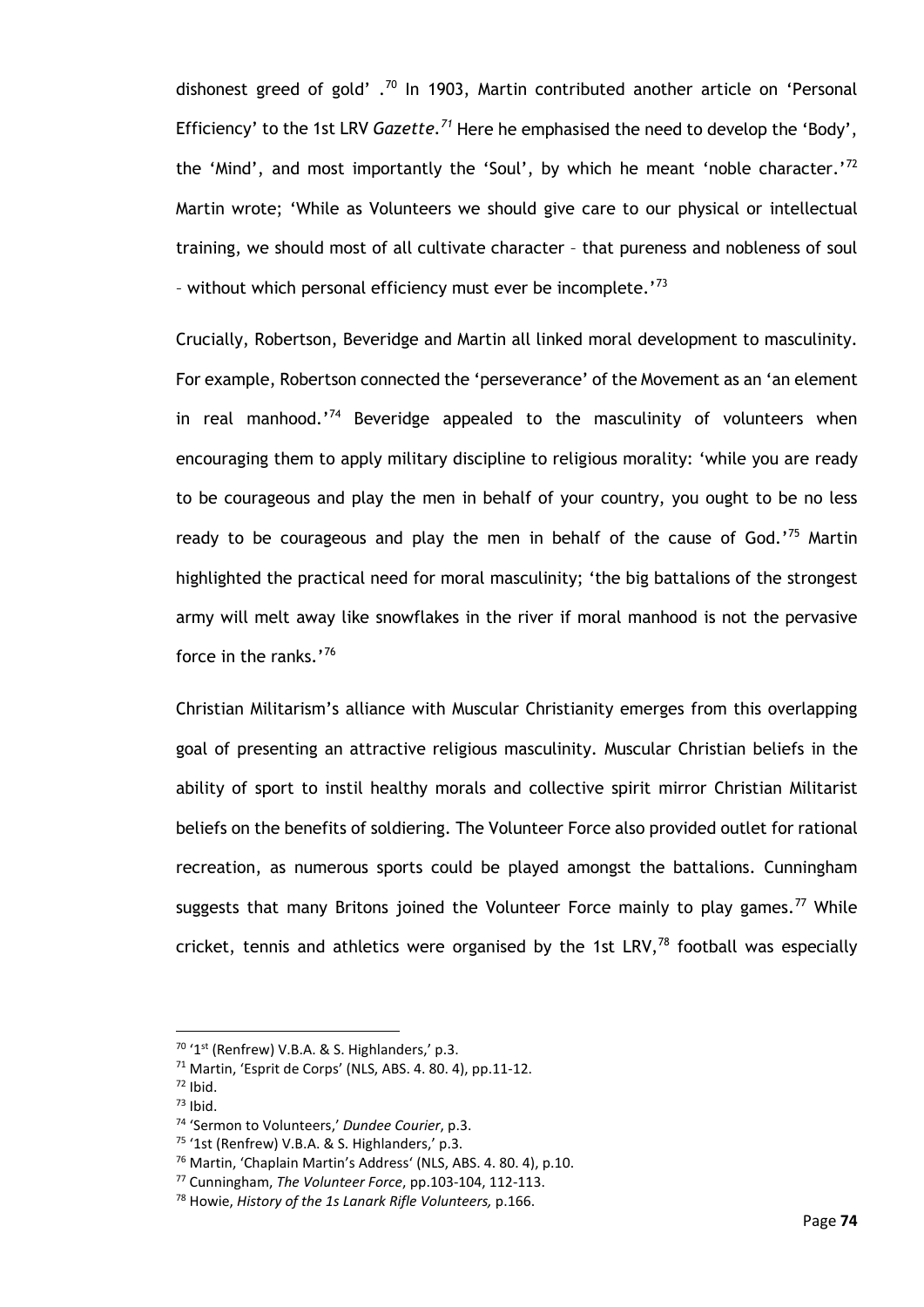dishonest greed of gold' .[70] In 1903, Martin contributed another article on 'Personal Efficiency' to the 1st LRV *Gazette.*[71] Here he emphasised the need to develop the 'Body', the 'Mind', and most importantly the 'Soul', by which he meant 'noble character.'[72] Martin wrote; 'While as Volunteers we should give care to our physical or intellectual training, we should most of all cultivate character – that pureness and nobleness of soul – without which personal efficiency must ever be incomplete.'[73]

Crucially, Robertson, Beveridge and Martin all linked moral development to masculinity. For example, Robertson connected the 'perseverance' of the Movement as an 'an element in real manhood.'[74] Beveridge appealed to the masculinity of volunteers when encouraging them to apply military discipline to religious morality: 'while you are ready to be courageous and play the men in behalf of your country, you ought to be no less ready to be courageous and play the men in behalf of the cause of God.'[75] Martin highlighted the practical need for moral masculinity; 'the big battalions of the strongest army will melt away like snowflakes in the river if moral manhood is not the pervasive force in the ranks.'[76]

Christian Militarism's alliance with Muscular Christianity emerges from this overlapping goal of presenting an attractive religious masculinity. Muscular Christian beliefs in the ability of sport to instil healthy morals and collective spirit mirror Christian Militarist beliefs on the benefits of soldiering. The Volunteer Force also provided outlet for rational recreation, as numerous sports could be played amongst the battalions. Cunningham suggests that many Britons joined the Volunteer Force mainly to play games.[77] While cricket, tennis and athletics were organised by the 1st LRV,[78] football was especially

---

[70] '1st (Renfrew) V.B.A. & S. Highlanders,' p.3.

[71] Martin, 'Esprit de Corps' (NLS, ABS. 4. 80. 4), pp.11-12.

[72] Ibid.

[73] Ibid.

[74] 'Sermon to Volunteers,' *Dundee Courier*, p.3.

[75] '1st (Renfrew) V.B.A. & S. Highlanders,' p.3.

[76] Martin, 'Chaplain Martin's Address' (NLS, ABS. 4. 80. 4), p.10.

[77] Cunningham, *The Volunteer Force*, pp.103-104, 112-113.

[78] Howie, *History of the 1s Lanark Rifle Volunteers,* p.166.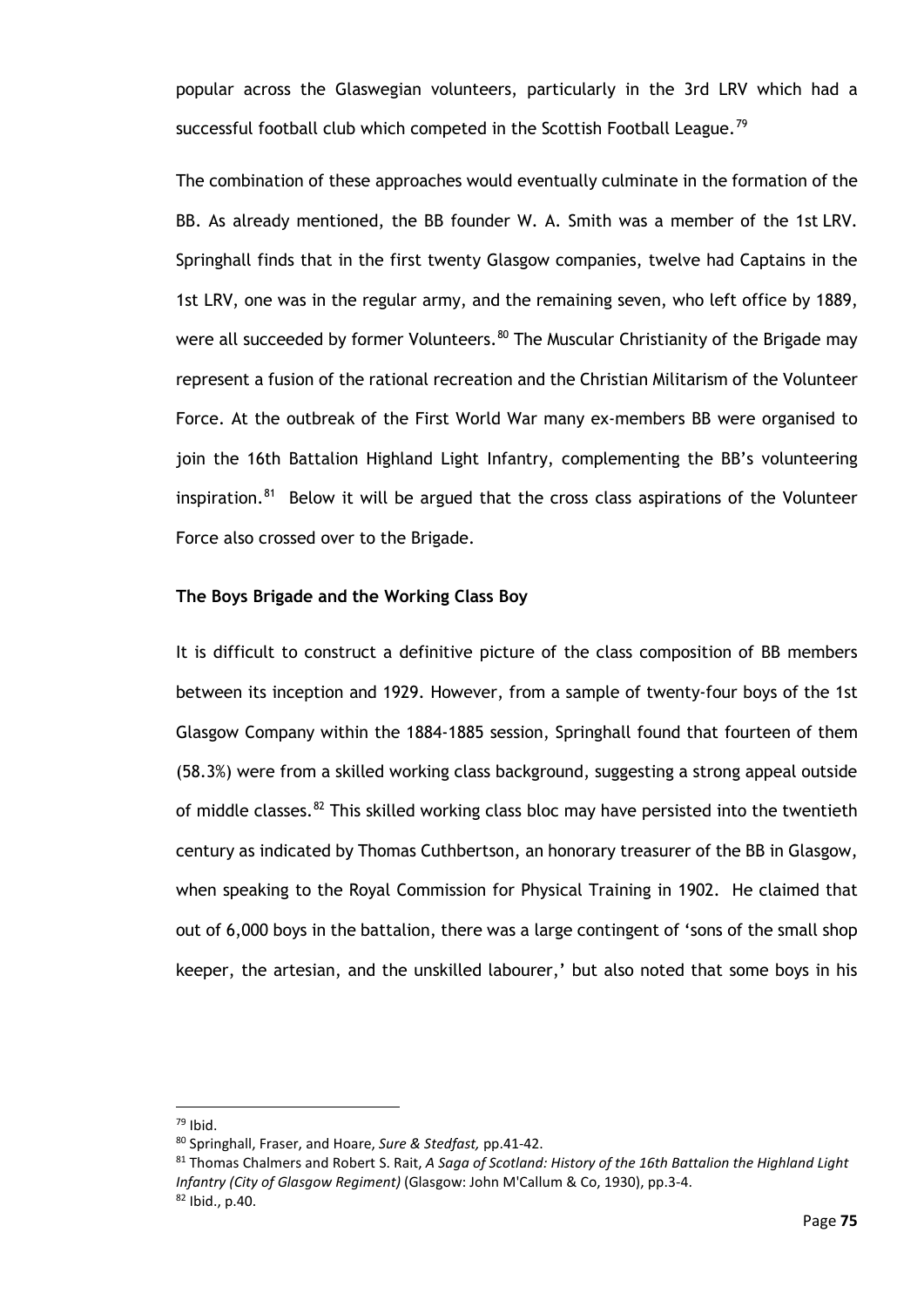popular across the Glaswegian volunteers, particularly in the 3rd LRV which had a successful football club which competed in the Scottish Football League.[79]

The combination of these approaches would eventually culminate in the formation of the BB. As already mentioned, the BB founder W. A. Smith was a member of the 1st LRV. Springhall finds that in the first twenty Glasgow companies, twelve had Captains in the 1st LRV, one was in the regular army, and the remaining seven, who left office by 1889, were all succeeded by former Volunteers.[80] The Muscular Christianity of the Brigade may represent a fusion of the rational recreation and the Christian Militarism of the Volunteer Force. At the outbreak of the First World War many ex-members BB were organised to join the 16th Battalion Highland Light Infantry, complementing the BB's volunteering inspiration.[81] Below it will be argued that the cross class aspirations of the Volunteer Force also crossed over to the Brigade.

### The Boys Brigade and the Working Class Boy

It is difficult to construct a definitive picture of the class composition of BB members between its inception and 1929. However, from a sample of twenty-four boys of the 1st Glasgow Company within the 1884-1885 session, Springhall found that fourteen of them (58.3%) were from a skilled working class background, suggesting a strong appeal outside of middle classes.[82] This skilled working class bloc may have persisted into the twentieth century as indicated by Thomas Cuthbertson, an honorary treasurer of the BB in Glasgow, when speaking to the Royal Commission for Physical Training in 1902. He claimed that out of 6,000 boys in the battalion, there was a large contingent of 'sons of the small shop keeper, the artesian, and the unskilled labourer,' but also noted that some boys in his

---

[79] Ibid.

[80] Springhall, Fraser, and Hoare, *Sure & Stedfast,* pp.41-42.

[81] Thomas Chalmers and Robert S. Rait, *A Saga of Scotland: History of the 16th Battalion the Highland Light Infantry (City of Glasgow Regiment)* (Glasgow: John M'Callum & Co, 1930), pp.3-4.

[82] Ibid., p.40.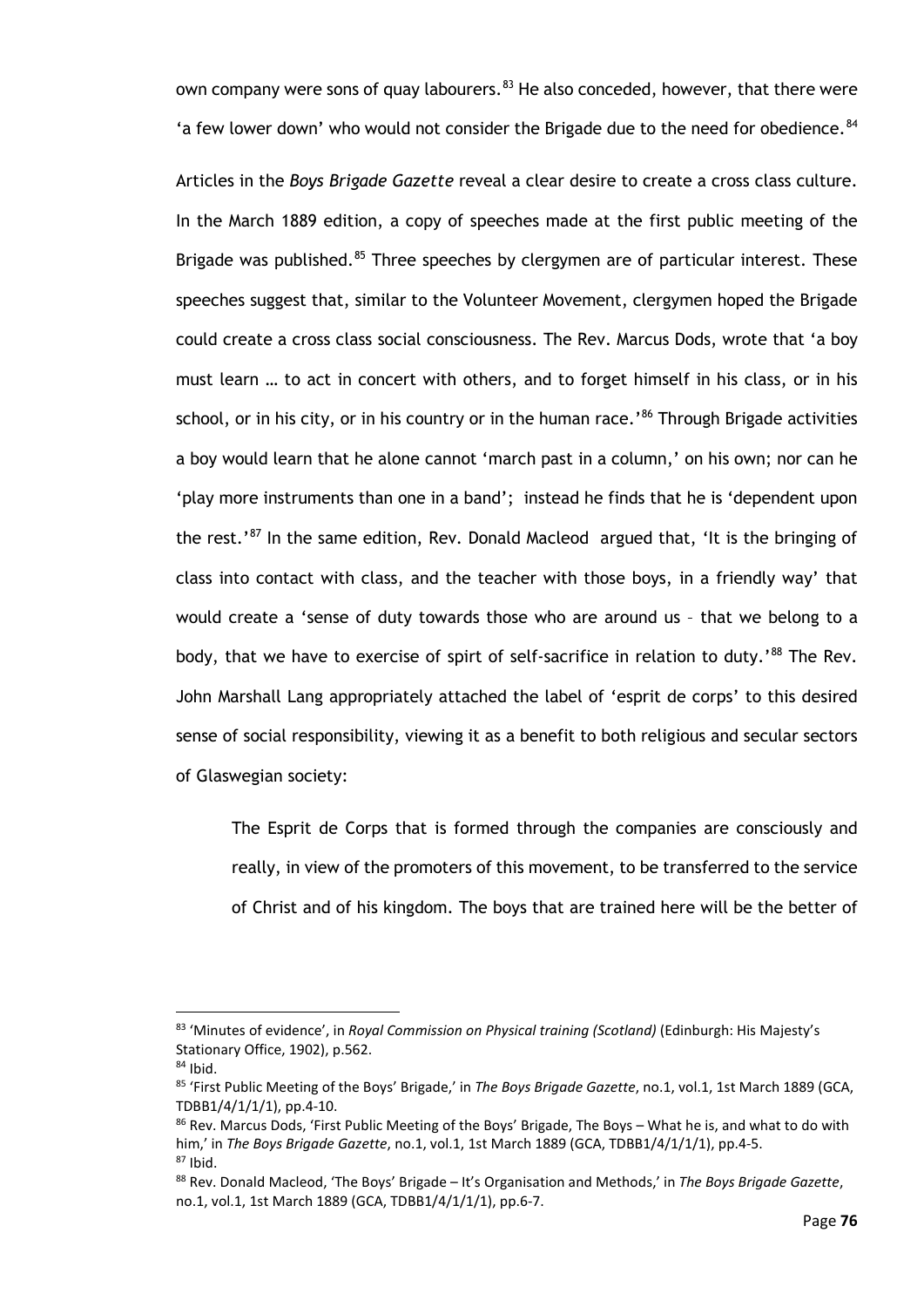own company were sons of quay labourers.[83] He also conceded, however, that there were 'a few lower down' who would not consider the Brigade due to the need for obedience.[84]

Articles in the *Boys Brigade Gazette* reveal a clear desire to create a cross class culture. In the March 1889 edition, a copy of speeches made at the first public meeting of the Brigade was published.[85] Three speeches by clergymen are of particular interest. These speeches suggest that, similar to the Volunteer Movement, clergymen hoped the Brigade could create a cross class social consciousness. The Rev. Marcus Dods, wrote that 'a boy must learn … to act in concert with others, and to forget himself in his class, or in his school, or in his city, or in his country or in the human race.'[86] Through Brigade activities a boy would learn that he alone cannot 'march past in a column,' on his own; nor can he 'play more instruments than one in a band'; instead he finds that he is 'dependent upon the rest.'[87] In the same edition, Rev. Donald Macleod argued that, 'It is the bringing of class into contact with class, and the teacher with those boys, in a friendly way' that would create a 'sense of duty towards those who are around us – that we belong to a body, that we have to exercise of spirt of self-sacrifice in relation to duty.'[88] The Rev. John Marshall Lang appropriately attached the label of 'esprit de corps' to this desired sense of social responsibility, viewing it as a benefit to both religious and secular sectors of Glaswegian society:

> The Esprit de Corps that is formed through the companies are consciously and really, in view of the promoters of this movement, to be transferred to the service of Christ and of his kingdom. The boys that are trained here will be the better of

---

[83] 'Minutes of evidence', in *Royal Commission on Physical training (Scotland)* (Edinburgh: His Majesty's Stationary Office, 1902), p.562.

[84] Ibid.

[85] 'First Public Meeting of the Boys' Brigade,' in *The Boys Brigade Gazette*, no.1, vol.1, 1st March 1889 (GCA, TDBB1/4/1/1/1), pp.4-10.

[86] Rev. Marcus Dods, 'First Public Meeting of the Boys' Brigade, The Boys – What he is, and what to do with him,' in *The Boys Brigade Gazette*, no.1, vol.1, 1st March 1889 (GCA, TDBB1/4/1/1/1), pp.4-5.

[87] Ibid.

[88] Rev. Donald Macleod, 'The Boys' Brigade – It's Organisation and Methods,' in *The Boys Brigade Gazette*, no.1, vol.1, 1st March 1889 (GCA, TDBB1/4/1/1/1), pp.6-7.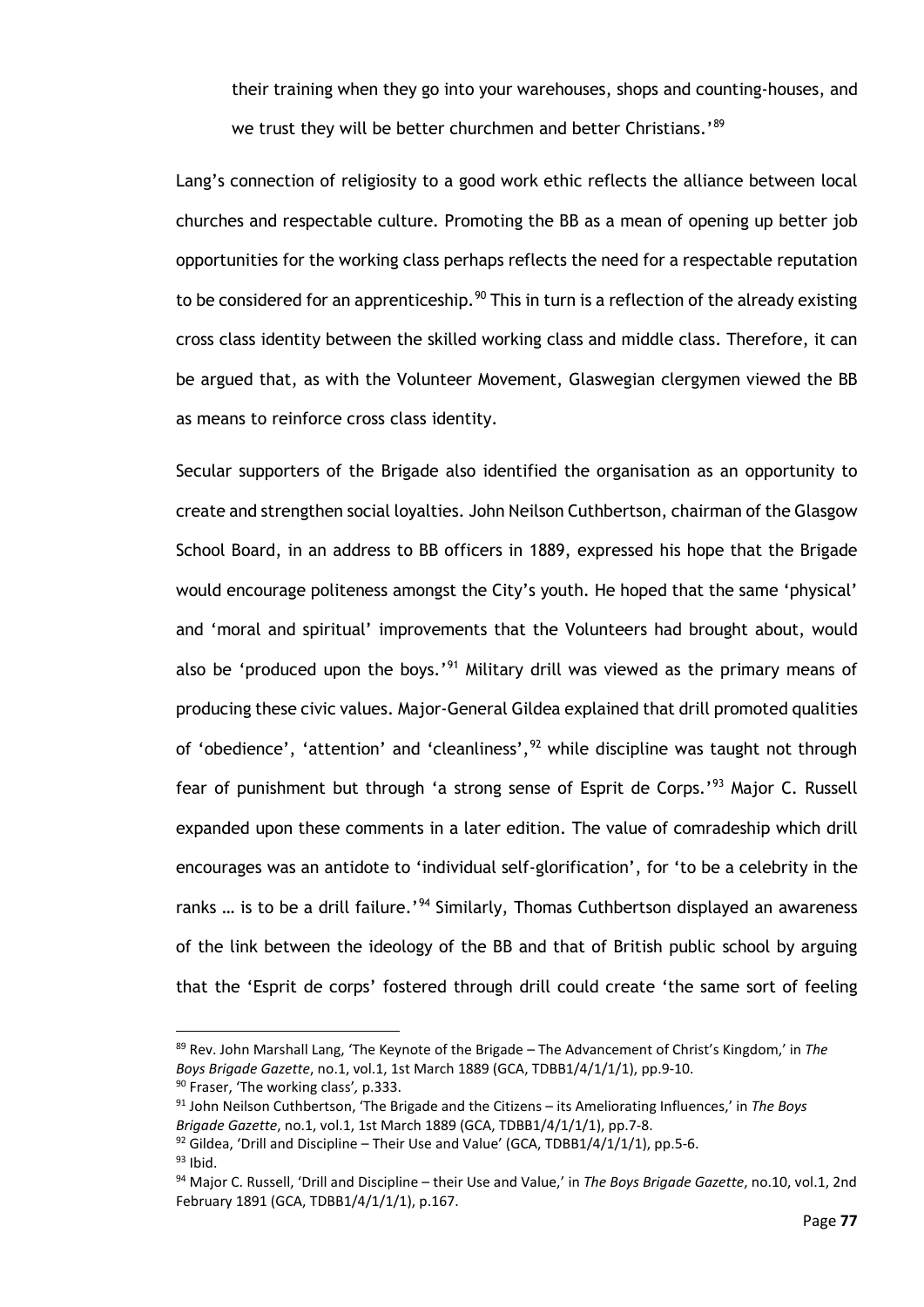their training when they go into your warehouses, shops and counting-houses, and we trust they will be better churchmen and better Christians.'[89]

Lang's connection of religiosity to a good work ethic reflects the alliance between local churches and respectable culture. Promoting the BB as a mean of opening up better job opportunities for the working class perhaps reflects the need for a respectable reputation to be considered for an apprenticeship.[90] This in turn is a reflection of the already existing cross class identity between the skilled working class and middle class. Therefore, it can be argued that, as with the Volunteer Movement, Glaswegian clergymen viewed the BB as means to reinforce cross class identity.

Secular supporters of the Brigade also identified the organisation as an opportunity to create and strengthen social loyalties. John Neilson Cuthbertson, chairman of the Glasgow School Board, in an address to BB officers in 1889, expressed his hope that the Brigade would encourage politeness amongst the City's youth. He hoped that the same 'physical' and 'moral and spiritual' improvements that the Volunteers had brought about, would also be 'produced upon the boys.'[91] Military drill was viewed as the primary means of producing these civic values. Major-General Gildea explained that drill promoted qualities of 'obedience', 'attention' and 'cleanliness',[92] while discipline was taught not through fear of punishment but through 'a strong sense of Esprit de Corps.'[93] Major C. Russell expanded upon these comments in a later edition. The value of comradeship which drill encourages was an antidote to 'individual self-glorification', for 'to be a celebrity in the ranks … is to be a drill failure.'[94] Similarly, Thomas Cuthbertson displayed an awareness of the link between the ideology of the BB and that of British public school by arguing that the 'Esprit de corps' fostered through drill could create 'the same sort of feeling

---

[89] Rev. John Marshall Lang, 'The Keynote of the Brigade – The Advancement of Christ's Kingdom,' in *The Boys Brigade Gazette*, no.1, vol.1, 1st March 1889 (GCA, TDBB1/4/1/1/1), pp.9-10.

[90] Fraser, 'The working class', p.333.

[91] John Neilson Cuthbertson, 'The Brigade and the Citizens – its Ameliorating Influences,' in *The Boys Brigade Gazette*, no.1, vol.1, 1st March 1889 (GCA, TDBB1/4/1/1/1), pp.7-8.

[92] Gildea, 'Drill and Discipline – Their Use and Value' (GCA, TDBB1/4/1/1/1), pp.5-6.

[93] Ibid.

[94] Major C. Russell, 'Drill and Discipline – their Use and Value,' in *The Boys Brigade Gazette*, no.10, vol.1, 2nd February 1891 (GCA, TDBB1/4/1/1/1), p.167.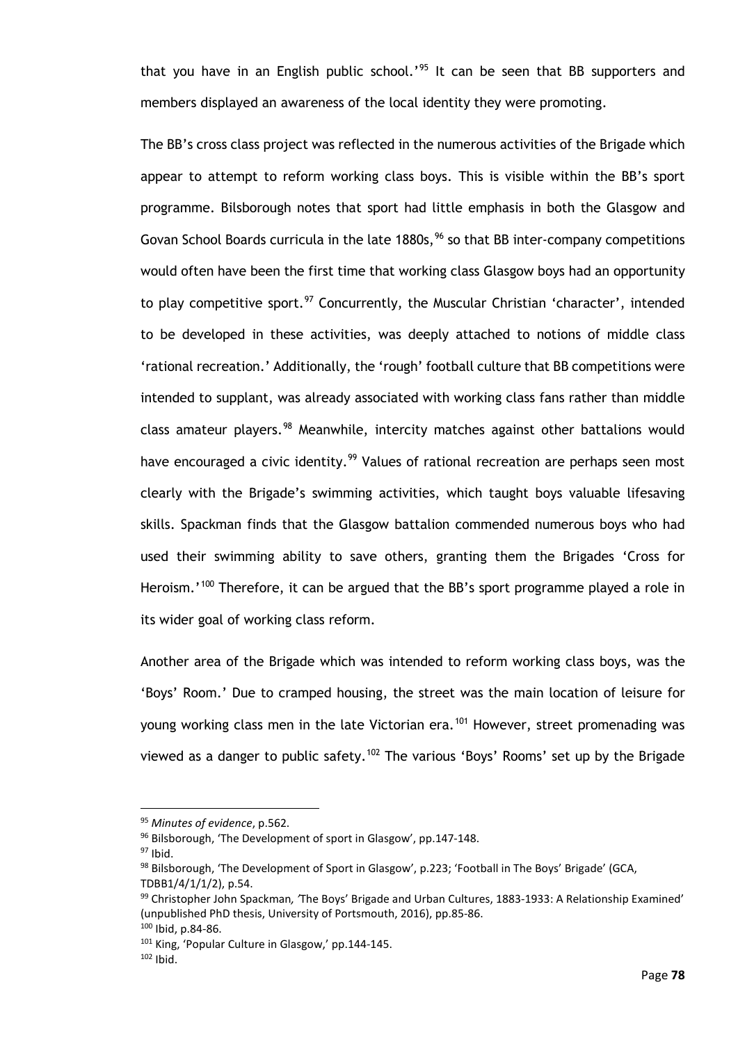that you have in an English public school.'[95] It can be seen that BB supporters and members displayed an awareness of the local identity they were promoting.

The BB's cross class project was reflected in the numerous activities of the Brigade which appear to attempt to reform working class boys. This is visible within the BB's sport programme. Bilsborough notes that sport had little emphasis in both the Glasgow and Govan School Boards curricula in the late 1880s,[96] so that BB inter-company competitions would often have been the first time that working class Glasgow boys had an opportunity to play competitive sport.[97] Concurrently, the Muscular Christian 'character', intended to be developed in these activities, was deeply attached to notions of middle class 'rational recreation.' Additionally, the 'rough' football culture that BB competitions were intended to supplant, was already associated with working class fans rather than middle class amateur players.[98] Meanwhile, intercity matches against other battalions would have encouraged a civic identity.[99] Values of rational recreation are perhaps seen most clearly with the Brigade's swimming activities, which taught boys valuable lifesaving skills. Spackman finds that the Glasgow battalion commended numerous boys who had used their swimming ability to save others, granting them the Brigades 'Cross for Heroism.'[100] Therefore, it can be argued that the BB's sport programme played a role in its wider goal of working class reform.

Another area of the Brigade which was intended to reform working class boys, was the 'Boys' Room.' Due to cramped housing, the street was the main location of leisure for young working class men in the late Victorian era.[101] However, street promenading was viewed as a danger to public safety.[102] The various 'Boys' Rooms' set up by the Brigade

---

[95] *Minutes of evidence*, p.562.

[96] Bilsborough, 'The Development of sport in Glasgow', pp.147-148.

[97] Ibid.

[98] Bilsborough, 'The Development of Sport in Glasgow', p.223; 'Football in The Boys' Brigade' (GCA, TDBB1/4/1/1/2), p.54.

[99] Christopher John Spackman, 'The Boys' Brigade and Urban Cultures, 1883-1933: A Relationship Examined' (unpublished PhD thesis, University of Portsmouth, 2016), pp.85-86.

[100] Ibid, p.84-86.

[101] King, 'Popular Culture in Glasgow,' pp.144-145.

[102] Ibid.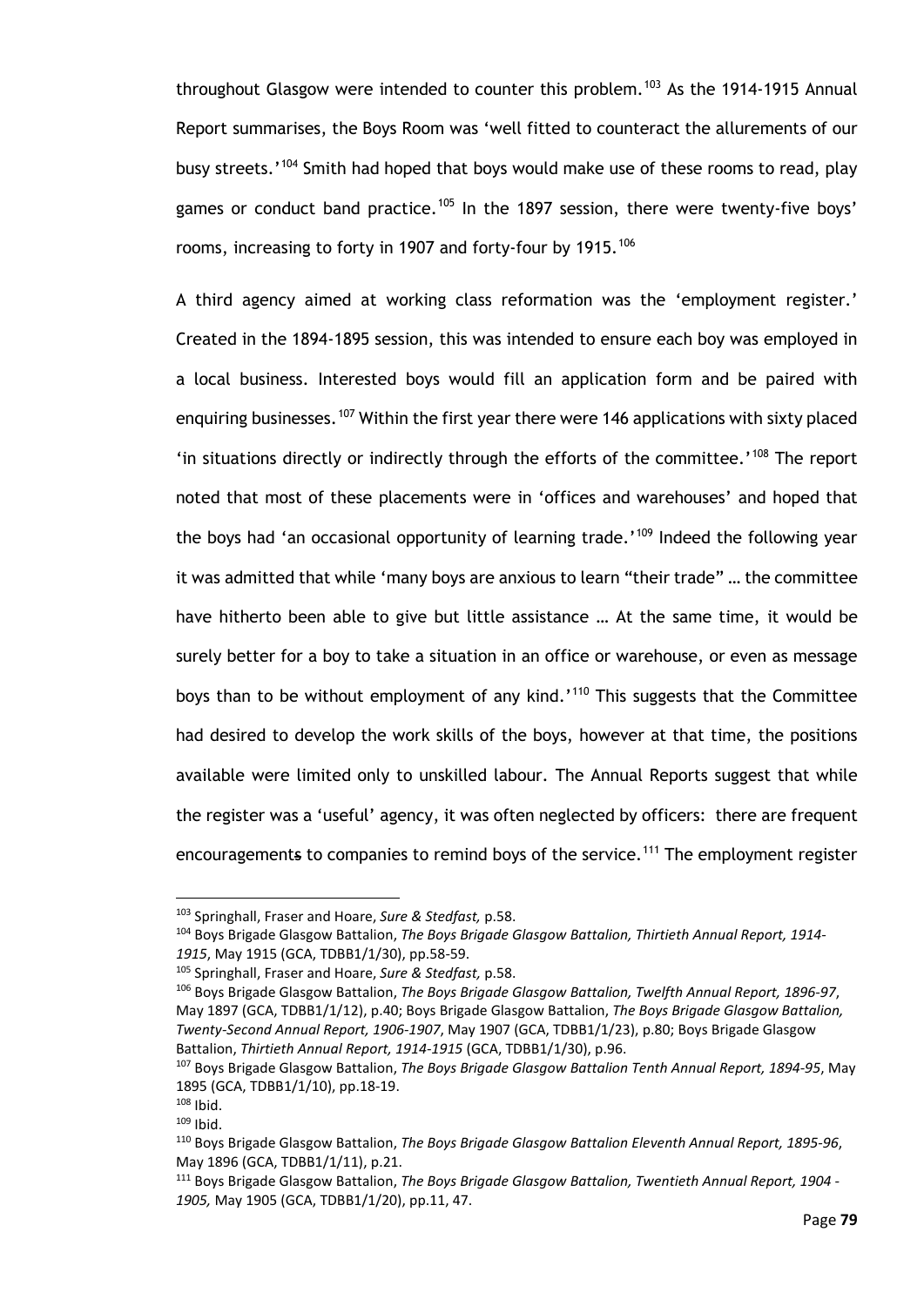throughout Glasgow were intended to counter this problem.[103] As the 1914-1915 Annual Report summarises, the Boys Room was 'well fitted to counteract the allurements of our busy streets.'[104] Smith had hoped that boys would make use of these rooms to read, play games or conduct band practice.[105] In the 1897 session, there were twenty-five boys' rooms, increasing to forty in 1907 and forty-four by 1915.[106]

A third agency aimed at working class reformation was the 'employment register.' Created in the 1894-1895 session, this was intended to ensure each boy was employed in a local business. Interested boys would fill an application form and be paired with enquiring businesses.[107] Within the first year there were 146 applications with sixty placed 'in situations directly or indirectly through the efforts of the committee.'[108] The report noted that most of these placements were in 'offices and warehouses' and hoped that the boys had 'an occasional opportunity of learning trade.'[109] Indeed the following year it was admitted that while 'many boys are anxious to learn "their trade" … the committee have hitherto been able to give but little assistance … At the same time, it would be surely better for a boy to take a situation in an office or warehouse, or even as message boys than to be without employment of any kind.'[110] This suggests that the Committee had desired to develop the work skills of the boys, however at that time, the positions available were limited only to unskilled labour. The Annual Reports suggest that while the register was a 'useful' agency, it was often neglected by officers: there are frequent encouragements to companies to remind boys of the service.[111] The employment register

---

[103] Springhall, Fraser and Hoare, *Sure & Stedfast,* p.58.

[104] Boys Brigade Glasgow Battalion, *The Boys Brigade Glasgow Battalion, Thirtieth Annual Report, 1914-1915*, May 1915 (GCA, TDBB1/1/30), pp.58-59.

[105] Springhall, Fraser and Hoare, *Sure & Stedfast,* p.58.

[106] Boys Brigade Glasgow Battalion, *The Boys Brigade Glasgow Battalion, Twelfth Annual Report, 1896-97*, May 1897 (GCA, TDBB1/1/12), p.40; Boys Brigade Glasgow Battalion, *The Boys Brigade Glasgow Battalion, Twenty-Second Annual Report, 1906-1907*, May 1907 (GCA, TDBB1/1/23), p.80; Boys Brigade Glasgow Battalion, *Thirtieth Annual Report, 1914-1915* (GCA, TDBB1/1/30), p.96.

[107] Boys Brigade Glasgow Battalion, *The Boys Brigade Glasgow Battalion Tenth Annual Report, 1894-95*, May 1895 (GCA, TDBB1/1/10), pp.18-19.

[108] Ibid.

[109] Ibid.

[110] Boys Brigade Glasgow Battalion, *The Boys Brigade Glasgow Battalion Eleventh Annual Report, 1895-96*, May 1896 (GCA, TDBB1/1/11), p.21.

[111] Boys Brigade Glasgow Battalion, *The Boys Brigade Glasgow Battalion, Twentieth Annual Report, 1904 - 1905,* May 1905 (GCA, TDBB1/1/20), pp.11, 47.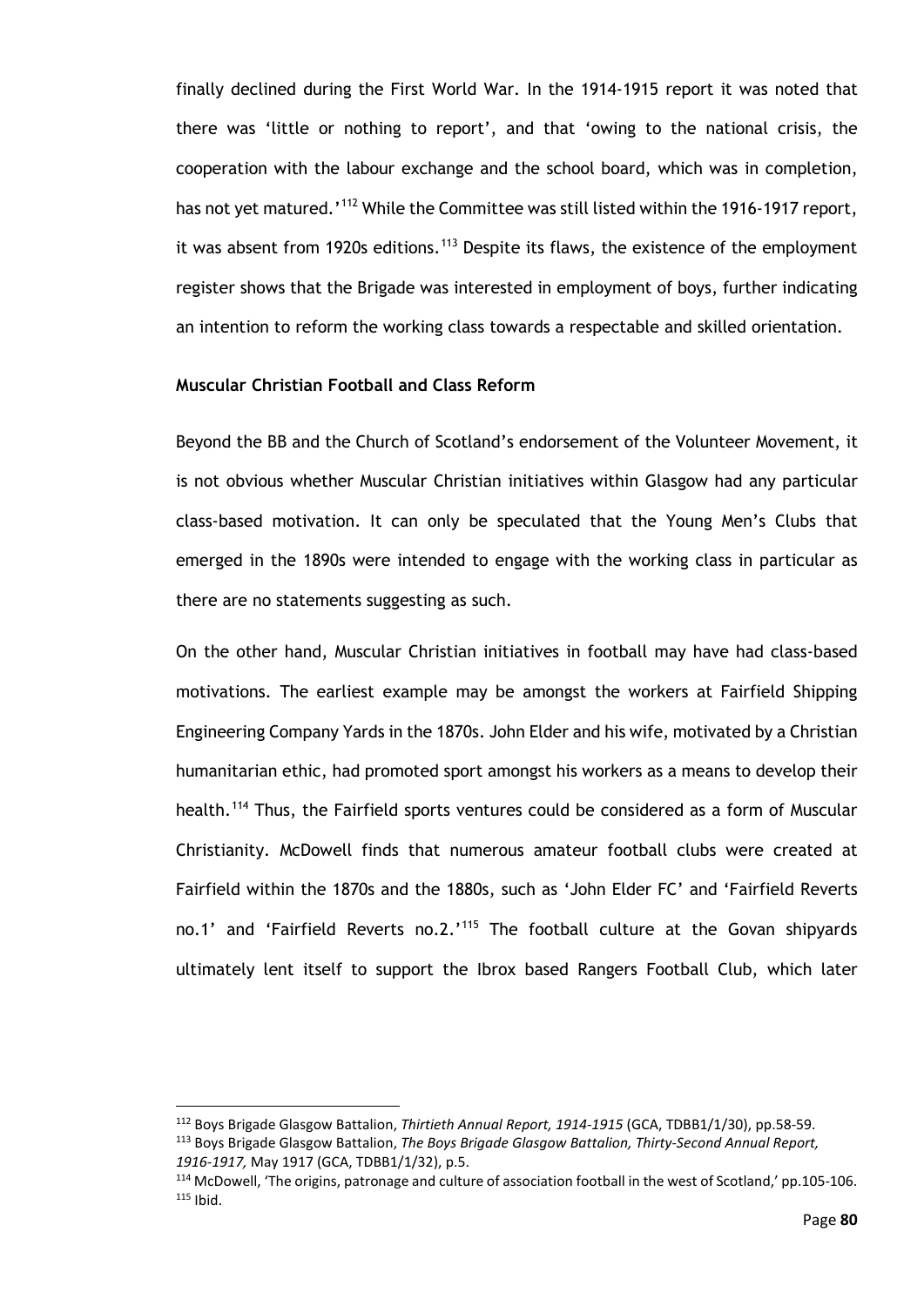finally declined during the First World War. In the 1914-1915 report it was noted that there was 'little or nothing to report', and that 'owing to the national crisis, the cooperation with the labour exchange and the school board, which was in completion, has not yet matured.'[112] While the Committee was still listed within the 1916-1917 report, it was absent from 1920s editions.[113] Despite its flaws, the existence of the employment register shows that the Brigade was interested in employment of boys, further indicating an intention to reform the working class towards a respectable and skilled orientation.

**Muscular Christian Football and Class Reform**

Beyond the BB and the Church of Scotland's endorsement of the Volunteer Movement, it is not obvious whether Muscular Christian initiatives within Glasgow had any particular class-based motivation. It can only be speculated that the Young Men's Clubs that emerged in the 1890s were intended to engage with the working class in particular as there are no statements suggesting as such.

On the other hand, Muscular Christian initiatives in football may have had class-based motivations. The earliest example may be amongst the workers at Fairfield Shipping Engineering Company Yards in the 1870s. John Elder and his wife, motivated by a Christian humanitarian ethic, had promoted sport amongst his workers as a means to develop their health.[114] Thus, the Fairfield sports ventures could be considered as a form of Muscular Christianity. McDowell finds that numerous amateur football clubs were created at Fairfield within the 1870s and the 1880s, such as 'John Elder FC' and 'Fairfield Reverts no.1' and 'Fairfield Reverts no.2.'[115] The football culture at the Govan shipyards ultimately lent itself to support the Ibrox based Rangers Football Club, which later

---

[112] Boys Brigade Glasgow Battalion, *Thirtieth Annual Report, 1914-1915* (GCA, TDBB1/1/30), pp.58-59.

[113] Boys Brigade Glasgow Battalion, *The Boys Brigade Glasgow Battalion, Thirty-Second Annual Report, 1916-1917,* May 1917 (GCA, TDBB1/1/32), p.5.

[114] McDowell, 'The origins, patronage and culture of association football in the west of Scotland,' pp.105-106.

[115] Ibid.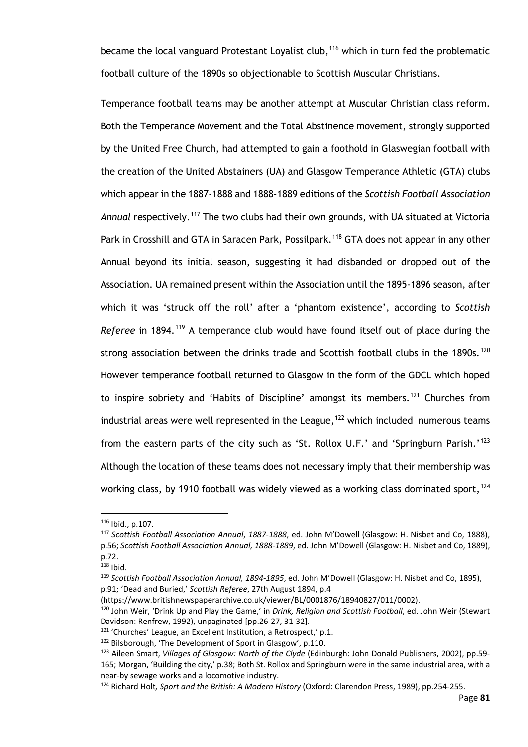became the local vanguard Protestant Loyalist club,[116] which in turn fed the problematic football culture of the 1890s so objectionable to Scottish Muscular Christians.

Temperance football teams may be another attempt at Muscular Christian class reform. Both the Temperance Movement and the Total Abstinence movement, strongly supported by the United Free Church, had attempted to gain a foothold in Glaswegian football with the creation of the United Abstainers (UA) and Glasgow Temperance Athletic (GTA) clubs which appear in the 1887-1888 and 1888-1889 editions of the *Scottish Football Association Annual* respectively.[117] The two clubs had their own grounds, with UA situated at Victoria Park in Crosshill and GTA in Saracen Park, Possilpark.[118] GTA does not appear in any other Annual beyond its initial season, suggesting it had disbanded or dropped out of the Association. UA remained present within the Association until the 1895-1896 season, after which it was 'struck off the roll' after a 'phantom existence', according to *Scottish Referee* in 1894.[119] A temperance club would have found itself out of place during the strong association between the drinks trade and Scottish football clubs in the 1890s.[120] However temperance football returned to Glasgow in the form of the GDCL which hoped to inspire sobriety and 'Habits of Discipline' amongst its members.[121] Churches from industrial areas were well represented in the League,[122] which included numerous teams from the eastern parts of the city such as 'St. Rollox U.F.' and 'Springburn Parish.'[123] Although the location of these teams does not necessary imply that their membership was working class, by 1910 football was widely viewed as a working class dominated sport,[124]

---

[116] Ibid., p.107.

[117] *Scottish Football Association Annual*, *1887-1888*, ed. John M'Dowell (Glasgow: H. Nisbet and Co, 1888), p.56; *Scottish Football Association Annual, 1888-1889*, ed. John M'Dowell (Glasgow: H. Nisbet and Co, 1889), p.72.

[118] Ibid.

[119] *Scottish Football Association Annual, 1894-1895*, ed. John M'Dowell (Glasgow: H. Nisbet and Co, 1895), p.91; 'Dead and Buried,' *Scottish Referee*, 27th August 1894, p.4 (https://www.britishnewspaperarchive.co.uk/viewer/BL/0001876/18940827/011/0002).

[120] John Weir, 'Drink Up and Play the Game,' in *Drink, Religion and Scottish Football*, ed. John Weir (Stewart Davidson: Renfrew, 1992), unpaginated [pp.26-27, 31-32].

[121] 'Churches' League, an Excellent Institution, a Retrospect,' p.1.

[122] Bilsborough, 'The Development of Sport in Glasgow', p.110.

[123] Aileen Smart, *Villages of Glasgow: North of the Clyde* (Edinburgh: John Donald Publishers, 2002), pp.59-165; Morgan, 'Building the city,' p.38; Both St. Rollox and Springburn were in the same industrial area, with a near-by sewage works and a locomotive industry.

[124] Richard Holt*, Sport and the British: A Modern History* (Oxford: Clarendon Press, 1989), pp.254-255.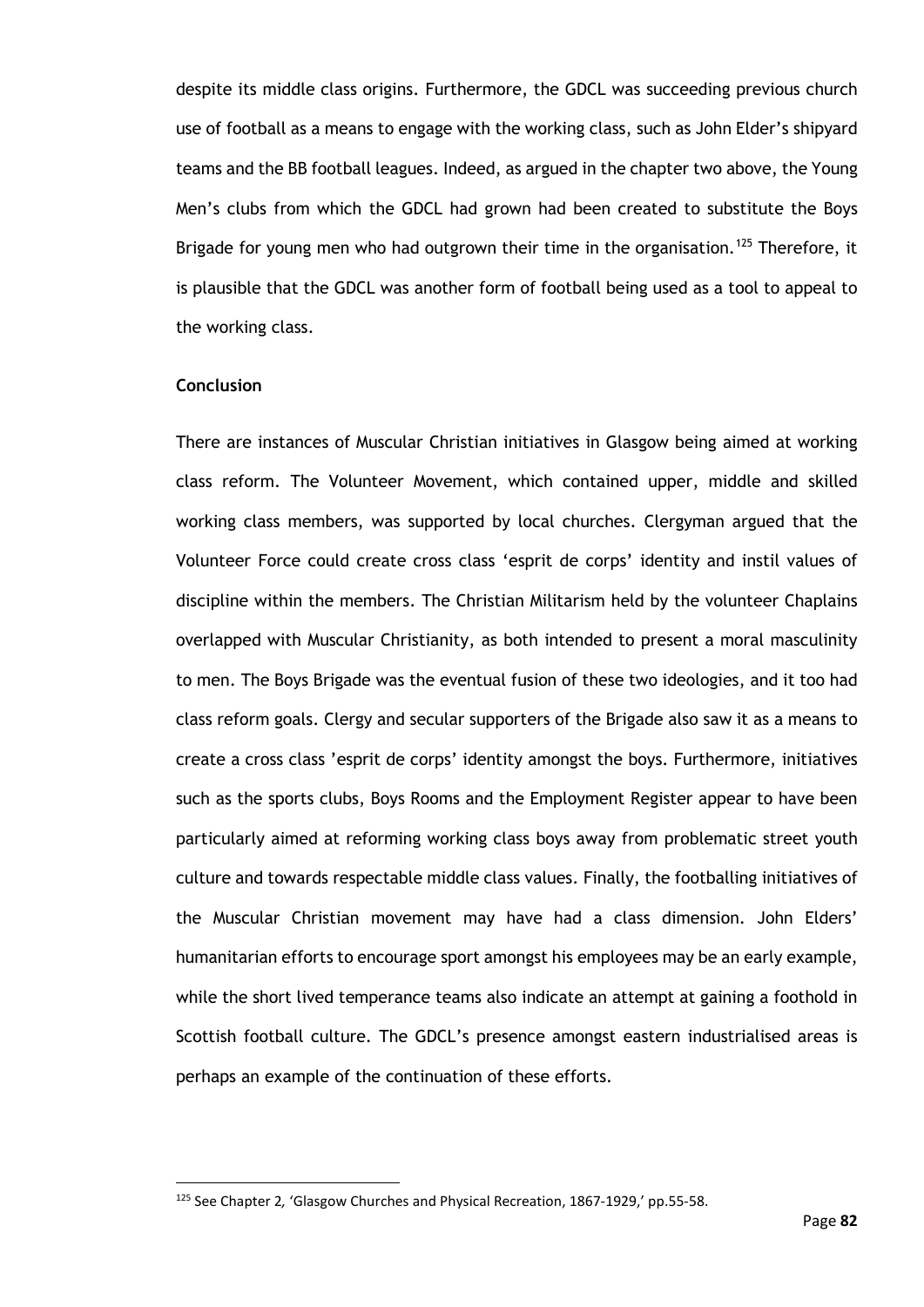despite its middle class origins. Furthermore, the GDCL was succeeding previous church use of football as a means to engage with the working class, such as John Elder's shipyard teams and the BB football leagues. Indeed, as argued in the chapter two above, the Young Men's clubs from which the GDCL had grown had been created to substitute the Boys Brigade for young men who had outgrown their time in the organisation.[125] Therefore, it is plausible that the GDCL was another form of football being used as a tool to appeal to the working class.

**Conclusion**

There are instances of Muscular Christian initiatives in Glasgow being aimed at working class reform. The Volunteer Movement, which contained upper, middle and skilled working class members, was supported by local churches. Clergyman argued that the Volunteer Force could create cross class 'esprit de corps' identity and instil values of discipline within the members. The Christian Militarism held by the volunteer Chaplains overlapped with Muscular Christianity, as both intended to present a moral masculinity to men. The Boys Brigade was the eventual fusion of these two ideologies, and it too had class reform goals. Clergy and secular supporters of the Brigade also saw it as a means to create a cross class 'esprit de corps' identity amongst the boys. Furthermore, initiatives such as the sports clubs, Boys Rooms and the Employment Register appear to have been particularly aimed at reforming working class boys away from problematic street youth culture and towards respectable middle class values. Finally, the footballing initiatives of the Muscular Christian movement may have had a class dimension. John Elders' humanitarian efforts to encourage sport amongst his employees may be an early example, while the short lived temperance teams also indicate an attempt at gaining a foothold in Scottish football culture. The GDCL's presence amongst eastern industrialised areas is perhaps an example of the continuation of these efforts.

---

[125] See Chapter 2, 'Glasgow Churches and Physical Recreation, 1867-1929,' pp.55-58.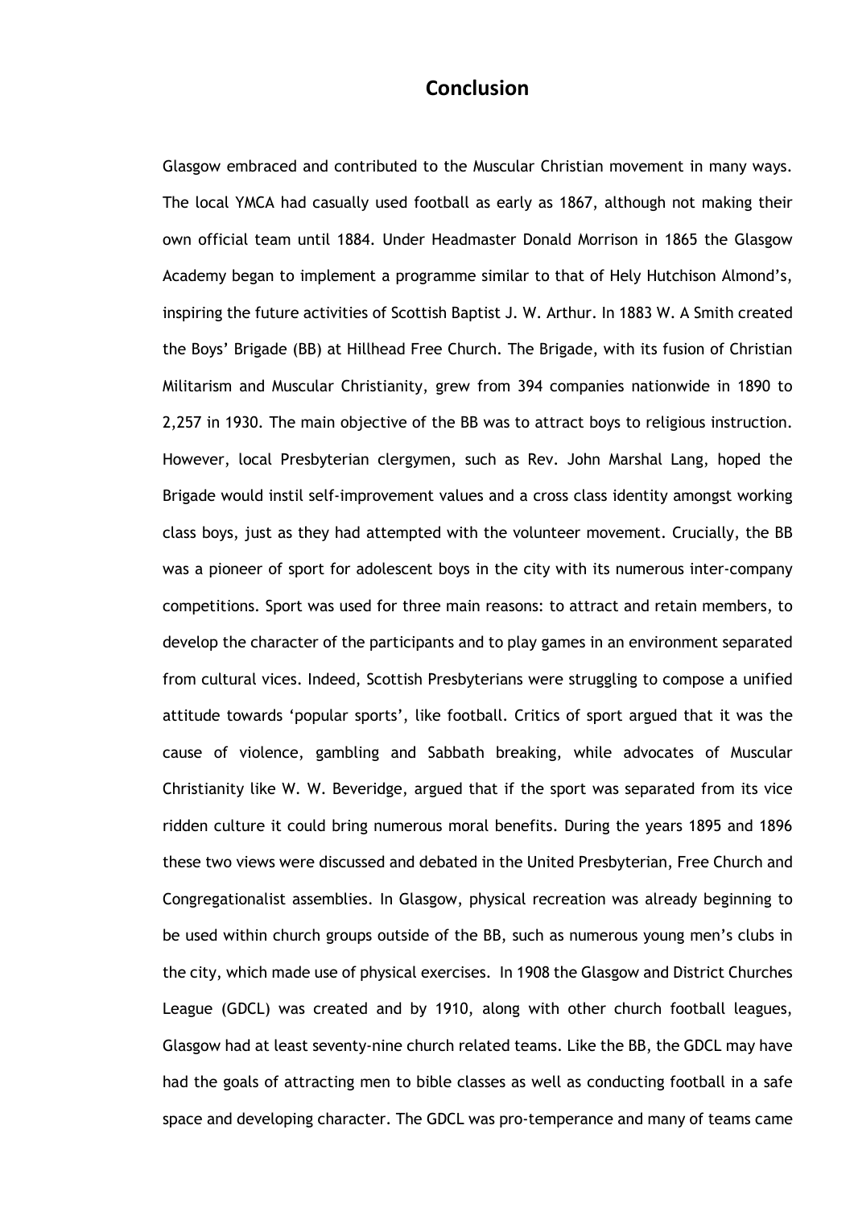# Conclusion

Glasgow embraced and contributed to the Muscular Christian movement in many ways. The local YMCA had casually used football as early as 1867, although not making their own official team until 1884. Under Headmaster Donald Morrison in 1865 the Glasgow Academy began to implement a programme similar to that of Hely Hutchison Almond's, inspiring the future activities of Scottish Baptist J. W. Arthur. In 1883 W. A Smith created the Boys' Brigade (BB) at Hillhead Free Church. The Brigade, with its fusion of Christian Militarism and Muscular Christianity, grew from 394 companies nationwide in 1890 to 2,257 in 1930. The main objective of the BB was to attract boys to religious instruction. However, local Presbyterian clergymen, such as Rev. John Marshal Lang, hoped the Brigade would instil self-improvement values and a cross class identity amongst working class boys, just as they had attempted with the volunteer movement. Crucially, the BB was a pioneer of sport for adolescent boys in the city with its numerous inter-company competitions. Sport was used for three main reasons: to attract and retain members, to develop the character of the participants and to play games in an environment separated from cultural vices. Indeed, Scottish Presbyterians were struggling to compose a unified attitude towards 'popular sports', like football. Critics of sport argued that it was the cause of violence, gambling and Sabbath breaking, while advocates of Muscular Christianity like W. W. Beveridge, argued that if the sport was separated from its vice ridden culture it could bring numerous moral benefits. During the years 1895 and 1896 these two views were discussed and debated in the United Presbyterian, Free Church and Congregationalist assemblies. In Glasgow, physical recreation was already beginning to be used within church groups outside of the BB, such as numerous young men's clubs in the city, which made use of physical exercises. In 1908 the Glasgow and District Churches League (GDCL) was created and by 1910, along with other church football leagues, Glasgow had at least seventy-nine church related teams. Like the BB, the GDCL may have had the goals of attracting men to bible classes as well as conducting football in a safe space and developing character. The GDCL was pro-temperance and many of teams came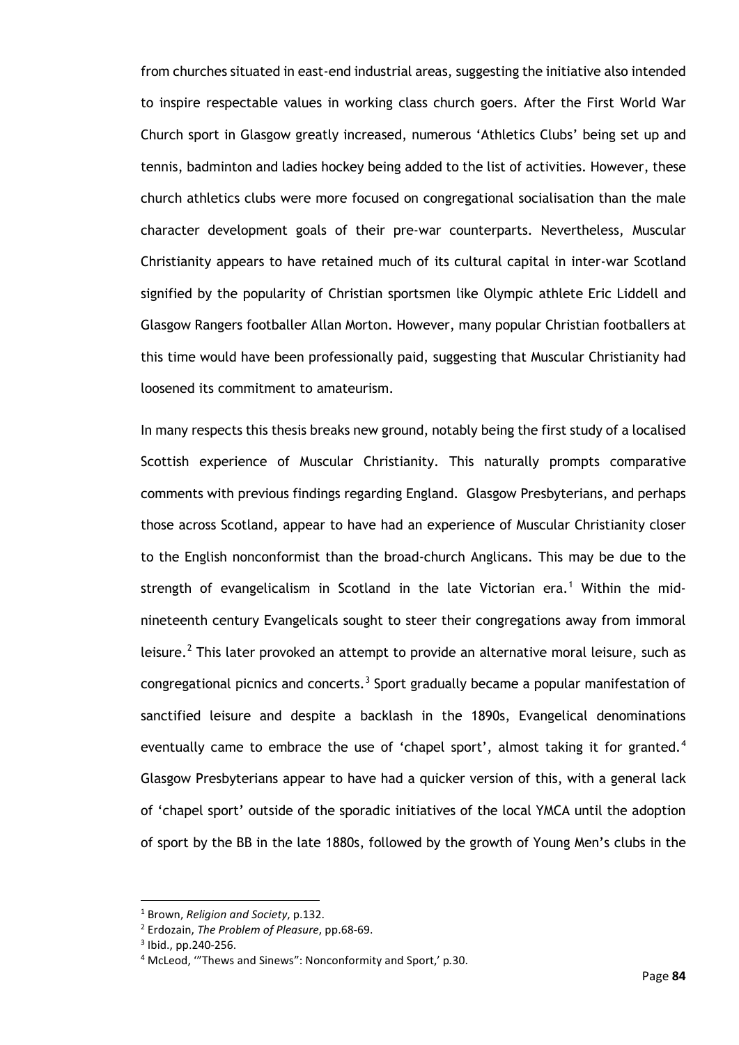from churches situated in east-end industrial areas, suggesting the initiative also intended to inspire respectable values in working class church goers. After the First World War Church sport in Glasgow greatly increased, numerous 'Athletics Clubs' being set up and tennis, badminton and ladies hockey being added to the list of activities. However, these church athletics clubs were more focused on congregational socialisation than the male character development goals of their pre-war counterparts. Nevertheless, Muscular Christianity appears to have retained much of its cultural capital in inter-war Scotland signified by the popularity of Christian sportsmen like Olympic athlete Eric Liddell and Glasgow Rangers footballer Allan Morton. However, many popular Christian footballers at this time would have been professionally paid, suggesting that Muscular Christianity had loosened its commitment to amateurism.

In many respects this thesis breaks new ground, notably being the first study of a localised Scottish experience of Muscular Christianity. This naturally prompts comparative comments with previous findings regarding England. Glasgow Presbyterians, and perhaps those across Scotland, appear to have had an experience of Muscular Christianity closer to the English nonconformist than the broad-church Anglicans. This may be due to the strength of evangelicalism in Scotland in the late Victorian era.[1] Within the mid-nineteenth century Evangelicals sought to steer their congregations away from immoral leisure.[2] This later provoked an attempt to provide an alternative moral leisure, such as congregational picnics and concerts.[3] Sport gradually became a popular manifestation of sanctified leisure and despite a backlash in the 1890s, Evangelical denominations eventually came to embrace the use of 'chapel sport', almost taking it for granted.[4] Glasgow Presbyterians appear to have had a quicker version of this, with a general lack of 'chapel sport' outside of the sporadic initiatives of the local YMCA until the adoption of sport by the BB in the late 1880s, followed by the growth of Young Men's clubs in the

---

[1] Brown, *Religion and Society*, p.132.

[2] Erdozain, *The Problem of Pleasure*, pp.68-69.

[3] Ibid., pp.240-256.

[4] McLeod, '"Thews and Sinews": Nonconformity and Sport,' p.30.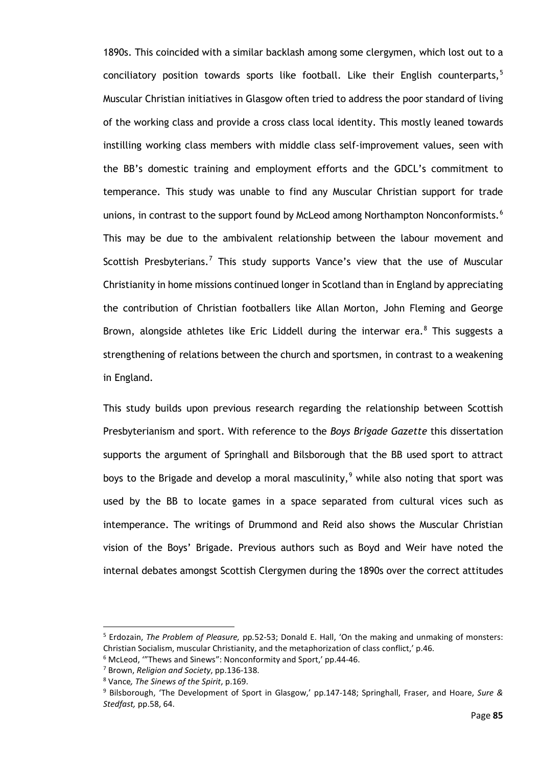1890s. This coincided with a similar backlash among some clergymen, which lost out to a conciliatory position towards sports like football. Like their English counterparts,[5] Muscular Christian initiatives in Glasgow often tried to address the poor standard of living of the working class and provide a cross class local identity. This mostly leaned towards instilling working class members with middle class self-improvement values, seen with the BB's domestic training and employment efforts and the GDCL's commitment to temperance. This study was unable to find any Muscular Christian support for trade unions, in contrast to the support found by McLeod among Northampton Nonconformists.[6] This may be due to the ambivalent relationship between the labour movement and Scottish Presbyterians.[7] This study supports Vance's view that the use of Muscular Christianity in home missions continued longer in Scotland than in England by appreciating the contribution of Christian footballers like Allan Morton, John Fleming and George Brown, alongside athletes like Eric Liddell during the interwar era.[8] This suggests a strengthening of relations between the church and sportsmen, in contrast to a weakening in England.

This study builds upon previous research regarding the relationship between Scottish Presbyterianism and sport. With reference to the *Boys Brigade Gazette* this dissertation supports the argument of Springhall and Bilsborough that the BB used sport to attract boys to the Brigade and develop a moral masculinity,[9] while also noting that sport was used by the BB to locate games in a space separated from cultural vices such as intemperance. The writings of Drummond and Reid also shows the Muscular Christian vision of the Boys' Brigade. Previous authors such as Boyd and Weir have noted the internal debates amongst Scottish Clergymen during the 1890s over the correct attitudes

---

[5] Erdozain, *The Problem of Pleasure,* pp.52-53; Donald E. Hall, 'On the making and unmaking of monsters: Christian Socialism, muscular Christianity, and the metaphorization of class conflict,' p.46.

[6] McLeod, '"Thews and Sinews": Nonconformity and Sport,' pp.44-46.

[7] Brown, *Religion and Society*, pp.136-138.

[8] Vance*, The Sinews of the Spirit*, p.169.

[9] Bilsborough, 'The Development of Sport in Glasgow,' pp.147-148; Springhall, Fraser, and Hoare, *Sure & Stedfast,* pp.58, 64.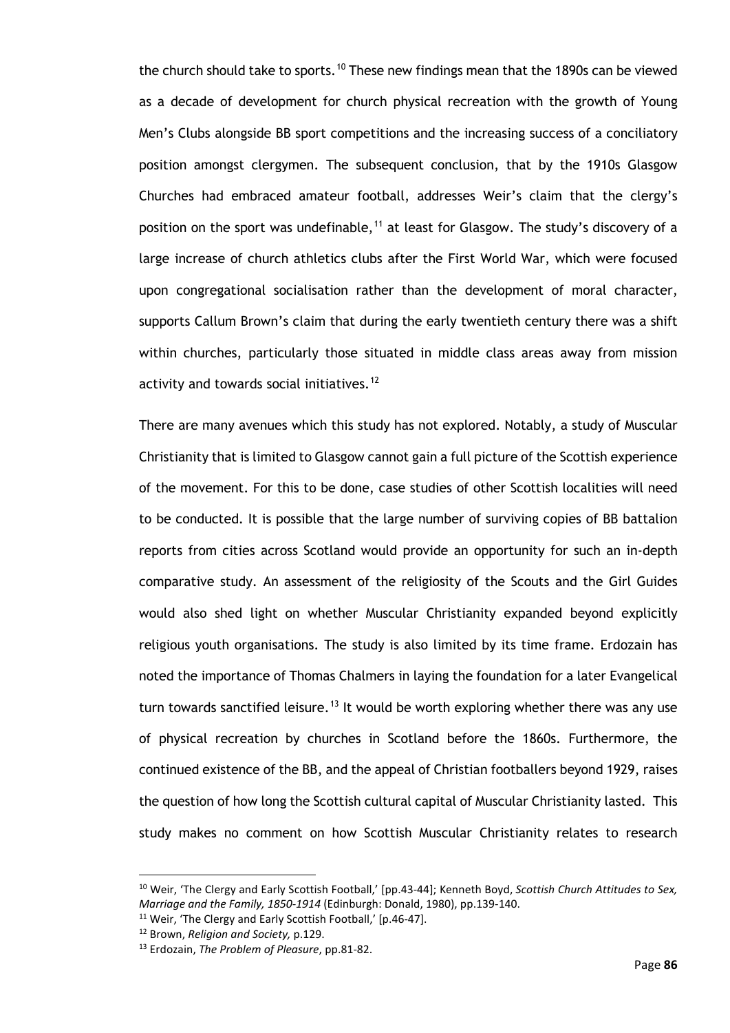the church should take to sports.[10] These new findings mean that the 1890s can be viewed as a decade of development for church physical recreation with the growth of Young Men's Clubs alongside BB sport competitions and the increasing success of a conciliatory position amongst clergymen. The subsequent conclusion, that by the 1910s Glasgow Churches had embraced amateur football, addresses Weir's claim that the clergy's position on the sport was undefinable,[11] at least for Glasgow. The study's discovery of a large increase of church athletics clubs after the First World War, which were focused upon congregational socialisation rather than the development of moral character, supports Callum Brown's claim that during the early twentieth century there was a shift within churches, particularly those situated in middle class areas away from mission activity and towards social initiatives.[12]

There are many avenues which this study has not explored. Notably, a study of Muscular Christianity that is limited to Glasgow cannot gain a full picture of the Scottish experience of the movement. For this to be done, case studies of other Scottish localities will need to be conducted. It is possible that the large number of surviving copies of BB battalion reports from cities across Scotland would provide an opportunity for such an in-depth comparative study. An assessment of the religiosity of the Scouts and the Girl Guides would also shed light on whether Muscular Christianity expanded beyond explicitly religious youth organisations. The study is also limited by its time frame. Erdozain has noted the importance of Thomas Chalmers in laying the foundation for a later Evangelical turn towards sanctified leisure.[13] It would be worth exploring whether there was any use of physical recreation by churches in Scotland before the 1860s. Furthermore, the continued existence of the BB, and the appeal of Christian footballers beyond 1929, raises the question of how long the Scottish cultural capital of Muscular Christianity lasted. This study makes no comment on how Scottish Muscular Christianity relates to research

---

[10] Weir, 'The Clergy and Early Scottish Football,' [pp.43-44]; Kenneth Boyd, *Scottish Church Attitudes to Sex, Marriage and the Family, 1850-1914* (Edinburgh: Donald, 1980), pp.139-140.

[11] Weir, 'The Clergy and Early Scottish Football,' [p.46-47].

[12] Brown, *Religion and Society,* p.129.

[13] Erdozain, *The Problem of Pleasure*, pp.81-82.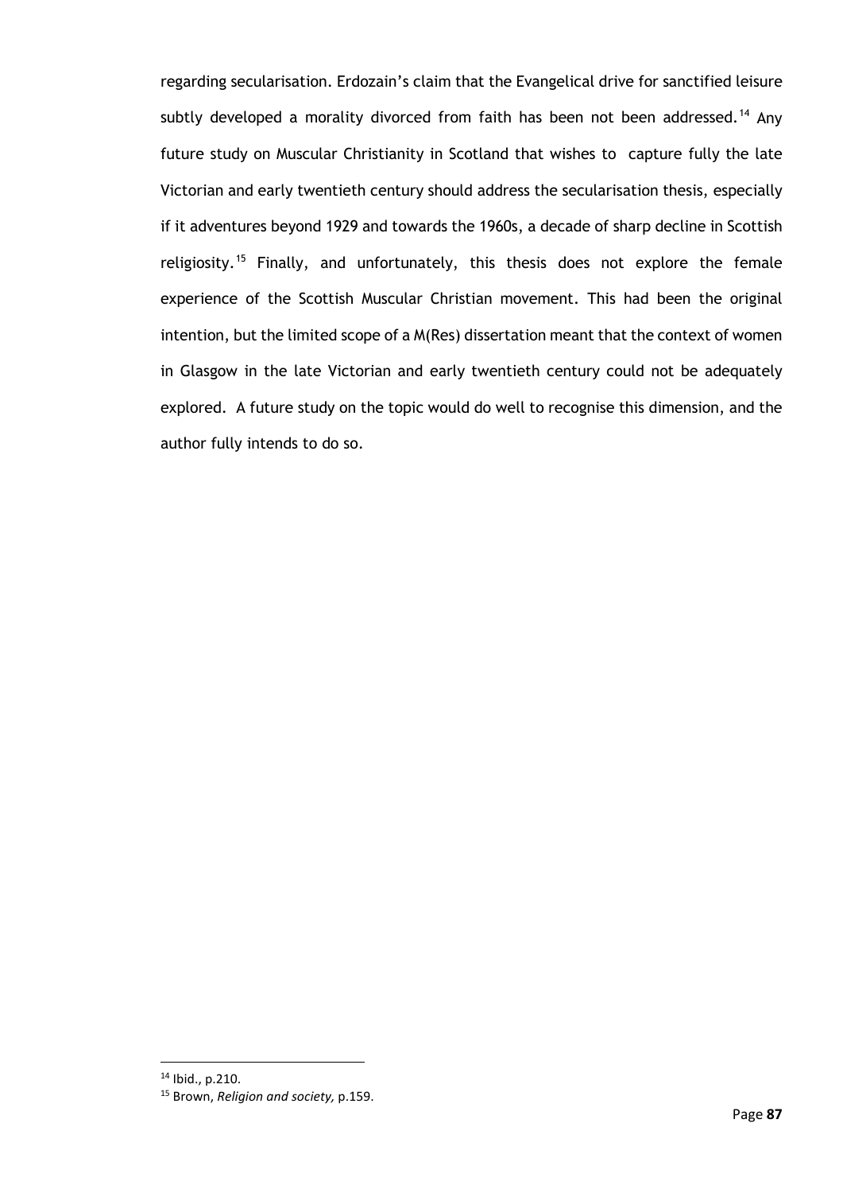regarding secularisation. Erdozain's claim that the Evangelical drive for sanctified leisure subtly developed a morality divorced from faith has been not been addressed.[14] Any future study on Muscular Christianity in Scotland that wishes to capture fully the late Victorian and early twentieth century should address the secularisation thesis, especially if it adventures beyond 1929 and towards the 1960s, a decade of sharp decline in Scottish religiosity.[15] Finally, and unfortunately, this thesis does not explore the female experience of the Scottish Muscular Christian movement. This had been the original intention, but the limited scope of a M(Res) dissertation meant that the context of women in Glasgow in the late Victorian and early twentieth century could not be adequately explored. A future study on the topic would do well to recognise this dimension, and the author fully intends to do so.

---

[14] Ibid., p.210.

[15] Brown, *Religion and society,* p.159.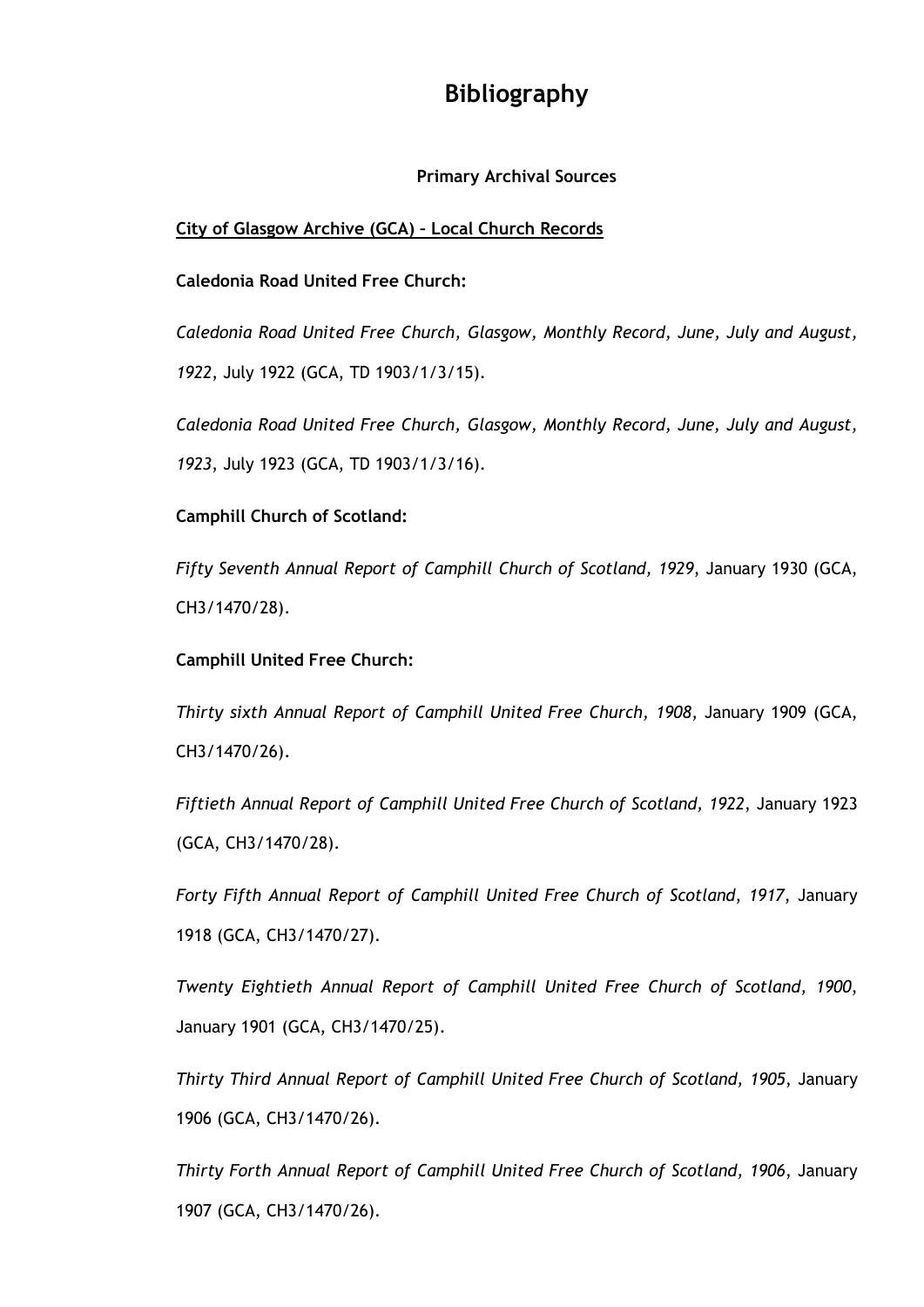# Bibliography

**Primary Archival Sources**

**City of Glasgow Archive (GCA) – Local Church Records**

**Caledonia Road United Free Church:**

*Caledonia Road United Free Church, Glasgow, Monthly Record, June, July and August, 1922*, July 1922 (GCA, TD 1903/1/3/15).

*Caledonia Road United Free Church, Glasgow, Monthly Record, June, July and August, 1923*, July 1923 (GCA, TD 1903/1/3/16).

**Camphill Church of Scotland:**

*Fifty Seventh Annual Report of Camphill Church of Scotland, 1929*, January 1930 (GCA, CH3/1470/28).

**Camphill United Free Church:**

*Thirty sixth Annual Report of Camphill United Free Church, 1908*, January 1909 (GCA, CH3/1470/26).

*Fiftieth Annual Report of Camphill United Free Church of Scotland, 1922*, January 1923 (GCA, CH3/1470/28).

*Forty Fifth Annual Report of Camphill United Free Church of Scotland, 1917*, January 1918 (GCA, CH3/1470/27).

*Twenty Eightieth Annual Report of Camphill United Free Church of Scotland, 1900*, January 1901 (GCA, CH3/1470/25).

*Thirty Third Annual Report of Camphill United Free Church of Scotland, 1905*, January 1906 (GCA, CH3/1470/26).

*Thirty Forth Annual Report of Camphill United Free Church of Scotland, 1906*, January 1907 (GCA, CH3/1470/26).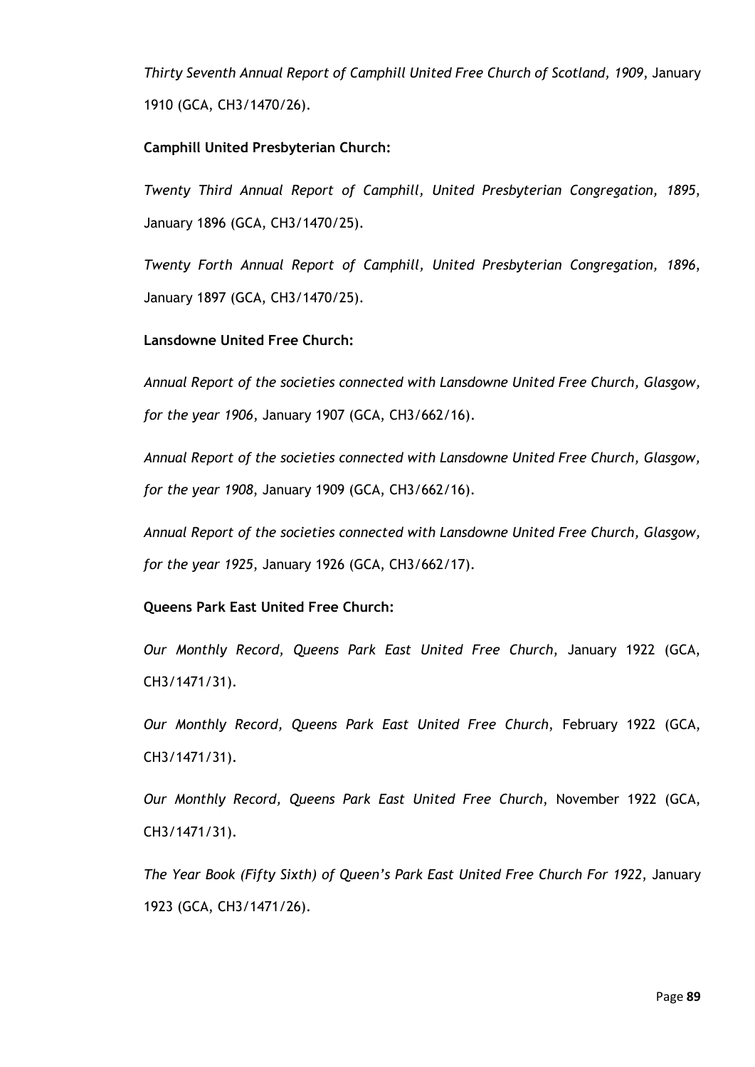*Thirty Seventh Annual Report of Camphill United Free Church of Scotland, 1909*, January 1910 (GCA, CH3/1470/26).

**Camphill United Presbyterian Church:**

*Twenty Third Annual Report of Camphill, United Presbyterian Congregation, 1895*, January 1896 (GCA, CH3/1470/25).

*Twenty Forth Annual Report of Camphill, United Presbyterian Congregation, 1896*, January 1897 (GCA, CH3/1470/25).

**Lansdowne United Free Church:**

*Annual Report of the societies connected with Lansdowne United Free Church, Glasgow, for the year 1906*, January 1907 (GCA, CH3/662/16).

*Annual Report of the societies connected with Lansdowne United Free Church, Glasgow, for the year 1908*, January 1909 (GCA, CH3/662/16).

*Annual Report of the societies connected with Lansdowne United Free Church, Glasgow, for the year 1925*, January 1926 (GCA, CH3/662/17).

**Queens Park East United Free Church:**

*Our Monthly Record, Queens Park East United Free Church*, January 1922 (GCA, CH3/1471/31).

*Our Monthly Record, Queens Park East United Free Church*, February 1922 (GCA, CH3/1471/31).

*Our Monthly Record, Queens Park East United Free Church*, November 1922 (GCA, CH3/1471/31).

*The Year Book (Fifty Sixth) of Queen's Park East United Free Church For 1922*, January 1923 (GCA, CH3/1471/26).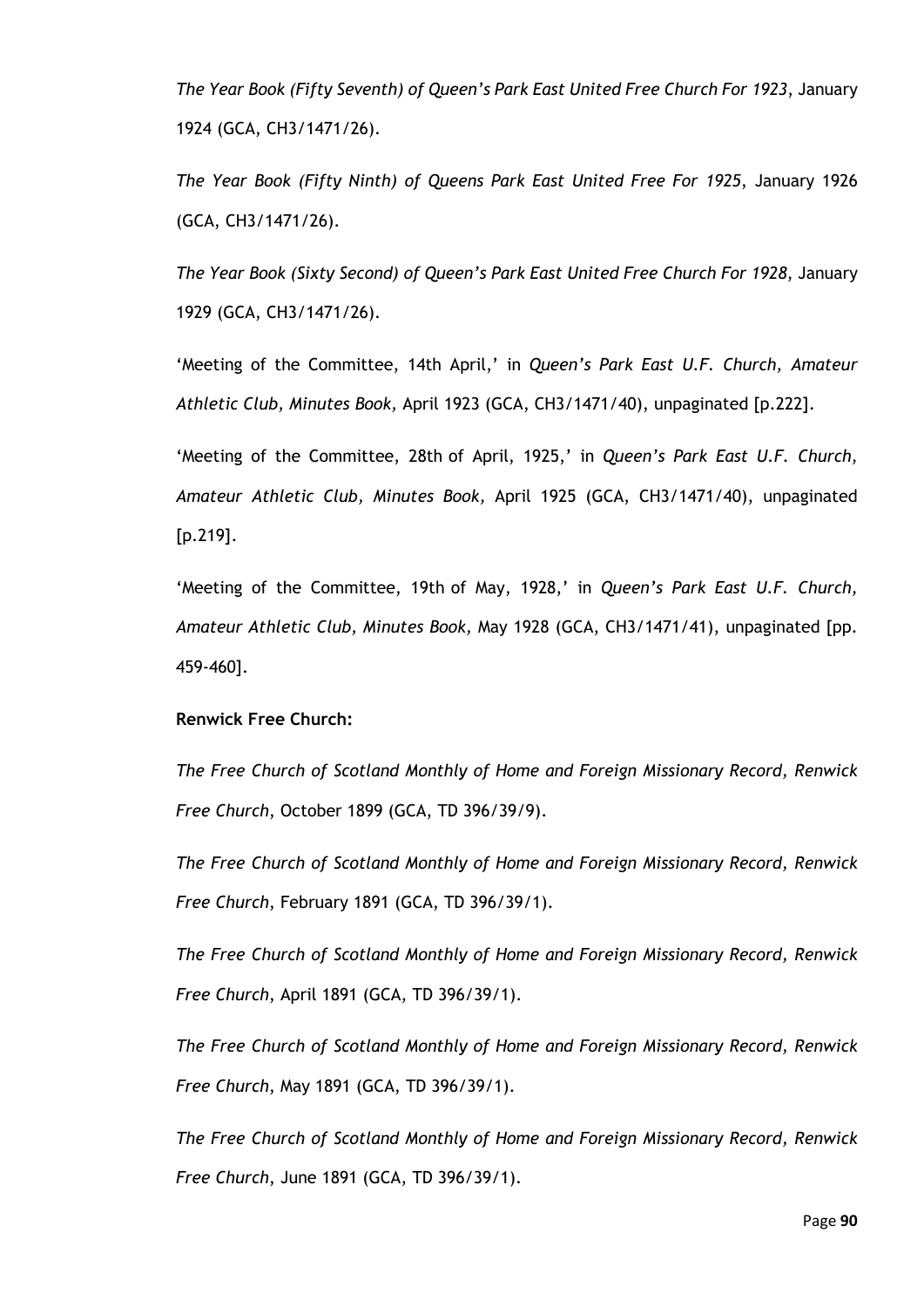*The Year Book (Fifty Seventh) of Queen's Park East United Free Church For 1923*, January 1924 (GCA, CH3/1471/26).

*The Year Book (Fifty Ninth) of Queens Park East United Free For 1925*, January 1926 (GCA, CH3/1471/26).

*The Year Book (Sixty Second) of Queen's Park East United Free Church For 1928*, January 1929 (GCA, CH3/1471/26).

'Meeting of the Committee, 14th April,' in *Queen's Park East U.F. Church, Amateur Athletic Club, Minutes Book,* April 1923 (GCA, CH3/1471/40), unpaginated [p.222].

'Meeting of the Committee, 28th of April, 1925,' in *Queen's Park East U.F. Church, Amateur Athletic Club, Minutes Book,* April 1925 (GCA, CH3/1471/40), unpaginated [p.219].

'Meeting of the Committee, 19th of May, 1928,' in *Queen's Park East U.F. Church, Amateur Athletic Club, Minutes Book,* May 1928 (GCA, CH3/1471/41), unpaginated [pp. 459-460].

**Renwick Free Church:**

*The Free Church of Scotland Monthly of Home and Foreign Missionary Record, Renwick Free Church*, October 1899 (GCA, TD 396/39/9).

*The Free Church of Scotland Monthly of Home and Foreign Missionary Record, Renwick Free Church*, February 1891 (GCA, TD 396/39/1).

*The Free Church of Scotland Monthly of Home and Foreign Missionary Record, Renwick Free Church*, April 1891 (GCA, TD 396/39/1).

*The Free Church of Scotland Monthly of Home and Foreign Missionary Record, Renwick Free Church*, May 1891 (GCA, TD 396/39/1).

*The Free Church of Scotland Monthly of Home and Foreign Missionary Record, Renwick Free Church*, June 1891 (GCA, TD 396/39/1).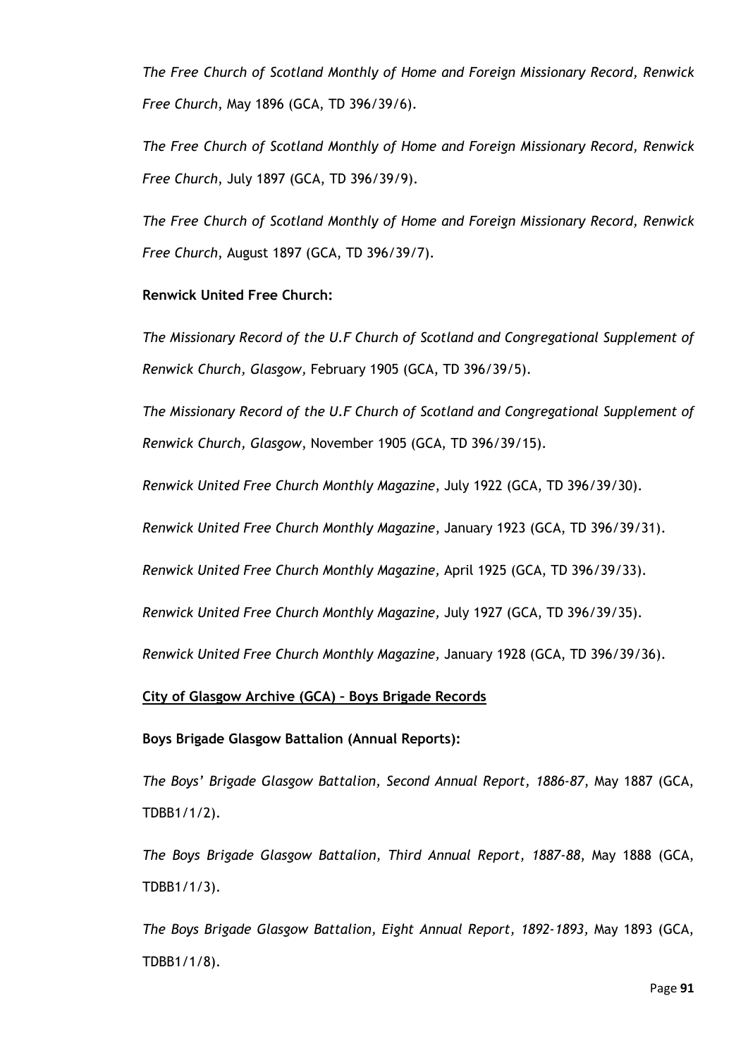*The Free Church of Scotland Monthly of Home and Foreign Missionary Record, Renwick Free Church*, May 1896 (GCA, TD 396/39/6).

*The Free Church of Scotland Monthly of Home and Foreign Missionary Record, Renwick Free Church*, July 1897 (GCA, TD 396/39/9).

*The Free Church of Scotland Monthly of Home and Foreign Missionary Record, Renwick Free Church*, August 1897 (GCA, TD 396/39/7).

**Renwick United Free Church:**

*The Missionary Record of the U.F Church of Scotland and Congregational Supplement of Renwick Church, Glasgow,* February 1905 (GCA, TD 396/39/5).

*The Missionary Record of the U.F Church of Scotland and Congregational Supplement of Renwick Church, Glasgow*, November 1905 (GCA, TD 396/39/15).

*Renwick United Free Church Monthly Magazine*, July 1922 (GCA, TD 396/39/30).

*Renwick United Free Church Monthly Magazine*, January 1923 (GCA, TD 396/39/31).

*Renwick United Free Church Monthly Magazine,* April 1925 (GCA, TD 396/39/33).

*Renwick United Free Church Monthly Magazine,* July 1927 (GCA, TD 396/39/35).

*Renwick United Free Church Monthly Magazine,* January 1928 (GCA, TD 396/39/36).

<u>**City of Glasgow Archive (GCA) – Boys Brigade Records**</u>

**Boys Brigade Glasgow Battalion (Annual Reports):**

*The Boys' Brigade Glasgow Battalion, Second Annual Report, 1886-87*, May 1887 (GCA, TDBB1/1/2).

*The Boys Brigade Glasgow Battalion, Third Annual Report, 1887-88*, May 1888 (GCA, TDBB1/1/3).

*The Boys Brigade Glasgow Battalion, Eight Annual Report, 1892-1893,* May 1893 (GCA, TDBB1/1/8).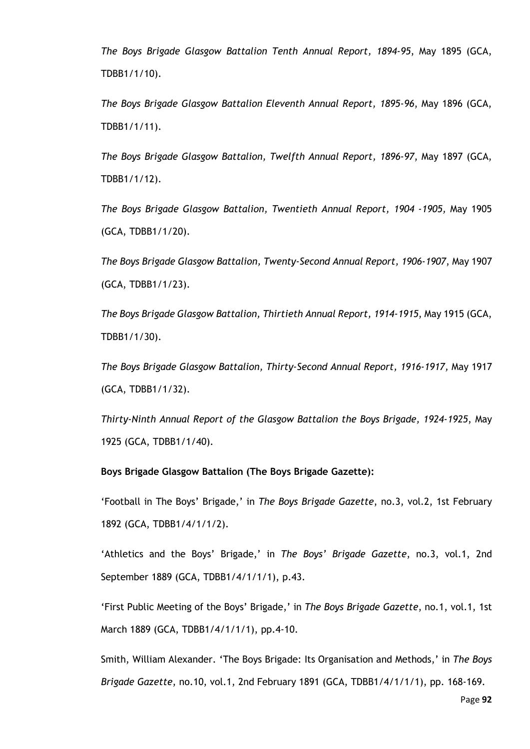*The Boys Brigade Glasgow Battalion Tenth Annual Report, 1894-95*, May 1895 (GCA, TDBB1/1/10).

*The Boys Brigade Glasgow Battalion Eleventh Annual Report, 1895-96*, May 1896 (GCA, TDBB1/1/11).

*The Boys Brigade Glasgow Battalion, Twelfth Annual Report, 1896-97*, May 1897 (GCA, TDBB1/1/12).

*The Boys Brigade Glasgow Battalion, Twentieth Annual Report, 1904 -1905,* May 1905 (GCA, TDBB1/1/20).

*The Boys Brigade Glasgow Battalion, Twenty-Second Annual Report, 1906-1907*, May 1907 (GCA, TDBB1/1/23).

*The Boys Brigade Glasgow Battalion, Thirtieth Annual Report, 1914-1915*, May 1915 (GCA, TDBB1/1/30).

*The Boys Brigade Glasgow Battalion, Thirty-Second Annual Report, 1916-1917,* May 1917 (GCA, TDBB1/1/32).

*Thirty-Ninth Annual Report of the Glasgow Battalion the Boys Brigade, 1924-1925*, May 1925 (GCA, TDBB1/1/40).

**Boys Brigade Glasgow Battalion (The Boys Brigade Gazette):**

'Football in The Boys' Brigade,' in *The Boys Brigade Gazette*, no.3, vol.2, 1st February 1892 (GCA, TDBB1/4/1/1/2).

'Athletics and the Boys' Brigade,' in *The Boys' Brigade Gazette*, no.3, vol.1, 2nd September 1889 (GCA, TDBB1/4/1/1/1), p.43.

'First Public Meeting of the Boys' Brigade,' in *The Boys Brigade Gazette*, no.1, vol.1, 1st March 1889 (GCA, TDBB1/4/1/1/1), pp.4-10.

Smith, William Alexander. 'The Boys Brigade: Its Organisation and Methods,' in *The Boys Brigade Gazette*, no.10, vol.1, 2nd February 1891 (GCA, TDBB1/4/1/1/1), pp. 168-169.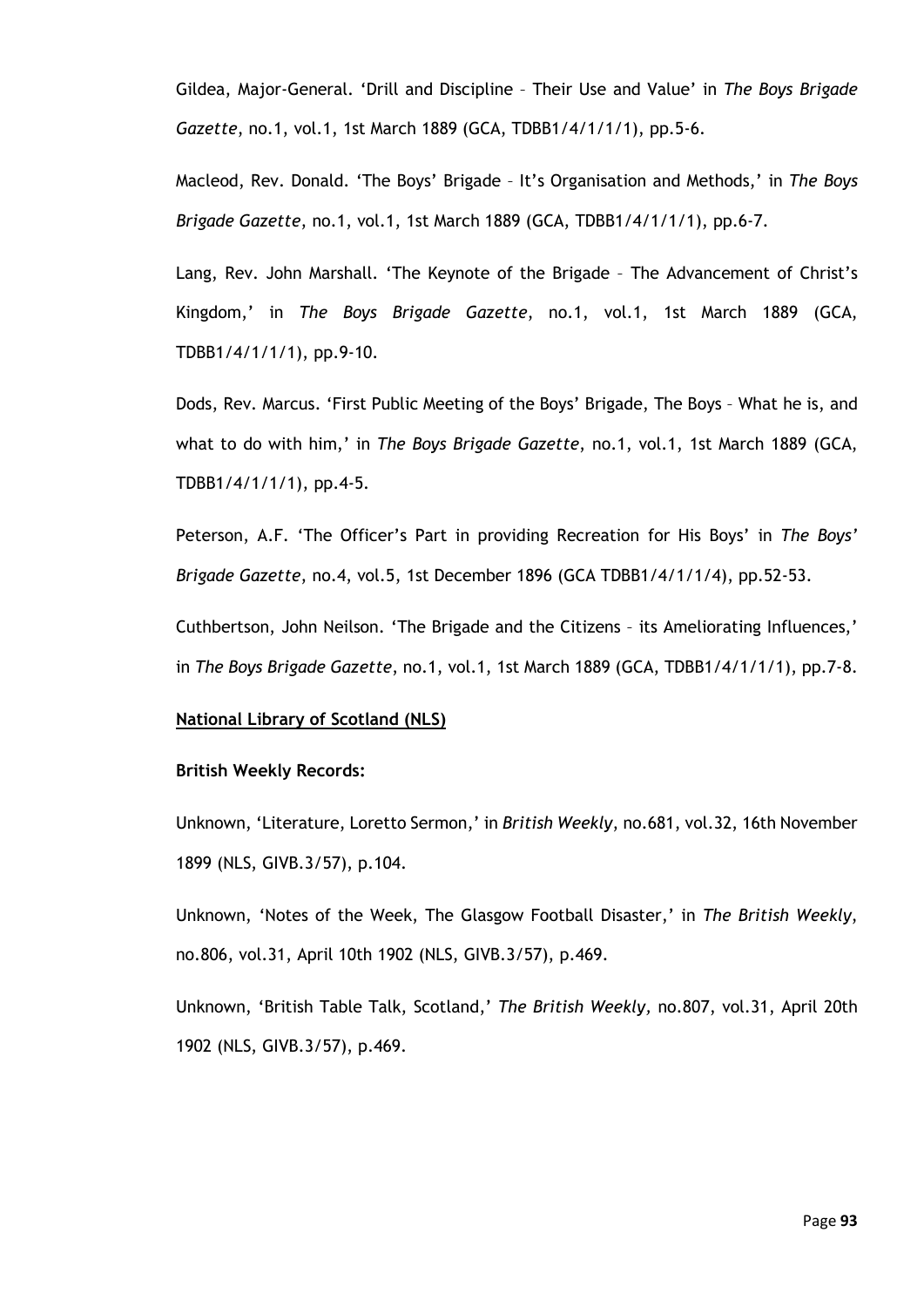Gildea, Major-General. 'Drill and Discipline – Their Use and Value' in *The Boys Brigade Gazette*, no.1, vol.1, 1st March 1889 (GCA, TDBB1/4/1/1/1), pp.5-6.

Macleod, Rev. Donald. 'The Boys' Brigade – It's Organisation and Methods,' in *The Boys Brigade Gazette*, no.1, vol.1, 1st March 1889 (GCA, TDBB1/4/1/1/1), pp.6-7.

Lang, Rev. John Marshall. 'The Keynote of the Brigade – The Advancement of Christ's Kingdom,' in *The Boys Brigade Gazette*, no.1, vol.1, 1st March 1889 (GCA, TDBB1/4/1/1/1), pp.9-10.

Dods, Rev. Marcus. 'First Public Meeting of the Boys' Brigade, The Boys – What he is, and what to do with him,' in *The Boys Brigade Gazette*, no.1, vol.1, 1st March 1889 (GCA, TDBB1/4/1/1/1), pp.4-5.

Peterson, A.F. 'The Officer's Part in providing Recreation for His Boys' in *The Boys' Brigade Gazette*, no.4, vol.5, 1st December 1896 (GCA TDBB1/4/1/1/4), pp.52-53.

Cuthbertson, John Neilson. 'The Brigade and the Citizens – its Ameliorating Influences,' in *The Boys Brigade Gazette*, no.1, vol.1, 1st March 1889 (GCA, TDBB1/4/1/1/1), pp.7-8.

**National Library of Scotland (NLS)**

**British Weekly Records:**

Unknown, 'Literature, Loretto Sermon,' in *British Weekly*, no.681, vol.32, 16th November 1899 (NLS, GIVB.3/57), p.104.

Unknown, 'Notes of the Week, The Glasgow Football Disaster,' in *The British Weekly*, no.806, vol.31, April 10th 1902 (NLS, GIVB.3/57), p.469.

Unknown, 'British Table Talk, Scotland,' *The British Weekly*, no.807, vol.31, April 20th 1902 (NLS, GIVB.3/57), p.469.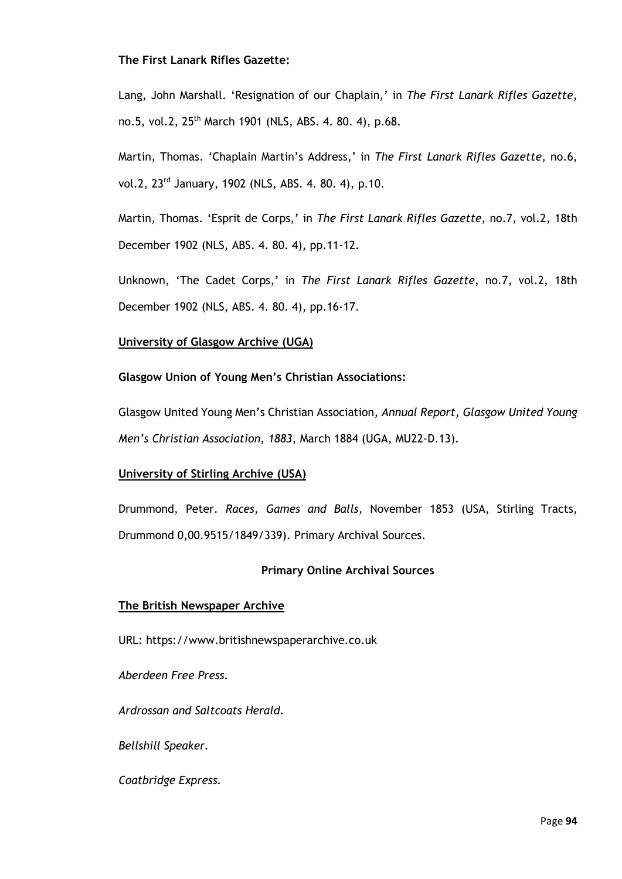**The First Lanark Rifles Gazette:**

Lang, John Marshall. 'Resignation of our Chaplain,' in *The First Lanark Rifles Gazette*, no.5, vol.2, 25th March 1901 (NLS, ABS. 4. 80. 4), p.68.

Martin, Thomas. 'Chaplain Martin's Address,' in *The First Lanark Rifles Gazette*, no.6, vol.2, 23rd January, 1902 (NLS, ABS. 4. 80. 4), p.10.

Martin, Thomas. 'Esprit de Corps,' in *The First Lanark Rifles Gazette*, no.7, vol.2, 18th December 1902 (NLS, ABS. 4. 80. 4), pp.11-12.

Unknown, 'The Cadet Corps,' in *The First Lanark Rifles Gazette*, no.7, vol.2, 18th December 1902 (NLS, ABS. 4. 80. 4), pp.16-17.

**University of Glasgow Archive (UGA)**

**Glasgow Union of Young Men's Christian Associations:**

Glasgow United Young Men's Christian Association, *Annual Report, Glasgow United Young Men's Christian Association, 1883*, March 1884 (UGA, MU22-D.13).

**University of Stirling Archive (USA)**

Drummond, Peter. *Races, Games and Balls*, November 1853 (USA, Stirling Tracts, Drummond 0,00.9515/1849/339). Primary Archival Sources.

## Primary Online Archival Sources

**The British Newspaper Archive**

URL: https://www.britishnewspaperarchive.co.uk

*Aberdeen Free Press.*

*Ardrossan and Saltcoats Herald.*

*Bellshill Speaker.*

*Coatbridge Express.*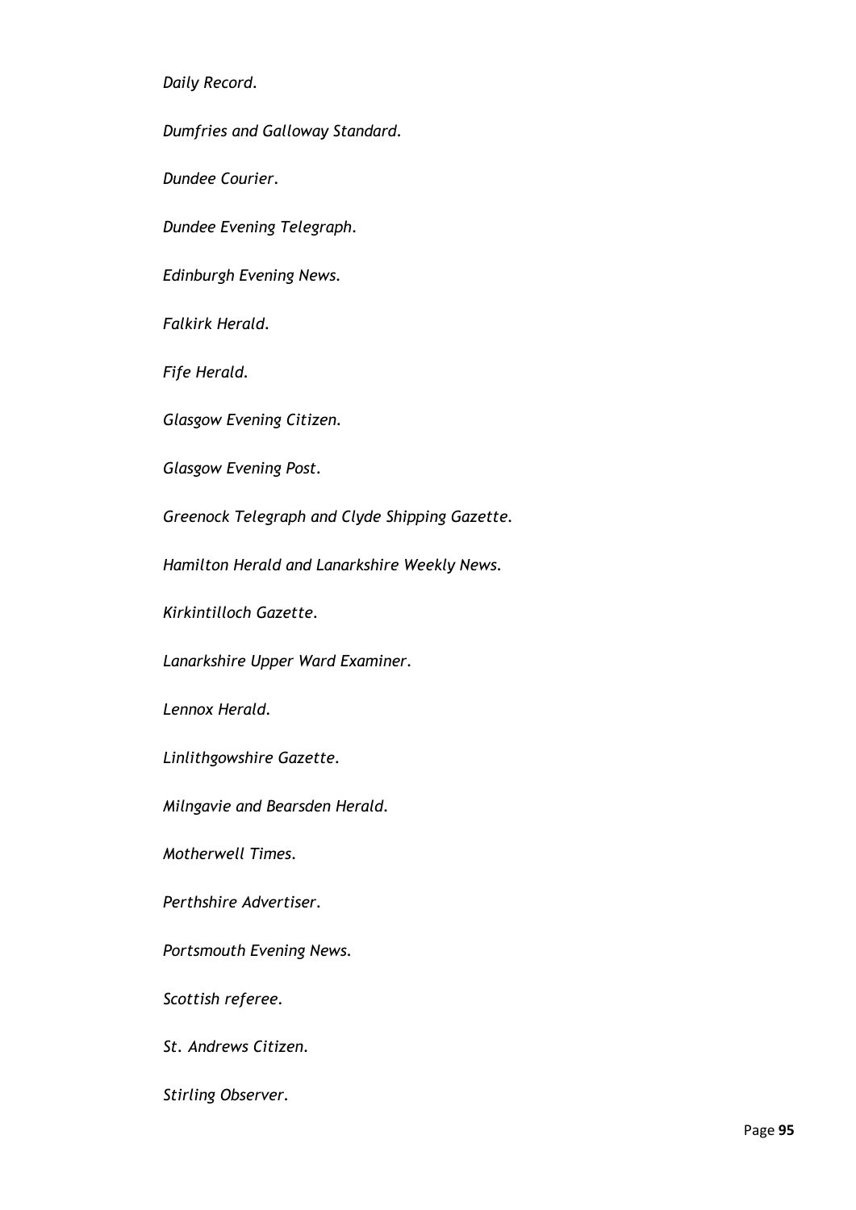*Daily Record.*

*Dumfries and Galloway Standard.*

*Dundee Courier.*

*Dundee Evening Telegraph.*

*Edinburgh Evening News.*

*Falkirk Herald.*

*Fife Herald.*

*Glasgow Evening Citizen.*

*Glasgow Evening Post.*

*Greenock Telegraph and Clyde Shipping Gazette.*

*Hamilton Herald and Lanarkshire Weekly News.*

*Kirkintilloch Gazette.*

*Lanarkshire Upper Ward Examiner.*

*Lennox Herald.*

*Linlithgowshire Gazette.*

*Milngavie and Bearsden Herald.*

*Motherwell Times.*

*Perthshire Advertiser.*

*Portsmouth Evening News.*

*Scottish referee.*

*St. Andrews Citizen.*

*Stirling Observer.*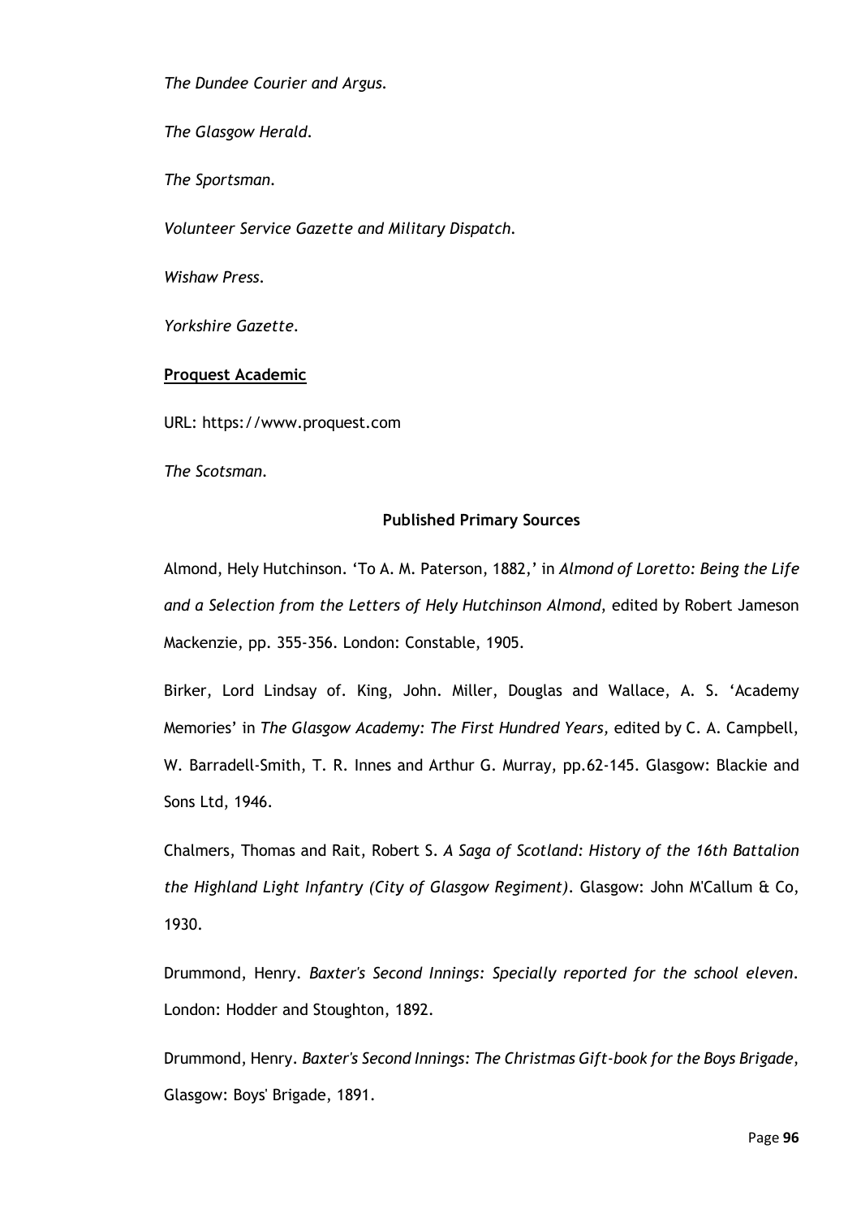*The Dundee Courier and Argus.*

*The Glasgow Herald.*

*The Sportsman.*

*Volunteer Service Gazette and Military Dispatch.*

*Wishaw Press.*

*Yorkshire Gazette.*

**Proquest Academic**

URL: https://www.proquest.com

*The Scotsman.*

### Published Primary Sources

Almond, Hely Hutchinson. 'To A. M. Paterson, 1882,' in *Almond of Loretto: Being the Life and a Selection from the Letters of Hely Hutchinson Almond,* edited by Robert Jameson Mackenzie, pp. 355-356. London: Constable, 1905.

Birker, Lord Lindsay of. King, John. Miller, Douglas and Wallace, A. S. 'Academy Memories' in *The Glasgow Academy: The First Hundred Years,* edited by C. A. Campbell, W. Barradell-Smith, T. R. Innes and Arthur G. Murray, pp.62-145. Glasgow: Blackie and Sons Ltd, 1946.

Chalmers, Thomas and Rait, Robert S. *A Saga of Scotland: History of the 16th Battalion the Highland Light Infantry (City of Glasgow Regiment)*. Glasgow: John M'Callum & Co, 1930.

Drummond, Henry. *Baxter's Second Innings: Specially reported for the school eleven*. London: Hodder and Stoughton, 1892.

Drummond, Henry. *Baxter's Second Innings: The Christmas Gift-book for the Boys Brigade*, Glasgow: Boys' Brigade, 1891.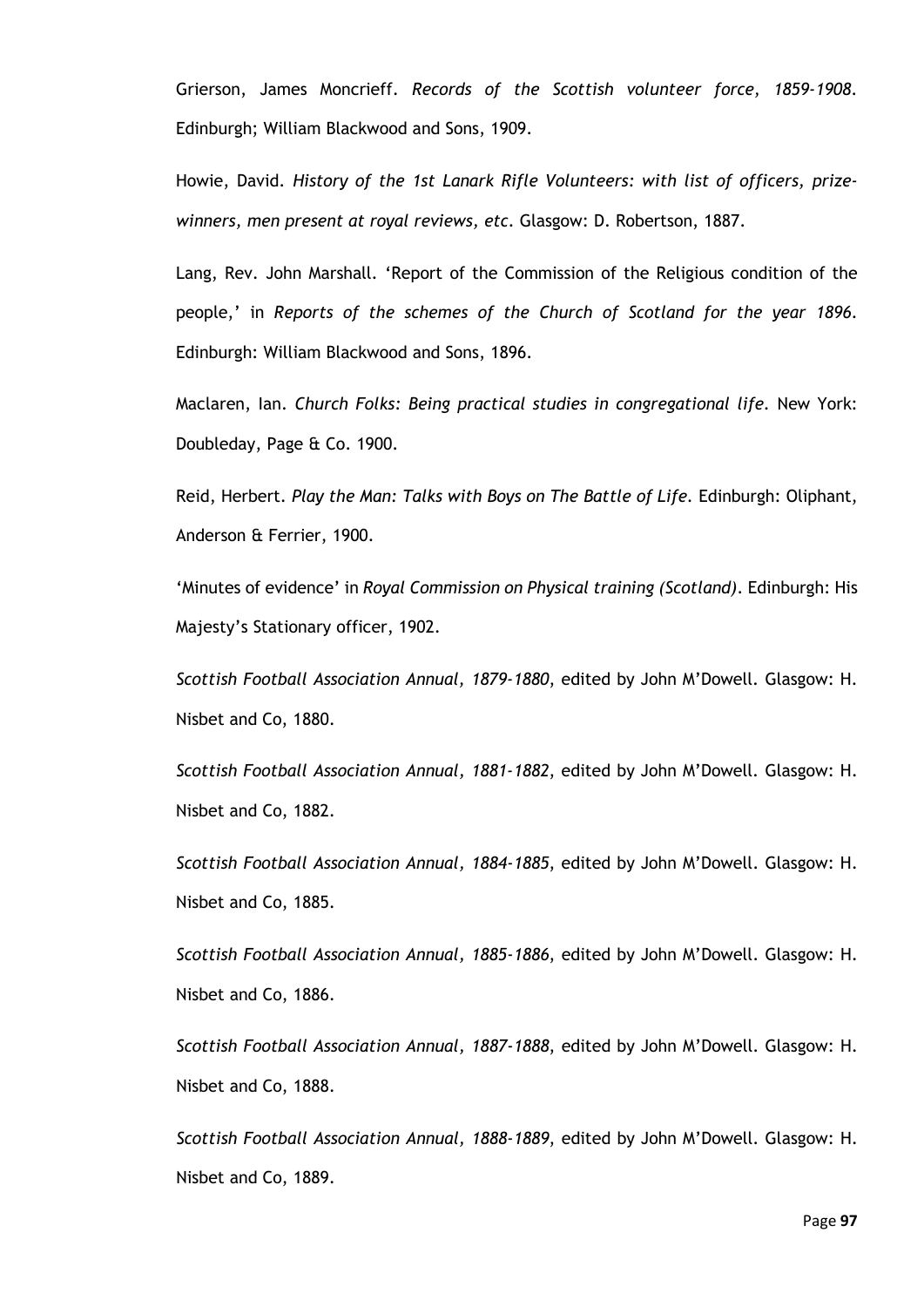Grierson, James Moncrieff. *Records of the Scottish volunteer force, 1859-1908*. Edinburgh; William Blackwood and Sons, 1909.

Howie, David. *History of the 1st Lanark Rifle Volunteers: with list of officers, prize-winners, men present at royal reviews, etc*. Glasgow: D. Robertson, 1887.

Lang, Rev. John Marshall. 'Report of the Commission of the Religious condition of the people,' in *Reports of the schemes of the Church of Scotland for the year 1896*. Edinburgh: William Blackwood and Sons, 1896.

Maclaren, Ian. *Church Folks: Being practical studies in congregational life*. New York: Doubleday, Page & Co. 1900.

Reid, Herbert. *Play the Man: Talks with Boys on The Battle of Life*. Edinburgh: Oliphant, Anderson & Ferrier, 1900.

'Minutes of evidence' in *Royal Commission on Physical training (Scotland)*. Edinburgh: His Majesty's Stationary officer, 1902.

*Scottish Football Association Annual, 1879-1880*, edited by John M'Dowell. Glasgow: H. Nisbet and Co, 1880.

*Scottish Football Association Annual, 1881-1882*, edited by John M'Dowell. Glasgow: H. Nisbet and Co, 1882.

*Scottish Football Association Annual, 1884-1885*, edited by John M'Dowell. Glasgow: H. Nisbet and Co, 1885.

*Scottish Football Association Annual, 1885-1886*, edited by John M'Dowell. Glasgow: H. Nisbet and Co, 1886.

*Scottish Football Association Annual, 1887-1888*, edited by John M'Dowell. Glasgow: H. Nisbet and Co, 1888.

*Scottish Football Association Annual, 1888-1889*, edited by John M'Dowell. Glasgow: H. Nisbet and Co, 1889.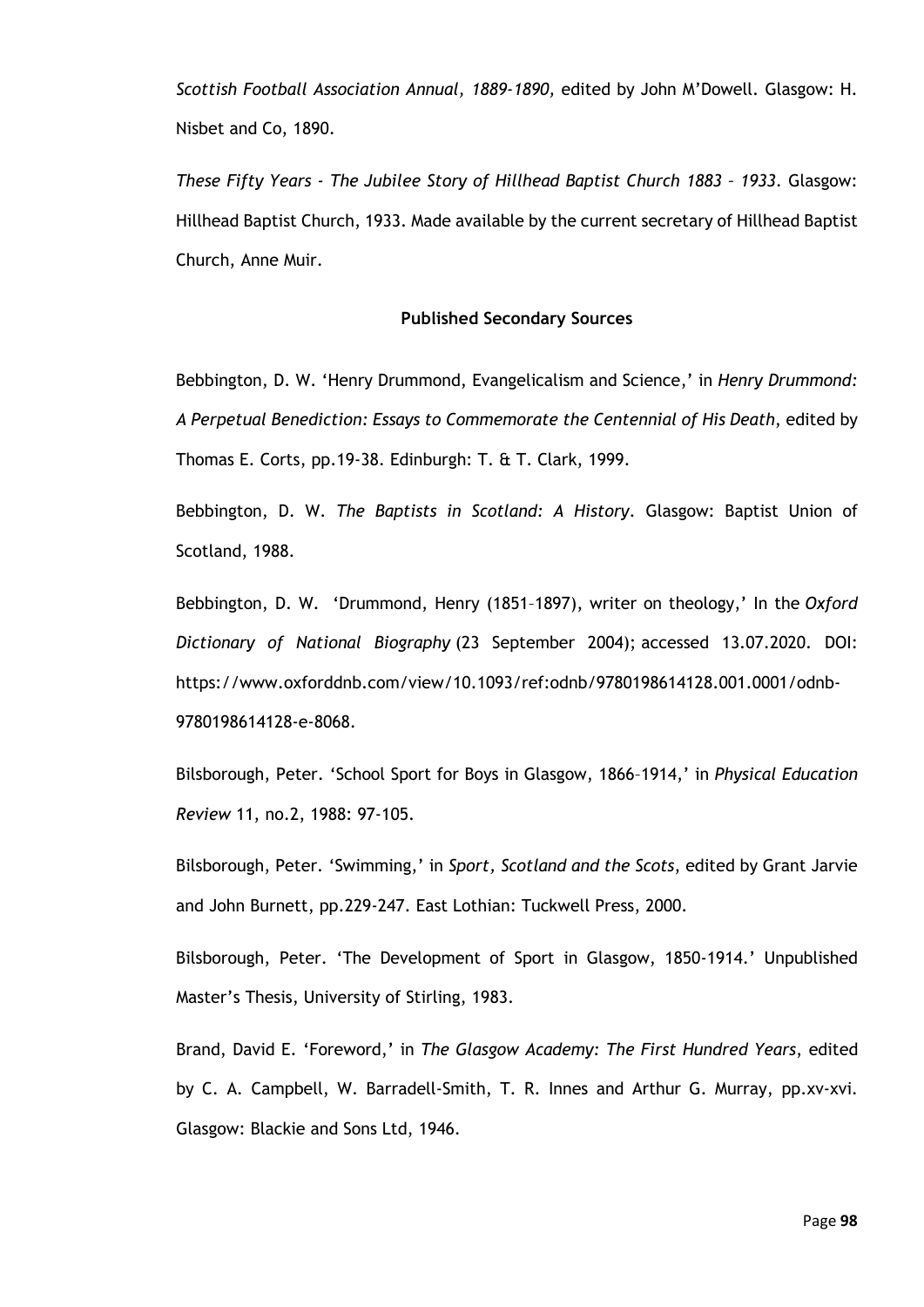*Scottish Football Association Annual, 1889-1890,* edited by John M'Dowell. Glasgow: H. Nisbet and Co, 1890.

*These Fifty Years - The Jubilee Story of Hillhead Baptist Church 1883 – 1933*. Glasgow: Hillhead Baptist Church, 1933. Made available by the current secretary of Hillhead Baptist Church, Anne Muir.

**Published Secondary Sources**

Bebbington, D. W. 'Henry Drummond, Evangelicalism and Science,' in *Henry Drummond: A Perpetual Benediction: Essays to Commemorate the Centennial of His Death*, edited by Thomas E. Corts, pp.19-38. Edinburgh: T. & T. Clark, 1999.

Bebbington, D. W. *The Baptists in Scotland: A History*. Glasgow: Baptist Union of Scotland, 1988.

Bebbington, D. W. 'Drummond, Henry (1851–1897), writer on theology,' In the *Oxford Dictionary of National Biography* (23 September 2004); accessed 13.07.2020. DOI: https://www.oxforddnb.com/view/10.1093/ref:odnb/9780198614128.001.0001/odnb-9780198614128-e-8068.

Bilsborough, Peter. 'School Sport for Boys in Glasgow, 1866–1914,' in *Physical Education Review* 11, no.2, 1988: 97-105.

Bilsborough, Peter. 'Swimming,' in *Sport, Scotland and the Scots*, edited by Grant Jarvie and John Burnett, pp.229-247. East Lothian: Tuckwell Press, 2000.

Bilsborough, Peter. 'The Development of Sport in Glasgow, 1850-1914.' Unpublished Master's Thesis, University of Stirling, 1983.

Brand, David E. 'Foreword,' in *The Glasgow Academy: The First Hundred Years*, edited by C. A. Campbell, W. Barradell-Smith, T. R. Innes and Arthur G. Murray, pp.xv-xvi. Glasgow: Blackie and Sons Ltd, 1946.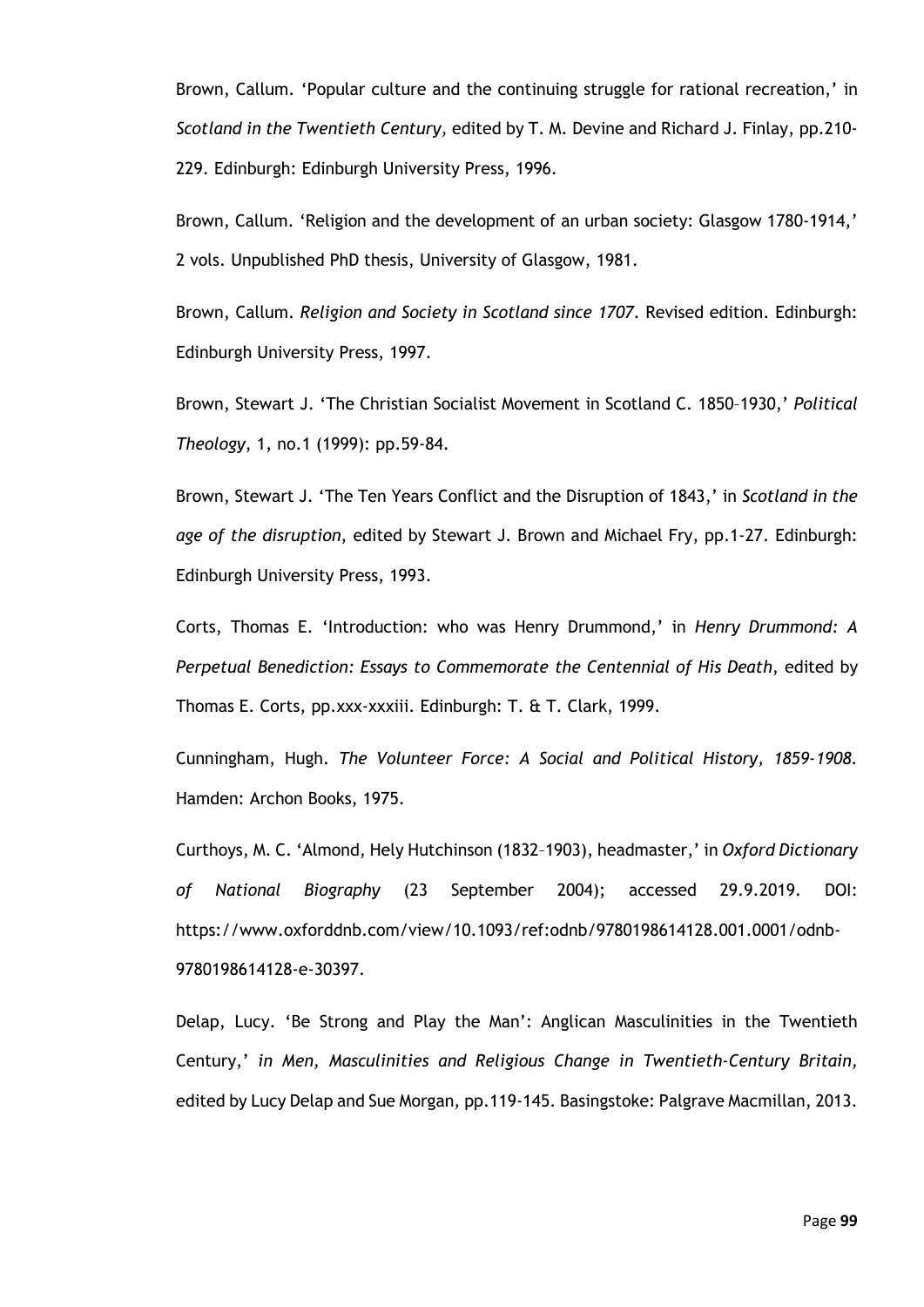Brown, Callum. 'Popular culture and the continuing struggle for rational recreation,' in *Scotland in the Twentieth Century,* edited by T. M. Devine and Richard J. Finlay, pp.210-229. Edinburgh: Edinburgh University Press, 1996.

Brown, Callum. 'Religion and the development of an urban society: Glasgow 1780-1914,' 2 vols. Unpublished PhD thesis, University of Glasgow, 1981.

Brown, Callum. *Religion and Society in Scotland since 1707*. Revised edition. Edinburgh: Edinburgh University Press, 1997.

Brown, Stewart J. 'The Christian Socialist Movement in Scotland C. 1850–1930,' *Political Theology*, 1, no.1 (1999): pp.59-84.

Brown, Stewart J. 'The Ten Years Conflict and the Disruption of 1843,' in *Scotland in the age of the disruption*, edited by Stewart J. Brown and Michael Fry, pp.1-27. Edinburgh: Edinburgh University Press, 1993.

Corts, Thomas E. 'Introduction: who was Henry Drummond,' in *Henry Drummond: A Perpetual Benediction: Essays to Commemorate the Centennial of His Death*, edited by Thomas E. Corts, pp.xxx-xxxiii. Edinburgh: T. & T. Clark, 1999.

Cunningham, Hugh. *The Volunteer Force: A Social and Political History, 1859-1908*. Hamden: Archon Books, 1975.

Curthoys, M. C. 'Almond, Hely Hutchinson (1832–1903), headmaster,' in *Oxford Dictionary of National Biography* (23 September 2004); accessed 29.9.2019. DOI: https://www.oxforddnb.com/view/10.1093/ref:odnb/9780198614128.001.0001/odnb-9780198614128-e-30397.

Delap, Lucy. 'Be Strong and Play the Man': Anglican Masculinities in the Twentieth Century,' *in Men, Masculinities and Religious Change in Twentieth-Century Britain,* edited by Lucy Delap and Sue Morgan, pp.119-145. Basingstoke: Palgrave Macmillan, 2013.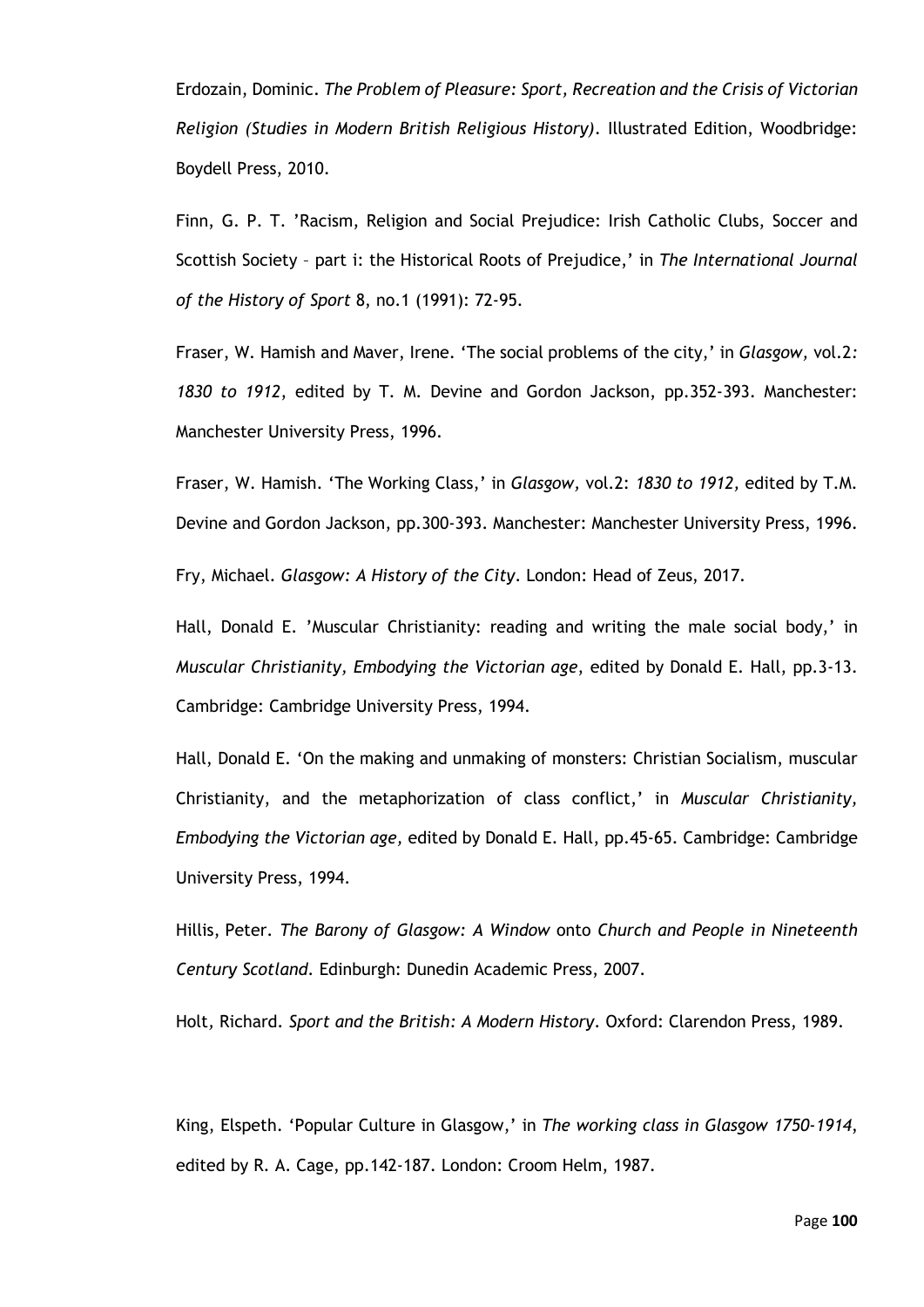Erdozain, Dominic. *The Problem of Pleasure: Sport, Recreation and the Crisis of Victorian Religion (Studies in Modern British Religious History)*. Illustrated Edition, Woodbridge: Boydell Press, 2010.

Finn, G. P. T. 'Racism, Religion and Social Prejudice: Irish Catholic Clubs, Soccer and Scottish Society – part i: the Historical Roots of Prejudice,' in *The International Journal of the History of Sport* 8, no.1 (1991): 72-95.

Fraser, W. Hamish and Maver, Irene. 'The social problems of the city,' in *Glasgow,* vol.2*: 1830 to 1912*, edited by T. M. Devine and Gordon Jackson, pp.352-393. Manchester: Manchester University Press, 1996.

Fraser, W. Hamish. 'The Working Class,' in *Glasgow,* vol.2: *1830 to 1912,* edited by T.M. Devine and Gordon Jackson, pp.300-393. Manchester: Manchester University Press, 1996.

Fry, Michael. *Glasgow: A History of the City*. London: Head of Zeus, 2017.

Hall, Donald E. 'Muscular Christianity: reading and writing the male social body,' in *Muscular Christianity, Embodying the Victorian age*, edited by Donald E. Hall, pp.3-13. Cambridge: Cambridge University Press, 1994.

Hall, Donald E. 'On the making and unmaking of monsters: Christian Socialism, muscular Christianity, and the metaphorization of class conflict,' in *Muscular Christianity, Embodying the Victorian age,* edited by Donald E. Hall, pp.45-65. Cambridge: Cambridge University Press, 1994.

Hillis, Peter. *The Barony of Glasgow: A Window* onto *Church and People in Nineteenth Century Scotland*. Edinburgh: Dunedin Academic Press, 2007.

Holt, Richard. *Sport and the British: A Modern History*. Oxford: Clarendon Press, 1989.

King, Elspeth. 'Popular Culture in Glasgow,' in *The working class in Glasgow 1750-1914*, edited by R. A. Cage, pp.142-187. London: Croom Helm, 1987.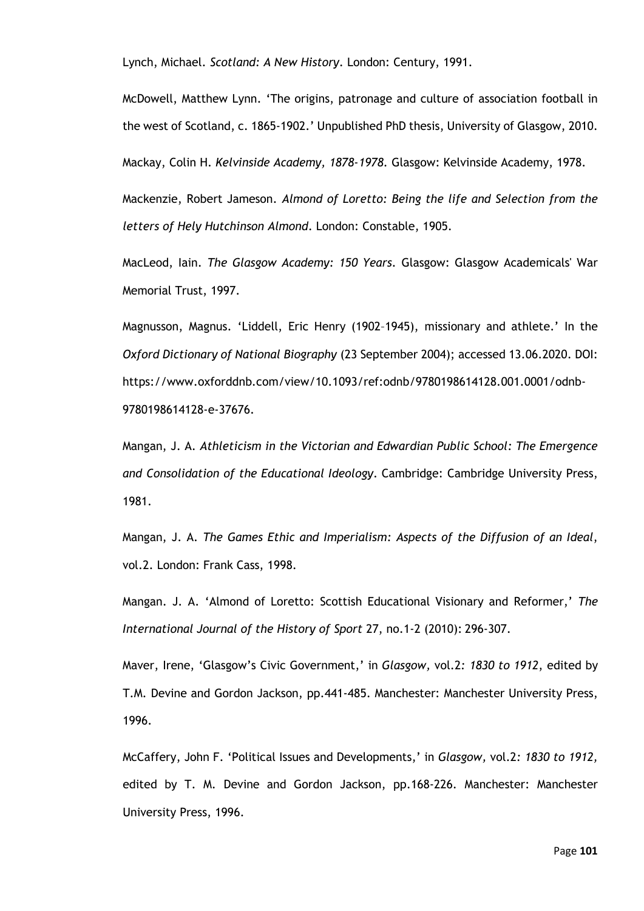Lynch, Michael. *Scotland: A New History*. London: Century, 1991.

McDowell, Matthew Lynn. 'The origins, patronage and culture of association football in the west of Scotland, c. 1865-1902.' Unpublished PhD thesis, University of Glasgow, 2010.

Mackay, Colin H. *Kelvinside Academy, 1878-1978*. Glasgow: Kelvinside Academy, 1978.

Mackenzie, Robert Jameson. *Almond of Loretto: Being the life and Selection from the letters of Hely Hutchinson Almond*. London: Constable, 1905.

MacLeod, Iain. *The Glasgow Academy: 150 Years*. Glasgow: Glasgow Academicals' War Memorial Trust, 1997.

Magnusson, Magnus. 'Liddell, Eric Henry (1902–1945), missionary and athlete.' In the *Oxford Dictionary of National Biography* (23 September 2004); accessed 13.06.2020. DOI: https://www.oxforddnb.com/view/10.1093/ref:odnb/9780198614128.001.0001/odnb-9780198614128-e-37676.

Mangan, J. A. *Athleticism in the Victorian and Edwardian Public School: The Emergence and Consolidation of the Educational Ideology*. Cambridge: Cambridge University Press, 1981.

Mangan, J. A. *The Games Ethic and Imperialism: Aspects of the Diffusion of an Ideal*, vol.2. London: Frank Cass, 1998.

Mangan. J. A. 'Almond of Loretto: Scottish Educational Visionary and Reformer,' *The International Journal of the History of Sport* 27, no.1-2 (2010): 296-307.

Maver, Irene, 'Glasgow's Civic Government,' in *Glasgow,* vol.2*: 1830 to 1912*, edited by T.M. Devine and Gordon Jackson, pp.441-485. Manchester: Manchester University Press, 1996.

McCaffery, John F. 'Political Issues and Developments,' in *Glasgow,* vol.2*: 1830 to 1912*, edited by T. M. Devine and Gordon Jackson, pp.168-226. Manchester: Manchester University Press, 1996.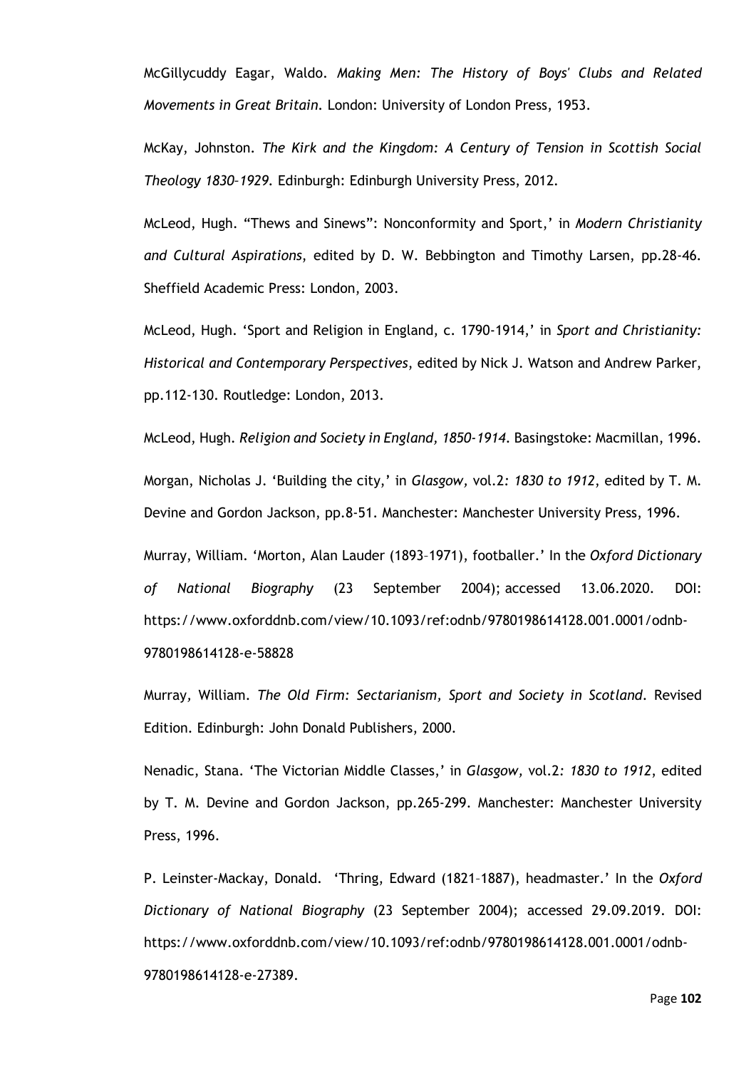McGillycuddy Eagar, Waldo. *Making Men: The History of Boys' Clubs and Related Movements in Great Britain.* London: University of London Press, 1953.

McKay, Johnston. *The Kirk and the Kingdom: A Century of Tension in Scottish Social Theology 1830–1929.* Edinburgh: Edinburgh University Press, 2012.

McLeod, Hugh. "Thews and Sinews": Nonconformity and Sport,' in *Modern Christianity and Cultural Aspirations*, edited by D. W. Bebbington and Timothy Larsen, pp.28-46. Sheffield Academic Press: London, 2003.

McLeod, Hugh. 'Sport and Religion in England, c. 1790-1914,' in *Sport and Christianity: Historical and Contemporary Perspectives*, edited by Nick J. Watson and Andrew Parker, pp.112-130. Routledge: London, 2013.

McLeod, Hugh. *Religion and Society in England, 1850-1914.* Basingstoke: Macmillan, 1996.

Morgan, Nicholas J. 'Building the city,' in *Glasgow,* vol.2*: 1830 to 1912*, edited by T. M. Devine and Gordon Jackson, pp.8-51. Manchester: Manchester University Press, 1996.

Murray, William. 'Morton, Alan Lauder (1893–1971), footballer.' In the *Oxford Dictionary of National Biography* (23 September 2004); accessed 13.06.2020. DOI: https://www.oxforddnb.com/view/10.1093/ref:odnb/9780198614128.001.0001/odnb-9780198614128-e-58828

Murray, William. *The Old Firm: Sectarianism, Sport and Society in Scotland.* Revised Edition. Edinburgh: John Donald Publishers, 2000.

Nenadic, Stana. 'The Victorian Middle Classes,' in *Glasgow,* vol.2*: 1830 to 1912*, edited by T. M. Devine and Gordon Jackson, pp.265-299. Manchester: Manchester University Press, 1996.

P. Leinster-Mackay, Donald. 'Thring, Edward (1821–1887), headmaster.' In the *Oxford Dictionary of National Biography* (23 September 2004); accessed 29.09.2019. DOI: https://www.oxforddnb.com/view/10.1093/ref:odnb/9780198614128.001.0001/odnb-9780198614128-e-27389.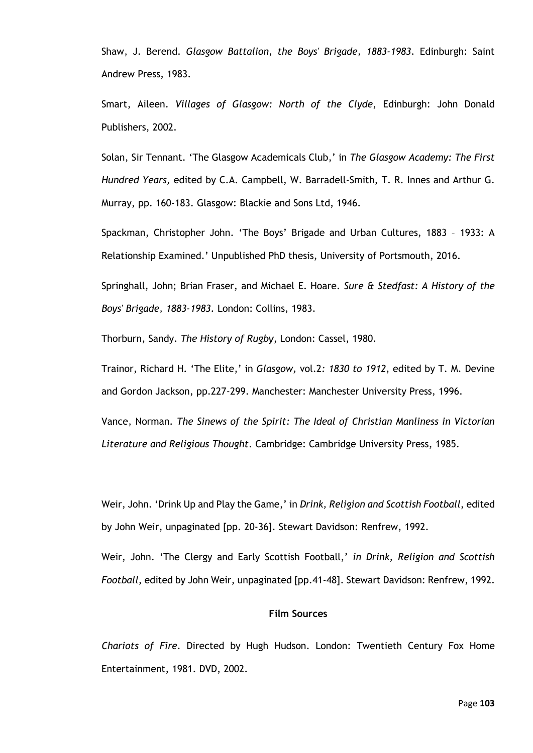Shaw, J. Berend. *Glasgow Battalion, the Boys' Brigade, 1883-1983*. Edinburgh: Saint Andrew Press, 1983.

Smart, Aileen. *Villages of Glasgow: North of the Clyde*, Edinburgh: John Donald Publishers, 2002.

Solan, Sir Tennant. 'The Glasgow Academicals Club,' in *The Glasgow Academy: The First Hundred Years,* edited by C.A. Campbell, W. Barradell-Smith, T. R. Innes and Arthur G. Murray, pp. 160-183. Glasgow: Blackie and Sons Ltd, 1946.

Spackman, Christopher John. 'The Boys' Brigade and Urban Cultures, 1883 – 1933: A Relationship Examined.' Unpublished PhD thesis, University of Portsmouth, 2016.

Springhall, John; Brian Fraser, and Michael E. Hoare. *Sure & Stedfast: A History of the Boys' Brigade, 1883-1983*. London: Collins, 1983.

Thorburn, Sandy. *The History of Rugby*, London: Cassel, 1980.

Trainor, Richard H. 'The Elite,' in *Glasgow*, vol.2*: 1830 to 1912*, edited by T. M. Devine and Gordon Jackson, pp.227-299. Manchester: Manchester University Press, 1996.

Vance, Norman. *The Sinews of the Spirit: The Ideal of Christian Manliness in Victorian Literature and Religious Thought*. Cambridge: Cambridge University Press, 1985.

Weir, John. 'Drink Up and Play the Game,' in *Drink, Religion and Scottish Football*, edited by John Weir, unpaginated [pp. 20-36]. Stewart Davidson: Renfrew, 1992.

Weir, John. 'The Clergy and Early Scottish Football,' *in Drink, Religion and Scottish Football*, edited by John Weir, unpaginated [pp.41-48]. Stewart Davidson: Renfrew, 1992.

**Film Sources**

*Chariots of Fire*. Directed by Hugh Hudson. London: Twentieth Century Fox Home Entertainment, 1981. DVD, 2002.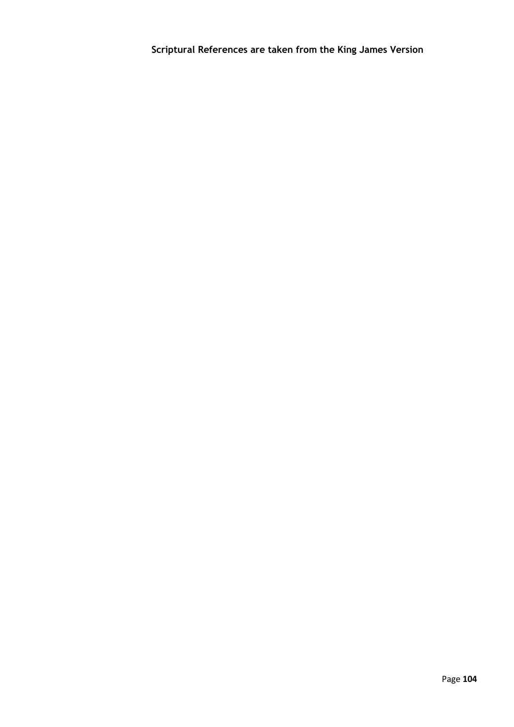**Scriptural References are taken from the King James Version**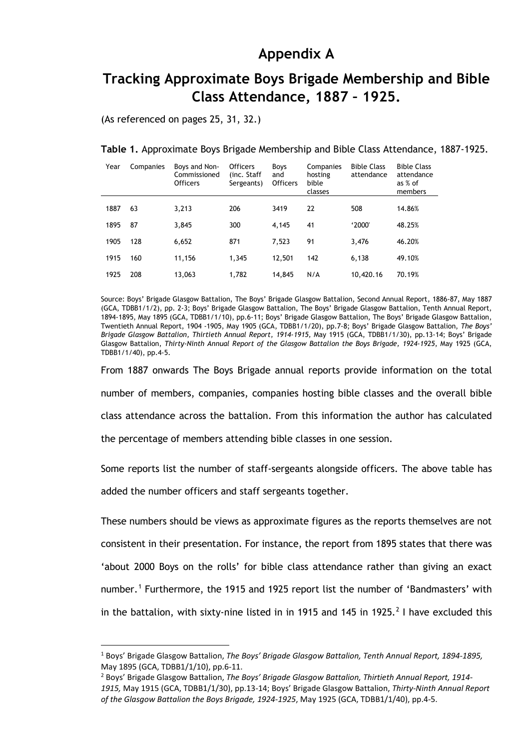# Appendix A

## Tracking Approximate Boys Brigade Membership and Bible Class Attendance, 1887 – 1925.

(As referenced on pages 25, 31, 32.)

**Table 1.** Approximate Boys Brigade Membership and Bible Class Attendance, 1887-1925.

| Year | Companies | Boys and Non-Commissioned Officers | Officers (inc. Staff Sergeants) | Boys and Officers | Companies hosting bible classes | Bible Class attendance | Bible Class attendance as % of members |
|---|---|---|---|---|---|---|---|
| 1887 | 63 | 3,213 | 206 | 3419 | 22 | 508 | 14.86% |
| 1895 | 87 | 3,845 | 300 | 4,145 | 41 | '2000' | 48.25% |
| 1905 | 128 | 6,652 | 871 | 7,523 | 91 | 3,476 | 46.20% |
| 1915 | 160 | 11,156 | 1,345 | 12,501 | 142 | 6,138 | 49.10% |
| 1925 | 208 | 13,063 | 1,782 | 14,845 | N/A | 10,420.16 | 70.19% |

Source: Boys' Brigade Glasgow Battalion, The Boys' Brigade Glasgow Battalion, Second Annual Report, 1886-87, May 1887 (GCA, TDBB1/1/2), pp. 2-3; Boys' Brigade Glasgow Battalion, The Boys' Brigade Glasgow Battalion, Tenth Annual Report, 1894-1895, May 1895 (GCA, TDBB1/1/10), pp.6-11; Boys' Brigade Glasgow Battalion, The Boys' Brigade Glasgow Battalion, Twentieth Annual Report, 1904 -1905, May 1905 (GCA, TDBB1/1/20), pp.7-8; Boys' Brigade Glasgow Battalion, *The Boys' Brigade Glasgow Battalion, Thirtieth Annual Report, 1914-1915*, May 1915 (GCA, TDBB1/1/30), pp.13-14; Boys' Brigade Glasgow Battalion, *Thirty-Ninth Annual Report of the Glasgow Battalion the Boys Brigade, 1924-1925*, May 1925 (GCA, TDBB1/1/40), pp.4-5.

From 1887 onwards The Boys Brigade annual reports provide information on the total number of members, companies, companies hosting bible classes and the overall bible class attendance across the battalion. From this information the author has calculated the percentage of members attending bible classes in one session.

Some reports list the number of staff-sergeants alongside officers. The above table has added the number officers and staff sergeants together.

These numbers should be views as approximate figures as the reports themselves are not consistent in their presentation. For instance, the report from 1895 states that there was 'about 2000 Boys on the rolls' for bible class attendance rather than giving an exact number.[1] Furthermore, the 1915 and 1925 report list the number of 'Bandmasters' with in the battalion, with sixty-nine listed in in 1915 and 145 in 1925.[2] I have excluded this

---

[1] Boys' Brigade Glasgow Battalion, *The Boys' Brigade Glasgow Battalion, Tenth Annual Report, 1894-1895,* May 1895 (GCA, TDBB1/1/10), pp.6-11.

[2] Boys' Brigade Glasgow Battalion, *The Boys' Brigade Glasgow Battalion, Thirtieth Annual Report, 1914-1915,* May 1915 (GCA, TDBB1/1/30), pp.13-14; Boys' Brigade Glasgow Battalion, *Thirty-Ninth Annual Report of the Glasgow Battalion the Boys Brigade, 1924-1925*, May 1925 (GCA, TDBB1/1/40), pp.4-5.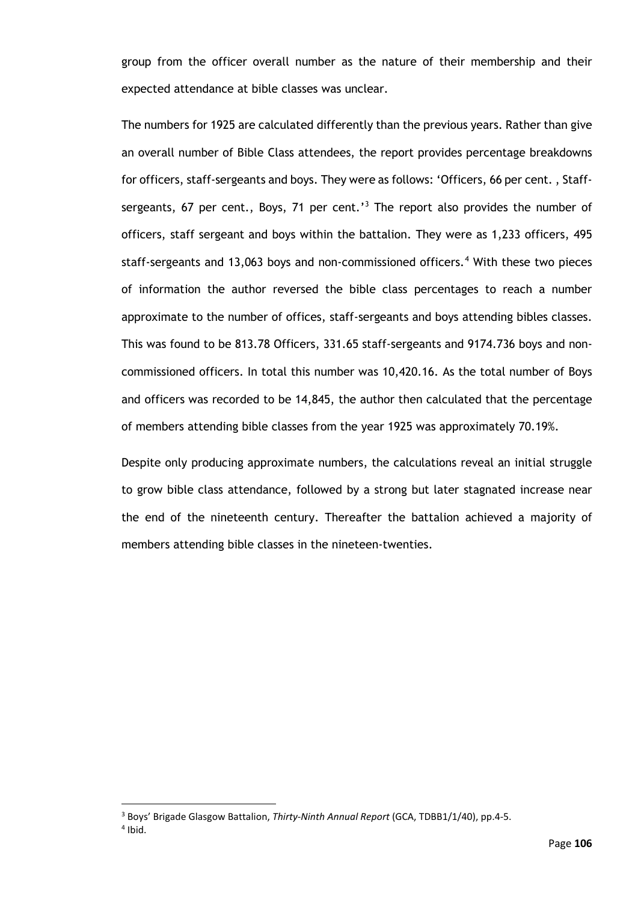group from the officer overall number as the nature of their membership and their expected attendance at bible classes was unclear.

The numbers for 1925 are calculated differently than the previous years. Rather than give an overall number of Bible Class attendees, the report provides percentage breakdowns for officers, staff-sergeants and boys. They were as follows: 'Officers, 66 per cent. , Staff-sergeants, 67 per cent., Boys, 71 per cent.'[3] The report also provides the number of officers, staff sergeant and boys within the battalion. They were as 1,233 officers, 495 staff-sergeants and 13,063 boys and non-commissioned officers.[4] With these two pieces of information the author reversed the bible class percentages to reach a number approximate to the number of offices, staff-sergeants and boys attending bibles classes. This was found to be 813.78 Officers, 331.65 staff-sergeants and 9174.736 boys and non-commissioned officers. In total this number was 10,420.16. As the total number of Boys and officers was recorded to be 14,845, the author then calculated that the percentage of members attending bible classes from the year 1925 was approximately 70.19%.

Despite only producing approximate numbers, the calculations reveal an initial struggle to grow bible class attendance, followed by a strong but later stagnated increase near the end of the nineteenth century. Thereafter the battalion achieved a majority of members attending bible classes in the nineteen-twenties.

---

[3] Boys' Brigade Glasgow Battalion, *Thirty-Ninth Annual Report* (GCA, TDBB1/1/40), pp.4-5.

[4] Ibid.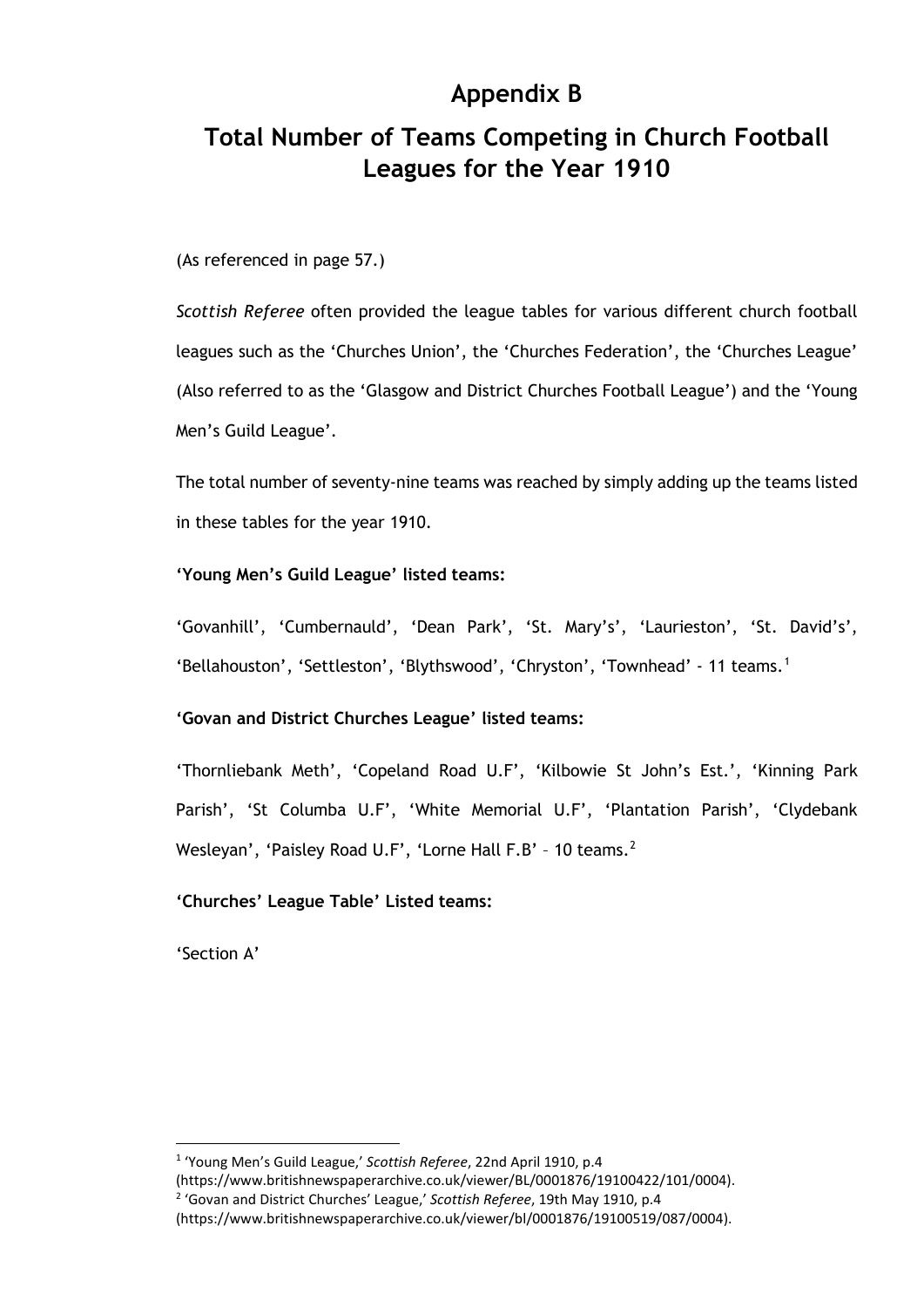# Appendix B

## Total Number of Teams Competing in Church Football Leagues for the Year 1910

(As referenced in page 57.)

*Scottish Referee* often provided the league tables for various different church football leagues such as the 'Churches Union', the 'Churches Federation', the 'Churches League' (Also referred to as the 'Glasgow and District Churches Football League') and the 'Young Men's Guild League'.

The total number of seventy-nine teams was reached by simply adding up the teams listed in these tables for the year 1910.

**'Young Men's Guild League' listed teams:**

'Govanhill', 'Cumbernauld', 'Dean Park', 'St. Mary's', 'Laurieston', 'St. David's', 'Bellahouston', 'Settleston', 'Blythswood', 'Chryston', 'Townhead' - 11 teams.[1]

**'Govan and District Churches League' listed teams:**

'Thornliebank Meth', 'Copeland Road U.F', 'Kilbowie St John's Est.', 'Kinning Park Parish', 'St Columba U.F', 'White Memorial U.F', 'Plantation Parish', 'Clydebank Wesleyan', 'Paisley Road U.F', 'Lorne Hall F.B' – 10 teams.[2]

**'Churches' League Table' Listed teams:**

'Section A'

---

[1] 'Young Men's Guild League,' *Scottish Referee*, 22nd April 1910, p.4 (https://www.britishnewspaperarchive.co.uk/viewer/BL/0001876/19100422/101/0004).

[2] 'Govan and District Churches' League,' *Scottish Referee*, 19th May 1910, p.4 (https://www.britishnewspaperarchive.co.uk/viewer/bl/0001876/19100519/087/0004).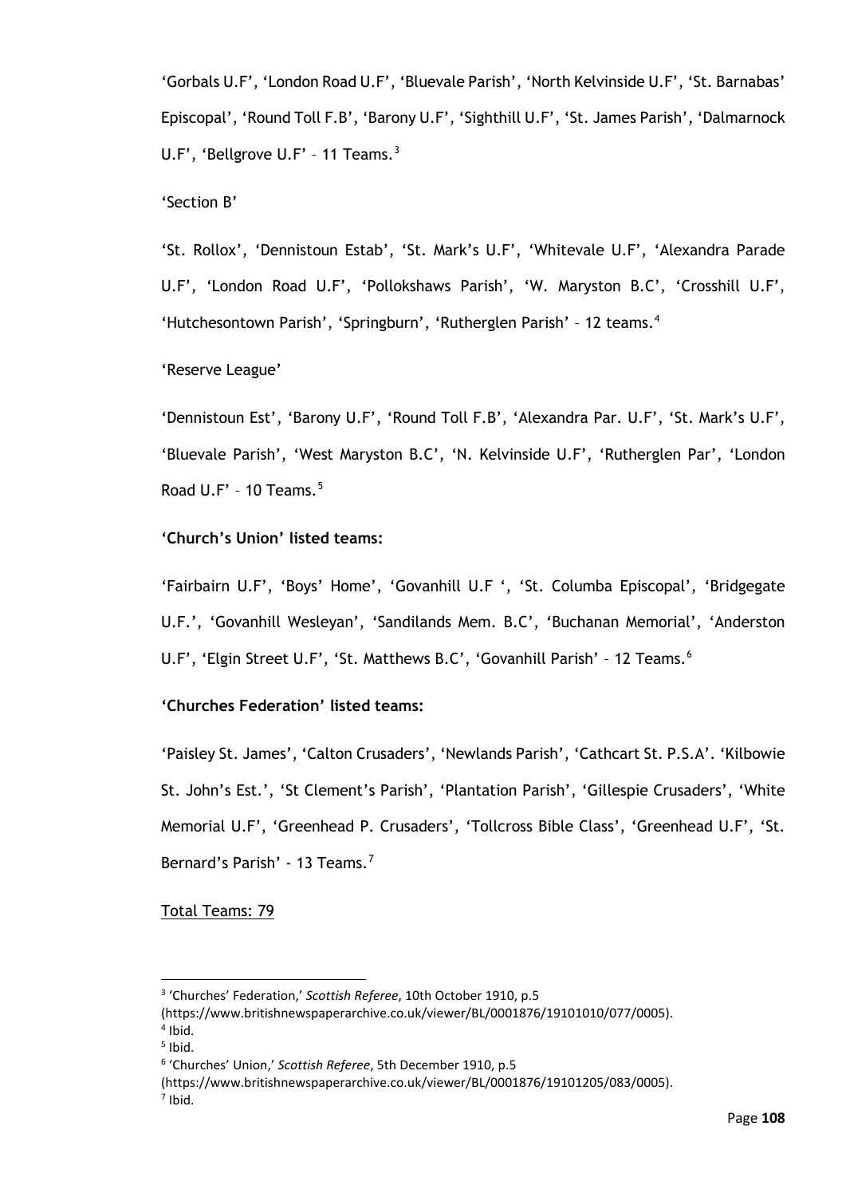'Gorbals U.F', 'London Road U.F', 'Bluevale Parish', 'North Kelvinside U.F', 'St. Barnabas' Episcopal', 'Round Toll F.B', 'Barony U.F', 'Sighthill U.F', 'St. James Parish', 'Dalmarnock U.F', 'Bellgrove U.F' – 11 Teams.[3]

'Section B'

'St. Rollox', 'Dennistoun Estab', 'St. Mark's U.F', 'Whitevale U.F', 'Alexandra Parade U.F', 'London Road U.F', 'Pollokshaws Parish', 'W. Maryston B.C', 'Crosshill U.F', 'Hutchesontown Parish', 'Springburn', 'Rutherglen Parish' – 12 teams.[4]

'Reserve League'

'Dennistoun Est', 'Barony U.F', 'Round Toll F.B', 'Alexandra Par. U.F', 'St. Mark's U.F', 'Bluevale Parish', 'West Maryston B.C', 'N. Kelvinside U.F', 'Rutherglen Par', 'London Road U.F' – 10 Teams.[5]

**'Church's Union' listed teams:**

'Fairbairn U.F', 'Boys' Home', 'Govanhill U.F ', 'St. Columba Episcopal', 'Bridgegate U.F.', 'Govanhill Wesleyan', 'Sandilands Mem. B.C', 'Buchanan Memorial', 'Anderston U.F', 'Elgin Street U.F', 'St. Matthews B.C', 'Govanhill Parish' – 12 Teams.[6]

**'Churches Federation' listed teams:**

'Paisley St. James', 'Calton Crusaders', 'Newlands Parish', 'Cathcart St. P.S.A'. 'Kilbowie St. John's Est.', 'St Clement's Parish', 'Plantation Parish', 'Gillespie Crusaders', 'White Memorial U.F', 'Greenhead P. Crusaders', 'Tollcross Bible Class', 'Greenhead U.F', 'St. Bernard's Parish' - 13 Teams.[7]

<u>Total Teams: 79</u>

---

[3] 'Churches' Federation,' *Scottish Referee*, 10th October 1910, p.5 (https://www.britishnewspaperarchive.co.uk/viewer/BL/0001876/19101010/077/0005).
[4] Ibid.
[5] Ibid.
[6] 'Churches' Union,' *Scottish Referee*, 5th December 1910, p.5 (https://www.britishnewspaperarchive.co.uk/viewer/BL/0001876/19101205/083/0005).
[7] Ibid.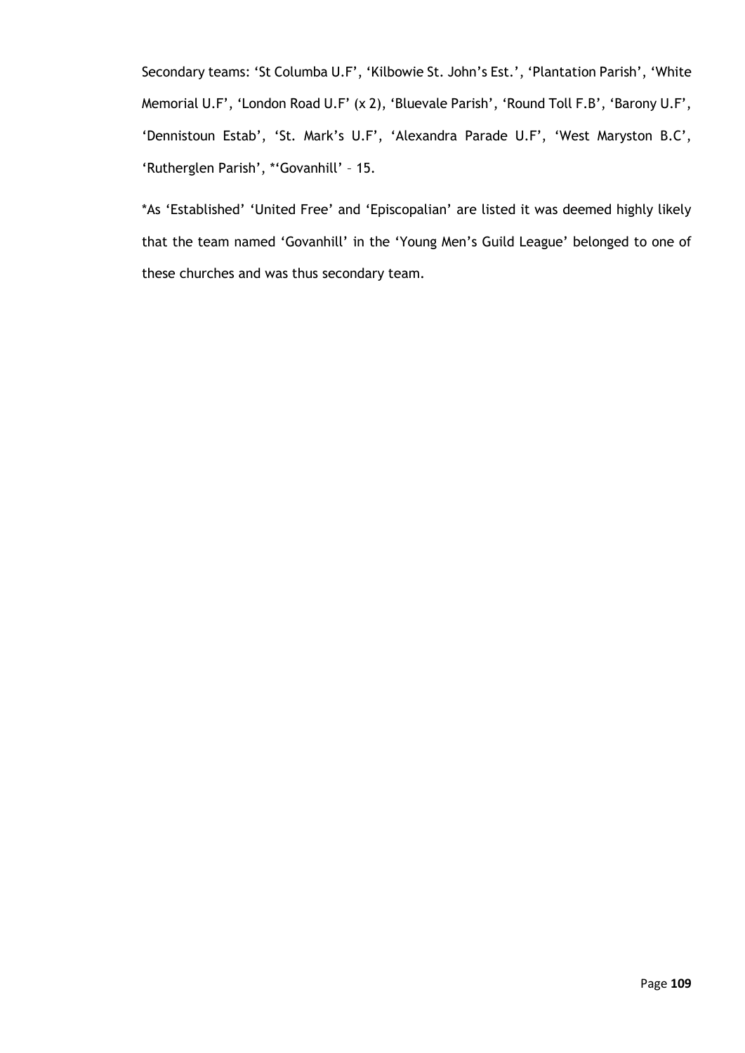Secondary teams: 'St Columba U.F', 'Kilbowie St. John's Est.', 'Plantation Parish', 'White Memorial U.F', 'London Road U.F' (x 2), 'Bluevale Parish', 'Round Toll F.B', 'Barony U.F', 'Dennistoun Estab', 'St. Mark's U.F', 'Alexandra Parade U.F', 'West Maryston B.C', 'Rutherglen Parish', *'Govanhill' – 15.

*As 'Established' 'United Free' and 'Episcopalian' are listed it was deemed highly likely that the team named 'Govanhill' in the 'Young Men's Guild League' belonged to one of these churches and was thus secondary team.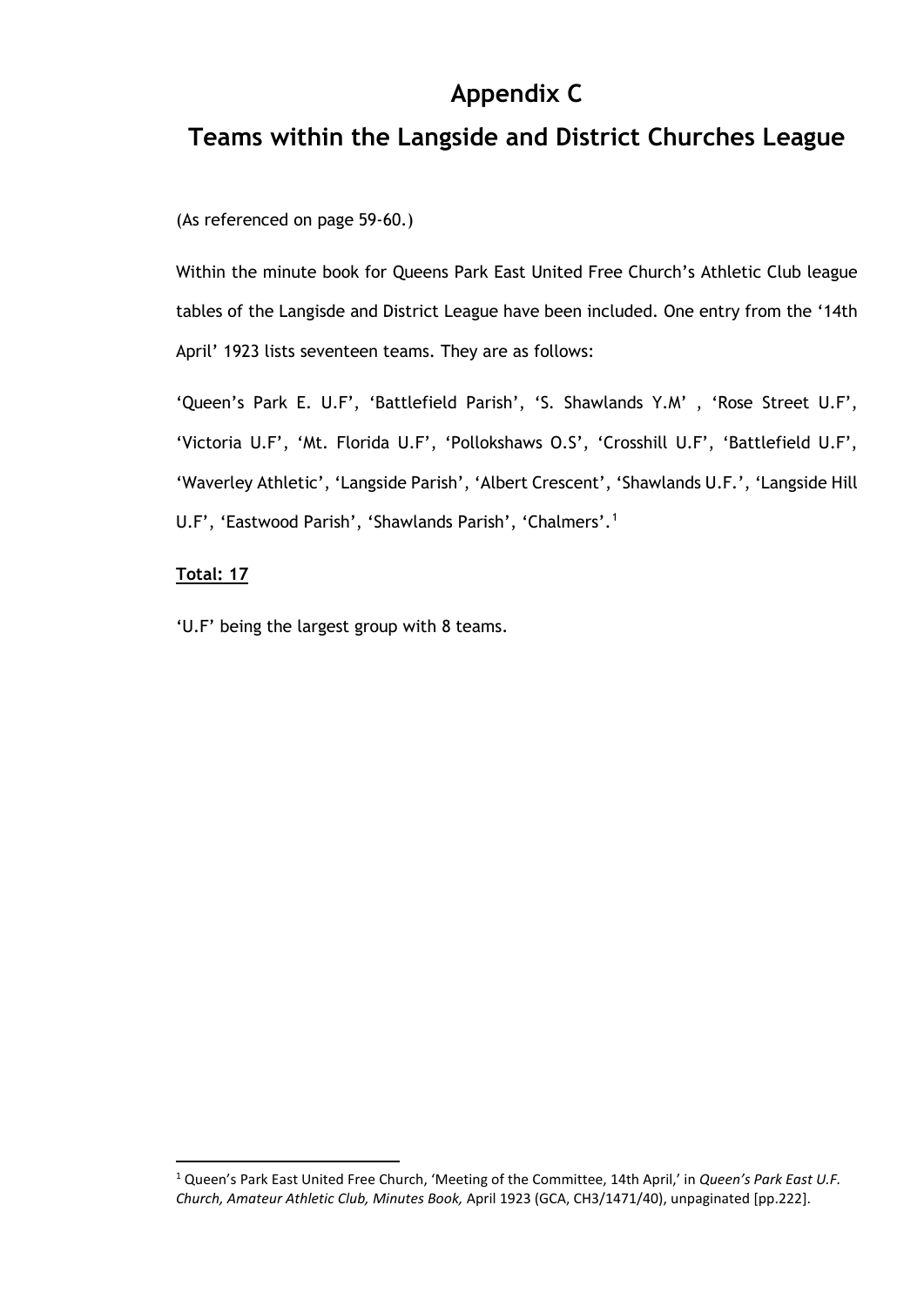# Appendix C

# Teams within the Langside and District Churches League

(As referenced on page 59-60.)

Within the minute book for Queens Park East United Free Church's Athletic Club league tables of the Langisde and District League have been included. One entry from the '14th April' 1923 lists seventeen teams. They are as follows:

'Queen's Park E. U.F', 'Battlefield Parish', 'S. Shawlands Y.M' , 'Rose Street U.F', 'Victoria U.F', 'Mt. Florida U.F', 'Pollokshaws O.S', 'Crosshill U.F', 'Battlefield U.F', 'Waverley Athletic', 'Langside Parish', 'Albert Crescent', 'Shawlands U.F.', 'Langside Hill U.F', 'Eastwood Parish', 'Shawlands Parish', 'Chalmers'.[1]

**Total: 17**

'U.F' being the largest group with 8 teams.

[1] Queen's Park East United Free Church, 'Meeting of the Committee, 14th April,' in *Queen's Park East U.F. Church, Amateur Athletic Club, Minutes Book,* April 1923 (GCA, CH3/1471/40), unpaginated [pp.222].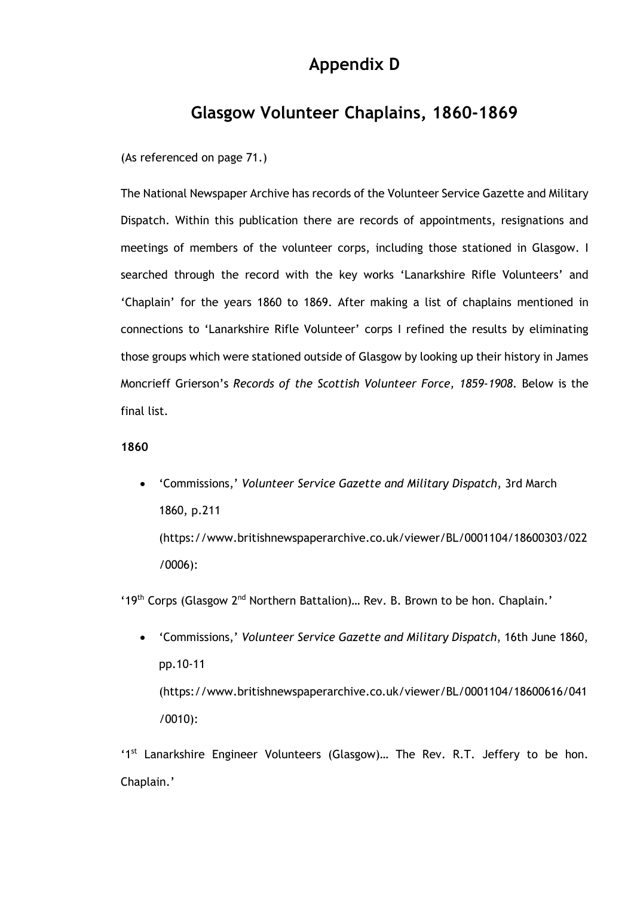# Appendix D

## Glasgow Volunteer Chaplains, 1860-1869

(As referenced on page 71.)

The National Newspaper Archive has records of the Volunteer Service Gazette and Military Dispatch. Within this publication there are records of appointments, resignations and meetings of members of the volunteer corps, including those stationed in Glasgow. I searched through the record with the key works 'Lanarkshire Rifle Volunteers' and 'Chaplain' for the years 1860 to 1869. After making a list of chaplains mentioned in connections to 'Lanarkshire Rifle Volunteer' corps I refined the results by eliminating those groups which were stationed outside of Glasgow by looking up their history in James Moncrieff Grierson's *Records of the Scottish Volunteer Force, 1859-1908*. Below is the final list.

**1860**

- 'Commissions,' *Volunteer Service Gazette and Military Dispatch*, 3rd March 1860, p.211 (https://www.britishnewspaperarchive.co.uk/viewer/BL/0001104/18600303/022/0006):

'19th Corps (Glasgow 2nd Northern Battalion)… Rev. B. Brown to be hon. Chaplain.'

- 'Commissions,' *Volunteer Service Gazette and Military Dispatch*, 16th June 1860, pp.10-11 (https://www.britishnewspaperarchive.co.uk/viewer/BL/0001104/18600616/041/0010):

'1st Lanarkshire Engineer Volunteers (Glasgow)… The Rev. R.T. Jeffery to be hon. Chaplain.'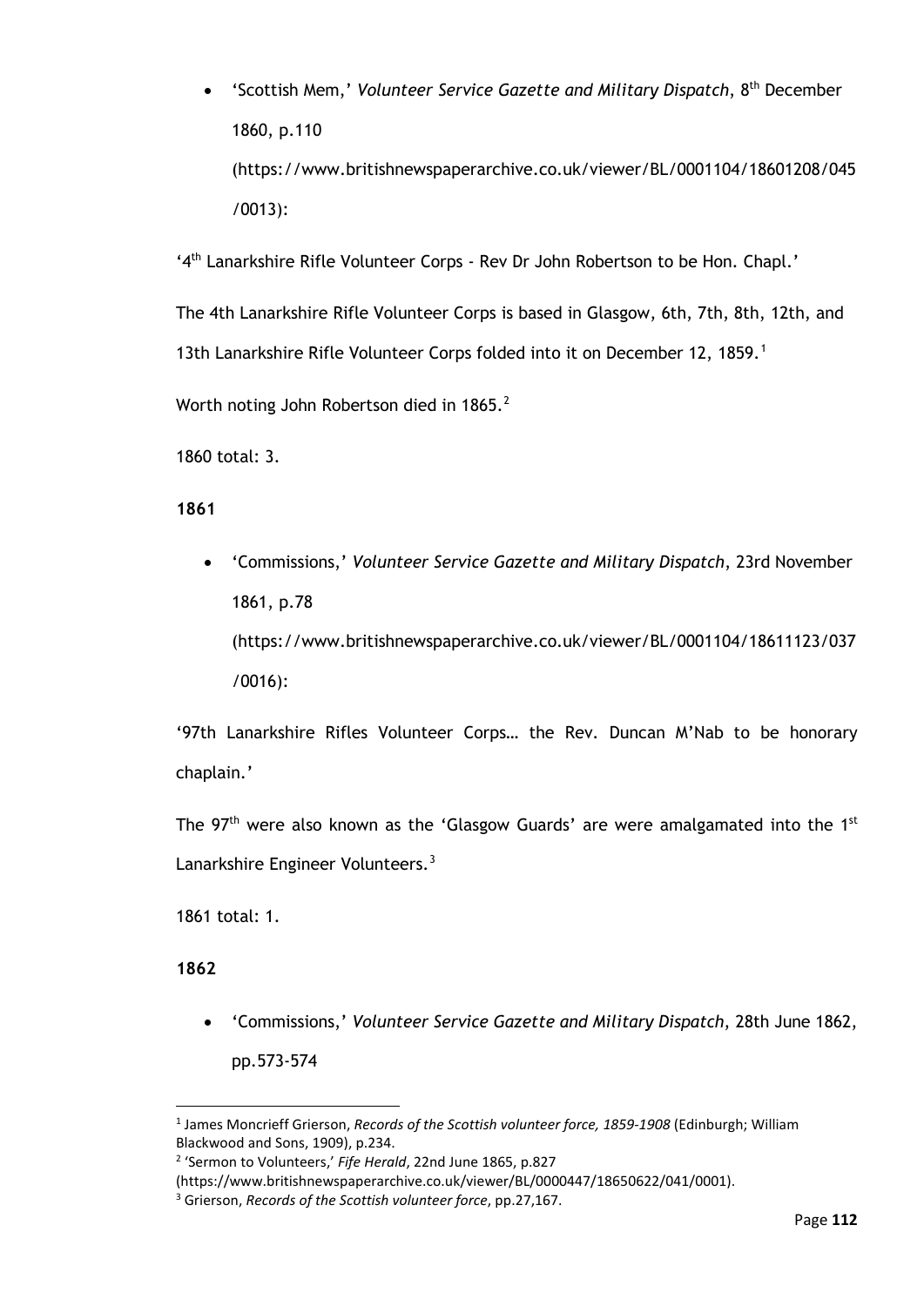- 'Scottish Mem,' *Volunteer Service Gazette and Military Dispatch*, 8th December 1860, p.110 (https://www.britishnewspaperarchive.co.uk/viewer/BL/0001104/18601208/045/0013):

'4th Lanarkshire Rifle Volunteer Corps - Rev Dr John Robertson to be Hon. Chapl.'

The 4th Lanarkshire Rifle Volunteer Corps is based in Glasgow, 6th, 7th, 8th, 12th, and 13th Lanarkshire Rifle Volunteer Corps folded into it on December 12, 1859.[1]

Worth noting John Robertson died in 1865.[2]

1860 total: 3.

**1861**

- 'Commissions,' *Volunteer Service Gazette and Military Dispatch*, 23rd November 1861, p.78 (https://www.britishnewspaperarchive.co.uk/viewer/BL/0001104/18611123/037/0016):

'97th Lanarkshire Rifles Volunteer Corps… the Rev. Duncan M'Nab to be honorary chaplain.'

The 97th were also known as the 'Glasgow Guards' are were amalgamated into the 1st Lanarkshire Engineer Volunteers.[3]

1861 total: 1.

**1862**

- 'Commissions,' *Volunteer Service Gazette and Military Dispatch*, 28th June 1862, pp.573-574

---

[1] James Moncrieff Grierson, *Records of the Scottish volunteer force, 1859-1908* (Edinburgh; William Blackwood and Sons, 1909), p.234.

[2] 'Sermon to Volunteers,' *Fife Herald*, 22nd June 1865, p.827 (https://www.britishnewspaperarchive.co.uk/viewer/BL/0000447/18650622/041/0001).

[3] Grierson, *Records of the Scottish volunteer force*, pp.27,167.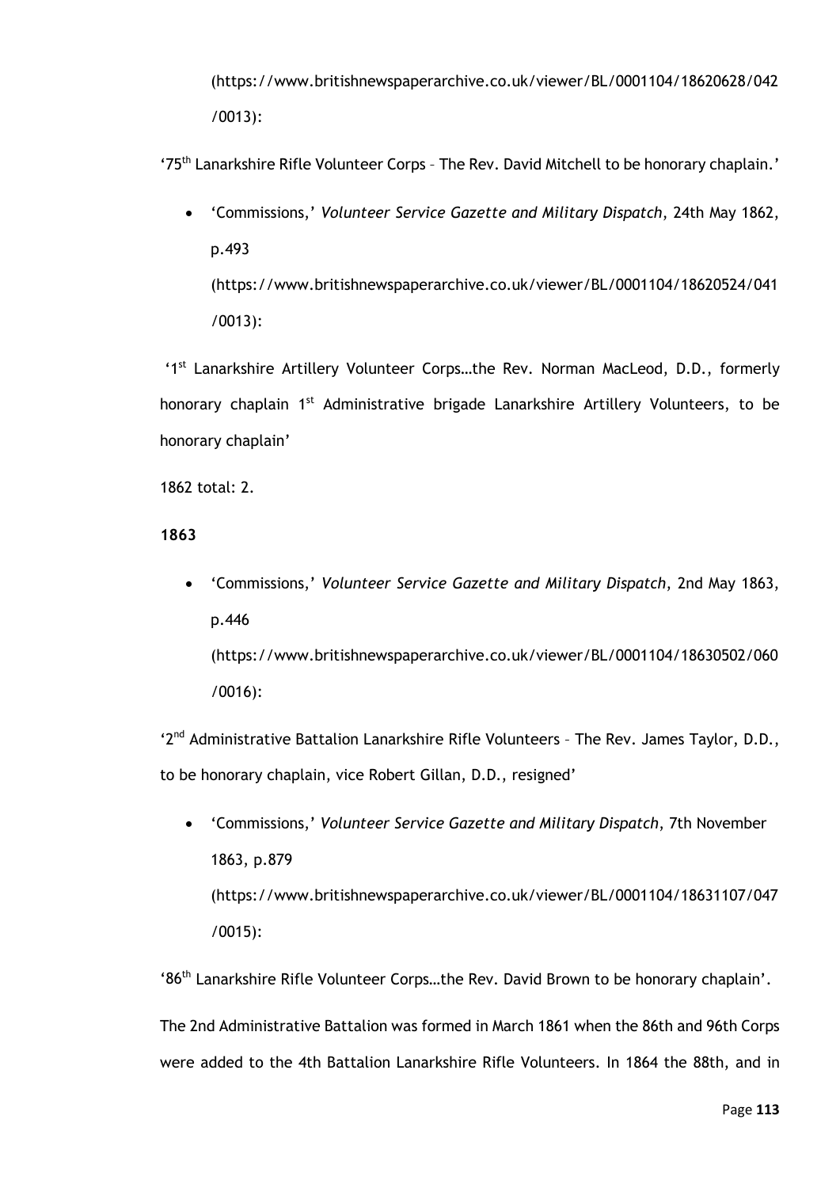(https://www.britishnewspaperarchive.co.uk/viewer/BL/0001104/18620628/042/0013):

'75th Lanarkshire Rifle Volunteer Corps – The Rev. David Mitchell to be honorary chaplain.'

- 'Commissions,' *Volunteer Service Gazette and Military Dispatch*, 24th May 1862, p.493 (https://www.britishnewspaperarchive.co.uk/viewer/BL/0001104/18620524/041/0013):

'1st Lanarkshire Artillery Volunteer Corps…the Rev. Norman MacLeod, D.D., formerly honorary chaplain 1st Administrative brigade Lanarkshire Artillery Volunteers, to be honorary chaplain'

1862 total: 2.

**1863**

- 'Commissions,' *Volunteer Service Gazette and Military Dispatch*, 2nd May 1863, p.446 (https://www.britishnewspaperarchive.co.uk/viewer/BL/0001104/18630502/060/0016):

'2nd Administrative Battalion Lanarkshire Rifle Volunteers – The Rev. James Taylor, D.D., to be honorary chaplain, vice Robert Gillan, D.D., resigned'

- 'Commissions,' *Volunteer Service Gazette and Military Dispatch*, 7th November 1863, p.879 (https://www.britishnewspaperarchive.co.uk/viewer/BL/0001104/18631107/047/0015):

'86th Lanarkshire Rifle Volunteer Corps…the Rev. David Brown to be honorary chaplain'.

The 2nd Administrative Battalion was formed in March 1861 when the 86th and 96th Corps were added to the 4th Battalion Lanarkshire Rifle Volunteers. In 1864 the 88th, and in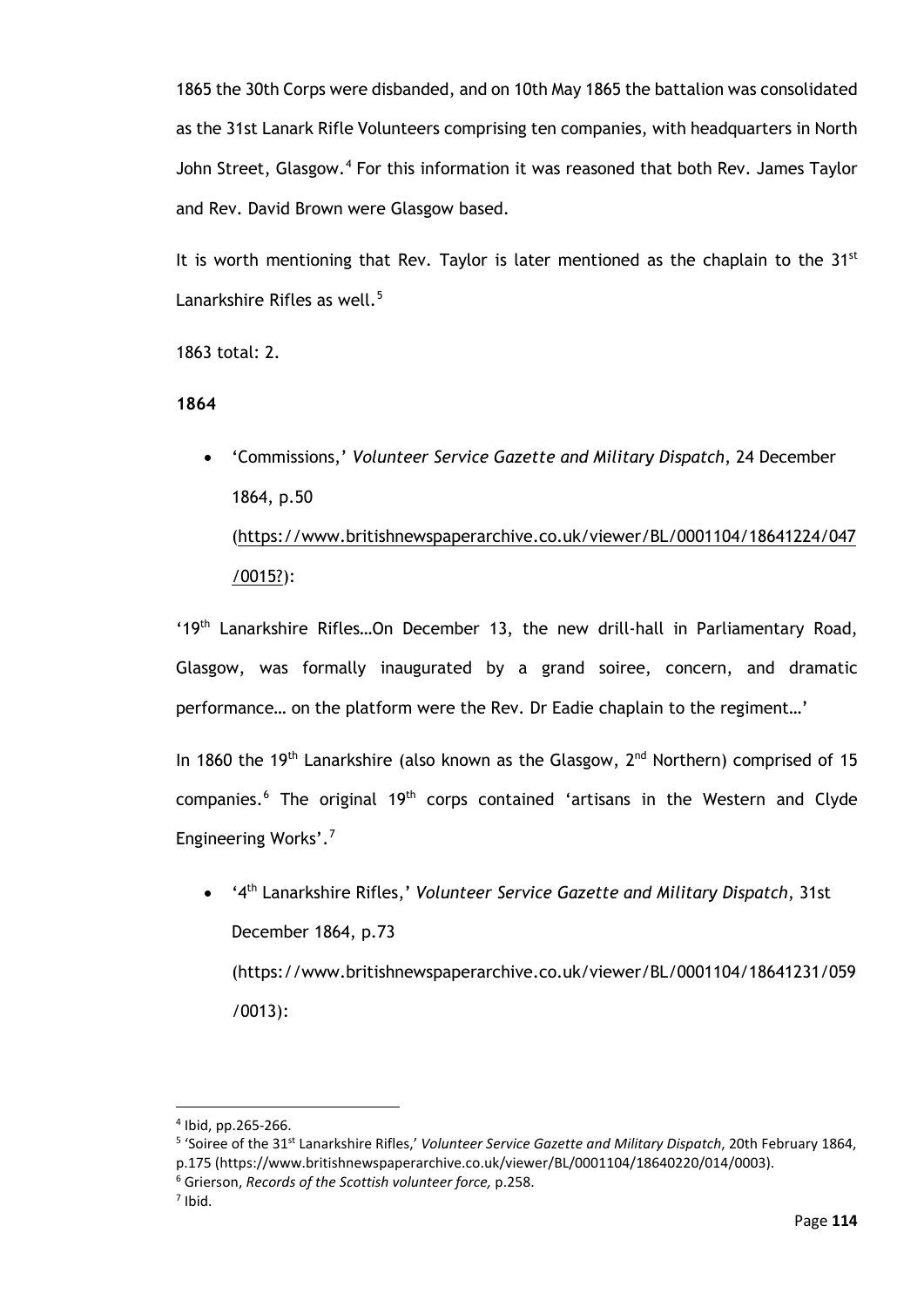1865 the 30th Corps were disbanded, and on 10th May 1865 the battalion was consolidated as the 31st Lanark Rifle Volunteers comprising ten companies, with headquarters in North John Street, Glasgow.[4] For this information it was reasoned that both Rev. James Taylor and Rev. David Brown were Glasgow based.

It is worth mentioning that Rev. Taylor is later mentioned as the chaplain to the 31st Lanarkshire Rifles as well.[5]

1863 total: 2.

**1864**

- 'Commissions,' *Volunteer Service Gazette and Military Dispatch*, 24 December 1864, p.50 (https://www.britishnewspaperarchive.co.uk/viewer/BL/0001104/18641224/047/0015?):

'19th Lanarkshire Rifles…On December 13, the new drill-hall in Parliamentary Road, Glasgow, was formally inaugurated by a grand soiree, concern, and dramatic performance… on the platform were the Rev. Dr Eadie chaplain to the regiment…'

In 1860 the 19th Lanarkshire (also known as the Glasgow, 2nd Northern) comprised of 15 companies.[6] The original 19th corps contained 'artisans in the Western and Clyde Engineering Works'.[7]

- '4th Lanarkshire Rifles,' *Volunteer Service Gazette and Military Dispatch*, 31st December 1864, p.73 (https://www.britishnewspaperarchive.co.uk/viewer/BL/0001104/18641231/059/0013):

---

[4] Ibid, pp.265-266.

[5] 'Soiree of the 31st Lanarkshire Rifles,' *Volunteer Service Gazette and Military Dispatch*, 20th February 1864, p.175 (https://www.britishnewspaperarchive.co.uk/viewer/BL/0001104/18640220/014/0003).

[6] Grierson, *Records of the Scottish volunteer force,* p.258.

[7] Ibid.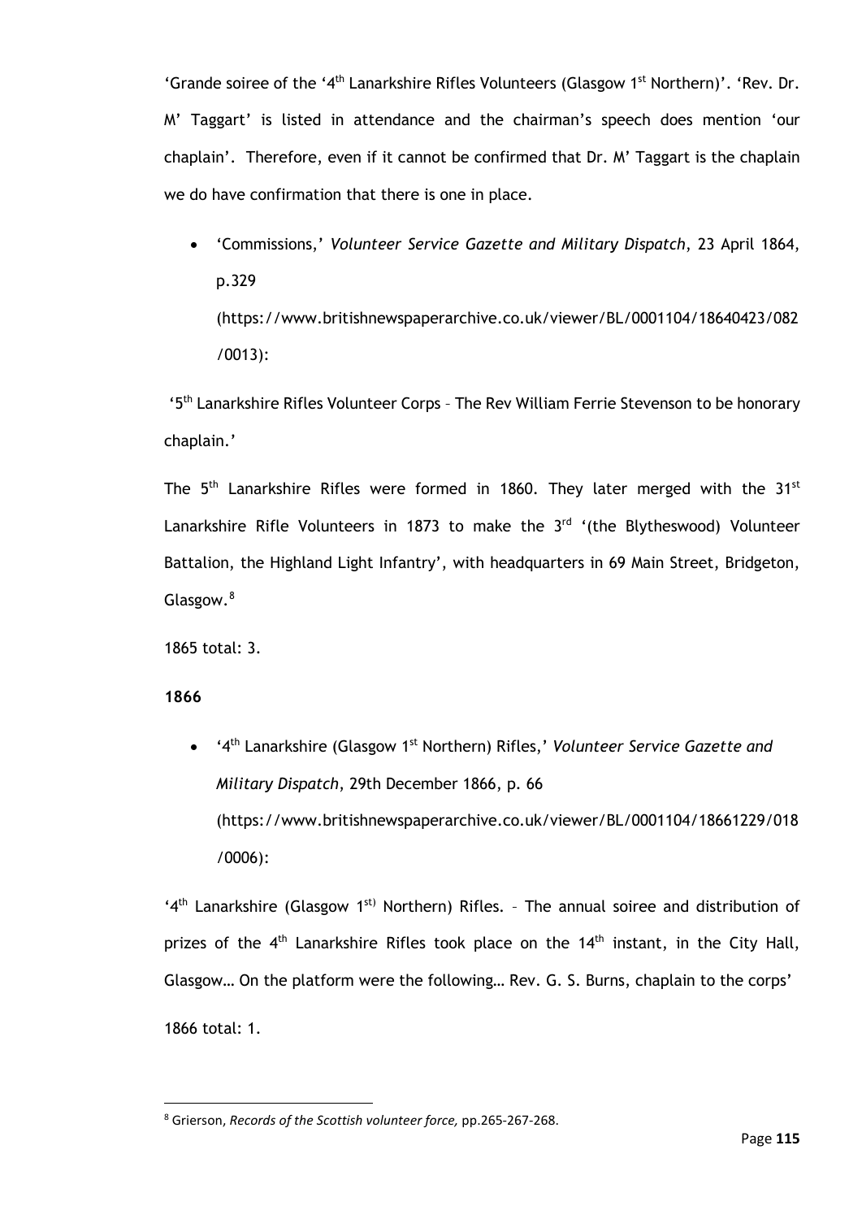'Grande soiree of the '4th Lanarkshire Rifles Volunteers (Glasgow 1st Northern)'. 'Rev. Dr. M' Taggart' is listed in attendance and the chairman's speech does mention 'our chaplain'. Therefore, even if it cannot be confirmed that Dr. M' Taggart is the chaplain we do have confirmation that there is one in place.

- 'Commissions,' *Volunteer Service Gazette and Military Dispatch*, 23 April 1864, p.329 (https://www.britishnewspaperarchive.co.uk/viewer/BL/0001104/18640423/082/0013):

'5th Lanarkshire Rifles Volunteer Corps – The Rev William Ferrie Stevenson to be honorary chaplain.'

The 5th Lanarkshire Rifles were formed in 1860. They later merged with the 31st Lanarkshire Rifle Volunteers in 1873 to make the 3rd '(the Blytheswood) Volunteer Battalion, the Highland Light Infantry', with headquarters in 69 Main Street, Bridgeton, Glasgow.[8]

1865 total: 3.

**1866**

- '4th Lanarkshire (Glasgow 1st Northern) Rifles,' *Volunteer Service Gazette and Military Dispatch*, 29th December 1866, p. 66 (https://www.britishnewspaperarchive.co.uk/viewer/BL/0001104/18661229/018/0006):

'4th Lanarkshire (Glasgow 1st) Northern) Rifles. – The annual soiree and distribution of prizes of the 4th Lanarkshire Rifles took place on the 14th instant, in the City Hall, Glasgow… On the platform were the following… Rev. G. S. Burns, chaplain to the corps'

1866 total: 1.

---

[8] Grierson, *Records of the Scottish volunteer force,* pp.265-267-268.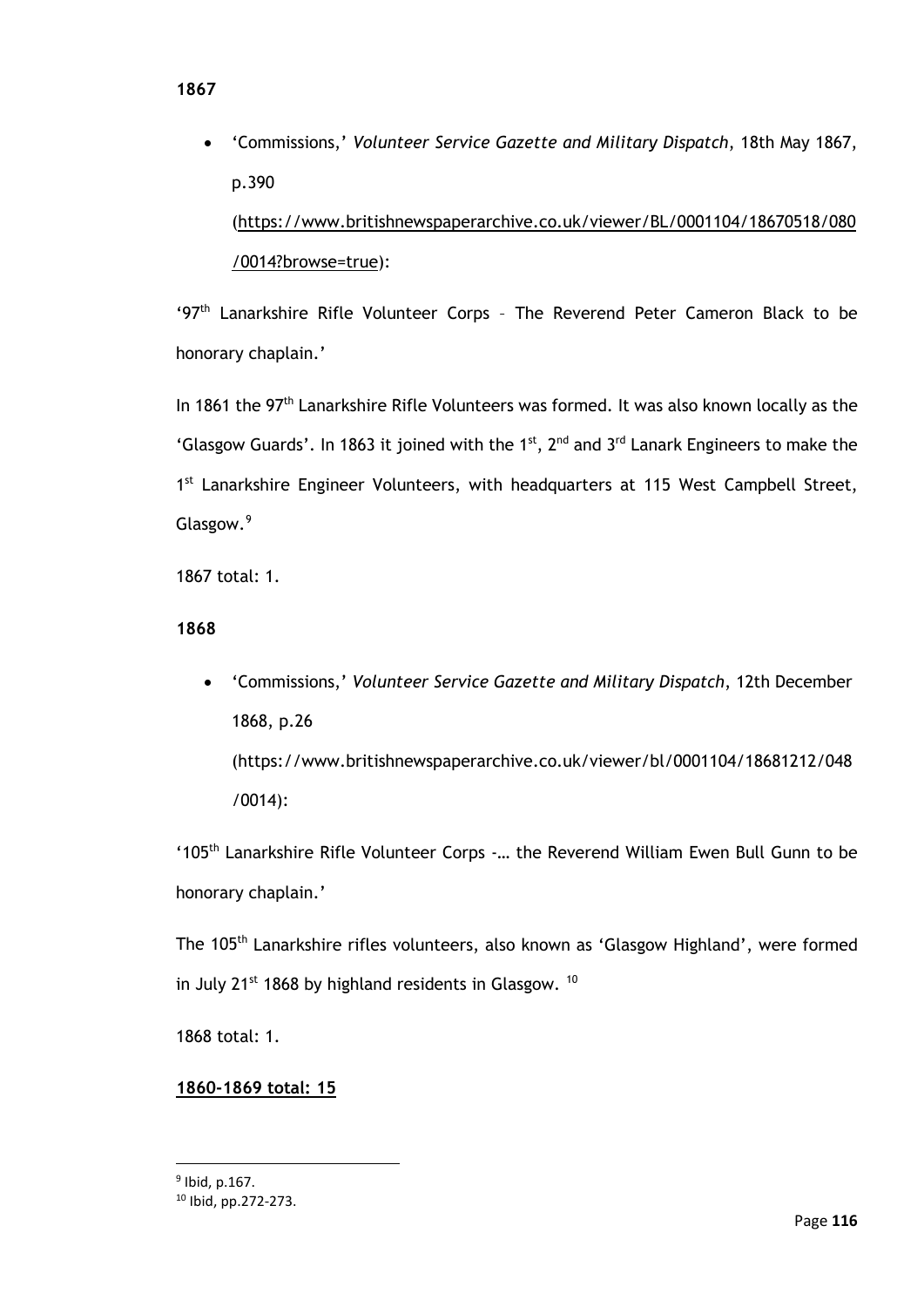**1867**

- 'Commissions,' *Volunteer Service Gazette and Military Dispatch*, 18th May 1867, p.390 (https://www.britishnewspaperarchive.co.uk/viewer/BL/0001104/18670518/080/0014?browse=true):

'97th Lanarkshire Rifle Volunteer Corps – The Reverend Peter Cameron Black to be honorary chaplain.'

In 1861 the 97th Lanarkshire Rifle Volunteers was formed. It was also known locally as the 'Glasgow Guards'. In 1863 it joined with the 1st, 2nd and 3rd Lanark Engineers to make the 1st Lanarkshire Engineer Volunteers, with headquarters at 115 West Campbell Street, Glasgow.[9]

1867 total: 1.

**1868**

- 'Commissions,' *Volunteer Service Gazette and Military Dispatch*, 12th December 1868, p.26 (https://www.britishnewspaperarchive.co.uk/viewer/bl/0001104/18681212/048/0014):

'105th Lanarkshire Rifle Volunteer Corps -… the Reverend William Ewen Bull Gunn to be honorary chaplain.'

The 105th Lanarkshire rifles volunteers, also known as 'Glasgow Highland', were formed in July 21st 1868 by highland residents in Glasgow. [10]

1868 total: 1.

**1860-1869 total: 15**

---

[9] Ibid, p.167.

[10] Ibid, pp.272-273.